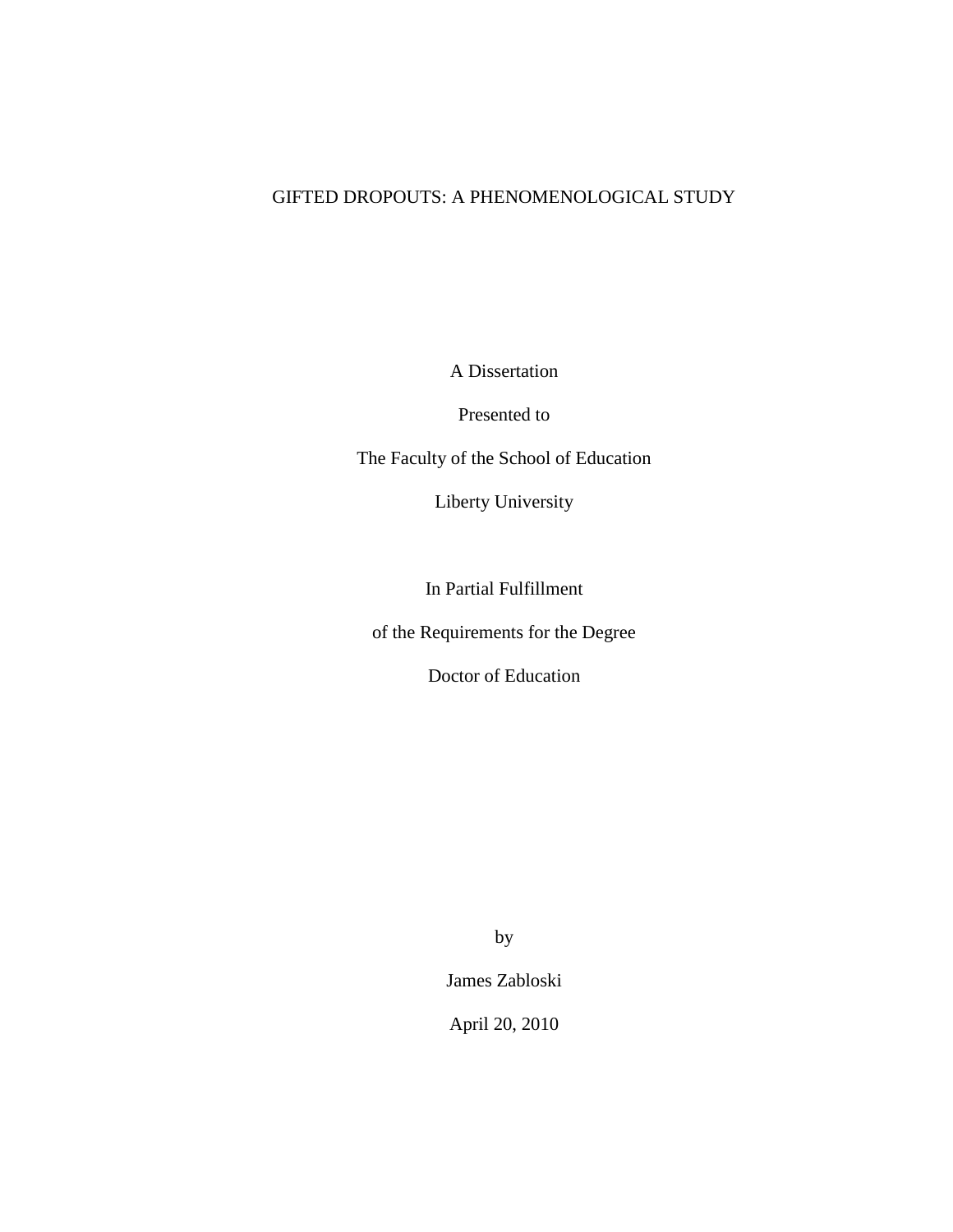# GIFTED DROPOUTS: A PHENOMENOLOGICAL STUDY

A Dissertation

Presented to

The Faculty of the School of Education

Liberty University

In Partial Fulfillment

of the Requirements for the Degree

Doctor of Education

by

James Zabloski

April 20, 2010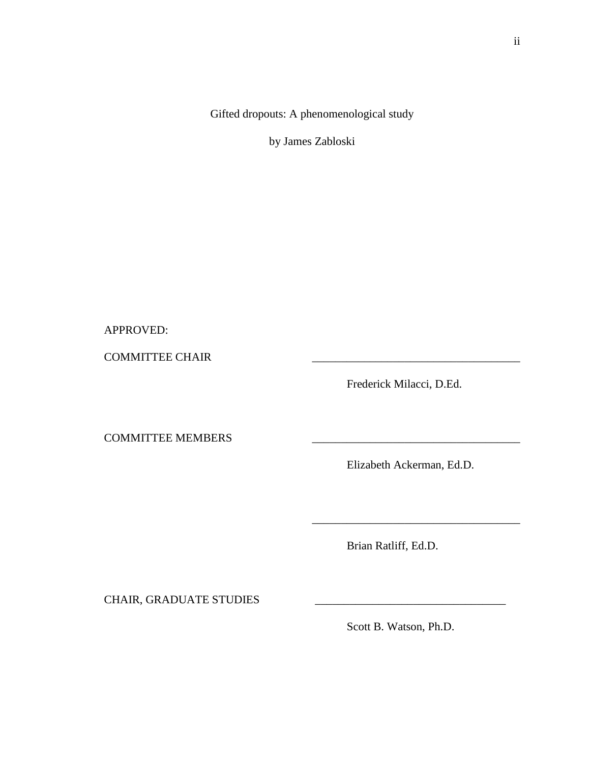Gifted dropouts: A phenomenological study

by James Zabloski

APPROVED:

COMMITTEE CHAIR ____________________________________

Frederick Milacci, D.Ed.

COMMITTEE MEMBERS ____________________________________

Elizabeth Ackerman, Ed.D.

____________________________________

Brian Ratliff, Ed.D.

CHAIR, GRADUATE STUDIES _________________________________

Scott B. Watson, Ph.D.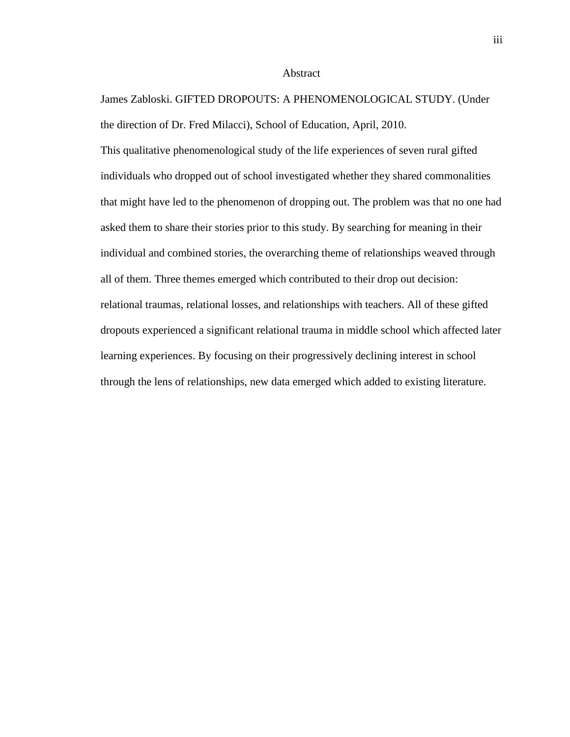# Abstract

James Zabloski. GIFTED DROPOUTS: A PHENOMENOLOGICAL STUDY. (Under the direction of Dr. Fred Milacci), School of Education, April, 2010.

This qualitative phenomenological study of the life experiences of seven rural gifted individuals who dropped out of school investigated whether they shared commonalities that might have led to the phenomenon of dropping out. The problem was that no one had asked them to share their stories prior to this study. By searching for meaning in their individual and combined stories, the overarching theme of relationships weaved through all of them. Three themes emerged which contributed to their drop out decision: relational traumas, relational losses, and relationships with teachers. All of these gifted dropouts experienced a significant relational trauma in middle school which affected later learning experiences. By focusing on their progressively declining interest in school through the lens of relationships, new data emerged which added to existing literature.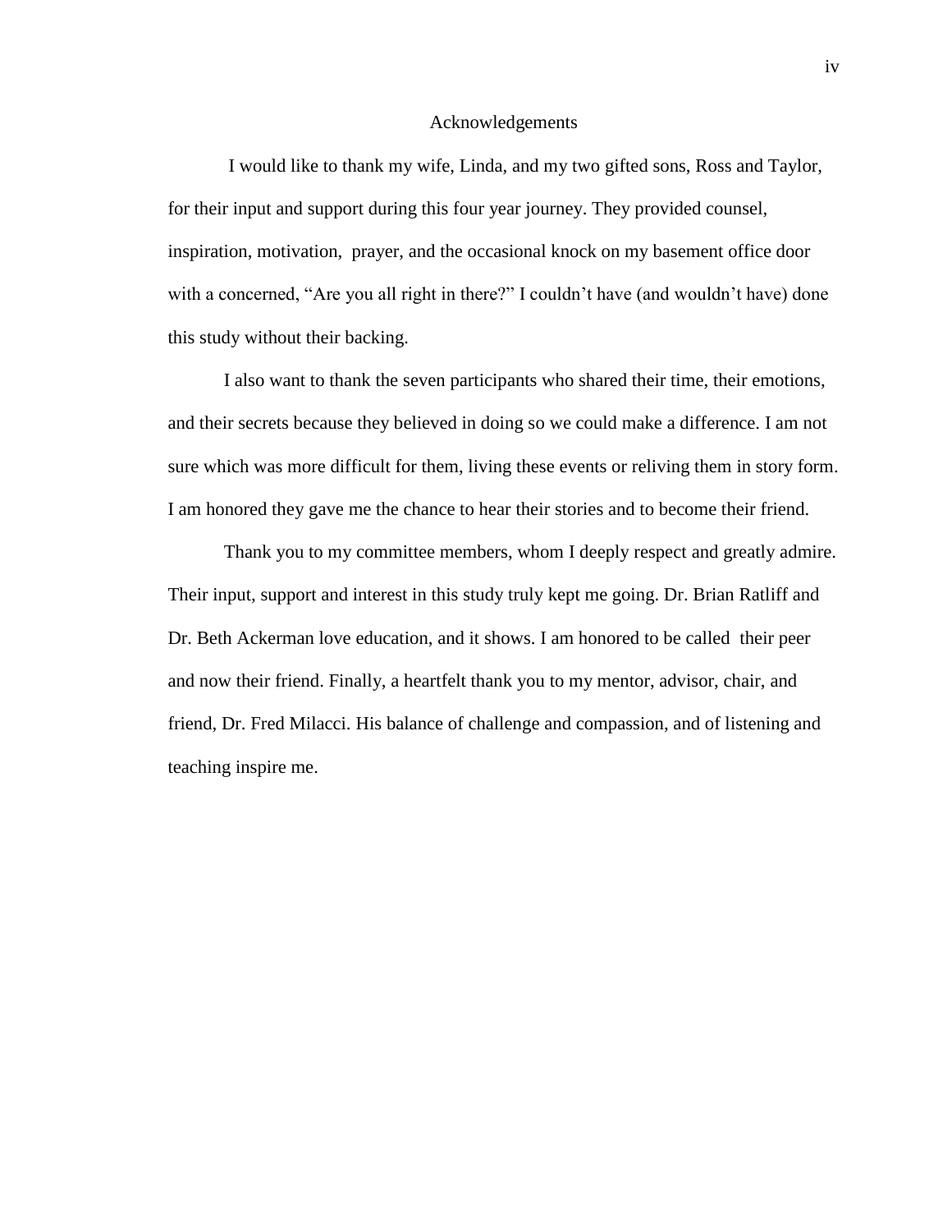# Acknowledgements

I would like to thank my wife, Linda, and my two gifted sons, Ross and Taylor, for their input and support during this four year journey. They provided counsel, inspiration, motivation, prayer, and the occasional knock on my basement office door with a concerned, "Are you all right in there?" I couldn't have (and wouldn't have) done this study without their backing.

I also want to thank the seven participants who shared their time, their emotions, and their secrets because they believed in doing so we could make a difference. I am not sure which was more difficult for them, living these events or reliving them in story form. I am honored they gave me the chance to hear their stories and to become their friend.

Thank you to my committee members, whom I deeply respect and greatly admire. Their input, support and interest in this study truly kept me going. Dr. Brian Ratliff and Dr. Beth Ackerman love education, and it shows. I am honored to be called their peer and now their friend. Finally, a heartfelt thank you to my mentor, advisor, chair, and friend, Dr. Fred Milacci. His balance of challenge and compassion, and of listening and teaching inspire me.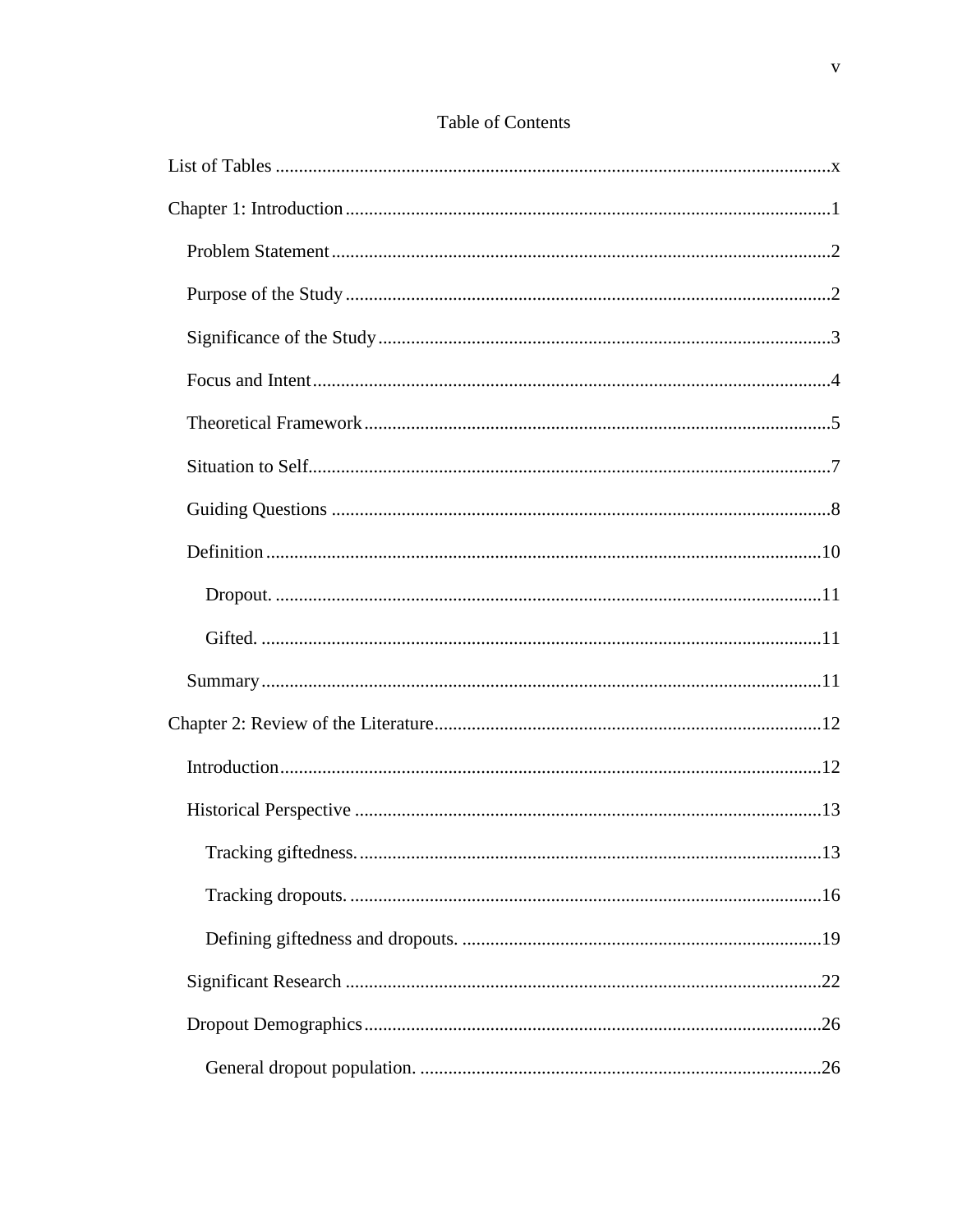# Table of Contents

List of Tables ........................................................................................................x

Chapter 1: Introduction ........................................................................................1

  Problem Statement ..........................................................................................2

  Purpose of the Study .......................................................................................2

  Significance of the Study ................................................................................3

  Focus and Intent .............................................................................................4

  Theoretical Framework ...................................................................................5

  Situation to Self ...............................................................................................7

  Guiding Questions ..........................................................................................8

  Definition ......................................................................................................10

    Dropout. ...................................................................................................11

    Gifted. ......................................................................................................11

  Summary .......................................................................................................11

Chapter 2: Review of the Literature ..................................................................12

  Introduction ...................................................................................................12

  Historical Perspective ...................................................................................13

    Tracking giftedness. ..................................................................................13

    Tracking dropouts. ....................................................................................16

    Defining giftedness and dropouts. ............................................................19

  Significant Research .....................................................................................22

  Dropout Demographics .................................................................................26

    General dropout population. .....................................................................26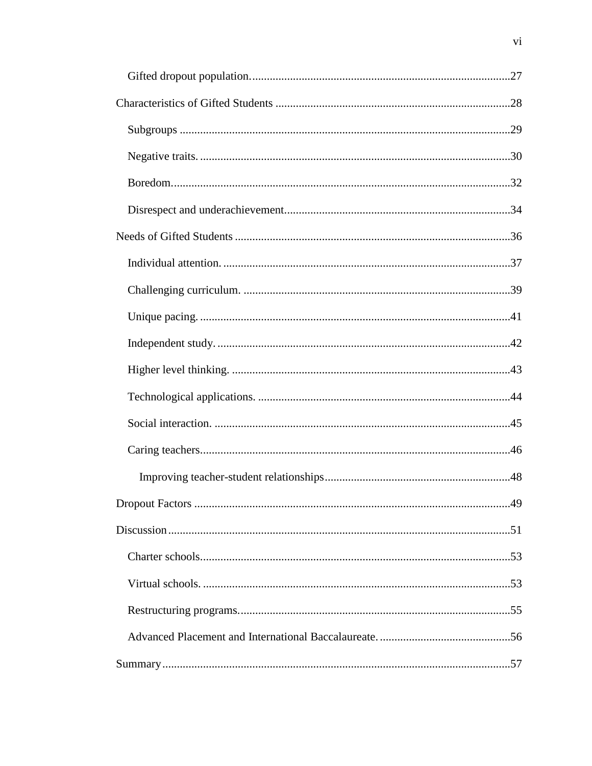Gifted dropout population. ........................................................................................27

Characteristics of Gifted Students ................................................................................28

Subgroups ................................................................................................................29

Negative traits. .........................................................................................................30

Boredom. ..................................................................................................................32

Disrespect and underachievement. ............................................................................34

Needs of Gifted Students .............................................................................................36

Individual attention. ..................................................................................................37

Challenging curriculum. ...........................................................................................39

Unique pacing. ..........................................................................................................41

Independent study. ....................................................................................................42

Higher level thinking. ...............................................................................................43

Technological applications. ......................................................................................44

Social interaction. .....................................................................................................45

Caring teachers. ........................................................................................................46

Improving teacher-student relationships ..............................................................48

Dropout Factors ............................................................................................................49

Discussion ....................................................................................................................51

Charter schools. ........................................................................................................53

Virtual schools. .........................................................................................................53

Restructuring programs. ............................................................................................55

Advanced Placement and International Baccalaureate. ............................................56

Summary ......................................................................................................................57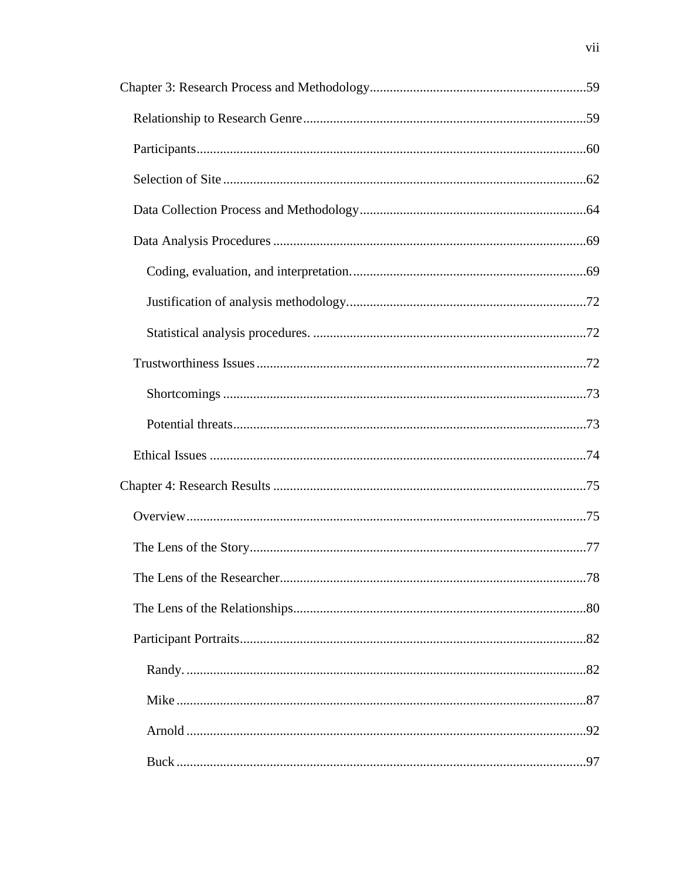Chapter 3: Research Process and Methodology.....59

- Relationship to Research Genre.....59
- Participants.....60
- Selection of Site.....62
- Data Collection Process and Methodology.....64
- Data Analysis Procedures.....69
  - Coding, evaluation, and interpretation......69
  - Justification of analysis methodology......72
  - Statistical analysis procedures......72
- Trustworthiness Issues.....72
  - Shortcomings.....73
  - Potential threats.....73
- Ethical Issues.....74

Chapter 4: Research Results.....75

- Overview.....75
- The Lens of the Story.....77
- The Lens of the Researcher.....78
- The Lens of the Relationships.....80
- Participant Portraits.....82
  - Randy......82
  - Mike.....87
  - Arnold.....92
  - Buck.....97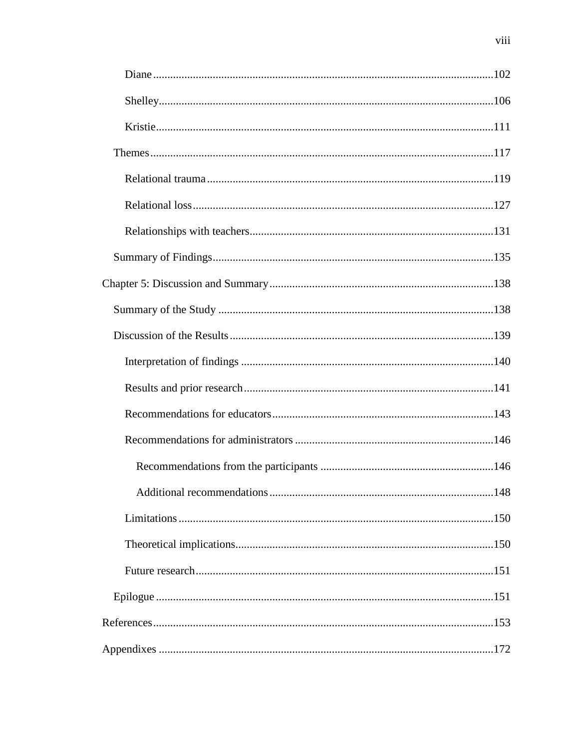Diane ....................................................................................................................102

Shelley..................................................................................................................106

Kristie...................................................................................................................111

Themes ......................................................................................................................117

Relational trauma .................................................................................................119

Relational loss ......................................................................................................127

Relationships with teachers..................................................................................131

Summary of Findings ..............................................................................................135

Chapter 5: Discussion and Summary ............................................................................138

Summary of the Study .............................................................................................138

Discussion of the Results .........................................................................................139

Interpretation of findings .....................................................................................140

Results and prior research ....................................................................................141

Recommendations for educators ..........................................................................143

Recommendations for administrators ..................................................................146

Recommendations from the participants .........................................................146

Additional recommendations ...........................................................................148

Limitations ...........................................................................................................150

Theoretical implications .......................................................................................150

Future research .....................................................................................................151

Epilogue ...................................................................................................................151

References ....................................................................................................................153

Appendixes ..................................................................................................................172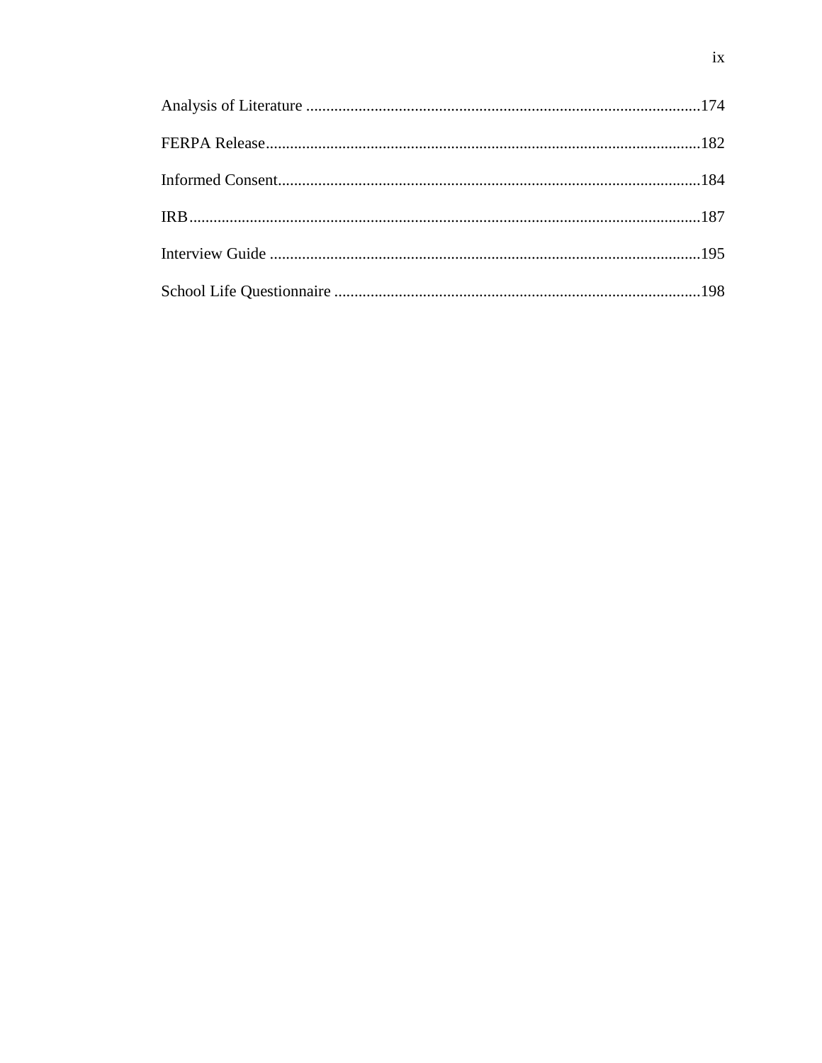Analysis of Literature .......... 174

FERPA Release .......... 182

Informed Consent .......... 184

IRB .......... 187

Interview Guide .......... 195

School Life Questionnaire .......... 198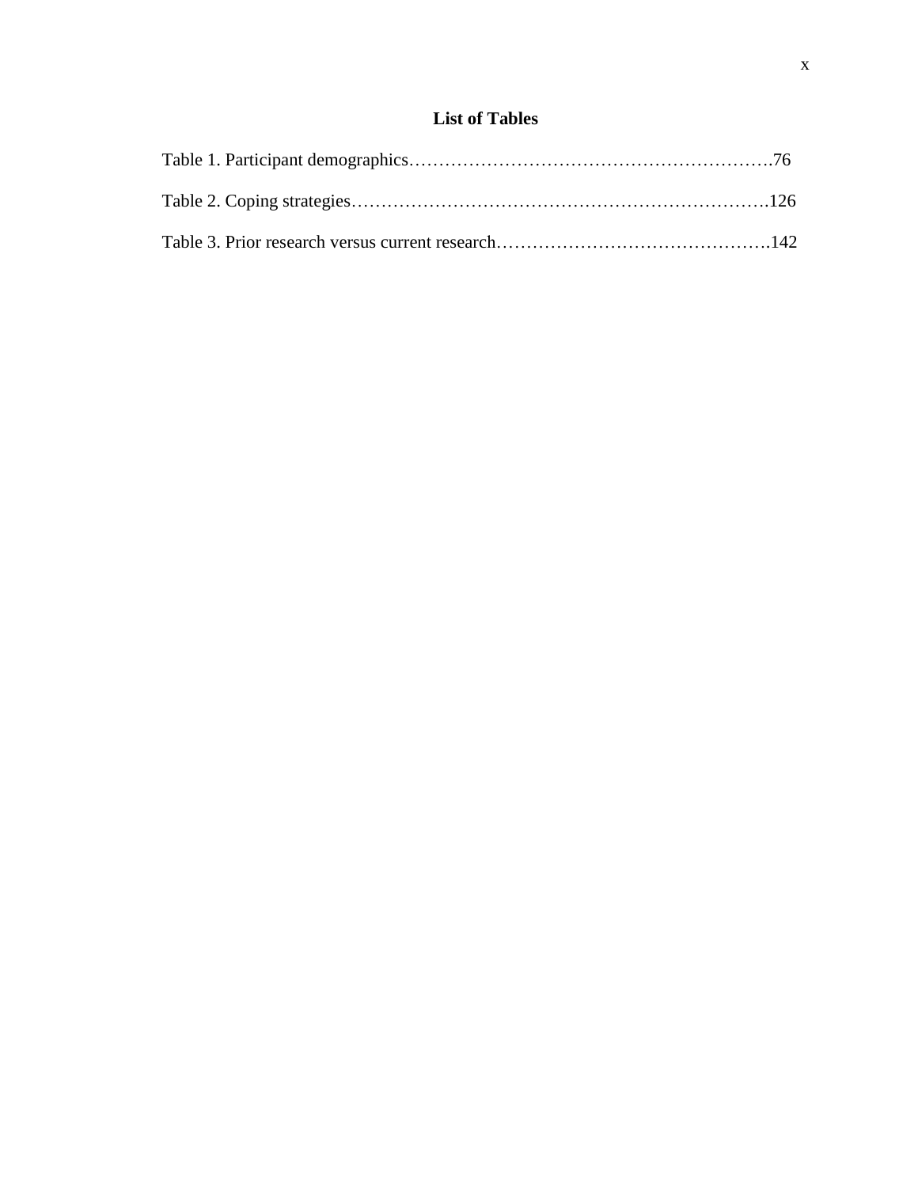## List of Tables

Table 1. Participant demographics……………………………………………………76

Table 2. Coping strategies…………………………………………………………….126

Table 3. Prior research versus current research……………………………………….142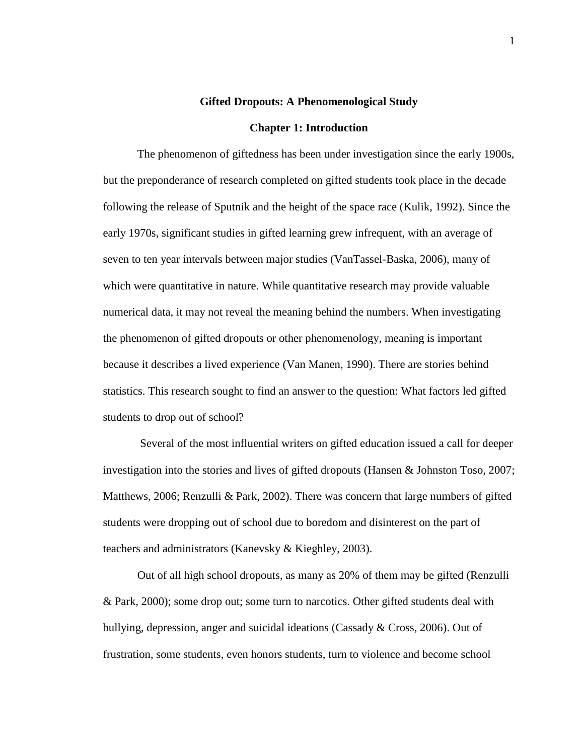# Gifted Dropouts: A Phenomenological Study

## Chapter 1: Introduction

The phenomenon of giftedness has been under investigation since the early 1900s, but the preponderance of research completed on gifted students took place in the decade following the release of Sputnik and the height of the space race (Kulik, 1992). Since the early 1970s, significant studies in gifted learning grew infrequent, with an average of seven to ten year intervals between major studies (VanTassel-Baska, 2006), many of which were quantitative in nature. While quantitative research may provide valuable numerical data, it may not reveal the meaning behind the numbers. When investigating the phenomenon of gifted dropouts or other phenomenology, meaning is important because it describes a lived experience (Van Manen, 1990). There are stories behind statistics. This research sought to find an answer to the question: What factors led gifted students to drop out of school?

Several of the most influential writers on gifted education issued a call for deeper investigation into the stories and lives of gifted dropouts (Hansen & Johnston Toso, 2007; Matthews, 2006; Renzulli & Park, 2002). There was concern that large numbers of gifted students were dropping out of school due to boredom and disinterest on the part of teachers and administrators (Kanevsky & Kieghley, 2003).

Out of all high school dropouts, as many as 20% of them may be gifted (Renzulli & Park, 2000); some drop out; some turn to narcotics. Other gifted students deal with bullying, depression, anger and suicidal ideations (Cassady & Cross, 2006). Out of frustration, some students, even honors students, turn to violence and become school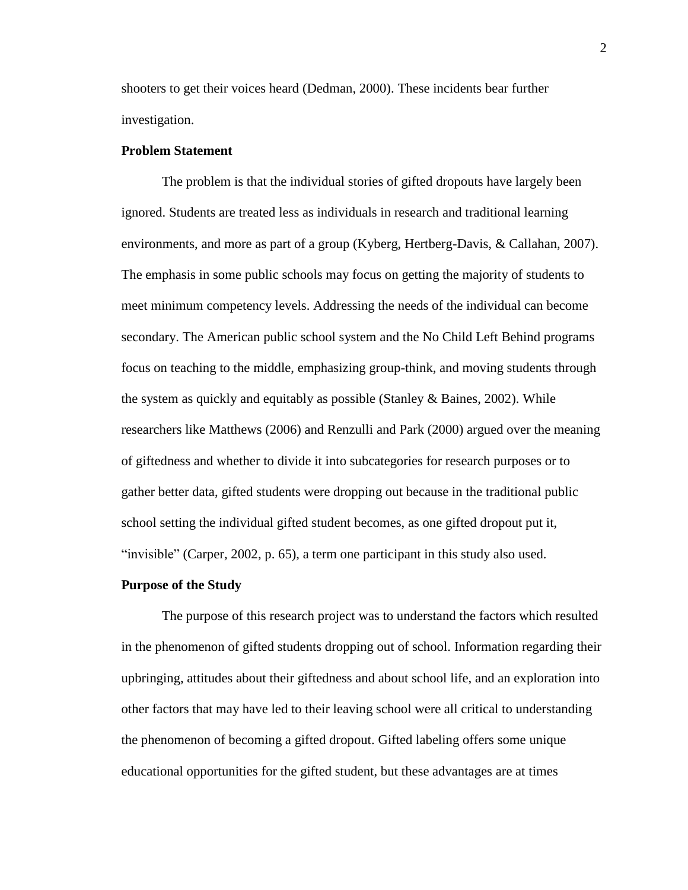shooters to get their voices heard (Dedman, 2000). These incidents bear further investigation.

## Problem Statement

The problem is that the individual stories of gifted dropouts have largely been ignored. Students are treated less as individuals in research and traditional learning environments, and more as part of a group (Kyberg, Hertberg-Davis, & Callahan, 2007). The emphasis in some public schools may focus on getting the majority of students to meet minimum competency levels. Addressing the needs of the individual can become secondary. The American public school system and the No Child Left Behind programs focus on teaching to the middle, emphasizing group-think, and moving students through the system as quickly and equitably as possible (Stanley & Baines, 2002). While researchers like Matthews (2006) and Renzulli and Park (2000) argued over the meaning of giftedness and whether to divide it into subcategories for research purposes or to gather better data, gifted students were dropping out because in the traditional public school setting the individual gifted student becomes, as one gifted dropout put it, "invisible" (Carper, 2002, p. 65), a term one participant in this study also used.

## Purpose of the Study

The purpose of this research project was to understand the factors which resulted in the phenomenon of gifted students dropping out of school. Information regarding their upbringing, attitudes about their giftedness and about school life, and an exploration into other factors that may have led to their leaving school were all critical to understanding the phenomenon of becoming a gifted dropout. Gifted labeling offers some unique educational opportunities for the gifted student, but these advantages are at times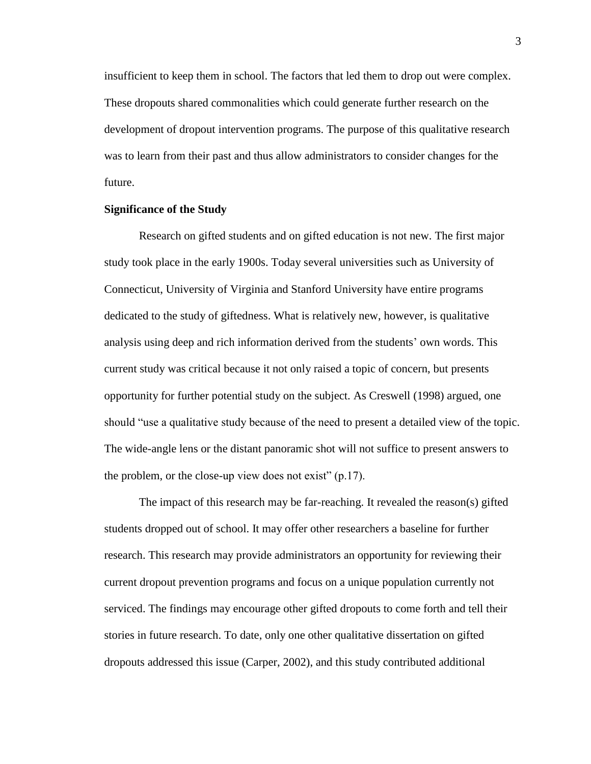insufficient to keep them in school. The factors that led them to drop out were complex. These dropouts shared commonalities which could generate further research on the development of dropout intervention programs. The purpose of this qualitative research was to learn from their past and thus allow administrators to consider changes for the future.

### Significance of the Study

Research on gifted students and on gifted education is not new. The first major study took place in the early 1900s. Today several universities such as University of Connecticut, University of Virginia and Stanford University have entire programs dedicated to the study of giftedness. What is relatively new, however, is qualitative analysis using deep and rich information derived from the students' own words. This current study was critical because it not only raised a topic of concern, but presents opportunity for further potential study on the subject. As Creswell (1998) argued, one should "use a qualitative study because of the need to present a detailed view of the topic. The wide-angle lens or the distant panoramic shot will not suffice to present answers to the problem, or the close-up view does not exist" (p.17).

The impact of this research may be far-reaching. It revealed the reason(s) gifted students dropped out of school. It may offer other researchers a baseline for further research. This research may provide administrators an opportunity for reviewing their current dropout prevention programs and focus on a unique population currently not serviced. The findings may encourage other gifted dropouts to come forth and tell their stories in future research. To date, only one other qualitative dissertation on gifted dropouts addressed this issue (Carper, 2002), and this study contributed additional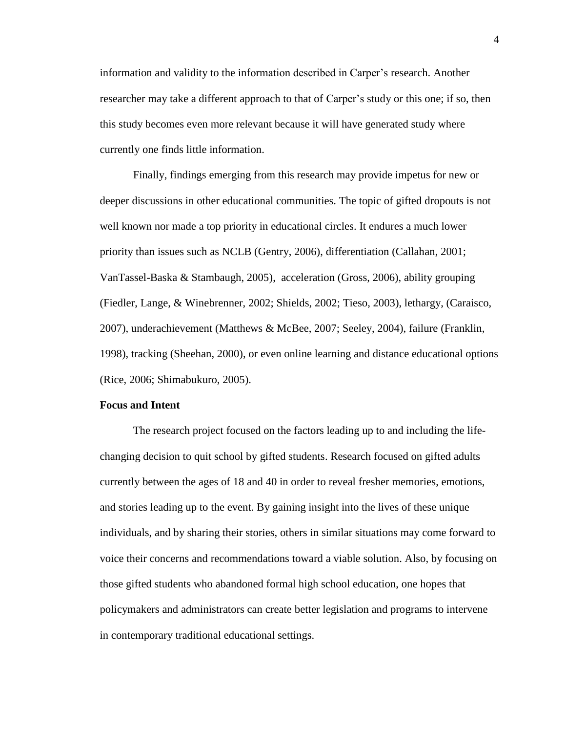information and validity to the information described in Carper's research. Another researcher may take a different approach to that of Carper's study or this one; if so, then this study becomes even more relevant because it will have generated study where currently one finds little information.

Finally, findings emerging from this research may provide impetus for new or deeper discussions in other educational communities. The topic of gifted dropouts is not well known nor made a top priority in educational circles. It endures a much lower priority than issues such as NCLB (Gentry, 2006), differentiation (Callahan, 2001; VanTassel-Baska & Stambaugh, 2005), acceleration (Gross, 2006), ability grouping (Fiedler, Lange, & Winebrenner, 2002; Shields, 2002; Tieso, 2003), lethargy, (Caraisco, 2007), underachievement (Matthews & McBee, 2007; Seeley, 2004), failure (Franklin, 1998), tracking (Sheehan, 2000), or even online learning and distance educational options (Rice, 2006; Shimabukuro, 2005).

### Focus and Intent

The research project focused on the factors leading up to and including the life-changing decision to quit school by gifted students. Research focused on gifted adults currently between the ages of 18 and 40 in order to reveal fresher memories, emotions, and stories leading up to the event. By gaining insight into the lives of these unique individuals, and by sharing their stories, others in similar situations may come forward to voice their concerns and recommendations toward a viable solution. Also, by focusing on those gifted students who abandoned formal high school education, one hopes that policymakers and administrators can create better legislation and programs to intervene in contemporary traditional educational settings.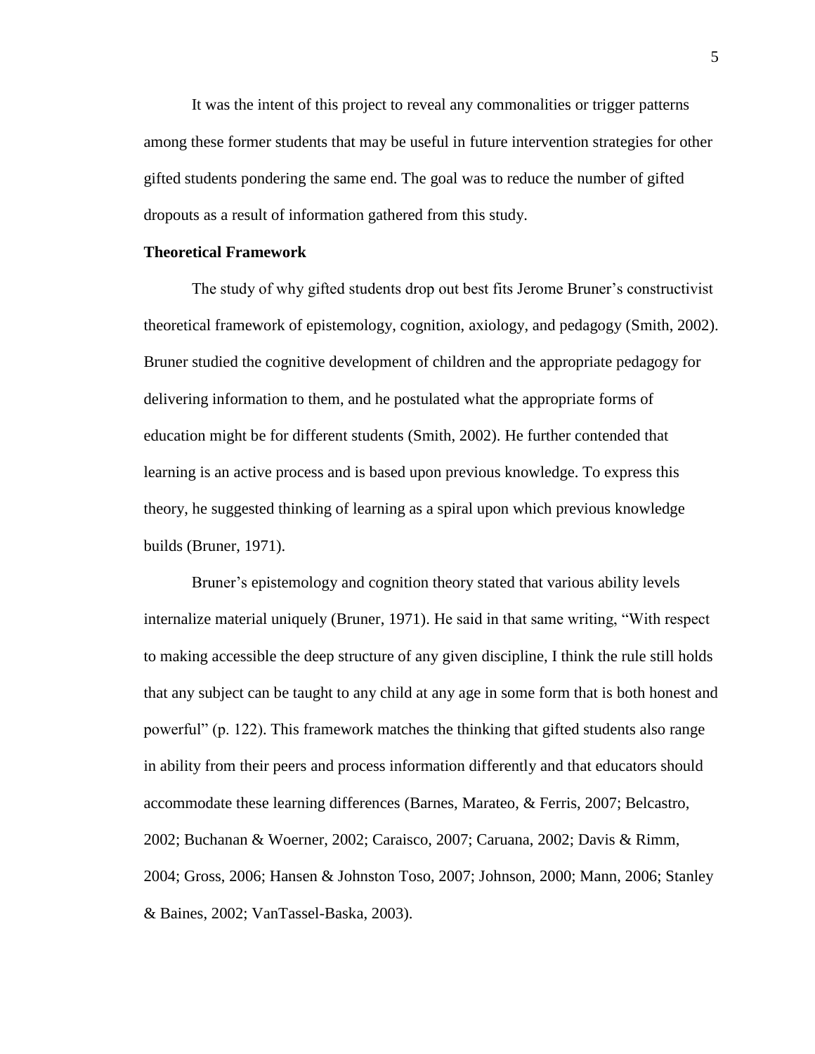It was the intent of this project to reveal any commonalities or trigger patterns among these former students that may be useful in future intervention strategies for other gifted students pondering the same end. The goal was to reduce the number of gifted dropouts as a result of information gathered from this study.

**Theoretical Framework**

The study of why gifted students drop out best fits Jerome Bruner's constructivist theoretical framework of epistemology, cognition, axiology, and pedagogy (Smith, 2002). Bruner studied the cognitive development of children and the appropriate pedagogy for delivering information to them, and he postulated what the appropriate forms of education might be for different students (Smith, 2002). He further contended that learning is an active process and is based upon previous knowledge. To express this theory, he suggested thinking of learning as a spiral upon which previous knowledge builds (Bruner, 1971).

Bruner's epistemology and cognition theory stated that various ability levels internalize material uniquely (Bruner, 1971). He said in that same writing, "With respect to making accessible the deep structure of any given discipline, I think the rule still holds that any subject can be taught to any child at any age in some form that is both honest and powerful" (p. 122). This framework matches the thinking that gifted students also range in ability from their peers and process information differently and that educators should accommodate these learning differences (Barnes, Marateo, & Ferris, 2007; Belcastro, 2002; Buchanan & Woerner, 2002; Caraisco, 2007; Caruana, 2002; Davis & Rimm, 2004; Gross, 2006; Hansen & Johnston Toso, 2007; Johnson, 2000; Mann, 2006; Stanley & Baines, 2002; VanTassel-Baska, 2003).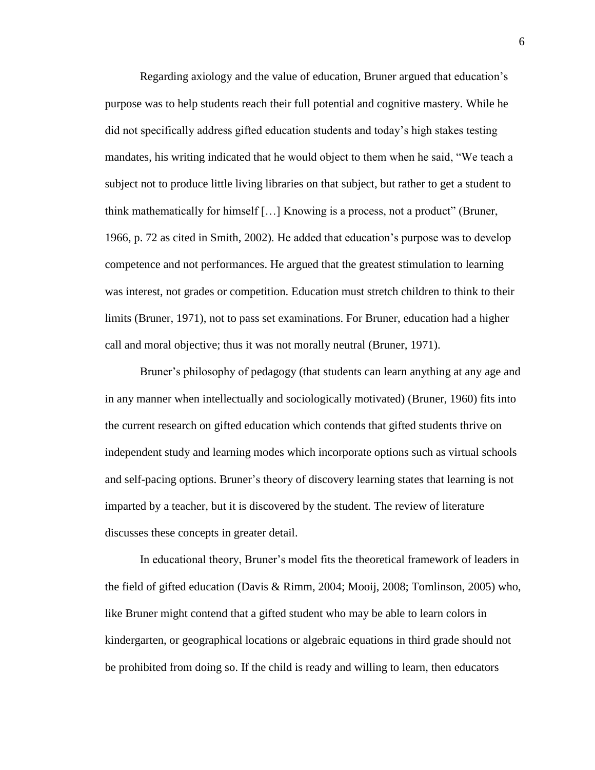Regarding axiology and the value of education, Bruner argued that education's purpose was to help students reach their full potential and cognitive mastery. While he did not specifically address gifted education students and today's high stakes testing mandates, his writing indicated that he would object to them when he said, "We teach a subject not to produce little living libraries on that subject, but rather to get a student to think mathematically for himself […] Knowing is a process, not a product" (Bruner, 1966, p. 72 as cited in Smith, 2002). He added that education's purpose was to develop competence and not performances. He argued that the greatest stimulation to learning was interest, not grades or competition. Education must stretch children to think to their limits (Bruner, 1971), not to pass set examinations. For Bruner, education had a higher call and moral objective; thus it was not morally neutral (Bruner, 1971).

Bruner's philosophy of pedagogy (that students can learn anything at any age and in any manner when intellectually and sociologically motivated) (Bruner, 1960) fits into the current research on gifted education which contends that gifted students thrive on independent study and learning modes which incorporate options such as virtual schools and self-pacing options. Bruner's theory of discovery learning states that learning is not imparted by a teacher, but it is discovered by the student. The review of literature discusses these concepts in greater detail.

In educational theory, Bruner's model fits the theoretical framework of leaders in the field of gifted education (Davis & Rimm, 2004; Mooij, 2008; Tomlinson, 2005) who, like Bruner might contend that a gifted student who may be able to learn colors in kindergarten, or geographical locations or algebraic equations in third grade should not be prohibited from doing so. If the child is ready and willing to learn, then educators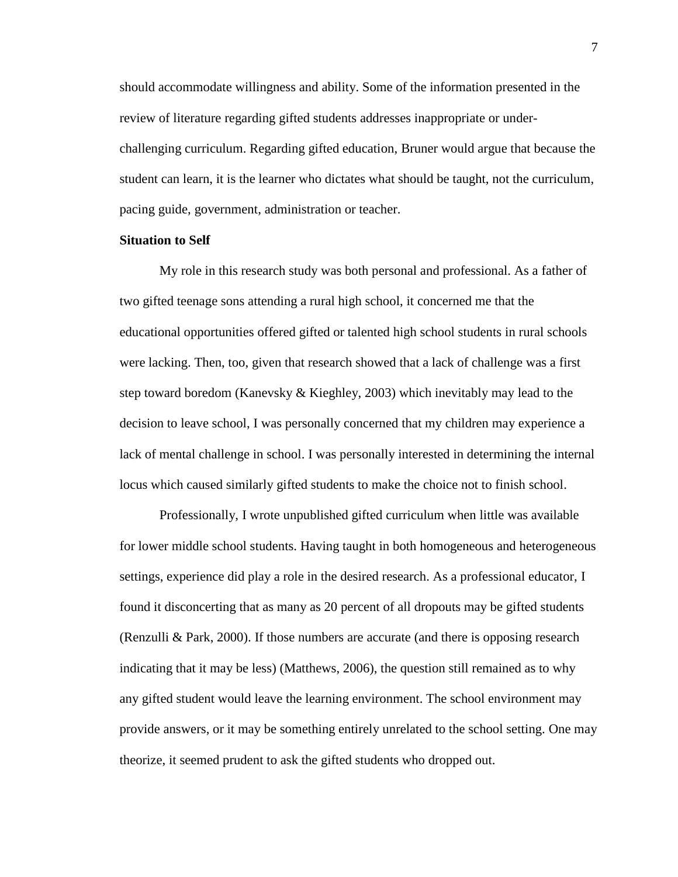should accommodate willingness and ability. Some of the information presented in the review of literature regarding gifted students addresses inappropriate or under-challenging curriculum. Regarding gifted education, Bruner would argue that because the student can learn, it is the learner who dictates what should be taught, not the curriculum, pacing guide, government, administration or teacher.

**Situation to Self**

My role in this research study was both personal and professional. As a father of two gifted teenage sons attending a rural high school, it concerned me that the educational opportunities offered gifted or talented high school students in rural schools were lacking. Then, too, given that research showed that a lack of challenge was a first step toward boredom (Kanevsky & Kieghley, 2003) which inevitably may lead to the decision to leave school, I was personally concerned that my children may experience a lack of mental challenge in school. I was personally interested in determining the internal locus which caused similarly gifted students to make the choice not to finish school.

Professionally, I wrote unpublished gifted curriculum when little was available for lower middle school students. Having taught in both homogeneous and heterogeneous settings, experience did play a role in the desired research. As a professional educator, I found it disconcerting that as many as 20 percent of all dropouts may be gifted students (Renzulli & Park, 2000). If those numbers are accurate (and there is opposing research indicating that it may be less) (Matthews, 2006), the question still remained as to why any gifted student would leave the learning environment. The school environment may provide answers, or it may be something entirely unrelated to the school setting. One may theorize, it seemed prudent to ask the gifted students who dropped out.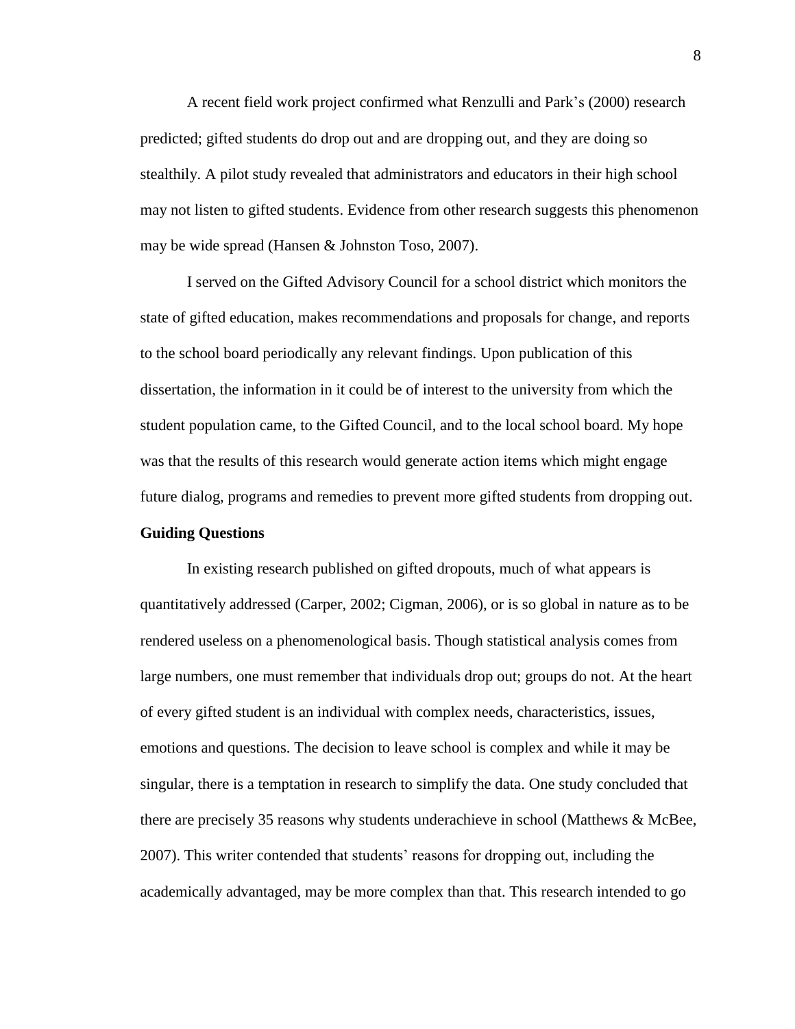A recent field work project confirmed what Renzulli and Park's (2000) research predicted; gifted students do drop out and are dropping out, and they are doing so stealthily. A pilot study revealed that administrators and educators in their high school may not listen to gifted students. Evidence from other research suggests this phenomenon may be wide spread (Hansen & Johnston Toso, 2007).

I served on the Gifted Advisory Council for a school district which monitors the state of gifted education, makes recommendations and proposals for change, and reports to the school board periodically any relevant findings. Upon publication of this dissertation, the information in it could be of interest to the university from which the student population came, to the Gifted Council, and to the local school board. My hope was that the results of this research would generate action items which might engage future dialog, programs and remedies to prevent more gifted students from dropping out.

## Guiding Questions

In existing research published on gifted dropouts, much of what appears is quantitatively addressed (Carper, 2002; Cigman, 2006), or is so global in nature as to be rendered useless on a phenomenological basis. Though statistical analysis comes from large numbers, one must remember that individuals drop out; groups do not. At the heart of every gifted student is an individual with complex needs, characteristics, issues, emotions and questions. The decision to leave school is complex and while it may be singular, there is a temptation in research to simplify the data. One study concluded that there are precisely 35 reasons why students underachieve in school (Matthews & McBee, 2007). This writer contended that students' reasons for dropping out, including the academically advantaged, may be more complex than that. This research intended to go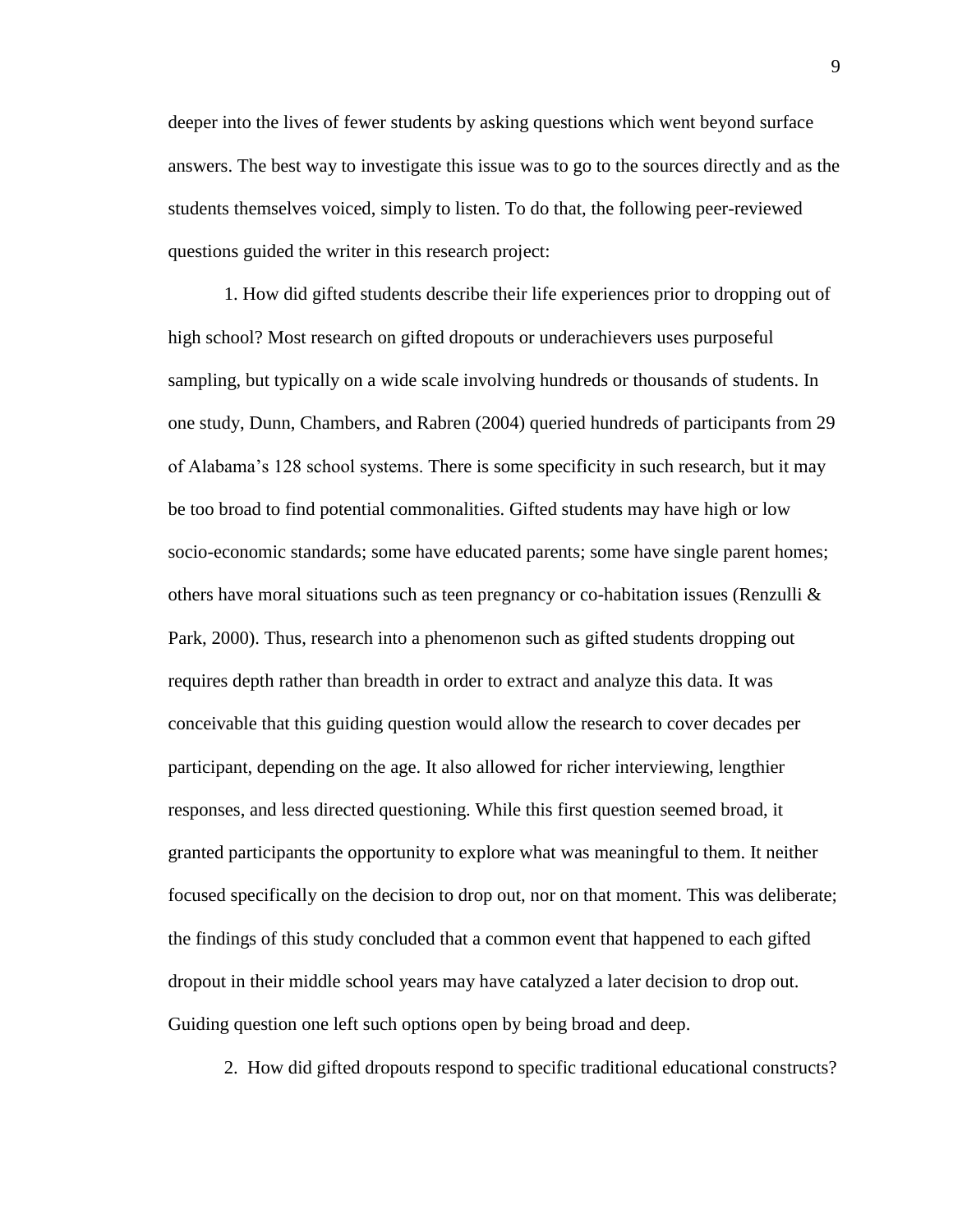deeper into the lives of fewer students by asking questions which went beyond surface answers. The best way to investigate this issue was to go to the sources directly and as the students themselves voiced, simply to listen. To do that, the following peer-reviewed questions guided the writer in this research project:

1. How did gifted students describe their life experiences prior to dropping out of high school? Most research on gifted dropouts or underachievers uses purposeful sampling, but typically on a wide scale involving hundreds or thousands of students. In one study, Dunn, Chambers, and Rabren (2004) queried hundreds of participants from 29 of Alabama's 128 school systems. There is some specificity in such research, but it may be too broad to find potential commonalities. Gifted students may have high or low socio-economic standards; some have educated parents; some have single parent homes; others have moral situations such as teen pregnancy or co-habitation issues (Renzulli & Park, 2000). Thus, research into a phenomenon such as gifted students dropping out requires depth rather than breadth in order to extract and analyze this data. It was conceivable that this guiding question would allow the research to cover decades per participant, depending on the age. It also allowed for richer interviewing, lengthier responses, and less directed questioning. While this first question seemed broad, it granted participants the opportunity to explore what was meaningful to them. It neither focused specifically on the decision to drop out, nor on that moment. This was deliberate; the findings of this study concluded that a common event that happened to each gifted dropout in their middle school years may have catalyzed a later decision to drop out. Guiding question one left such options open by being broad and deep.

2. How did gifted dropouts respond to specific traditional educational constructs?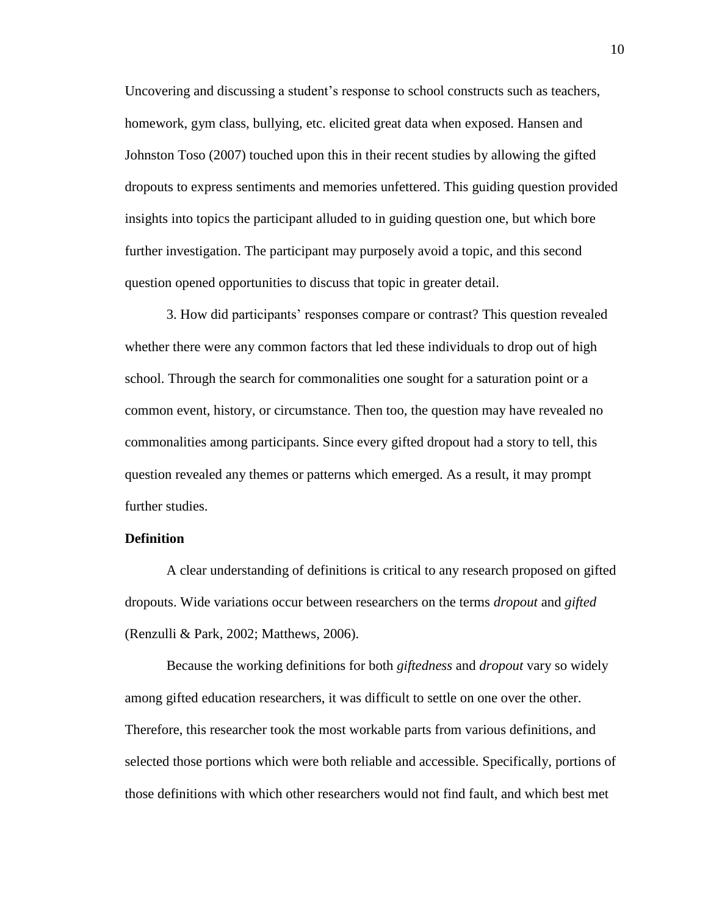Uncovering and discussing a student's response to school constructs such as teachers, homework, gym class, bullying, etc. elicited great data when exposed. Hansen and Johnston Toso (2007) touched upon this in their recent studies by allowing the gifted dropouts to express sentiments and memories unfettered. This guiding question provided insights into topics the participant alluded to in guiding question one, but which bore further investigation. The participant may purposely avoid a topic, and this second question opened opportunities to discuss that topic in greater detail.

3. How did participants' responses compare or contrast? This question revealed whether there were any common factors that led these individuals to drop out of high school. Through the search for commonalities one sought for a saturation point or a common event, history, or circumstance. Then too, the question may have revealed no commonalities among participants. Since every gifted dropout had a story to tell, this question revealed any themes or patterns which emerged. As a result, it may prompt further studies.

## Definition

A clear understanding of definitions is critical to any research proposed on gifted dropouts. Wide variations occur between researchers on the terms *dropout* and *gifted* (Renzulli & Park, 2002; Matthews, 2006).

Because the working definitions for both *giftedness* and *dropout* vary so widely among gifted education researchers, it was difficult to settle on one over the other. Therefore, this researcher took the most workable parts from various definitions, and selected those portions which were both reliable and accessible. Specifically, portions of those definitions with which other researchers would not find fault, and which best met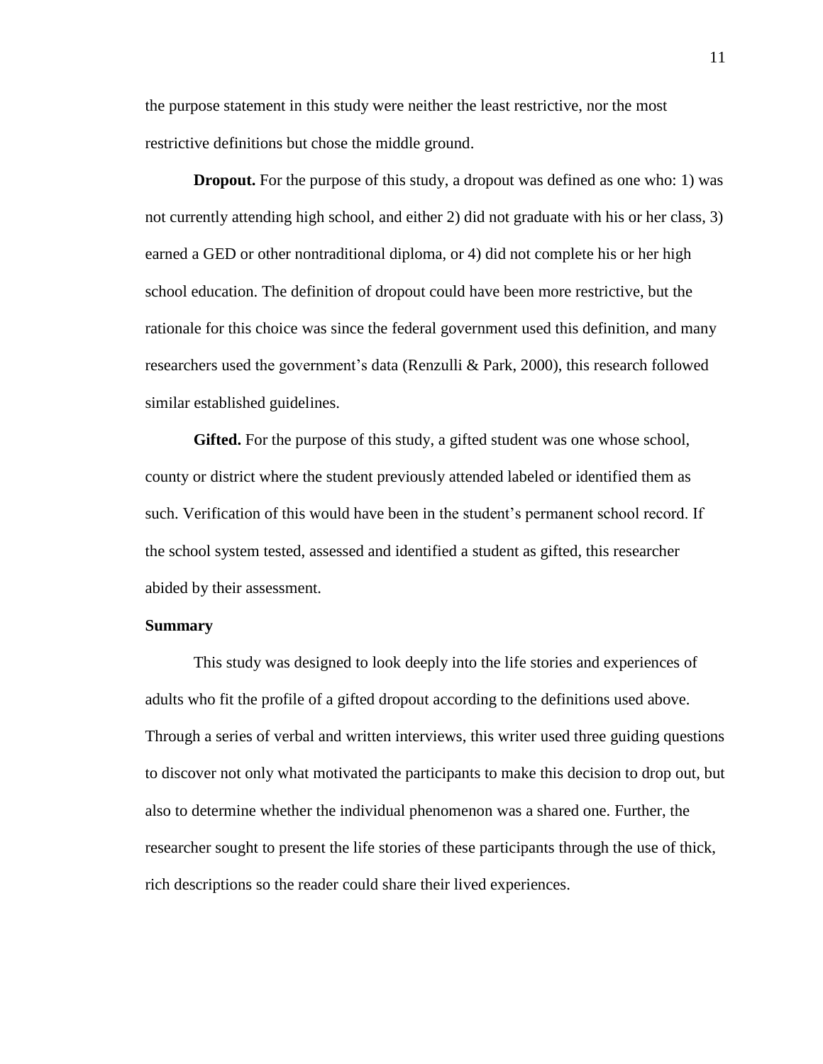the purpose statement in this study were neither the least restrictive, nor the most restrictive definitions but chose the middle ground.

**Dropout.** For the purpose of this study, a dropout was defined as one who: 1) was not currently attending high school, and either 2) did not graduate with his or her class, 3) earned a GED or other nontraditional diploma, or 4) did not complete his or her high school education. The definition of dropout could have been more restrictive, but the rationale for this choice was since the federal government used this definition, and many researchers used the government's data (Renzulli & Park, 2000), this research followed similar established guidelines.

**Gifted.** For the purpose of this study, a gifted student was one whose school, county or district where the student previously attended labeled or identified them as such. Verification of this would have been in the student's permanent school record. If the school system tested, assessed and identified a student as gifted, this researcher abided by their assessment.

### Summary

This study was designed to look deeply into the life stories and experiences of adults who fit the profile of a gifted dropout according to the definitions used above. Through a series of verbal and written interviews, this writer used three guiding questions to discover not only what motivated the participants to make this decision to drop out, but also to determine whether the individual phenomenon was a shared one. Further, the researcher sought to present the life stories of these participants through the use of thick, rich descriptions so the reader could share their lived experiences.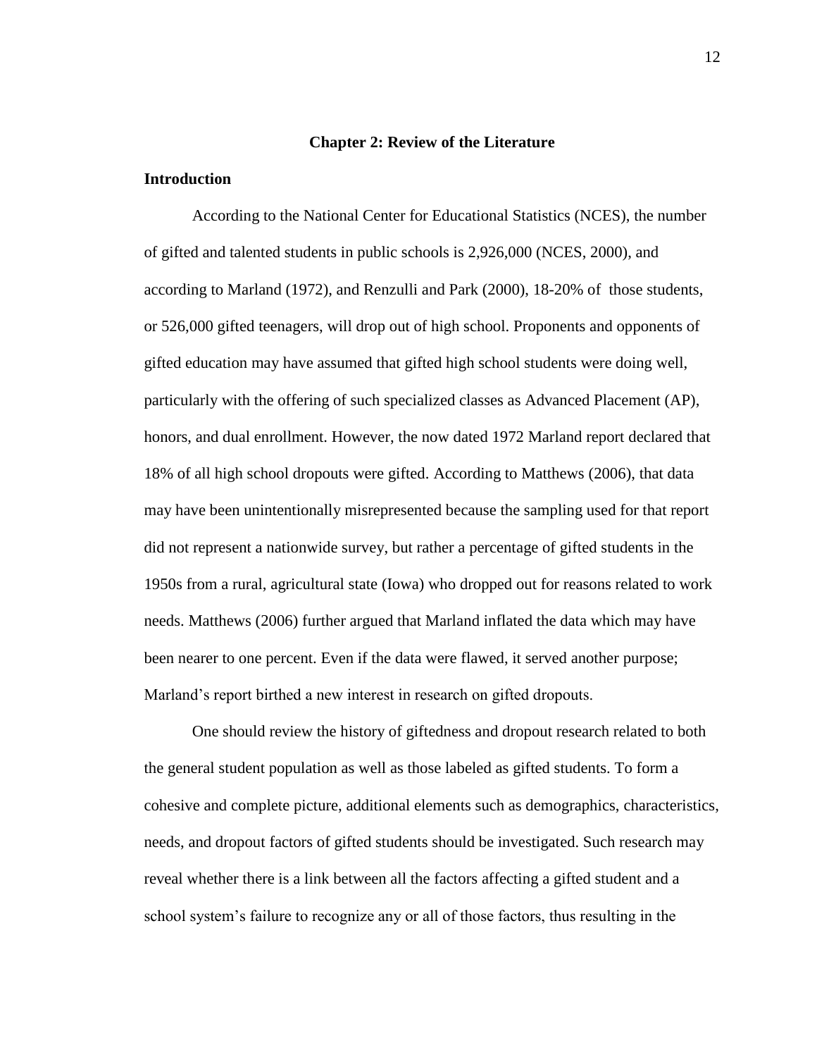# Chapter 2: Review of the Literature

## Introduction

According to the National Center for Educational Statistics (NCES), the number of gifted and talented students in public schools is 2,926,000 (NCES, 2000), and according to Marland (1972), and Renzulli and Park (2000), 18-20% of those students, or 526,000 gifted teenagers, will drop out of high school. Proponents and opponents of gifted education may have assumed that gifted high school students were doing well, particularly with the offering of such specialized classes as Advanced Placement (AP), honors, and dual enrollment. However, the now dated 1972 Marland report declared that 18% of all high school dropouts were gifted. According to Matthews (2006), that data may have been unintentionally misrepresented because the sampling used for that report did not represent a nationwide survey, but rather a percentage of gifted students in the 1950s from a rural, agricultural state (Iowa) who dropped out for reasons related to work needs. Matthews (2006) further argued that Marland inflated the data which may have been nearer to one percent. Even if the data were flawed, it served another purpose; Marland's report birthed a new interest in research on gifted dropouts.

One should review the history of giftedness and dropout research related to both the general student population as well as those labeled as gifted students. To form a cohesive and complete picture, additional elements such as demographics, characteristics, needs, and dropout factors of gifted students should be investigated. Such research may reveal whether there is a link between all the factors affecting a gifted student and a school system's failure to recognize any or all of those factors, thus resulting in the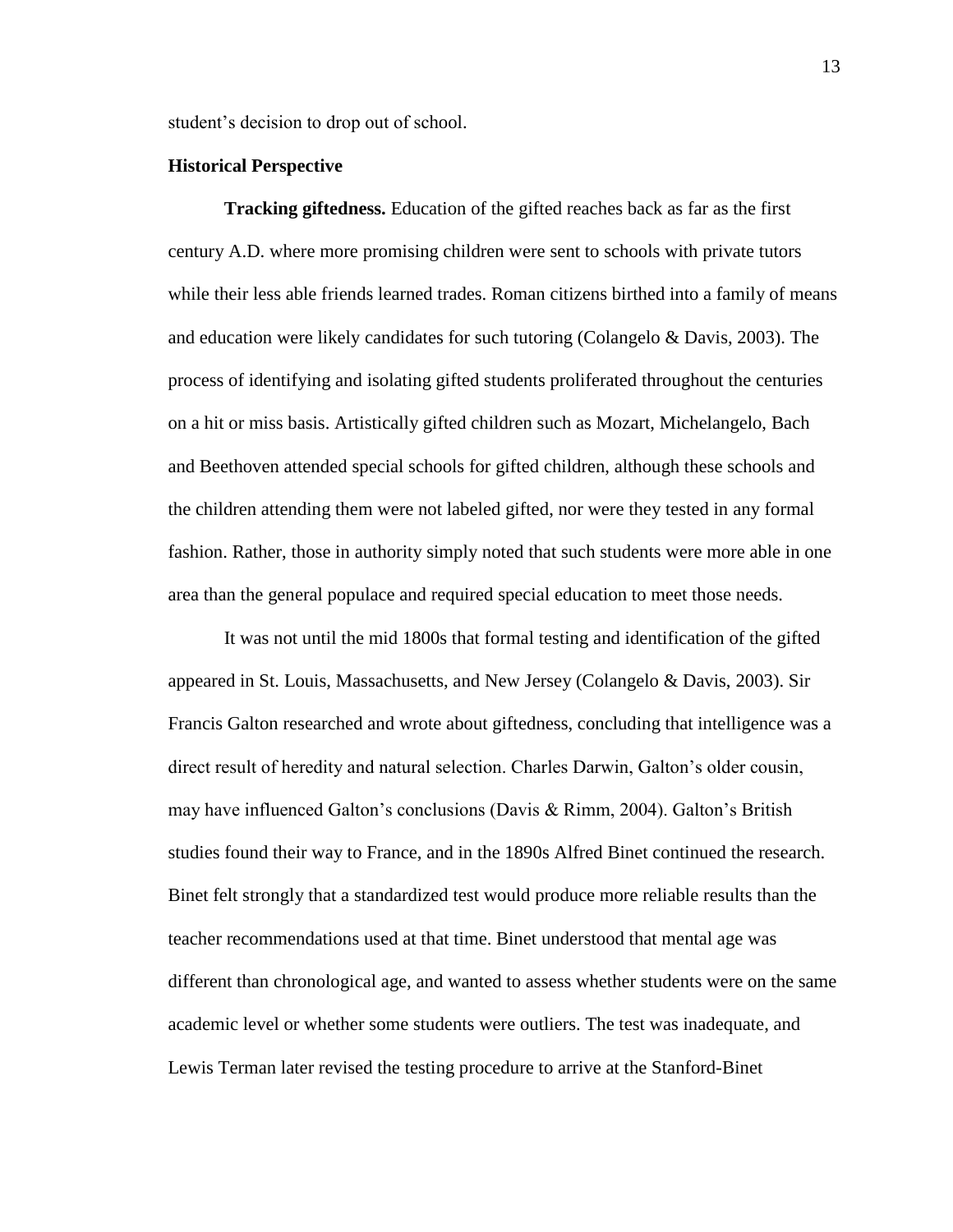student's decision to drop out of school.

## Historical Perspective

**Tracking giftedness.** Education of the gifted reaches back as far as the first century A.D. where more promising children were sent to schools with private tutors while their less able friends learned trades. Roman citizens birthed into a family of means and education were likely candidates for such tutoring (Colangelo & Davis, 2003). The process of identifying and isolating gifted students proliferated throughout the centuries on a hit or miss basis. Artistically gifted children such as Mozart, Michelangelo, Bach and Beethoven attended special schools for gifted children, although these schools and the children attending them were not labeled gifted, nor were they tested in any formal fashion. Rather, those in authority simply noted that such students were more able in one area than the general populace and required special education to meet those needs.

It was not until the mid 1800s that formal testing and identification of the gifted appeared in St. Louis, Massachusetts, and New Jersey (Colangelo & Davis, 2003). Sir Francis Galton researched and wrote about giftedness, concluding that intelligence was a direct result of heredity and natural selection. Charles Darwin, Galton's older cousin, may have influenced Galton's conclusions (Davis & Rimm, 2004). Galton's British studies found their way to France, and in the 1890s Alfred Binet continued the research. Binet felt strongly that a standardized test would produce more reliable results than the teacher recommendations used at that time. Binet understood that mental age was different than chronological age, and wanted to assess whether students were on the same academic level or whether some students were outliers. The test was inadequate, and Lewis Terman later revised the testing procedure to arrive at the Stanford-Binet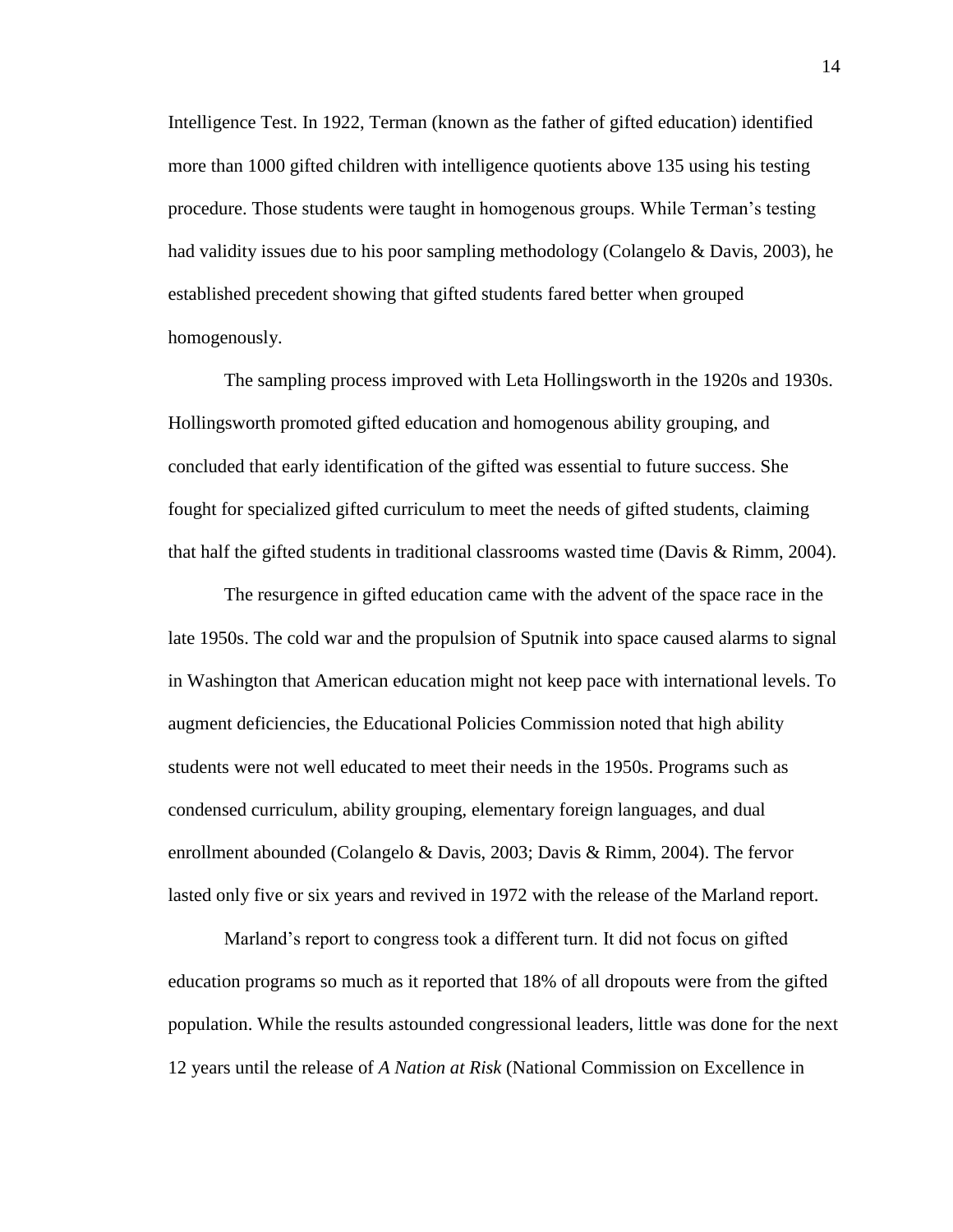Intelligence Test. In 1922, Terman (known as the father of gifted education) identified more than 1000 gifted children with intelligence quotients above 135 using his testing procedure. Those students were taught in homogenous groups. While Terman's testing had validity issues due to his poor sampling methodology (Colangelo & Davis, 2003), he established precedent showing that gifted students fared better when grouped homogenously.

The sampling process improved with Leta Hollingsworth in the 1920s and 1930s. Hollingsworth promoted gifted education and homogenous ability grouping, and concluded that early identification of the gifted was essential to future success. She fought for specialized gifted curriculum to meet the needs of gifted students, claiming that half the gifted students in traditional classrooms wasted time (Davis & Rimm, 2004).

The resurgence in gifted education came with the advent of the space race in the late 1950s. The cold war and the propulsion of Sputnik into space caused alarms to signal in Washington that American education might not keep pace with international levels. To augment deficiencies, the Educational Policies Commission noted that high ability students were not well educated to meet their needs in the 1950s. Programs such as condensed curriculum, ability grouping, elementary foreign languages, and dual enrollment abounded (Colangelo & Davis, 2003; Davis & Rimm, 2004). The fervor lasted only five or six years and revived in 1972 with the release of the Marland report.

Marland's report to congress took a different turn. It did not focus on gifted education programs so much as it reported that 18% of all dropouts were from the gifted population. While the results astounded congressional leaders, little was done for the next 12 years until the release of *A Nation at Risk* (National Commission on Excellence in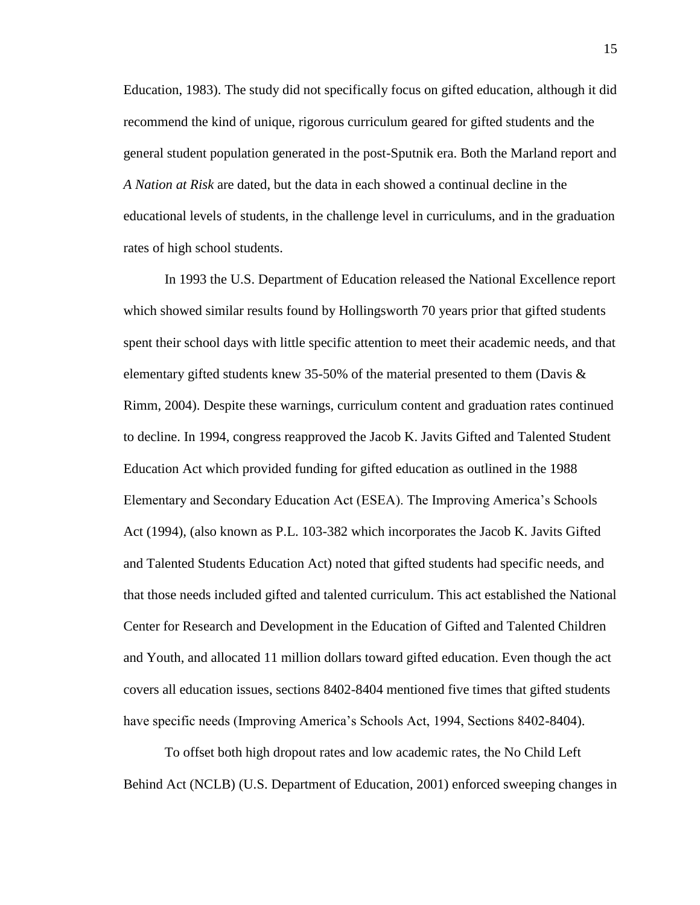Education, 1983). The study did not specifically focus on gifted education, although it did recommend the kind of unique, rigorous curriculum geared for gifted students and the general student population generated in the post-Sputnik era. Both the Marland report and *A Nation at Risk* are dated, but the data in each showed a continual decline in the educational levels of students, in the challenge level in curriculums, and in the graduation rates of high school students.

In 1993 the U.S. Department of Education released the National Excellence report which showed similar results found by Hollingsworth 70 years prior that gifted students spent their school days with little specific attention to meet their academic needs, and that elementary gifted students knew 35-50% of the material presented to them (Davis & Rimm, 2004). Despite these warnings, curriculum content and graduation rates continued to decline. In 1994, congress reapproved the Jacob K. Javits Gifted and Talented Student Education Act which provided funding for gifted education as outlined in the 1988 Elementary and Secondary Education Act (ESEA). The Improving America's Schools Act (1994), (also known as P.L. 103-382 which incorporates the Jacob K. Javits Gifted and Talented Students Education Act) noted that gifted students had specific needs, and that those needs included gifted and talented curriculum. This act established the National Center for Research and Development in the Education of Gifted and Talented Children and Youth, and allocated 11 million dollars toward gifted education. Even though the act covers all education issues, sections 8402-8404 mentioned five times that gifted students have specific needs (Improving America's Schools Act, 1994, Sections 8402-8404).

To offset both high dropout rates and low academic rates, the No Child Left Behind Act (NCLB) (U.S. Department of Education, 2001) enforced sweeping changes in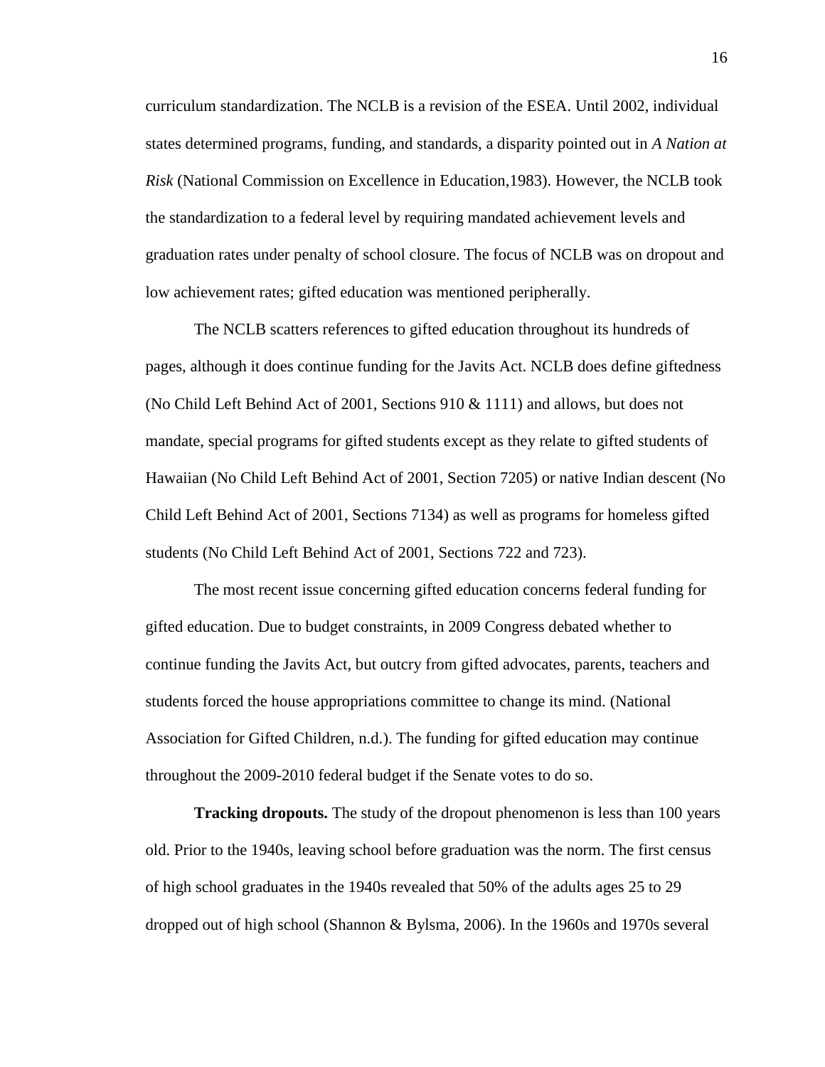curriculum standardization. The NCLB is a revision of the ESEA. Until 2002, individual states determined programs, funding, and standards, a disparity pointed out in *A Nation at Risk* (National Commission on Excellence in Education,1983). However, the NCLB took the standardization to a federal level by requiring mandated achievement levels and graduation rates under penalty of school closure. The focus of NCLB was on dropout and low achievement rates; gifted education was mentioned peripherally.

The NCLB scatters references to gifted education throughout its hundreds of pages, although it does continue funding for the Javits Act. NCLB does define giftedness (No Child Left Behind Act of 2001, Sections 910 & 1111) and allows, but does not mandate, special programs for gifted students except as they relate to gifted students of Hawaiian (No Child Left Behind Act of 2001, Section 7205) or native Indian descent (No Child Left Behind Act of 2001, Sections 7134) as well as programs for homeless gifted students (No Child Left Behind Act of 2001, Sections 722 and 723).

The most recent issue concerning gifted education concerns federal funding for gifted education. Due to budget constraints, in 2009 Congress debated whether to continue funding the Javits Act, but outcry from gifted advocates, parents, teachers and students forced the house appropriations committee to change its mind. (National Association for Gifted Children, n.d.). The funding for gifted education may continue throughout the 2009-2010 federal budget if the Senate votes to do so.

**Tracking dropouts.** The study of the dropout phenomenon is less than 100 years old. Prior to the 1940s, leaving school before graduation was the norm. The first census of high school graduates in the 1940s revealed that 50% of the adults ages 25 to 29 dropped out of high school (Shannon & Bylsma, 2006). In the 1960s and 1970s several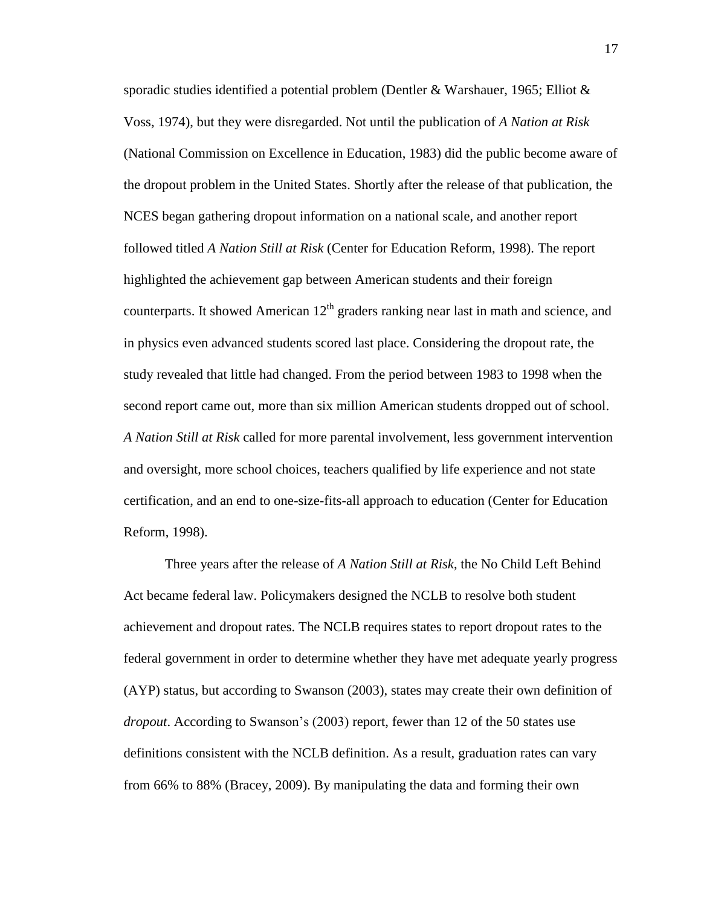sporadic studies identified a potential problem (Dentler & Warshauer, 1965; Elliot & Voss, 1974), but they were disregarded. Not until the publication of *A Nation at Risk* (National Commission on Excellence in Education, 1983) did the public become aware of the dropout problem in the United States. Shortly after the release of that publication, the NCES began gathering dropout information on a national scale, and another report followed titled *A Nation Still at Risk* (Center for Education Reform, 1998). The report highlighted the achievement gap between American students and their foreign counterparts. It showed American 12th graders ranking near last in math and science, and in physics even advanced students scored last place. Considering the dropout rate, the study revealed that little had changed. From the period between 1983 to 1998 when the second report came out, more than six million American students dropped out of school. *A Nation Still at Risk* called for more parental involvement, less government intervention and oversight, more school choices, teachers qualified by life experience and not state certification, and an end to one-size-fits-all approach to education (Center for Education Reform, 1998).

Three years after the release of *A Nation Still at Risk*, the No Child Left Behind Act became federal law. Policymakers designed the NCLB to resolve both student achievement and dropout rates. The NCLB requires states to report dropout rates to the federal government in order to determine whether they have met adequate yearly progress (AYP) status, but according to Swanson (2003), states may create their own definition of *dropout*. According to Swanson's (2003) report, fewer than 12 of the 50 states use definitions consistent with the NCLB definition. As a result, graduation rates can vary from 66% to 88% (Bracey, 2009). By manipulating the data and forming their own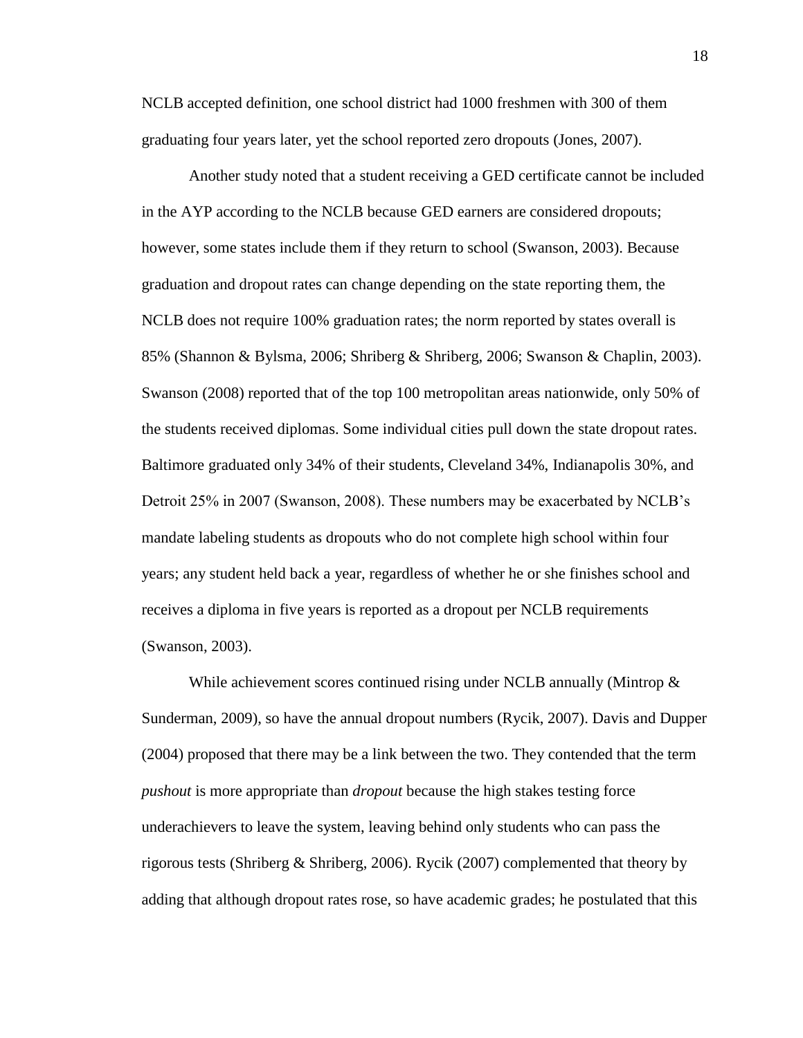NCLB accepted definition, one school district had 1000 freshmen with 300 of them graduating four years later, yet the school reported zero dropouts (Jones, 2007).

Another study noted that a student receiving a GED certificate cannot be included in the AYP according to the NCLB because GED earners are considered dropouts; however, some states include them if they return to school (Swanson, 2003). Because graduation and dropout rates can change depending on the state reporting them, the NCLB does not require 100% graduation rates; the norm reported by states overall is 85% (Shannon & Bylsma, 2006; Shriberg & Shriberg, 2006; Swanson & Chaplin, 2003). Swanson (2008) reported that of the top 100 metropolitan areas nationwide, only 50% of the students received diplomas. Some individual cities pull down the state dropout rates. Baltimore graduated only 34% of their students, Cleveland 34%, Indianapolis 30%, and Detroit 25% in 2007 (Swanson, 2008). These numbers may be exacerbated by NCLB's mandate labeling students as dropouts who do not complete high school within four years; any student held back a year, regardless of whether he or she finishes school and receives a diploma in five years is reported as a dropout per NCLB requirements (Swanson, 2003).

While achievement scores continued rising under NCLB annually (Mintrop & Sunderman, 2009), so have the annual dropout numbers (Rycik, 2007). Davis and Dupper (2004) proposed that there may be a link between the two. They contended that the term *pushout* is more appropriate than *dropout* because the high stakes testing force underachievers to leave the system, leaving behind only students who can pass the rigorous tests (Shriberg & Shriberg, 2006). Rycik (2007) complemented that theory by adding that although dropout rates rose, so have academic grades; he postulated that this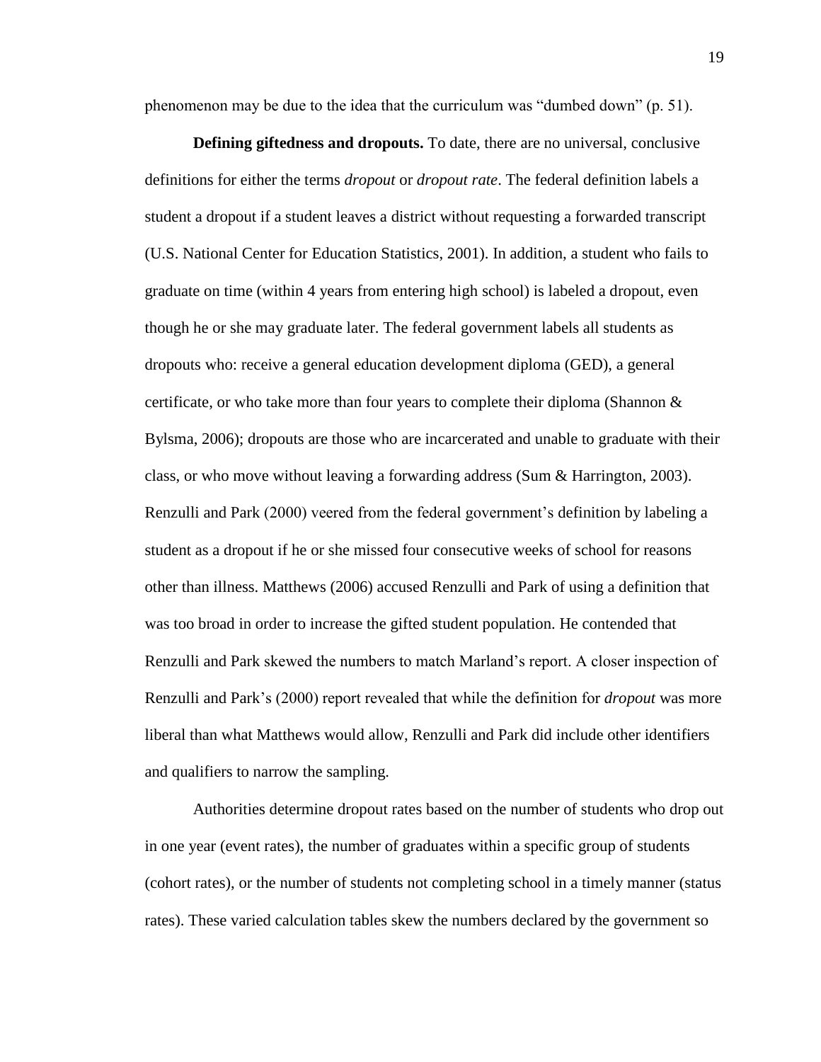phenomenon may be due to the idea that the curriculum was "dumbed down" (p. 51).

**Defining giftedness and dropouts.** To date, there are no universal, conclusive definitions for either the terms *dropout* or *dropout rate*. The federal definition labels a student a dropout if a student leaves a district without requesting a forwarded transcript (U.S. National Center for Education Statistics, 2001). In addition, a student who fails to graduate on time (within 4 years from entering high school) is labeled a dropout, even though he or she may graduate later. The federal government labels all students as dropouts who: receive a general education development diploma (GED), a general certificate, or who take more than four years to complete their diploma (Shannon & Bylsma, 2006); dropouts are those who are incarcerated and unable to graduate with their class, or who move without leaving a forwarding address (Sum & Harrington, 2003). Renzulli and Park (2000) veered from the federal government's definition by labeling a student as a dropout if he or she missed four consecutive weeks of school for reasons other than illness. Matthews (2006) accused Renzulli and Park of using a definition that was too broad in order to increase the gifted student population. He contended that Renzulli and Park skewed the numbers to match Marland's report. A closer inspection of Renzulli and Park's (2000) report revealed that while the definition for *dropout* was more liberal than what Matthews would allow, Renzulli and Park did include other identifiers and qualifiers to narrow the sampling.

Authorities determine dropout rates based on the number of students who drop out in one year (event rates), the number of graduates within a specific group of students (cohort rates), or the number of students not completing school in a timely manner (status rates). These varied calculation tables skew the numbers declared by the government so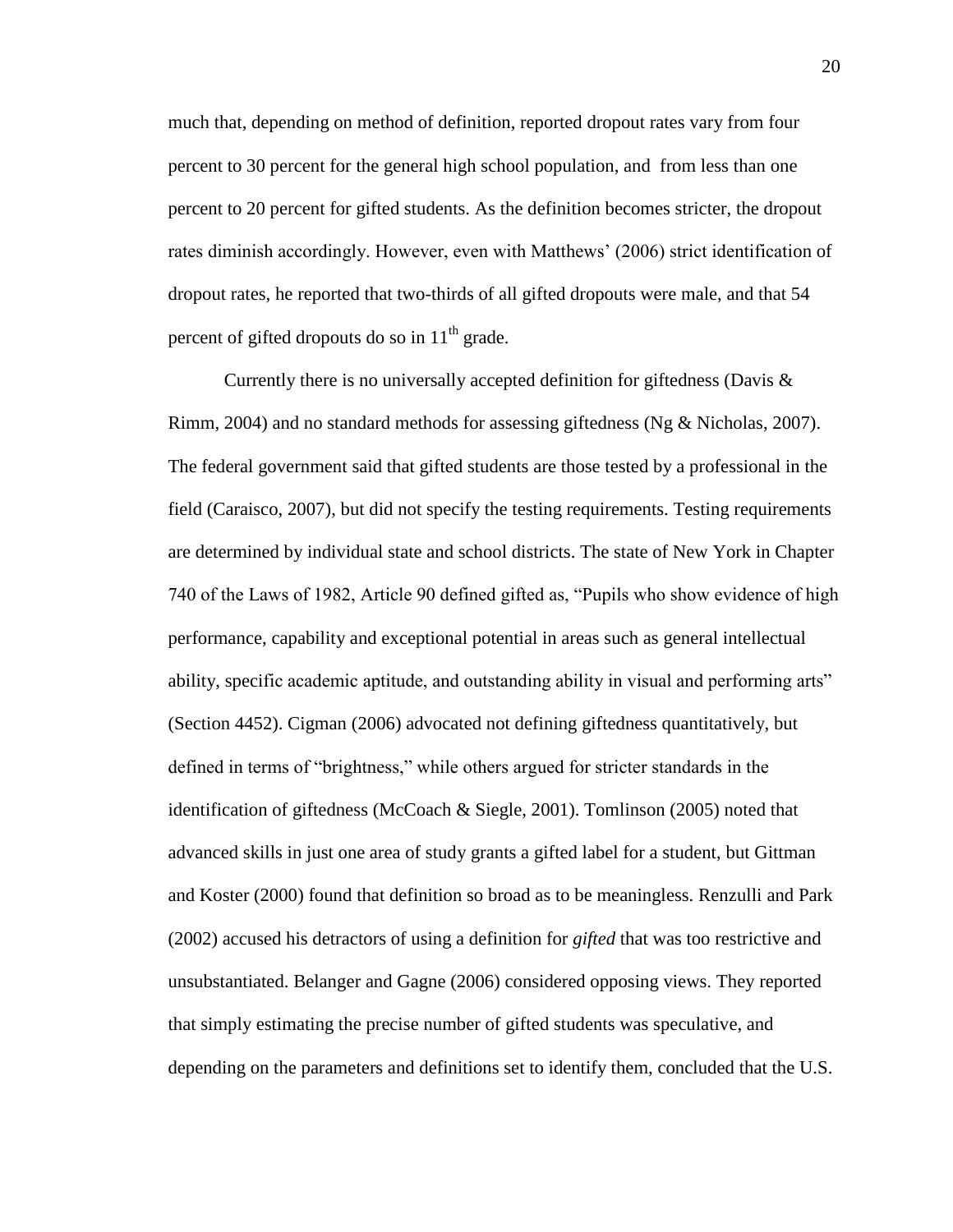much that, depending on method of definition, reported dropout rates vary from four percent to 30 percent for the general high school population, and from less than one percent to 20 percent for gifted students. As the definition becomes stricter, the dropout rates diminish accordingly. However, even with Matthews' (2006) strict identification of dropout rates, he reported that two-thirds of all gifted dropouts were male, and that 54 percent of gifted dropouts do so in 11th grade.

Currently there is no universally accepted definition for giftedness (Davis & Rimm, 2004) and no standard methods for assessing giftedness (Ng & Nicholas, 2007). The federal government said that gifted students are those tested by a professional in the field (Caraisco, 2007), but did not specify the testing requirements. Testing requirements are determined by individual state and school districts. The state of New York in Chapter 740 of the Laws of 1982, Article 90 defined gifted as, "Pupils who show evidence of high performance, capability and exceptional potential in areas such as general intellectual ability, specific academic aptitude, and outstanding ability in visual and performing arts" (Section 4452). Cigman (2006) advocated not defining giftedness quantitatively, but defined in terms of "brightness," while others argued for stricter standards in the identification of giftedness (McCoach & Siegle, 2001). Tomlinson (2005) noted that advanced skills in just one area of study grants a gifted label for a student, but Gittman and Koster (2000) found that definition so broad as to be meaningless. Renzulli and Park (2002) accused his detractors of using a definition for *gifted* that was too restrictive and unsubstantiated. Belanger and Gagne (2006) considered opposing views. They reported that simply estimating the precise number of gifted students was speculative, and depending on the parameters and definitions set to identify them, concluded that the U.S.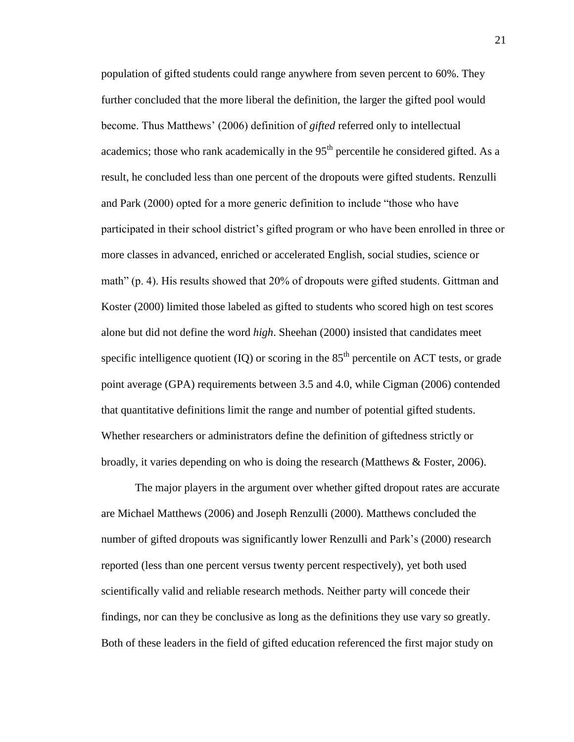population of gifted students could range anywhere from seven percent to 60%. They further concluded that the more liberal the definition, the larger the gifted pool would become. Thus Matthews' (2006) definition of *gifted* referred only to intellectual academics; those who rank academically in the 95th percentile he considered gifted. As a result, he concluded less than one percent of the dropouts were gifted students. Renzulli and Park (2000) opted for a more generic definition to include "those who have participated in their school district's gifted program or who have been enrolled in three or more classes in advanced, enriched or accelerated English, social studies, science or math" (p. 4). His results showed that 20% of dropouts were gifted students. Gittman and Koster (2000) limited those labeled as gifted to students who scored high on test scores alone but did not define the word *high*. Sheehan (2000) insisted that candidates meet specific intelligence quotient (IQ) or scoring in the 85th percentile on ACT tests, or grade point average (GPA) requirements between 3.5 and 4.0, while Cigman (2006) contended that quantitative definitions limit the range and number of potential gifted students. Whether researchers or administrators define the definition of giftedness strictly or broadly, it varies depending on who is doing the research (Matthews & Foster, 2006).

The major players in the argument over whether gifted dropout rates are accurate are Michael Matthews (2006) and Joseph Renzulli (2000). Matthews concluded the number of gifted dropouts was significantly lower Renzulli and Park's (2000) research reported (less than one percent versus twenty percent respectively), yet both used scientifically valid and reliable research methods. Neither party will concede their findings, nor can they be conclusive as long as the definitions they use vary so greatly. Both of these leaders in the field of gifted education referenced the first major study on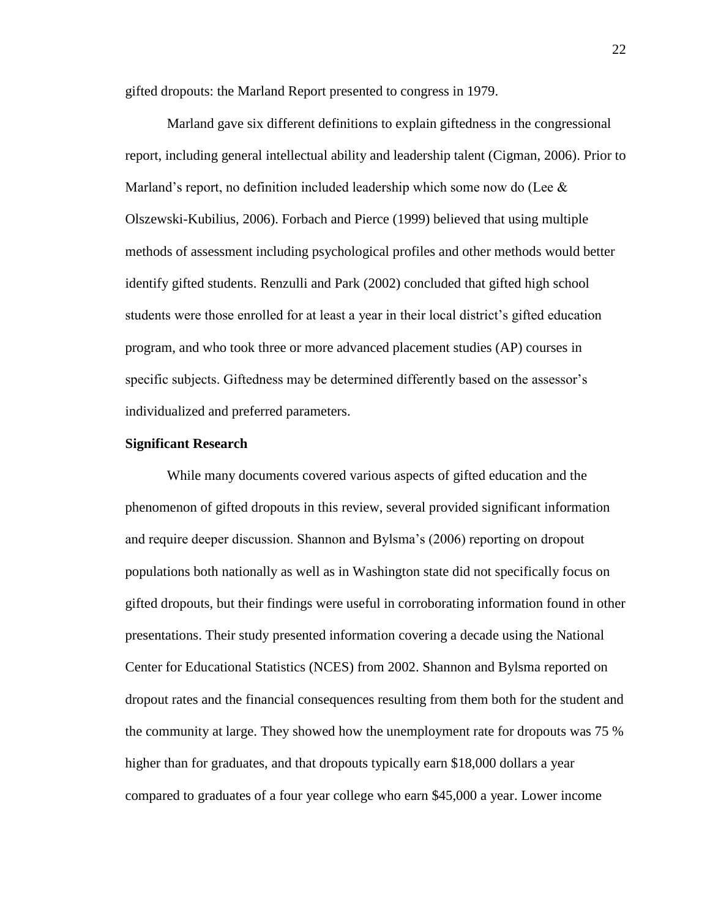gifted dropouts: the Marland Report presented to congress in 1979.

Marland gave six different definitions to explain giftedness in the congressional report, including general intellectual ability and leadership talent (Cigman, 2006). Prior to Marland's report, no definition included leadership which some now do (Lee & Olszewski-Kubilius, 2006). Forbach and Pierce (1999) believed that using multiple methods of assessment including psychological profiles and other methods would better identify gifted students. Renzulli and Park (2002) concluded that gifted high school students were those enrolled for at least a year in their local district's gifted education program, and who took three or more advanced placement studies (AP) courses in specific subjects. Giftedness may be determined differently based on the assessor's individualized and preferred parameters.

**Significant Research**

While many documents covered various aspects of gifted education and the phenomenon of gifted dropouts in this review, several provided significant information and require deeper discussion. Shannon and Bylsma's (2006) reporting on dropout populations both nationally as well as in Washington state did not specifically focus on gifted dropouts, but their findings were useful in corroborating information found in other presentations. Their study presented information covering a decade using the National Center for Educational Statistics (NCES) from 2002. Shannon and Bylsma reported on dropout rates and the financial consequences resulting from them both for the student and the community at large. They showed how the unemployment rate for dropouts was 75 % higher than for graduates, and that dropouts typically earn $18,000 dollars a year compared to graduates of a four year college who earn $45,000 a year. Lower income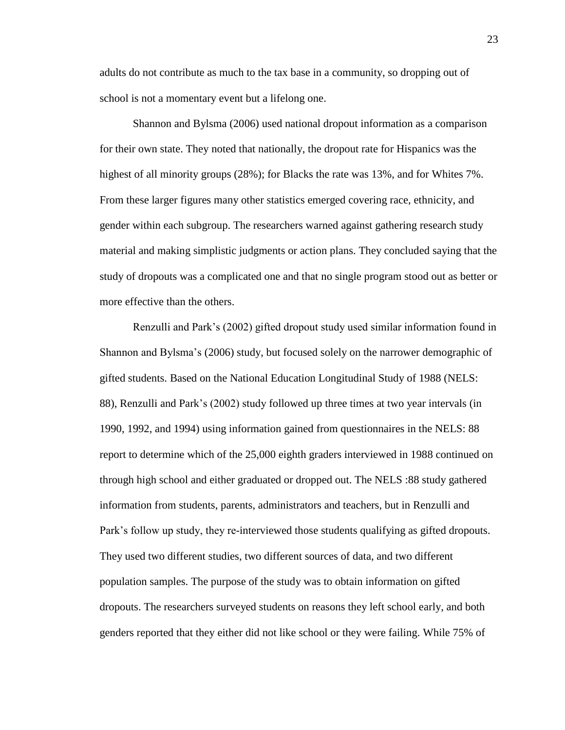adults do not contribute as much to the tax base in a community, so dropping out of school is not a momentary event but a lifelong one.

Shannon and Bylsma (2006) used national dropout information as a comparison for their own state. They noted that nationally, the dropout rate for Hispanics was the highest of all minority groups (28%); for Blacks the rate was 13%, and for Whites 7%. From these larger figures many other statistics emerged covering race, ethnicity, and gender within each subgroup. The researchers warned against gathering research study material and making simplistic judgments or action plans. They concluded saying that the study of dropouts was a complicated one and that no single program stood out as better or more effective than the others.

Renzulli and Park's (2002) gifted dropout study used similar information found in Shannon and Bylsma's (2006) study, but focused solely on the narrower demographic of gifted students. Based on the National Education Longitudinal Study of 1988 (NELS: 88), Renzulli and Park's (2002) study followed up three times at two year intervals (in 1990, 1992, and 1994) using information gained from questionnaires in the NELS: 88 report to determine which of the 25,000 eighth graders interviewed in 1988 continued on through high school and either graduated or dropped out. The NELS :88 study gathered information from students, parents, administrators and teachers, but in Renzulli and Park's follow up study, they re-interviewed those students qualifying as gifted dropouts. They used two different studies, two different sources of data, and two different population samples. The purpose of the study was to obtain information on gifted dropouts. The researchers surveyed students on reasons they left school early, and both genders reported that they either did not like school or they were failing. While 75% of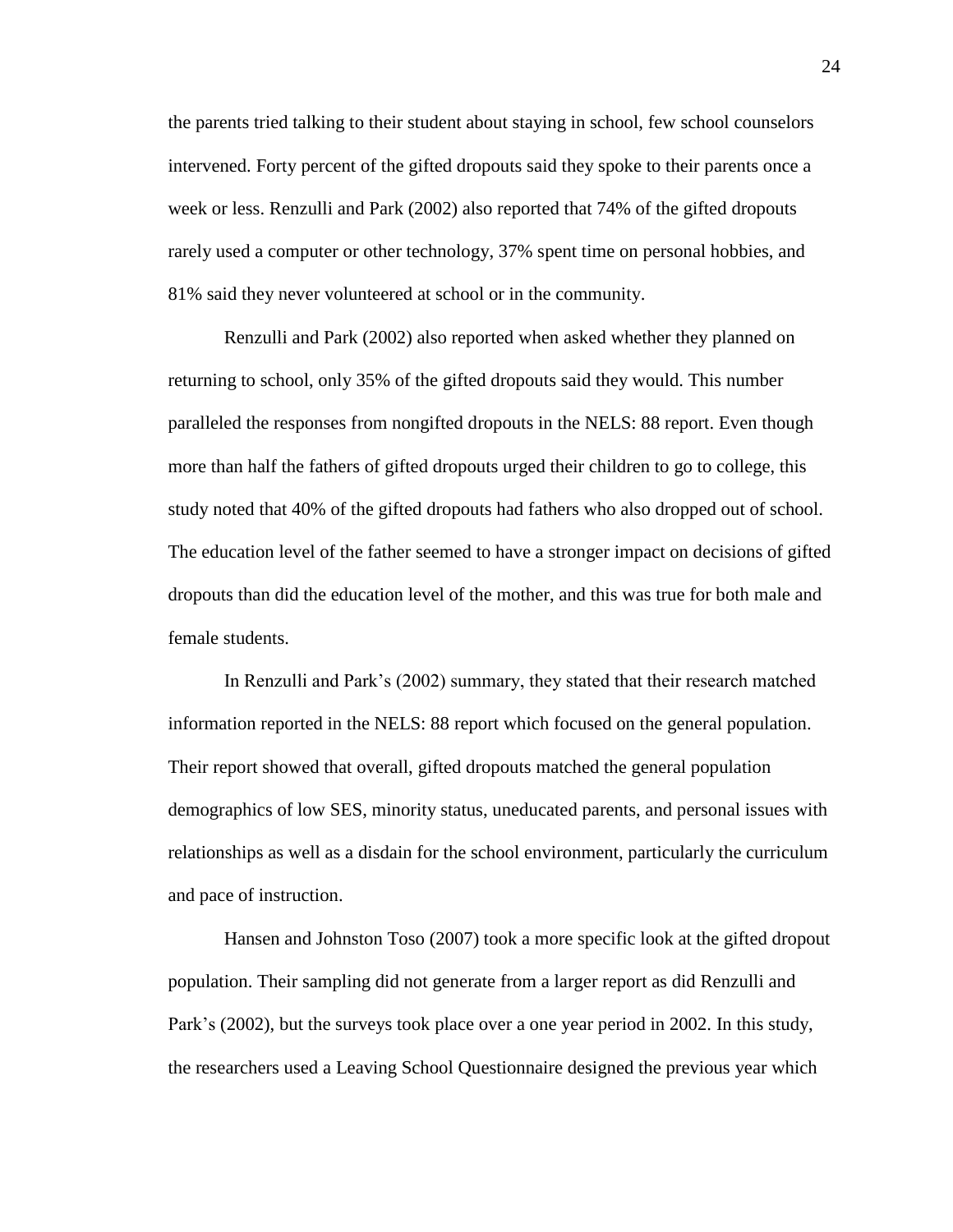the parents tried talking to their student about staying in school, few school counselors intervened. Forty percent of the gifted dropouts said they spoke to their parents once a week or less. Renzulli and Park (2002) also reported that 74% of the gifted dropouts rarely used a computer or other technology, 37% spent time on personal hobbies, and 81% said they never volunteered at school or in the community.

Renzulli and Park (2002) also reported when asked whether they planned on returning to school, only 35% of the gifted dropouts said they would. This number paralleled the responses from nongifted dropouts in the NELS: 88 report. Even though more than half the fathers of gifted dropouts urged their children to go to college, this study noted that 40% of the gifted dropouts had fathers who also dropped out of school. The education level of the father seemed to have a stronger impact on decisions of gifted dropouts than did the education level of the mother, and this was true for both male and female students.

In Renzulli and Park's (2002) summary, they stated that their research matched information reported in the NELS: 88 report which focused on the general population. Their report showed that overall, gifted dropouts matched the general population demographics of low SES, minority status, uneducated parents, and personal issues with relationships as well as a disdain for the school environment, particularly the curriculum and pace of instruction.

Hansen and Johnston Toso (2007) took a more specific look at the gifted dropout population. Their sampling did not generate from a larger report as did Renzulli and Park's (2002), but the surveys took place over a one year period in 2002. In this study, the researchers used a Leaving School Questionnaire designed the previous year which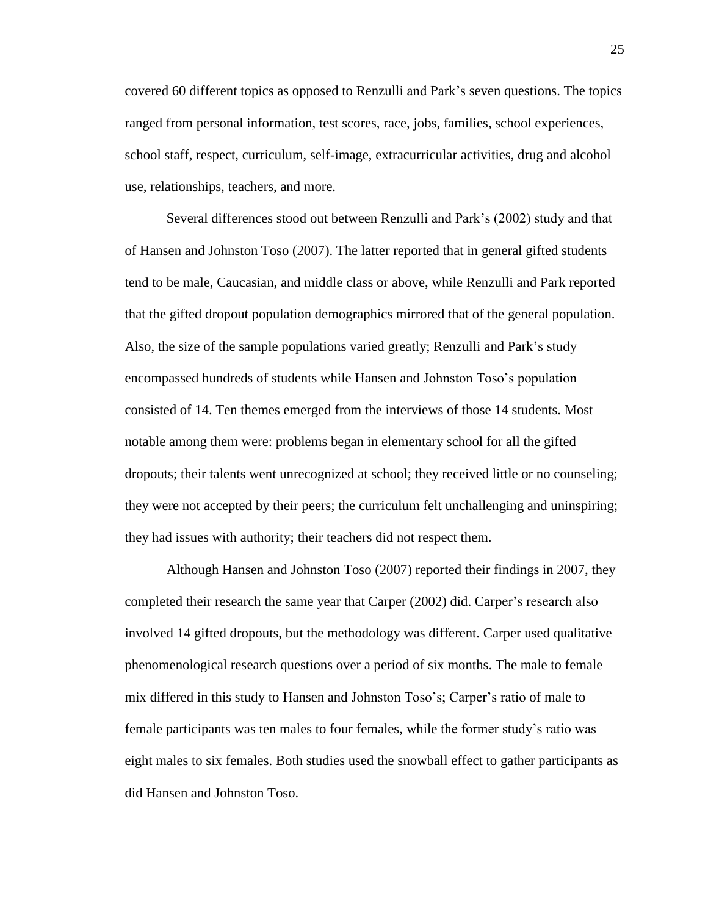covered 60 different topics as opposed to Renzulli and Park's seven questions. The topics ranged from personal information, test scores, race, jobs, families, school experiences, school staff, respect, curriculum, self-image, extracurricular activities, drug and alcohol use, relationships, teachers, and more.

Several differences stood out between Renzulli and Park's (2002) study and that of Hansen and Johnston Toso (2007). The latter reported that in general gifted students tend to be male, Caucasian, and middle class or above, while Renzulli and Park reported that the gifted dropout population demographics mirrored that of the general population. Also, the size of the sample populations varied greatly; Renzulli and Park's study encompassed hundreds of students while Hansen and Johnston Toso's population consisted of 14. Ten themes emerged from the interviews of those 14 students. Most notable among them were: problems began in elementary school for all the gifted dropouts; their talents went unrecognized at school; they received little or no counseling; they were not accepted by their peers; the curriculum felt unchallenging and uninspiring; they had issues with authority; their teachers did not respect them.

Although Hansen and Johnston Toso (2007) reported their findings in 2007, they completed their research the same year that Carper (2002) did. Carper's research also involved 14 gifted dropouts, but the methodology was different. Carper used qualitative phenomenological research questions over a period of six months. The male to female mix differed in this study to Hansen and Johnston Toso's; Carper's ratio of male to female participants was ten males to four females, while the former study's ratio was eight males to six females. Both studies used the snowball effect to gather participants as did Hansen and Johnston Toso.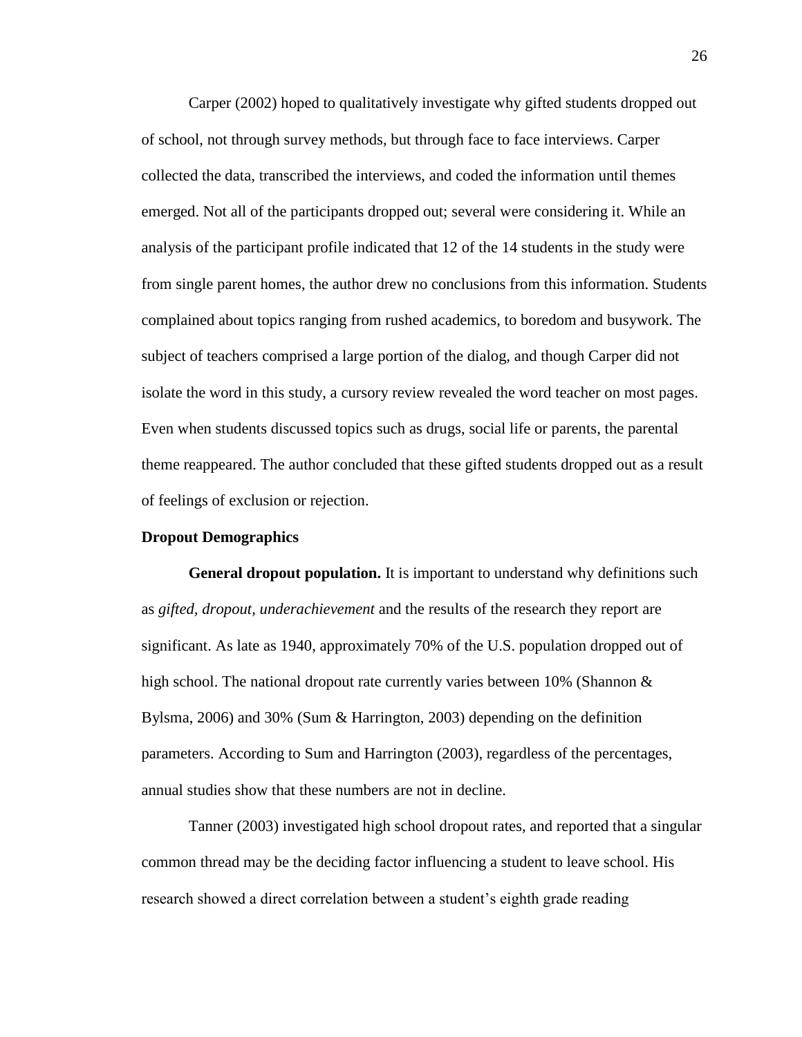Carper (2002) hoped to qualitatively investigate why gifted students dropped out of school, not through survey methods, but through face to face interviews. Carper collected the data, transcribed the interviews, and coded the information until themes emerged. Not all of the participants dropped out; several were considering it. While an analysis of the participant profile indicated that 12 of the 14 students in the study were from single parent homes, the author drew no conclusions from this information. Students complained about topics ranging from rushed academics, to boredom and busywork. The subject of teachers comprised a large portion of the dialog, and though Carper did not isolate the word in this study, a cursory review revealed the word teacher on most pages. Even when students discussed topics such as drugs, social life or parents, the parental theme reappeared. The author concluded that these gifted students dropped out as a result of feelings of exclusion or rejection.

## Dropout Demographics

**General dropout population.** It is important to understand why definitions such as *gifted, dropout, underachievement* and the results of the research they report are significant. As late as 1940, approximately 70% of the U.S. population dropped out of high school. The national dropout rate currently varies between 10% (Shannon & Bylsma, 2006) and 30% (Sum & Harrington, 2003) depending on the definition parameters. According to Sum and Harrington (2003), regardless of the percentages, annual studies show that these numbers are not in decline.

Tanner (2003) investigated high school dropout rates, and reported that a singular common thread may be the deciding factor influencing a student to leave school. His research showed a direct correlation between a student's eighth grade reading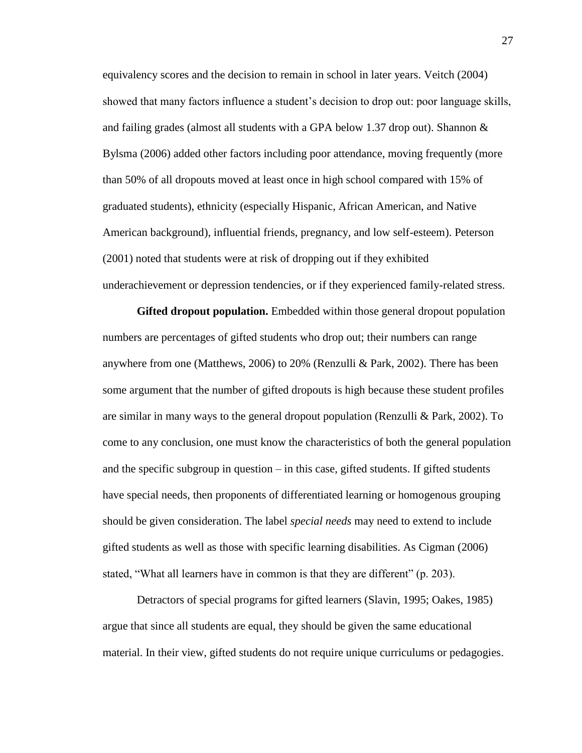equivalency scores and the decision to remain in school in later years. Veitch (2004) showed that many factors influence a student's decision to drop out: poor language skills, and failing grades (almost all students with a GPA below 1.37 drop out). Shannon & Bylsma (2006) added other factors including poor attendance, moving frequently (more than 50% of all dropouts moved at least once in high school compared with 15% of graduated students), ethnicity (especially Hispanic, African American, and Native American background), influential friends, pregnancy, and low self-esteem). Peterson (2001) noted that students were at risk of dropping out if they exhibited underachievement or depression tendencies, or if they experienced family-related stress.

**Gifted dropout population.** Embedded within those general dropout population numbers are percentages of gifted students who drop out; their numbers can range anywhere from one (Matthews, 2006) to 20% (Renzulli & Park, 2002). There has been some argument that the number of gifted dropouts is high because these student profiles are similar in many ways to the general dropout population (Renzulli & Park, 2002). To come to any conclusion, one must know the characteristics of both the general population and the specific subgroup in question – in this case, gifted students. If gifted students have special needs, then proponents of differentiated learning or homogenous grouping should be given consideration. The label *special needs* may need to extend to include gifted students as well as those with specific learning disabilities. As Cigman (2006) stated, "What all learners have in common is that they are different" (p. 203).

Detractors of special programs for gifted learners (Slavin, 1995; Oakes, 1985) argue that since all students are equal, they should be given the same educational material. In their view, gifted students do not require unique curriculums or pedagogies.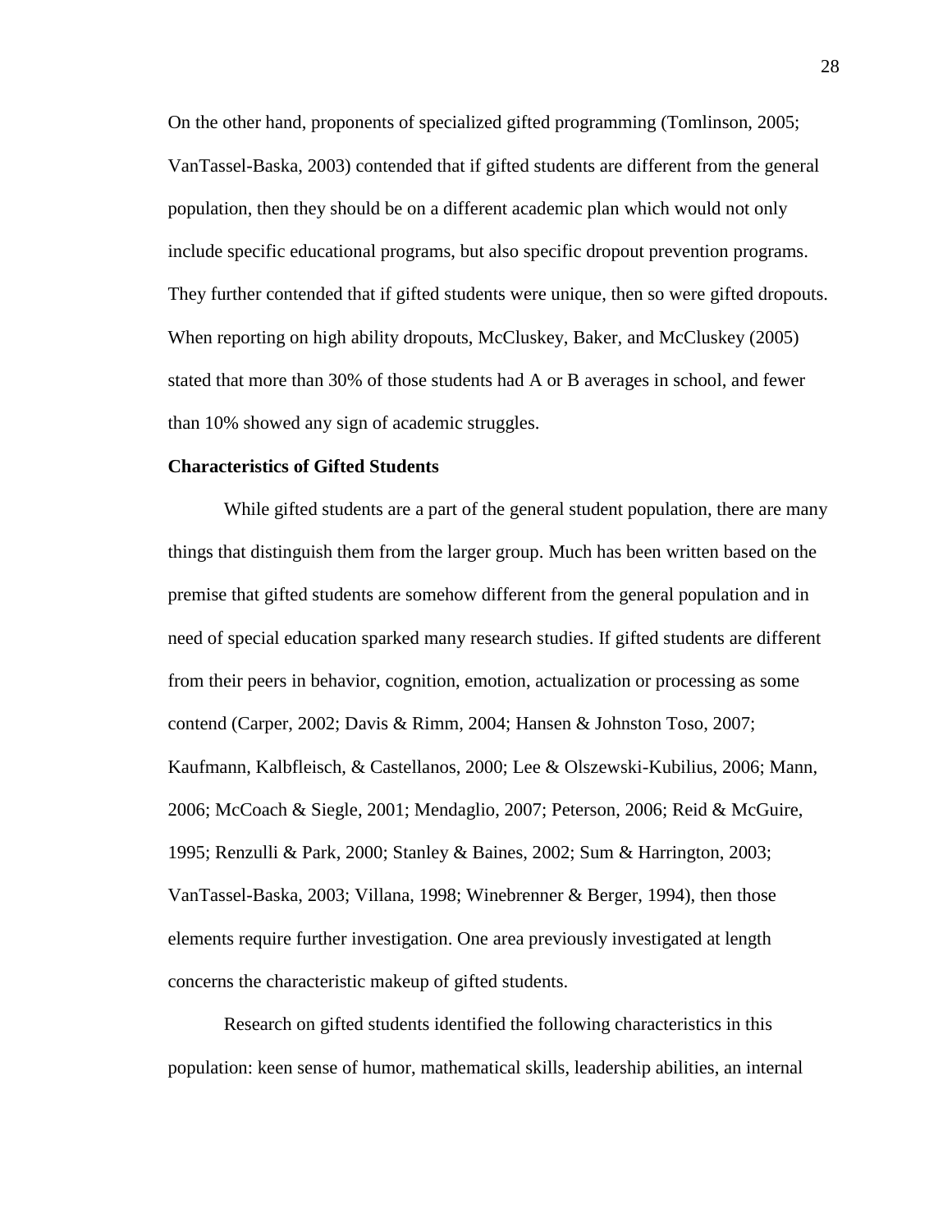On the other hand, proponents of specialized gifted programming (Tomlinson, 2005; VanTassel-Baska, 2003) contended that if gifted students are different from the general population, then they should be on a different academic plan which would not only include specific educational programs, but also specific dropout prevention programs. They further contended that if gifted students were unique, then so were gifted dropouts. When reporting on high ability dropouts, McCluskey, Baker, and McCluskey (2005) stated that more than 30% of those students had A or B averages in school, and fewer than 10% showed any sign of academic struggles.

**Characteristics of Gifted Students**

While gifted students are a part of the general student population, there are many things that distinguish them from the larger group. Much has been written based on the premise that gifted students are somehow different from the general population and in need of special education sparked many research studies. If gifted students are different from their peers in behavior, cognition, emotion, actualization or processing as some contend (Carper, 2002; Davis & Rimm, 2004; Hansen & Johnston Toso, 2007; Kaufmann, Kalbfleisch, & Castellanos, 2000; Lee & Olszewski-Kubilius, 2006; Mann, 2006; McCoach & Siegle, 2001; Mendaglio, 2007; Peterson, 2006; Reid & McGuire, 1995; Renzulli & Park, 2000; Stanley & Baines, 2002; Sum & Harrington, 2003; VanTassel-Baska, 2003; Villana, 1998; Winebrenner & Berger, 1994), then those elements require further investigation. One area previously investigated at length concerns the characteristic makeup of gifted students.

Research on gifted students identified the following characteristics in this population: keen sense of humor, mathematical skills, leadership abilities, an internal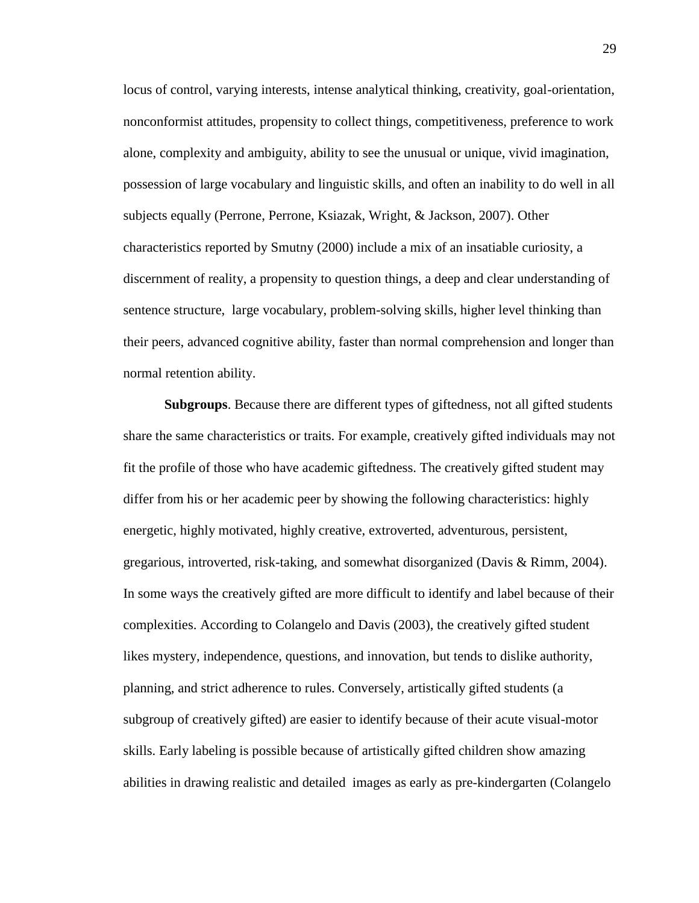locus of control, varying interests, intense analytical thinking, creativity, goal-orientation, nonconformist attitudes, propensity to collect things, competitiveness, preference to work alone, complexity and ambiguity, ability to see the unusual or unique, vivid imagination, possession of large vocabulary and linguistic skills, and often an inability to do well in all subjects equally (Perrone, Perrone, Ksiazak, Wright, & Jackson, 2007). Other characteristics reported by Smutny (2000) include a mix of an insatiable curiosity, a discernment of reality, a propensity to question things, a deep and clear understanding of sentence structure, large vocabulary, problem-solving skills, higher level thinking than their peers, advanced cognitive ability, faster than normal comprehension and longer than normal retention ability.

**Subgroups**. Because there are different types of giftedness, not all gifted students share the same characteristics or traits. For example, creatively gifted individuals may not fit the profile of those who have academic giftedness. The creatively gifted student may differ from his or her academic peer by showing the following characteristics: highly energetic, highly motivated, highly creative, extroverted, adventurous, persistent, gregarious, introverted, risk-taking, and somewhat disorganized (Davis & Rimm, 2004). In some ways the creatively gifted are more difficult to identify and label because of their complexities. According to Colangelo and Davis (2003), the creatively gifted student likes mystery, independence, questions, and innovation, but tends to dislike authority, planning, and strict adherence to rules. Conversely, artistically gifted students (a subgroup of creatively gifted) are easier to identify because of their acute visual-motor skills. Early labeling is possible because of artistically gifted children show amazing abilities in drawing realistic and detailed images as early as pre-kindergarten (Colangelo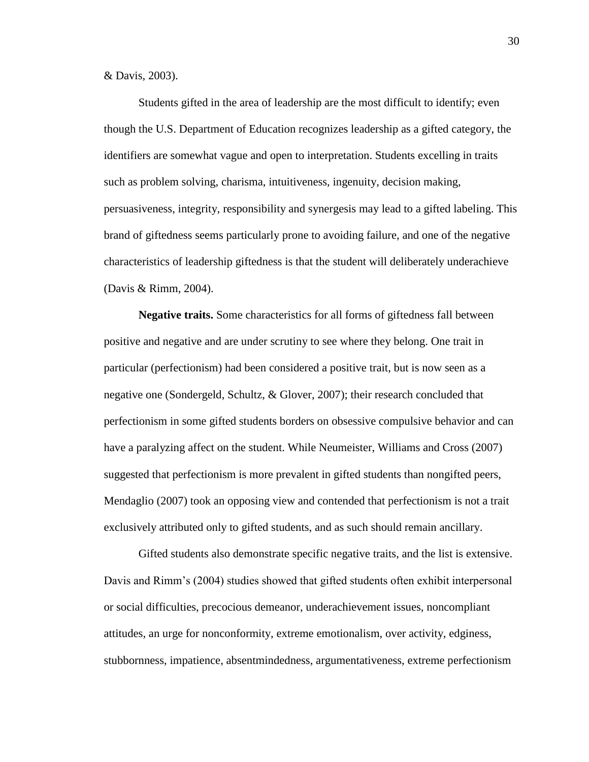& Davis, 2003).

Students gifted in the area of leadership are the most difficult to identify; even though the U.S. Department of Education recognizes leadership as a gifted category, the identifiers are somewhat vague and open to interpretation. Students excelling in traits such as problem solving, charisma, intuitiveness, ingenuity, decision making, persuasiveness, integrity, responsibility and synergesis may lead to a gifted labeling. This brand of giftedness seems particularly prone to avoiding failure, and one of the negative characteristics of leadership giftedness is that the student will deliberately underachieve (Davis & Rimm, 2004).

**Negative traits.** Some characteristics for all forms of giftedness fall between positive and negative and are under scrutiny to see where they belong. One trait in particular (perfectionism) had been considered a positive trait, but is now seen as a negative one (Sondergeld, Schultz, & Glover, 2007); their research concluded that perfectionism in some gifted students borders on obsessive compulsive behavior and can have a paralyzing affect on the student. While Neumeister, Williams and Cross (2007) suggested that perfectionism is more prevalent in gifted students than nongifted peers, Mendaglio (2007) took an opposing view and contended that perfectionism is not a trait exclusively attributed only to gifted students, and as such should remain ancillary.

Gifted students also demonstrate specific negative traits, and the list is extensive. Davis and Rimm's (2004) studies showed that gifted students often exhibit interpersonal or social difficulties, precocious demeanor, underachievement issues, noncompliant attitudes, an urge for nonconformity, extreme emotionalism, over activity, edginess, stubbornness, impatience, absentmindedness, argumentativeness, extreme perfectionism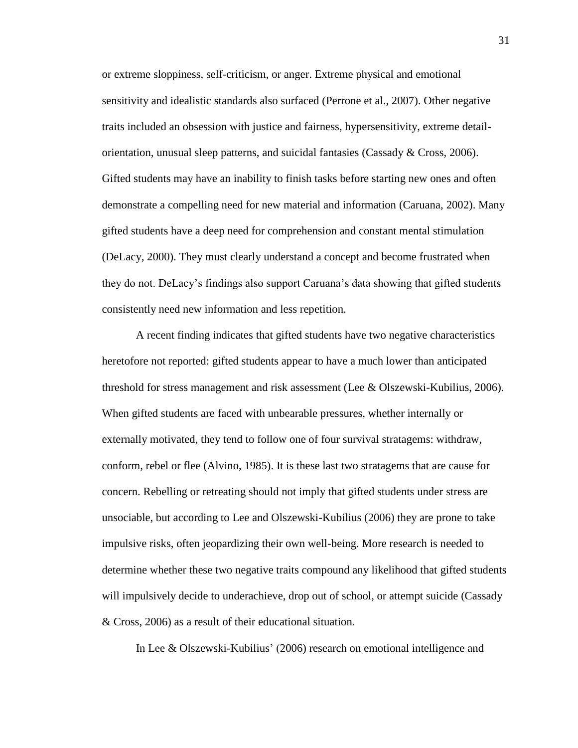or extreme sloppiness, self-criticism, or anger. Extreme physical and emotional sensitivity and idealistic standards also surfaced (Perrone et al., 2007). Other negative traits included an obsession with justice and fairness, hypersensitivity, extreme detail-orientation, unusual sleep patterns, and suicidal fantasies (Cassady & Cross, 2006). Gifted students may have an inability to finish tasks before starting new ones and often demonstrate a compelling need for new material and information (Caruana, 2002). Many gifted students have a deep need for comprehension and constant mental stimulation (DeLacy, 2000). They must clearly understand a concept and become frustrated when they do not. DeLacy's findings also support Caruana's data showing that gifted students consistently need new information and less repetition.

A recent finding indicates that gifted students have two negative characteristics heretofore not reported: gifted students appear to have a much lower than anticipated threshold for stress management and risk assessment (Lee & Olszewski-Kubilius, 2006). When gifted students are faced with unbearable pressures, whether internally or externally motivated, they tend to follow one of four survival stratagems: withdraw, conform, rebel or flee (Alvino, 1985). It is these last two stratagems that are cause for concern. Rebelling or retreating should not imply that gifted students under stress are unsociable, but according to Lee and Olszewski-Kubilius (2006) they are prone to take impulsive risks, often jeopardizing their own well-being. More research is needed to determine whether these two negative traits compound any likelihood that gifted students will impulsively decide to underachieve, drop out of school, or attempt suicide (Cassady & Cross, 2006) as a result of their educational situation.

In Lee & Olszewski-Kubilius' (2006) research on emotional intelligence and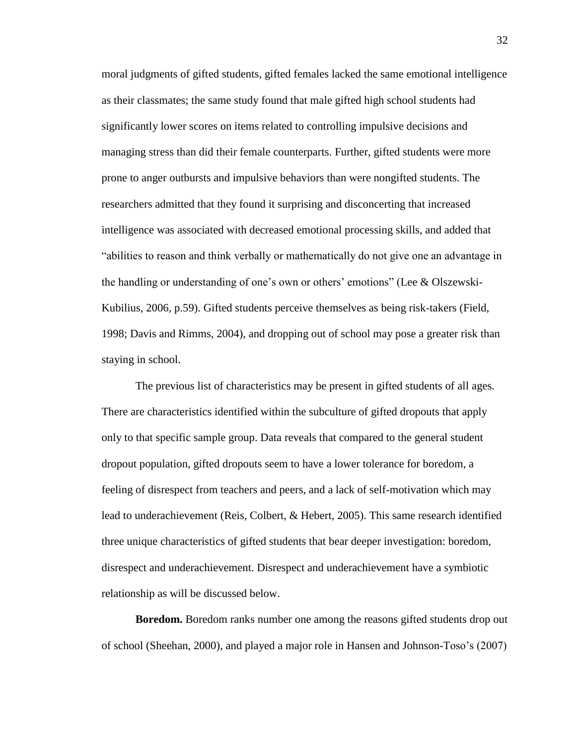moral judgments of gifted students, gifted females lacked the same emotional intelligence as their classmates; the same study found that male gifted high school students had significantly lower scores on items related to controlling impulsive decisions and managing stress than did their female counterparts. Further, gifted students were more prone to anger outbursts and impulsive behaviors than were nongifted students. The researchers admitted that they found it surprising and disconcerting that increased intelligence was associated with decreased emotional processing skills, and added that "abilities to reason and think verbally or mathematically do not give one an advantage in the handling or understanding of one's own or others' emotions" (Lee & Olszewski-Kubilius, 2006, p.59). Gifted students perceive themselves as being risk-takers (Field, 1998; Davis and Rimms, 2004), and dropping out of school may pose a greater risk than staying in school.

The previous list of characteristics may be present in gifted students of all ages. There are characteristics identified within the subculture of gifted dropouts that apply only to that specific sample group. Data reveals that compared to the general student dropout population, gifted dropouts seem to have a lower tolerance for boredom, a feeling of disrespect from teachers and peers, and a lack of self-motivation which may lead to underachievement (Reis, Colbert, & Hebert, 2005). This same research identified three unique characteristics of gifted students that bear deeper investigation: boredom, disrespect and underachievement. Disrespect and underachievement have a symbiotic relationship as will be discussed below.

**Boredom.** Boredom ranks number one among the reasons gifted students drop out of school (Sheehan, 2000), and played a major role in Hansen and Johnson-Toso's (2007)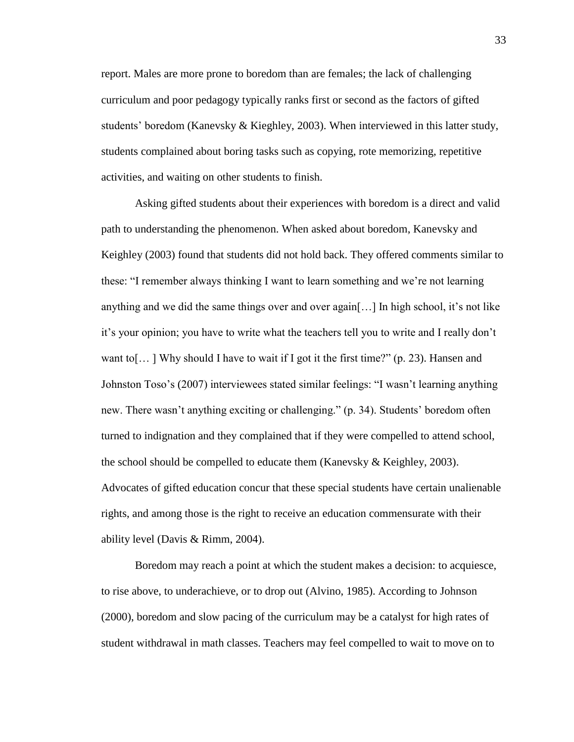report. Males are more prone to boredom than are females; the lack of challenging curriculum and poor pedagogy typically ranks first or second as the factors of gifted students' boredom (Kanevsky & Kieghley, 2003). When interviewed in this latter study, students complained about boring tasks such as copying, rote memorizing, repetitive activities, and waiting on other students to finish.

Asking gifted students about their experiences with boredom is a direct and valid path to understanding the phenomenon. When asked about boredom, Kanevsky and Keighley (2003) found that students did not hold back. They offered comments similar to these: "I remember always thinking I want to learn something and we're not learning anything and we did the same things over and over again[…] In high school, it's not like it's your opinion; you have to write what the teachers tell you to write and I really don't want to[… ] Why should I have to wait if I got it the first time?" (p. 23). Hansen and Johnston Toso's (2007) interviewees stated similar feelings: "I wasn't learning anything new. There wasn't anything exciting or challenging." (p. 34). Students' boredom often turned to indignation and they complained that if they were compelled to attend school, the school should be compelled to educate them (Kanevsky & Keighley, 2003). Advocates of gifted education concur that these special students have certain unalienable rights, and among those is the right to receive an education commensurate with their ability level (Davis & Rimm, 2004).

Boredom may reach a point at which the student makes a decision: to acquiesce, to rise above, to underachieve, or to drop out (Alvino, 1985). According to Johnson (2000), boredom and slow pacing of the curriculum may be a catalyst for high rates of student withdrawal in math classes. Teachers may feel compelled to wait to move on to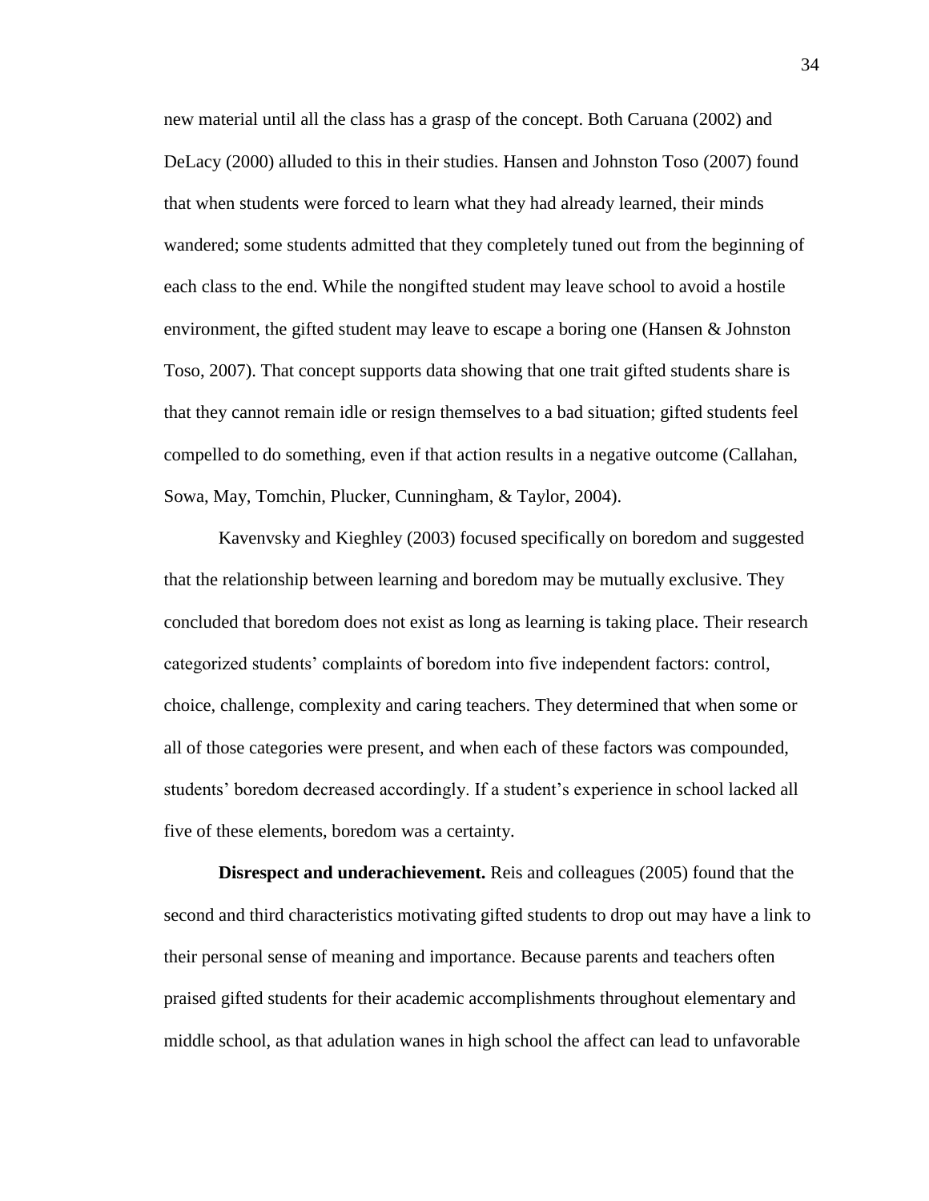new material until all the class has a grasp of the concept. Both Caruana (2002) and DeLacy (2000) alluded to this in their studies. Hansen and Johnston Toso (2007) found that when students were forced to learn what they had already learned, their minds wandered; some students admitted that they completely tuned out from the beginning of each class to the end. While the nongifted student may leave school to avoid a hostile environment, the gifted student may leave to escape a boring one (Hansen & Johnston Toso, 2007). That concept supports data showing that one trait gifted students share is that they cannot remain idle or resign themselves to a bad situation; gifted students feel compelled to do something, even if that action results in a negative outcome (Callahan, Sowa, May, Tomchin, Plucker, Cunningham, & Taylor, 2004).

Kavenvsky and Kieghley (2003) focused specifically on boredom and suggested that the relationship between learning and boredom may be mutually exclusive. They concluded that boredom does not exist as long as learning is taking place. Their research categorized students' complaints of boredom into five independent factors: control, choice, challenge, complexity and caring teachers. They determined that when some or all of those categories were present, and when each of these factors was compounded, students' boredom decreased accordingly. If a student's experience in school lacked all five of these elements, boredom was a certainty.

**Disrespect and underachievement.** Reis and colleagues (2005) found that the second and third characteristics motivating gifted students to drop out may have a link to their personal sense of meaning and importance. Because parents and teachers often praised gifted students for their academic accomplishments throughout elementary and middle school, as that adulation wanes in high school the affect can lead to unfavorable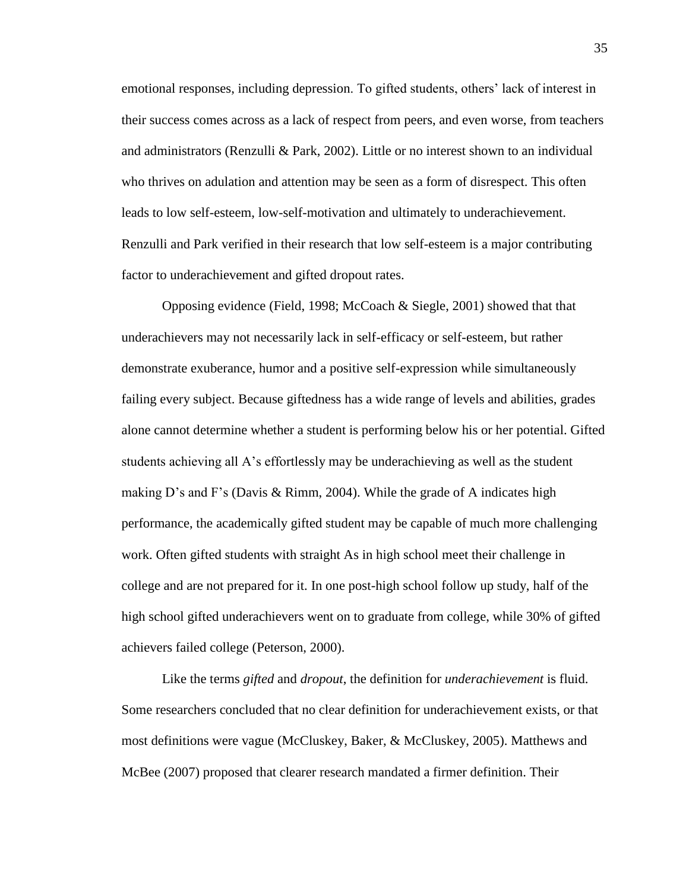emotional responses, including depression. To gifted students, others' lack of interest in their success comes across as a lack of respect from peers, and even worse, from teachers and administrators (Renzulli & Park, 2002). Little or no interest shown to an individual who thrives on adulation and attention may be seen as a form of disrespect. This often leads to low self-esteem, low-self-motivation and ultimately to underachievement. Renzulli and Park verified in their research that low self-esteem is a major contributing factor to underachievement and gifted dropout rates.

Opposing evidence (Field, 1998; McCoach & Siegle, 2001) showed that that underachievers may not necessarily lack in self-efficacy or self-esteem, but rather demonstrate exuberance, humor and a positive self-expression while simultaneously failing every subject. Because giftedness has a wide range of levels and abilities, grades alone cannot determine whether a student is performing below his or her potential. Gifted students achieving all A's effortlessly may be underachieving as well as the student making D's and F's (Davis & Rimm, 2004). While the grade of A indicates high performance, the academically gifted student may be capable of much more challenging work. Often gifted students with straight As in high school meet their challenge in college and are not prepared for it. In one post-high school follow up study, half of the high school gifted underachievers went on to graduate from college, while 30% of gifted achievers failed college (Peterson, 2000).

Like the terms *gifted* and *dropout*, the definition for *underachievement* is fluid. Some researchers concluded that no clear definition for underachievement exists, or that most definitions were vague (McCluskey, Baker, & McCluskey, 2005). Matthews and McBee (2007) proposed that clearer research mandated a firmer definition. Their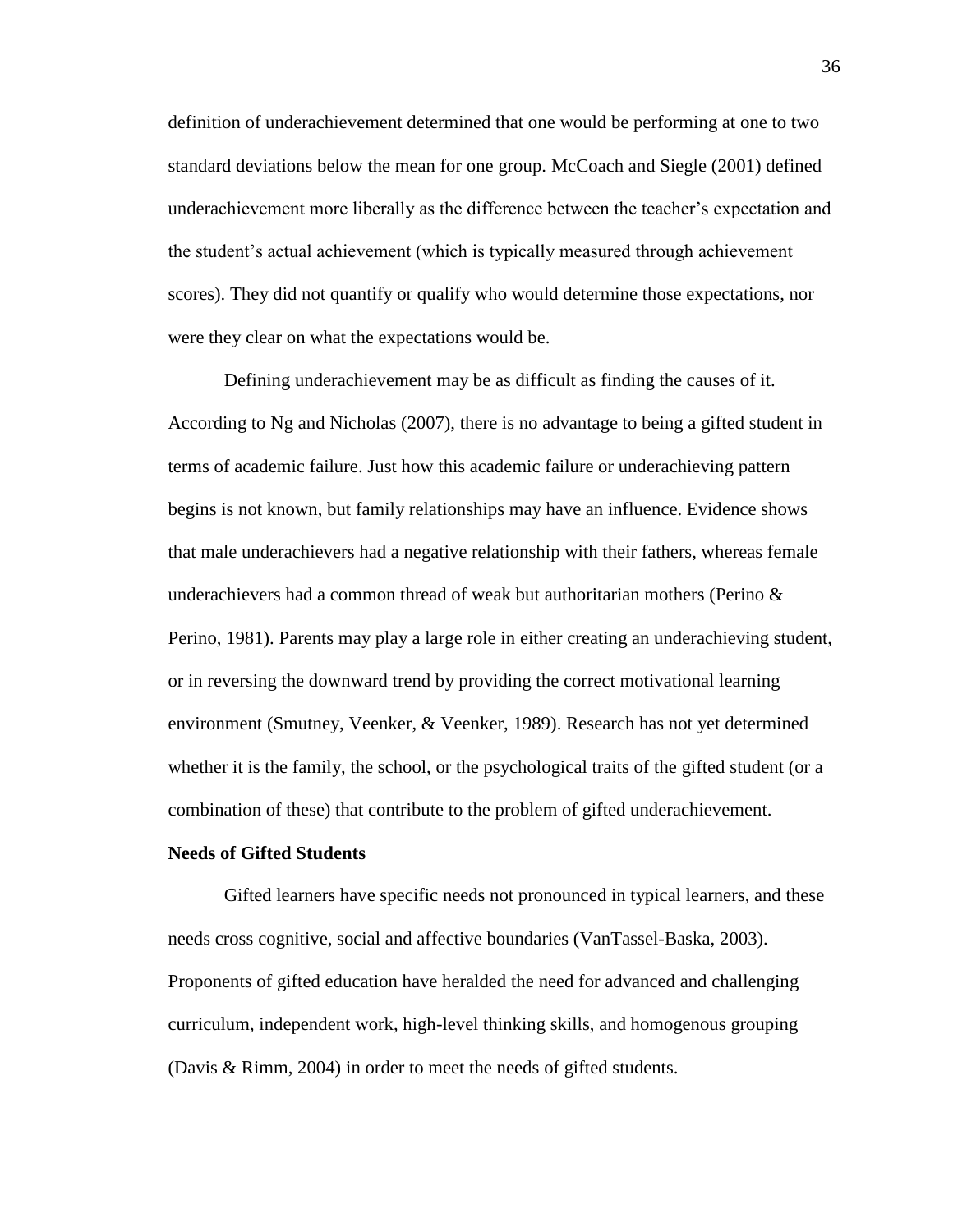definition of underachievement determined that one would be performing at one to two standard deviations below the mean for one group. McCoach and Siegle (2001) defined underachievement more liberally as the difference between the teacher's expectation and the student's actual achievement (which is typically measured through achievement scores). They did not quantify or qualify who would determine those expectations, nor were they clear on what the expectations would be.

Defining underachievement may be as difficult as finding the causes of it. According to Ng and Nicholas (2007), there is no advantage to being a gifted student in terms of academic failure. Just how this academic failure or underachieving pattern begins is not known, but family relationships may have an influence. Evidence shows that male underachievers had a negative relationship with their fathers, whereas female underachievers had a common thread of weak but authoritarian mothers (Perino & Perino, 1981). Parents may play a large role in either creating an underachieving student, or in reversing the downward trend by providing the correct motivational learning environment (Smutney, Veenker, & Veenker, 1989). Research has not yet determined whether it is the family, the school, or the psychological traits of the gifted student (or a combination of these) that contribute to the problem of gifted underachievement.

**Needs of Gifted Students**

Gifted learners have specific needs not pronounced in typical learners, and these needs cross cognitive, social and affective boundaries (VanTassel-Baska, 2003). Proponents of gifted education have heralded the need for advanced and challenging curriculum, independent work, high-level thinking skills, and homogenous grouping (Davis & Rimm, 2004) in order to meet the needs of gifted students.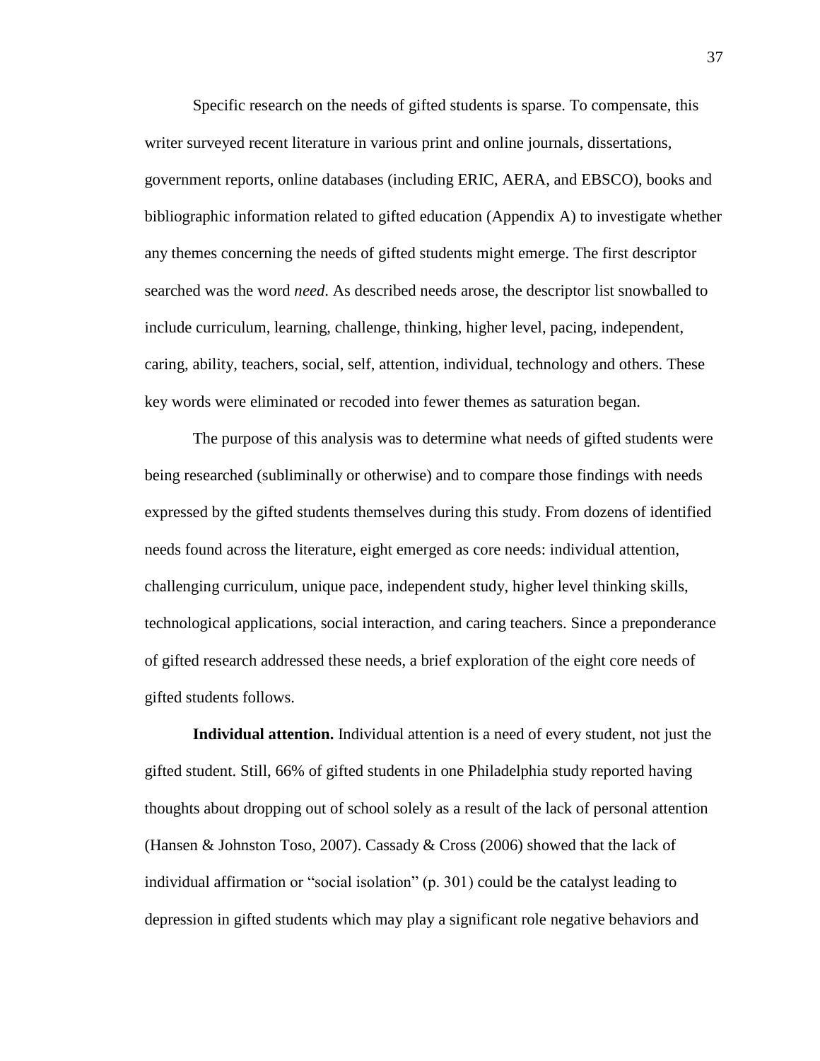Specific research on the needs of gifted students is sparse. To compensate, this writer surveyed recent literature in various print and online journals, dissertations, government reports, online databases (including ERIC, AERA, and EBSCO), books and bibliographic information related to gifted education (Appendix A) to investigate whether any themes concerning the needs of gifted students might emerge. The first descriptor searched was the word *need*. As described needs arose, the descriptor list snowballed to include curriculum, learning, challenge, thinking, higher level, pacing, independent, caring, ability, teachers, social, self, attention, individual, technology and others. These key words were eliminated or recoded into fewer themes as saturation began.

The purpose of this analysis was to determine what needs of gifted students were being researched (subliminally or otherwise) and to compare those findings with needs expressed by the gifted students themselves during this study. From dozens of identified needs found across the literature, eight emerged as core needs: individual attention, challenging curriculum, unique pace, independent study, higher level thinking skills, technological applications, social interaction, and caring teachers. Since a preponderance of gifted research addressed these needs, a brief exploration of the eight core needs of gifted students follows.

**Individual attention.** Individual attention is a need of every student, not just the gifted student. Still, 66% of gifted students in one Philadelphia study reported having thoughts about dropping out of school solely as a result of the lack of personal attention (Hansen & Johnston Toso, 2007). Cassady & Cross (2006) showed that the lack of individual affirmation or "social isolation" (p. 301) could be the catalyst leading to depression in gifted students which may play a significant role negative behaviors and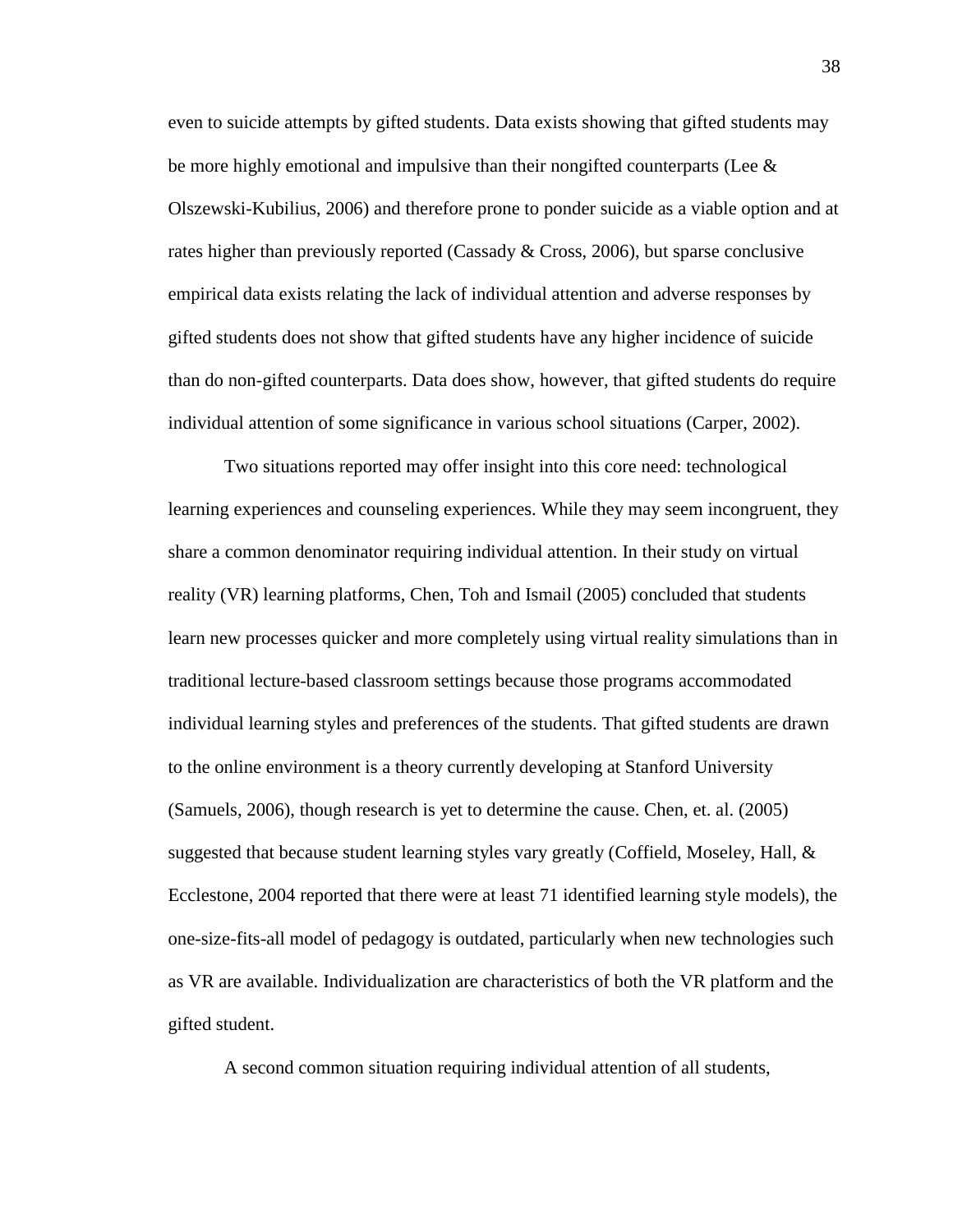even to suicide attempts by gifted students. Data exists showing that gifted students may be more highly emotional and impulsive than their nongifted counterparts (Lee & Olszewski-Kubilius, 2006) and therefore prone to ponder suicide as a viable option and at rates higher than previously reported (Cassady & Cross, 2006), but sparse conclusive empirical data exists relating the lack of individual attention and adverse responses by gifted students does not show that gifted students have any higher incidence of suicide than do non-gifted counterparts. Data does show, however, that gifted students do require individual attention of some significance in various school situations (Carper, 2002).

Two situations reported may offer insight into this core need: technological learning experiences and counseling experiences. While they may seem incongruent, they share a common denominator requiring individual attention. In their study on virtual reality (VR) learning platforms, Chen, Toh and Ismail (2005) concluded that students learn new processes quicker and more completely using virtual reality simulations than in traditional lecture-based classroom settings because those programs accommodated individual learning styles and preferences of the students. That gifted students are drawn to the online environment is a theory currently developing at Stanford University (Samuels, 2006), though research is yet to determine the cause. Chen, et. al. (2005) suggested that because student learning styles vary greatly (Coffield, Moseley, Hall, & Ecclestone, 2004 reported that there were at least 71 identified learning style models), the one-size-fits-all model of pedagogy is outdated, particularly when new technologies such as VR are available. Individualization are characteristics of both the VR platform and the gifted student.

A second common situation requiring individual attention of all students,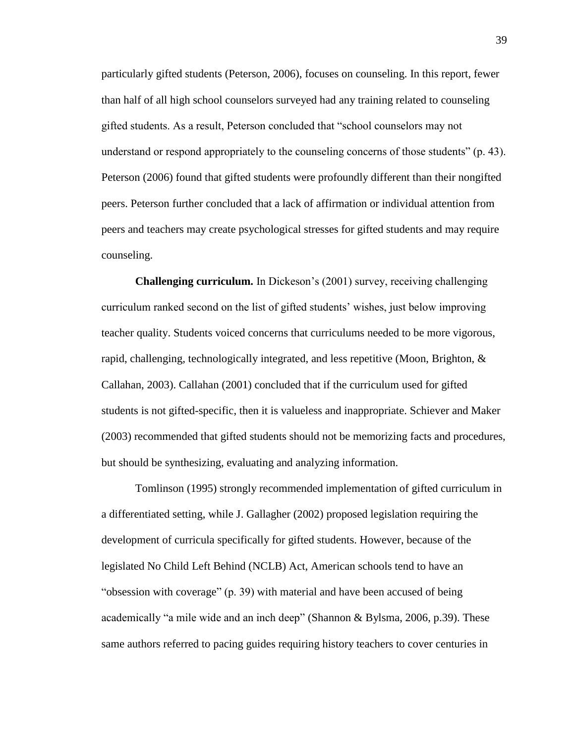particularly gifted students (Peterson, 2006), focuses on counseling. In this report, fewer than half of all high school counselors surveyed had any training related to counseling gifted students. As a result, Peterson concluded that "school counselors may not understand or respond appropriately to the counseling concerns of those students" (p. 43). Peterson (2006) found that gifted students were profoundly different than their nongifted peers. Peterson further concluded that a lack of affirmation or individual attention from peers and teachers may create psychological stresses for gifted students and may require counseling.

**Challenging curriculum.** In Dickeson's (2001) survey, receiving challenging curriculum ranked second on the list of gifted students' wishes, just below improving teacher quality. Students voiced concerns that curriculums needed to be more vigorous, rapid, challenging, technologically integrated, and less repetitive (Moon, Brighton, & Callahan, 2003). Callahan (2001) concluded that if the curriculum used for gifted students is not gifted-specific, then it is valueless and inappropriate. Schiever and Maker (2003) recommended that gifted students should not be memorizing facts and procedures, but should be synthesizing, evaluating and analyzing information.

Tomlinson (1995) strongly recommended implementation of gifted curriculum in a differentiated setting, while J. Gallagher (2002) proposed legislation requiring the development of curricula specifically for gifted students. However, because of the legislated No Child Left Behind (NCLB) Act, American schools tend to have an "obsession with coverage" (p. 39) with material and have been accused of being academically "a mile wide and an inch deep" (Shannon & Bylsma, 2006, p.39). These same authors referred to pacing guides requiring history teachers to cover centuries in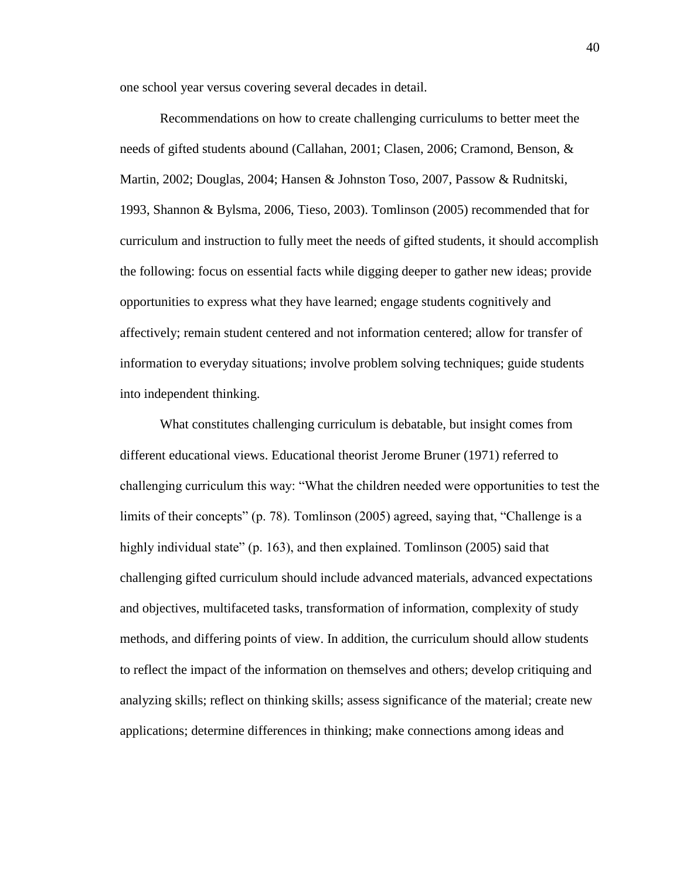one school year versus covering several decades in detail.

Recommendations on how to create challenging curriculums to better meet the needs of gifted students abound (Callahan, 2001; Clasen, 2006; Cramond, Benson, & Martin, 2002; Douglas, 2004; Hansen & Johnston Toso, 2007, Passow & Rudnitski, 1993, Shannon & Bylsma, 2006, Tieso, 2003). Tomlinson (2005) recommended that for curriculum and instruction to fully meet the needs of gifted students, it should accomplish the following: focus on essential facts while digging deeper to gather new ideas; provide opportunities to express what they have learned; engage students cognitively and affectively; remain student centered and not information centered; allow for transfer of information to everyday situations; involve problem solving techniques; guide students into independent thinking.

What constitutes challenging curriculum is debatable, but insight comes from different educational views. Educational theorist Jerome Bruner (1971) referred to challenging curriculum this way: "What the children needed were opportunities to test the limits of their concepts" (p. 78). Tomlinson (2005) agreed, saying that, "Challenge is a highly individual state" (p. 163), and then explained. Tomlinson (2005) said that challenging gifted curriculum should include advanced materials, advanced expectations and objectives, multifaceted tasks, transformation of information, complexity of study methods, and differing points of view. In addition, the curriculum should allow students to reflect the impact of the information on themselves and others; develop critiquing and analyzing skills; reflect on thinking skills; assess significance of the material; create new applications; determine differences in thinking; make connections among ideas and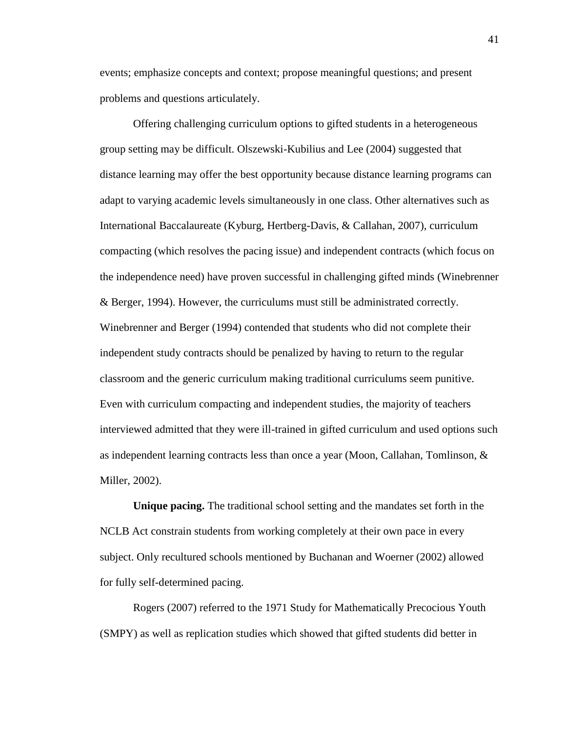events; emphasize concepts and context; propose meaningful questions; and present problems and questions articulately.

Offering challenging curriculum options to gifted students in a heterogeneous group setting may be difficult. Olszewski-Kubilius and Lee (2004) suggested that distance learning may offer the best opportunity because distance learning programs can adapt to varying academic levels simultaneously in one class. Other alternatives such as International Baccalaureate (Kyburg, Hertberg-Davis, & Callahan, 2007), curriculum compacting (which resolves the pacing issue) and independent contracts (which focus on the independence need) have proven successful in challenging gifted minds (Winebrenner & Berger, 1994). However, the curriculums must still be administrated correctly. Winebrenner and Berger (1994) contended that students who did not complete their independent study contracts should be penalized by having to return to the regular classroom and the generic curriculum making traditional curriculums seem punitive. Even with curriculum compacting and independent studies, the majority of teachers interviewed admitted that they were ill-trained in gifted curriculum and used options such as independent learning contracts less than once a year (Moon, Callahan, Tomlinson, & Miller, 2002).

**Unique pacing.** The traditional school setting and the mandates set forth in the NCLB Act constrain students from working completely at their own pace in every subject. Only recultured schools mentioned by Buchanan and Woerner (2002) allowed for fully self-determined pacing.

Rogers (2007) referred to the 1971 Study for Mathematically Precocious Youth (SMPY) as well as replication studies which showed that gifted students did better in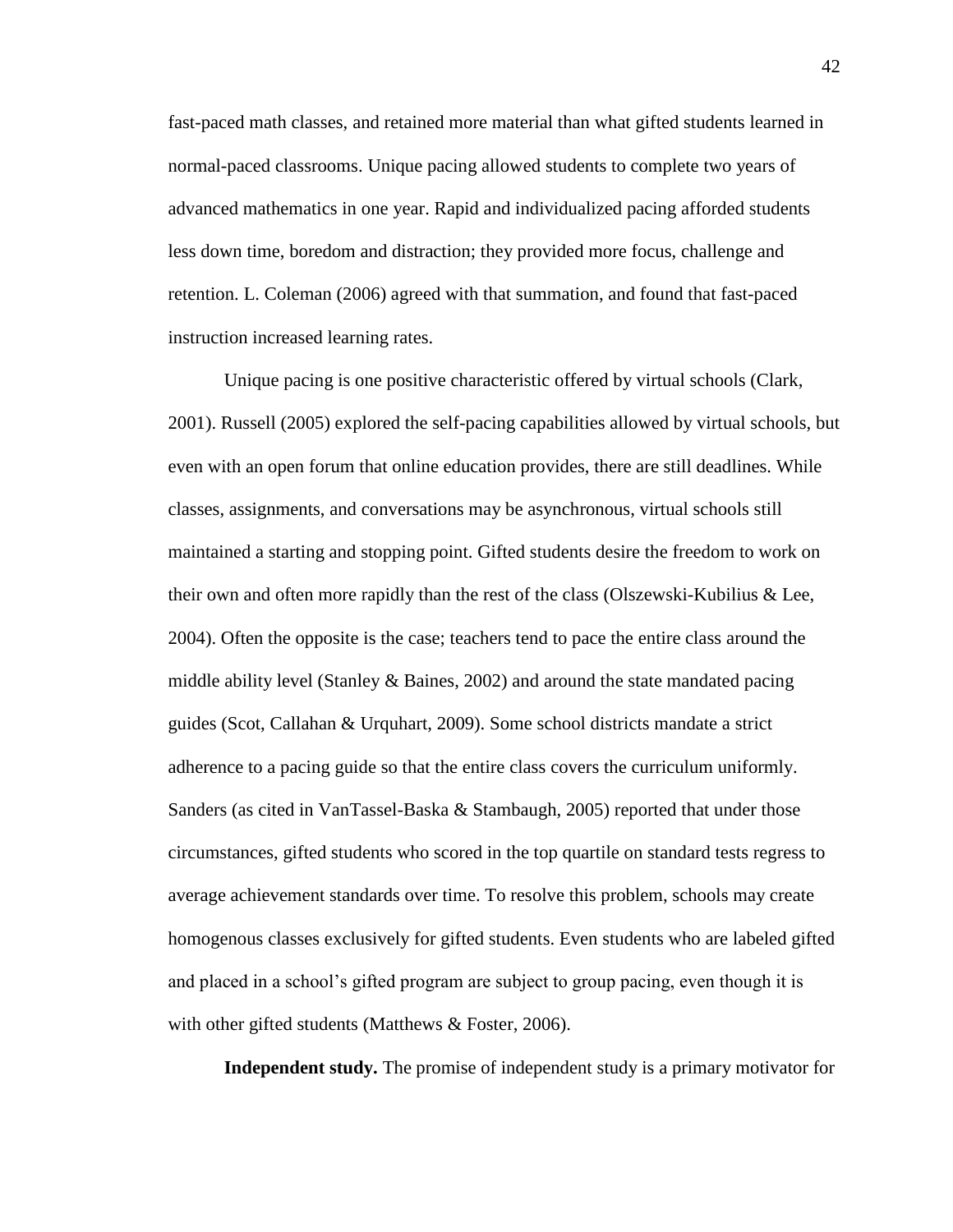fast-paced math classes, and retained more material than what gifted students learned in normal-paced classrooms. Unique pacing allowed students to complete two years of advanced mathematics in one year. Rapid and individualized pacing afforded students less down time, boredom and distraction; they provided more focus, challenge and retention. L. Coleman (2006) agreed with that summation, and found that fast-paced instruction increased learning rates.

Unique pacing is one positive characteristic offered by virtual schools (Clark, 2001). Russell (2005) explored the self-pacing capabilities allowed by virtual schools, but even with an open forum that online education provides, there are still deadlines. While classes, assignments, and conversations may be asynchronous, virtual schools still maintained a starting and stopping point. Gifted students desire the freedom to work on their own and often more rapidly than the rest of the class (Olszewski-Kubilius & Lee, 2004). Often the opposite is the case; teachers tend to pace the entire class around the middle ability level (Stanley & Baines, 2002) and around the state mandated pacing guides (Scot, Callahan & Urquhart, 2009). Some school districts mandate a strict adherence to a pacing guide so that the entire class covers the curriculum uniformly. Sanders (as cited in VanTassel-Baska & Stambaugh, 2005) reported that under those circumstances, gifted students who scored in the top quartile on standard tests regress to average achievement standards over time. To resolve this problem, schools may create homogenous classes exclusively for gifted students. Even students who are labeled gifted and placed in a school's gifted program are subject to group pacing, even though it is with other gifted students (Matthews & Foster, 2006).

**Independent study.** The promise of independent study is a primary motivator for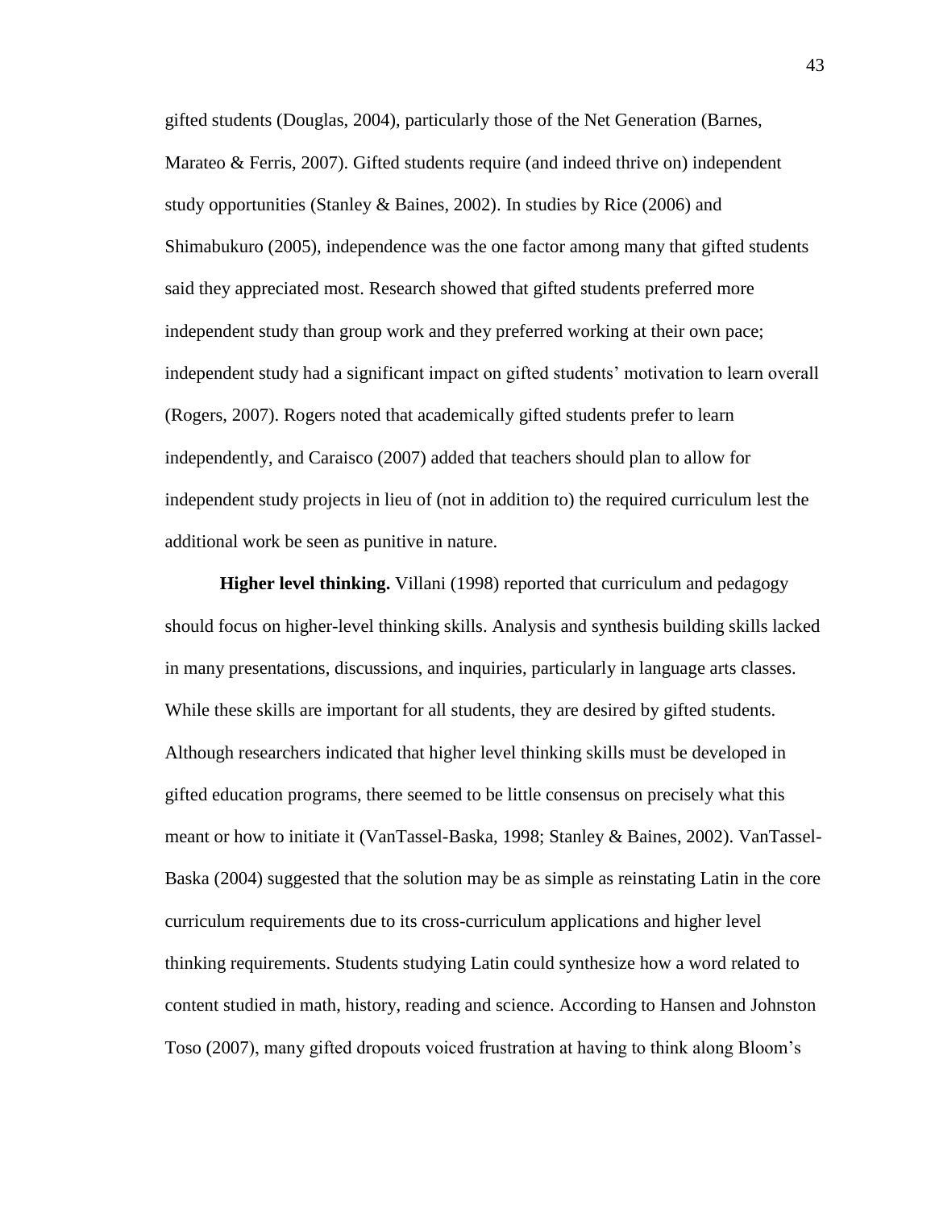gifted students (Douglas, 2004), particularly those of the Net Generation (Barnes, Marateo & Ferris, 2007). Gifted students require (and indeed thrive on) independent study opportunities (Stanley & Baines, 2002). In studies by Rice (2006) and Shimabukuro (2005), independence was the one factor among many that gifted students said they appreciated most. Research showed that gifted students preferred more independent study than group work and they preferred working at their own pace; independent study had a significant impact on gifted students' motivation to learn overall (Rogers, 2007). Rogers noted that academically gifted students prefer to learn independently, and Caraisco (2007) added that teachers should plan to allow for independent study projects in lieu of (not in addition to) the required curriculum lest the additional work be seen as punitive in nature.

**Higher level thinking.** Villani (1998) reported that curriculum and pedagogy should focus on higher-level thinking skills. Analysis and synthesis building skills lacked in many presentations, discussions, and inquiries, particularly in language arts classes. While these skills are important for all students, they are desired by gifted students. Although researchers indicated that higher level thinking skills must be developed in gifted education programs, there seemed to be little consensus on precisely what this meant or how to initiate it (VanTassel-Baska, 1998; Stanley & Baines, 2002). VanTassel-Baska (2004) suggested that the solution may be as simple as reinstating Latin in the core curriculum requirements due to its cross-curriculum applications and higher level thinking requirements. Students studying Latin could synthesize how a word related to content studied in math, history, reading and science. According to Hansen and Johnston Toso (2007), many gifted dropouts voiced frustration at having to think along Bloom's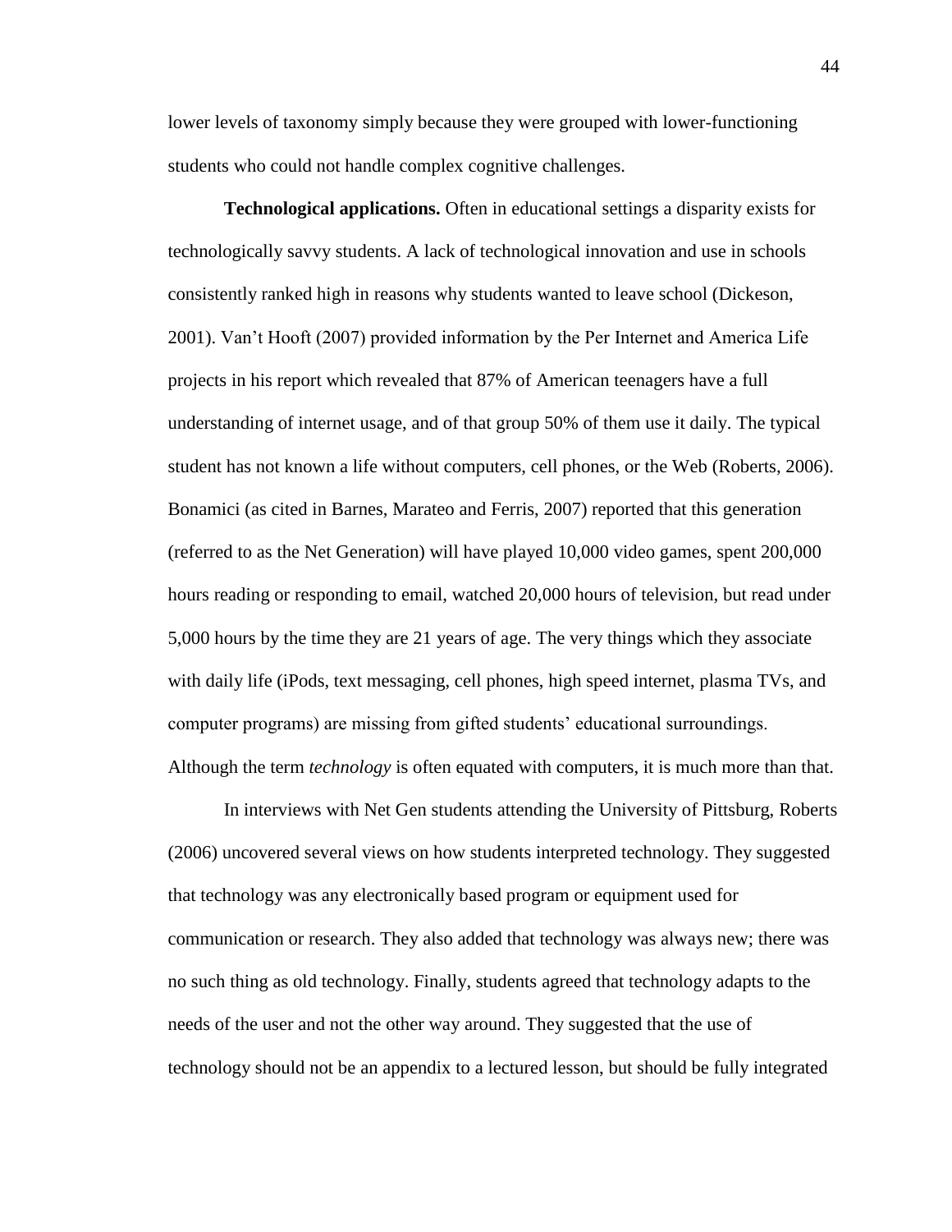lower levels of taxonomy simply because they were grouped with lower-functioning students who could not handle complex cognitive challenges.

**Technological applications.** Often in educational settings a disparity exists for technologically savvy students. A lack of technological innovation and use in schools consistently ranked high in reasons why students wanted to leave school (Dickeson, 2001). Van't Hooft (2007) provided information by the Per Internet and America Life projects in his report which revealed that 87% of American teenagers have a full understanding of internet usage, and of that group 50% of them use it daily. The typical student has not known a life without computers, cell phones, or the Web (Roberts, 2006). Bonamici (as cited in Barnes, Marateo and Ferris, 2007) reported that this generation (referred to as the Net Generation) will have played 10,000 video games, spent 200,000 hours reading or responding to email, watched 20,000 hours of television, but read under 5,000 hours by the time they are 21 years of age. The very things which they associate with daily life (iPods, text messaging, cell phones, high speed internet, plasma TVs, and computer programs) are missing from gifted students' educational surroundings. Although the term *technology* is often equated with computers, it is much more than that.

In interviews with Net Gen students attending the University of Pittsburg, Roberts (2006) uncovered several views on how students interpreted technology. They suggested that technology was any electronically based program or equipment used for communication or research. They also added that technology was always new; there was no such thing as old technology. Finally, students agreed that technology adapts to the needs of the user and not the other way around. They suggested that the use of technology should not be an appendix to a lectured lesson, but should be fully integrated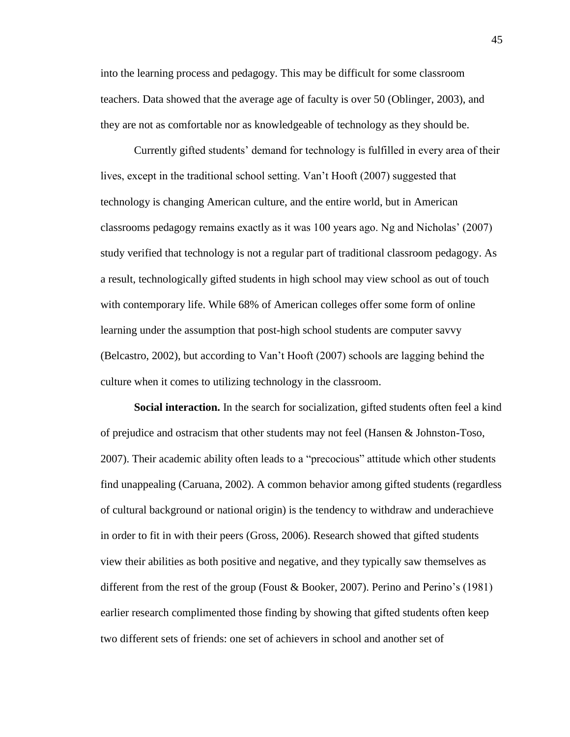into the learning process and pedagogy. This may be difficult for some classroom teachers. Data showed that the average age of faculty is over 50 (Oblinger, 2003), and they are not as comfortable nor as knowledgeable of technology as they should be.

Currently gifted students' demand for technology is fulfilled in every area of their lives, except in the traditional school setting. Van't Hooft (2007) suggested that technology is changing American culture, and the entire world, but in American classrooms pedagogy remains exactly as it was 100 years ago. Ng and Nicholas' (2007) study verified that technology is not a regular part of traditional classroom pedagogy. As a result, technologically gifted students in high school may view school as out of touch with contemporary life. While 68% of American colleges offer some form of online learning under the assumption that post-high school students are computer savvy (Belcastro, 2002), but according to Van't Hooft (2007) schools are lagging behind the culture when it comes to utilizing technology in the classroom.

**Social interaction.** In the search for socialization, gifted students often feel a kind of prejudice and ostracism that other students may not feel (Hansen & Johnston-Toso, 2007). Their academic ability often leads to a "precocious" attitude which other students find unappealing (Caruana, 2002). A common behavior among gifted students (regardless of cultural background or national origin) is the tendency to withdraw and underachieve in order to fit in with their peers (Gross, 2006). Research showed that gifted students view their abilities as both positive and negative, and they typically saw themselves as different from the rest of the group (Foust & Booker, 2007). Perino and Perino's (1981) earlier research complimented those finding by showing that gifted students often keep two different sets of friends: one set of achievers in school and another set of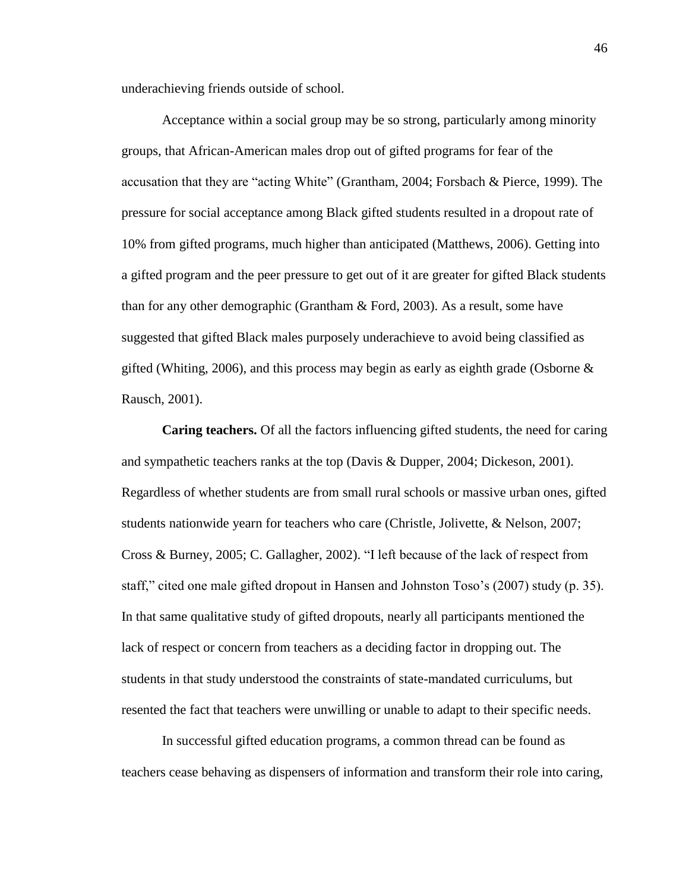underachieving friends outside of school.

Acceptance within a social group may be so strong, particularly among minority groups, that African-American males drop out of gifted programs for fear of the accusation that they are "acting White" (Grantham, 2004; Forsbach & Pierce, 1999). The pressure for social acceptance among Black gifted students resulted in a dropout rate of 10% from gifted programs, much higher than anticipated (Matthews, 2006). Getting into a gifted program and the peer pressure to get out of it are greater for gifted Black students than for any other demographic (Grantham & Ford, 2003). As a result, some have suggested that gifted Black males purposely underachieve to avoid being classified as gifted (Whiting, 2006), and this process may begin as early as eighth grade (Osborne & Rausch, 2001).

**Caring teachers.** Of all the factors influencing gifted students, the need for caring and sympathetic teachers ranks at the top (Davis & Dupper, 2004; Dickeson, 2001). Regardless of whether students are from small rural schools or massive urban ones, gifted students nationwide yearn for teachers who care (Christle, Jolivette, & Nelson, 2007; Cross & Burney, 2005; C. Gallagher, 2002). "I left because of the lack of respect from staff," cited one male gifted dropout in Hansen and Johnston Toso's (2007) study (p. 35). In that same qualitative study of gifted dropouts, nearly all participants mentioned the lack of respect or concern from teachers as a deciding factor in dropping out. The students in that study understood the constraints of state-mandated curriculums, but resented the fact that teachers were unwilling or unable to adapt to their specific needs.

In successful gifted education programs, a common thread can be found as teachers cease behaving as dispensers of information and transform their role into caring,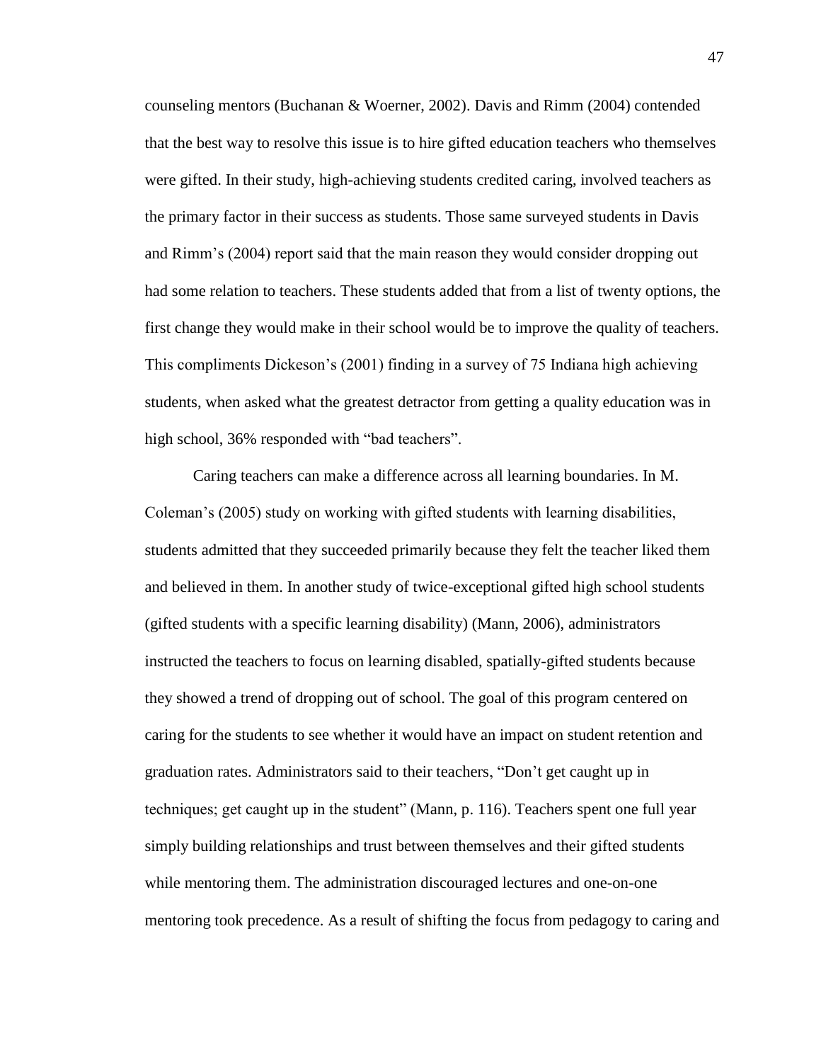counseling mentors (Buchanan & Woerner, 2002). Davis and Rimm (2004) contended that the best way to resolve this issue is to hire gifted education teachers who themselves were gifted. In their study, high-achieving students credited caring, involved teachers as the primary factor in their success as students. Those same surveyed students in Davis and Rimm's (2004) report said that the main reason they would consider dropping out had some relation to teachers. These students added that from a list of twenty options, the first change they would make in their school would be to improve the quality of teachers. This compliments Dickeson's (2001) finding in a survey of 75 Indiana high achieving students, when asked what the greatest detractor from getting a quality education was in high school, 36% responded with "bad teachers".

Caring teachers can make a difference across all learning boundaries. In M. Coleman's (2005) study on working with gifted students with learning disabilities, students admitted that they succeeded primarily because they felt the teacher liked them and believed in them. In another study of twice-exceptional gifted high school students (gifted students with a specific learning disability) (Mann, 2006), administrators instructed the teachers to focus on learning disabled, spatially-gifted students because they showed a trend of dropping out of school. The goal of this program centered on caring for the students to see whether it would have an impact on student retention and graduation rates. Administrators said to their teachers, "Don't get caught up in techniques; get caught up in the student" (Mann, p. 116). Teachers spent one full year simply building relationships and trust between themselves and their gifted students while mentoring them. The administration discouraged lectures and one-on-one mentoring took precedence. As a result of shifting the focus from pedagogy to caring and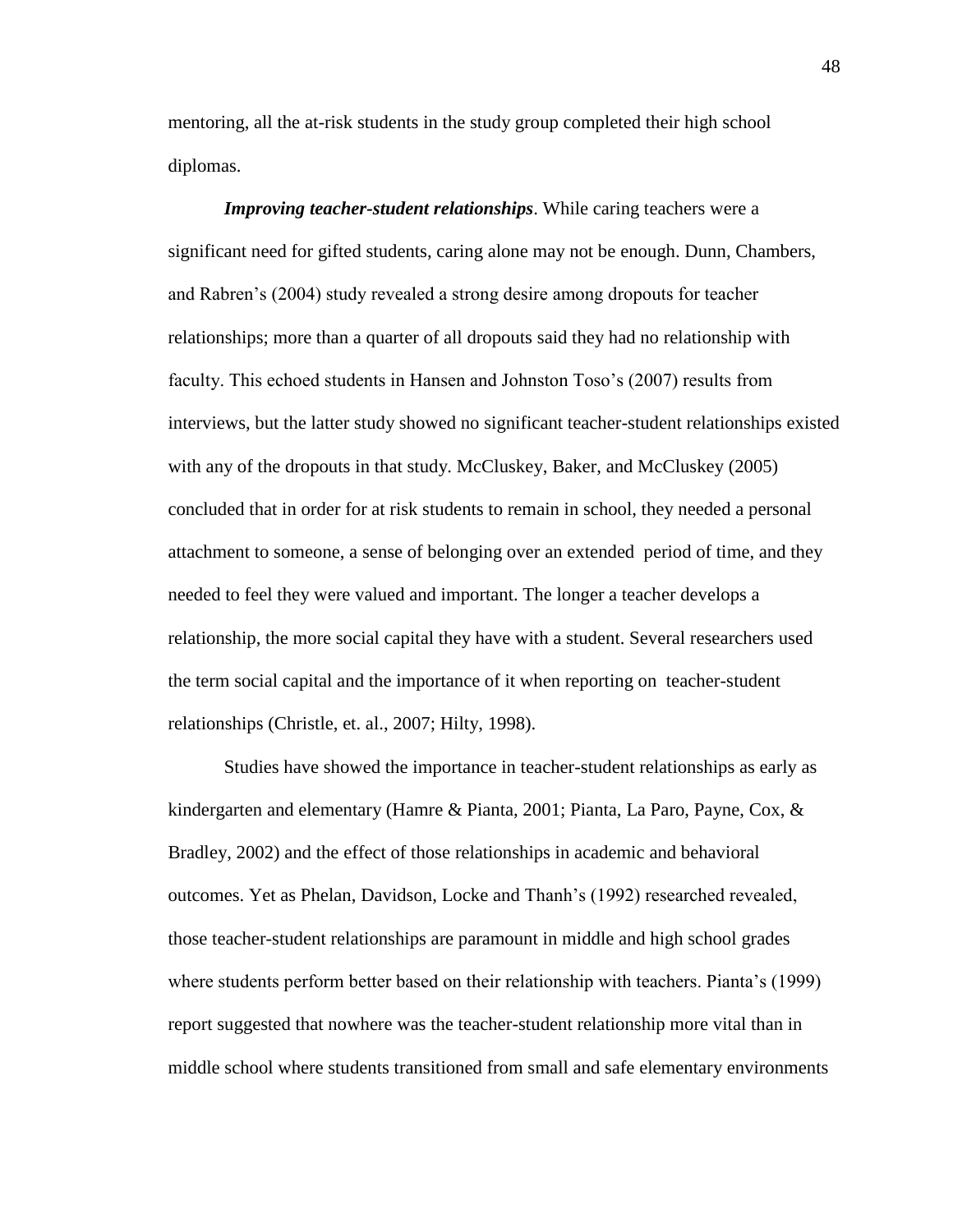mentoring, all the at-risk students in the study group completed their high school diplomas.

***Improving teacher-student relationships***. While caring teachers were a significant need for gifted students, caring alone may not be enough. Dunn, Chambers, and Rabren's (2004) study revealed a strong desire among dropouts for teacher relationships; more than a quarter of all dropouts said they had no relationship with faculty. This echoed students in Hansen and Johnston Toso's (2007) results from interviews, but the latter study showed no significant teacher-student relationships existed with any of the dropouts in that study. McCluskey, Baker, and McCluskey (2005) concluded that in order for at risk students to remain in school, they needed a personal attachment to someone, a sense of belonging over an extended period of time, and they needed to feel they were valued and important. The longer a teacher develops a relationship, the more social capital they have with a student. Several researchers used the term social capital and the importance of it when reporting on teacher-student relationships (Christle, et. al., 2007; Hilty, 1998).

Studies have showed the importance in teacher-student relationships as early as kindergarten and elementary (Hamre & Pianta, 2001; Pianta, La Paro, Payne, Cox, & Bradley, 2002) and the effect of those relationships in academic and behavioral outcomes. Yet as Phelan, Davidson, Locke and Thanh's (1992) researched revealed, those teacher-student relationships are paramount in middle and high school grades where students perform better based on their relationship with teachers. Pianta's (1999) report suggested that nowhere was the teacher-student relationship more vital than in middle school where students transitioned from small and safe elementary environments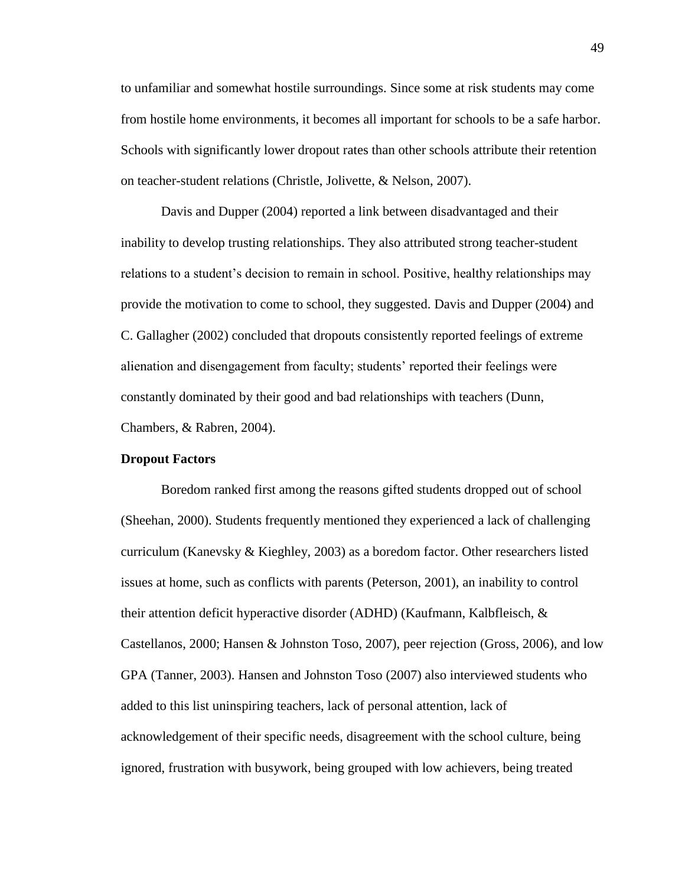to unfamiliar and somewhat hostile surroundings. Since some at risk students may come from hostile home environments, it becomes all important for schools to be a safe harbor. Schools with significantly lower dropout rates than other schools attribute their retention on teacher-student relations (Christle, Jolivette, & Nelson, 2007).

Davis and Dupper (2004) reported a link between disadvantaged and their inability to develop trusting relationships. They also attributed strong teacher-student relations to a student's decision to remain in school. Positive, healthy relationships may provide the motivation to come to school, they suggested. Davis and Dupper (2004) and C. Gallagher (2002) concluded that dropouts consistently reported feelings of extreme alienation and disengagement from faculty; students' reported their feelings were constantly dominated by their good and bad relationships with teachers (Dunn, Chambers, & Rabren, 2004).

**Dropout Factors**

Boredom ranked first among the reasons gifted students dropped out of school (Sheehan, 2000). Students frequently mentioned they experienced a lack of challenging curriculum (Kanevsky & Kieghley, 2003) as a boredom factor. Other researchers listed issues at home, such as conflicts with parents (Peterson, 2001), an inability to control their attention deficit hyperactive disorder (ADHD) (Kaufmann, Kalbfleisch, & Castellanos, 2000; Hansen & Johnston Toso, 2007), peer rejection (Gross, 2006), and low GPA (Tanner, 2003). Hansen and Johnston Toso (2007) also interviewed students who added to this list uninspiring teachers, lack of personal attention, lack of acknowledgement of their specific needs, disagreement with the school culture, being ignored, frustration with busywork, being grouped with low achievers, being treated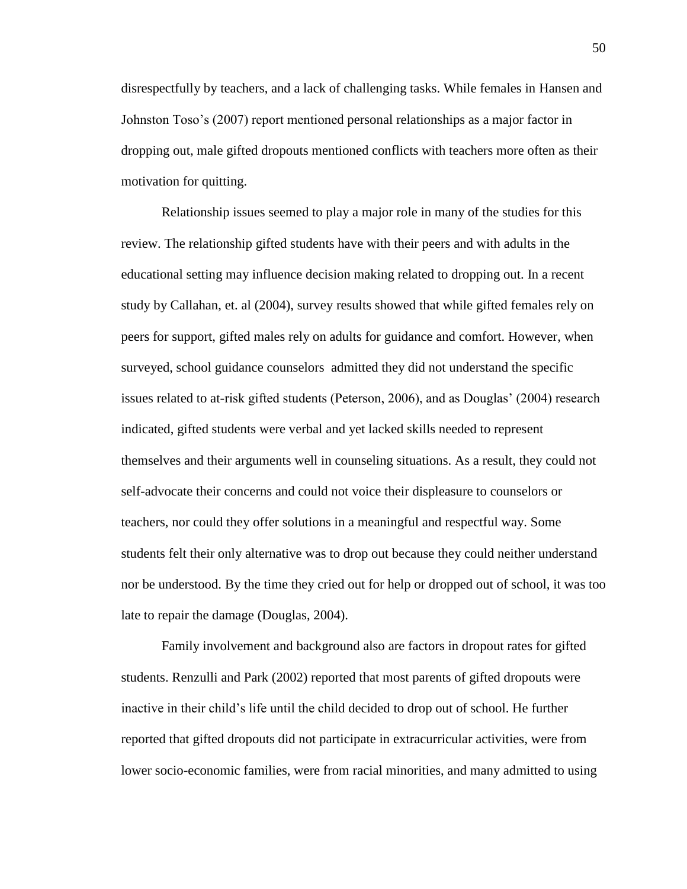disrespectfully by teachers, and a lack of challenging tasks. While females in Hansen and Johnston Toso's (2007) report mentioned personal relationships as a major factor in dropping out, male gifted dropouts mentioned conflicts with teachers more often as their motivation for quitting.

Relationship issues seemed to play a major role in many of the studies for this review. The relationship gifted students have with their peers and with adults in the educational setting may influence decision making related to dropping out. In a recent study by Callahan, et. al (2004), survey results showed that while gifted females rely on peers for support, gifted males rely on adults for guidance and comfort. However, when surveyed, school guidance counselors admitted they did not understand the specific issues related to at-risk gifted students (Peterson, 2006), and as Douglas' (2004) research indicated, gifted students were verbal and yet lacked skills needed to represent themselves and their arguments well in counseling situations. As a result, they could not self-advocate their concerns and could not voice their displeasure to counselors or teachers, nor could they offer solutions in a meaningful and respectful way. Some students felt their only alternative was to drop out because they could neither understand nor be understood. By the time they cried out for help or dropped out of school, it was too late to repair the damage (Douglas, 2004).

Family involvement and background also are factors in dropout rates for gifted students. Renzulli and Park (2002) reported that most parents of gifted dropouts were inactive in their child's life until the child decided to drop out of school. He further reported that gifted dropouts did not participate in extracurricular activities, were from lower socio-economic families, were from racial minorities, and many admitted to using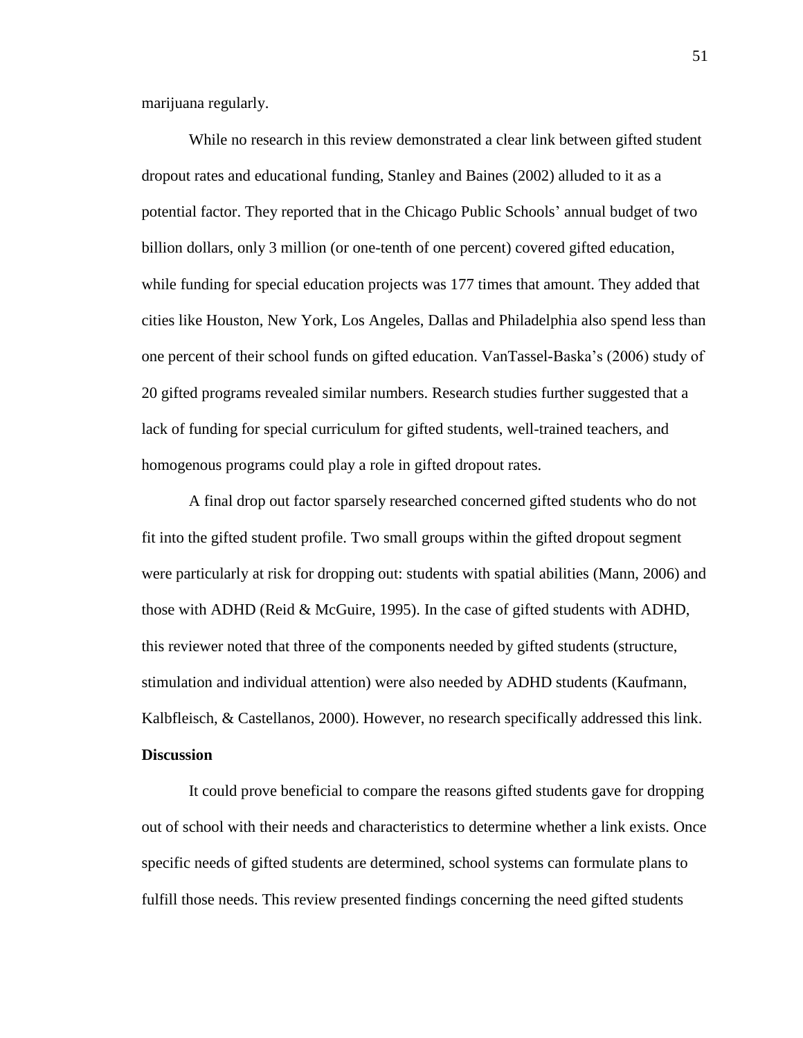marijuana regularly.

While no research in this review demonstrated a clear link between gifted student dropout rates and educational funding, Stanley and Baines (2002) alluded to it as a potential factor. They reported that in the Chicago Public Schools' annual budget of two billion dollars, only 3 million (or one-tenth of one percent) covered gifted education, while funding for special education projects was 177 times that amount. They added that cities like Houston, New York, Los Angeles, Dallas and Philadelphia also spend less than one percent of their school funds on gifted education. VanTassel-Baska's (2006) study of 20 gifted programs revealed similar numbers. Research studies further suggested that a lack of funding for special curriculum for gifted students, well-trained teachers, and homogenous programs could play a role in gifted dropout rates.

A final drop out factor sparsely researched concerned gifted students who do not fit into the gifted student profile. Two small groups within the gifted dropout segment were particularly at risk for dropping out: students with spatial abilities (Mann, 2006) and those with ADHD (Reid & McGuire, 1995). In the case of gifted students with ADHD, this reviewer noted that three of the components needed by gifted students (structure, stimulation and individual attention) were also needed by ADHD students (Kaufmann, Kalbfleisch, & Castellanos, 2000). However, no research specifically addressed this link.

**Discussion**

It could prove beneficial to compare the reasons gifted students gave for dropping out of school with their needs and characteristics to determine whether a link exists. Once specific needs of gifted students are determined, school systems can formulate plans to fulfill those needs. This review presented findings concerning the need gifted students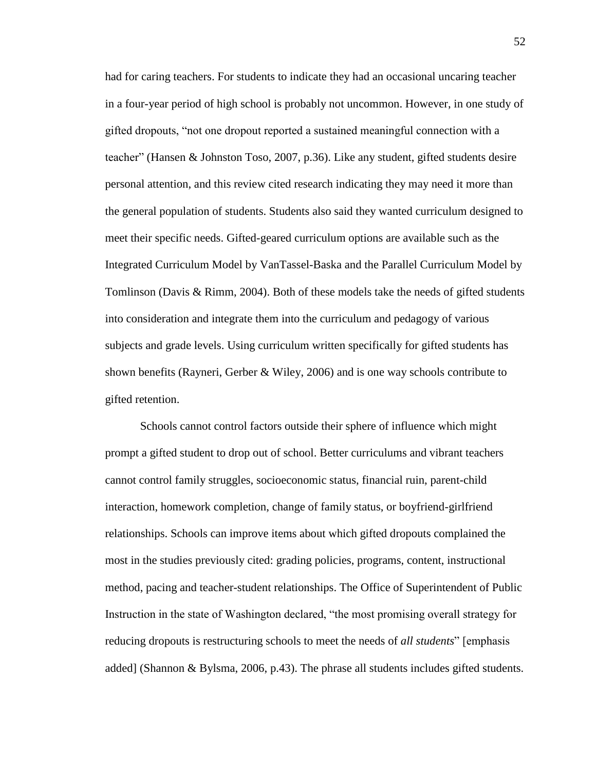had for caring teachers. For students to indicate they had an occasional uncaring teacher in a four-year period of high school is probably not uncommon. However, in one study of gifted dropouts, "not one dropout reported a sustained meaningful connection with a teacher" (Hansen & Johnston Toso, 2007, p.36). Like any student, gifted students desire personal attention, and this review cited research indicating they may need it more than the general population of students. Students also said they wanted curriculum designed to meet their specific needs. Gifted-geared curriculum options are available such as the Integrated Curriculum Model by VanTassel-Baska and the Parallel Curriculum Model by Tomlinson (Davis & Rimm, 2004). Both of these models take the needs of gifted students into consideration and integrate them into the curriculum and pedagogy of various subjects and grade levels. Using curriculum written specifically for gifted students has shown benefits (Rayneri, Gerber & Wiley, 2006) and is one way schools contribute to gifted retention.

Schools cannot control factors outside their sphere of influence which might prompt a gifted student to drop out of school. Better curriculums and vibrant teachers cannot control family struggles, socioeconomic status, financial ruin, parent-child interaction, homework completion, change of family status, or boyfriend-girlfriend relationships. Schools can improve items about which gifted dropouts complained the most in the studies previously cited: grading policies, programs, content, instructional method, pacing and teacher-student relationships. The Office of Superintendent of Public Instruction in the state of Washington declared, "the most promising overall strategy for reducing dropouts is restructuring schools to meet the needs of *all students*" [emphasis added] (Shannon & Bylsma, 2006, p.43). The phrase all students includes gifted students.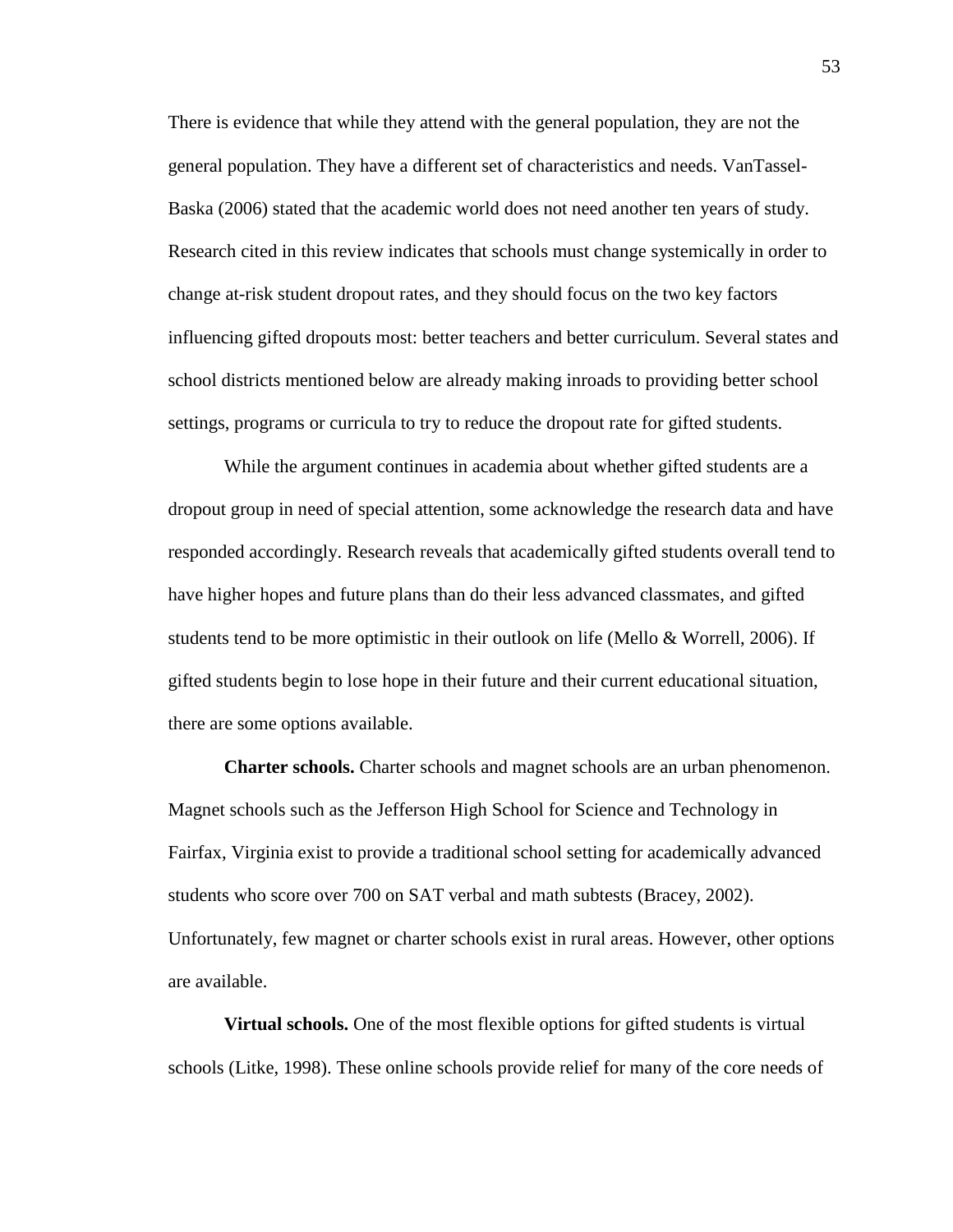There is evidence that while they attend with the general population, they are not the general population. They have a different set of characteristics and needs. VanTassel-Baska (2006) stated that the academic world does not need another ten years of study. Research cited in this review indicates that schools must change systemically in order to change at-risk student dropout rates, and they should focus on the two key factors influencing gifted dropouts most: better teachers and better curriculum. Several states and school districts mentioned below are already making inroads to providing better school settings, programs or curricula to try to reduce the dropout rate for gifted students.

While the argument continues in academia about whether gifted students are a dropout group in need of special attention, some acknowledge the research data and have responded accordingly. Research reveals that academically gifted students overall tend to have higher hopes and future plans than do their less advanced classmates, and gifted students tend to be more optimistic in their outlook on life (Mello & Worrell, 2006). If gifted students begin to lose hope in their future and their current educational situation, there are some options available.

**Charter schools.** Charter schools and magnet schools are an urban phenomenon. Magnet schools such as the Jefferson High School for Science and Technology in Fairfax, Virginia exist to provide a traditional school setting for academically advanced students who score over 700 on SAT verbal and math subtests (Bracey, 2002). Unfortunately, few magnet or charter schools exist in rural areas. However, other options are available.

**Virtual schools.** One of the most flexible options for gifted students is virtual schools (Litke, 1998). These online schools provide relief for many of the core needs of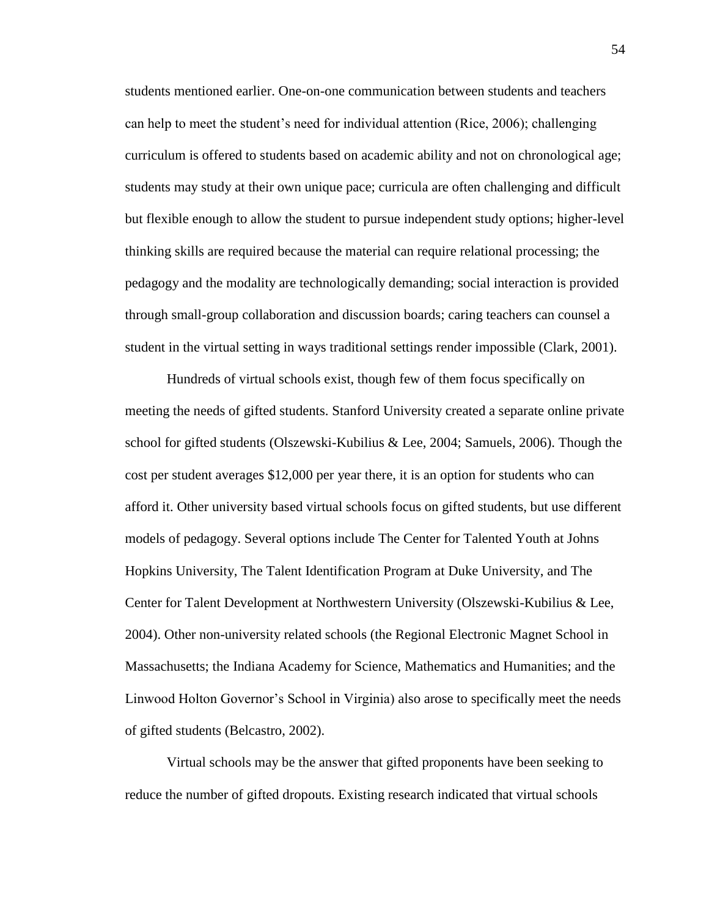students mentioned earlier. One-on-one communication between students and teachers can help to meet the student's need for individual attention (Rice, 2006); challenging curriculum is offered to students based on academic ability and not on chronological age; students may study at their own unique pace; curricula are often challenging and difficult but flexible enough to allow the student to pursue independent study options; higher-level thinking skills are required because the material can require relational processing; the pedagogy and the modality are technologically demanding; social interaction is provided through small-group collaboration and discussion boards; caring teachers can counsel a student in the virtual setting in ways traditional settings render impossible (Clark, 2001).

Hundreds of virtual schools exist, though few of them focus specifically on meeting the needs of gifted students. Stanford University created a separate online private school for gifted students (Olszewski-Kubilius & Lee, 2004; Samuels, 2006). Though the cost per student averages $12,000 per year there, it is an option for students who can afford it. Other university based virtual schools focus on gifted students, but use different models of pedagogy. Several options include The Center for Talented Youth at Johns Hopkins University, The Talent Identification Program at Duke University, and The Center for Talent Development at Northwestern University (Olszewski-Kubilius & Lee, 2004). Other non-university related schools (the Regional Electronic Magnet School in Massachusetts; the Indiana Academy for Science, Mathematics and Humanities; and the Linwood Holton Governor's School in Virginia) also arose to specifically meet the needs of gifted students (Belcastro, 2002).

Virtual schools may be the answer that gifted proponents have been seeking to reduce the number of gifted dropouts. Existing research indicated that virtual schools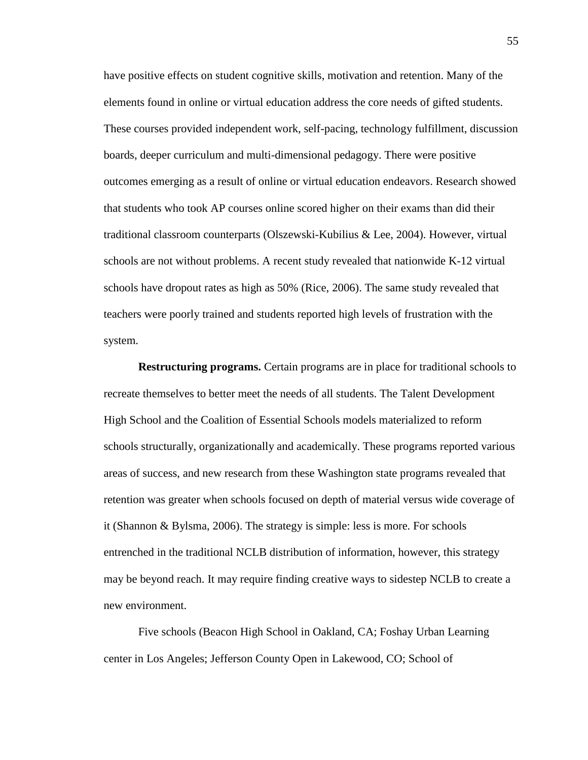have positive effects on student cognitive skills, motivation and retention. Many of the elements found in online or virtual education address the core needs of gifted students. These courses provided independent work, self-pacing, technology fulfillment, discussion boards, deeper curriculum and multi-dimensional pedagogy. There were positive outcomes emerging as a result of online or virtual education endeavors. Research showed that students who took AP courses online scored higher on their exams than did their traditional classroom counterparts (Olszewski-Kubilius & Lee, 2004). However, virtual schools are not without problems. A recent study revealed that nationwide K-12 virtual schools have dropout rates as high as 50% (Rice, 2006). The same study revealed that teachers were poorly trained and students reported high levels of frustration with the system.

**Restructuring programs.** Certain programs are in place for traditional schools to recreate themselves to better meet the needs of all students. The Talent Development High School and the Coalition of Essential Schools models materialized to reform schools structurally, organizationally and academically. These programs reported various areas of success, and new research from these Washington state programs revealed that retention was greater when schools focused on depth of material versus wide coverage of it (Shannon & Bylsma, 2006). The strategy is simple: less is more. For schools entrenched in the traditional NCLB distribution of information, however, this strategy may be beyond reach. It may require finding creative ways to sidestep NCLB to create a new environment.

Five schools (Beacon High School in Oakland, CA; Foshay Urban Learning center in Los Angeles; Jefferson County Open in Lakewood, CO; School of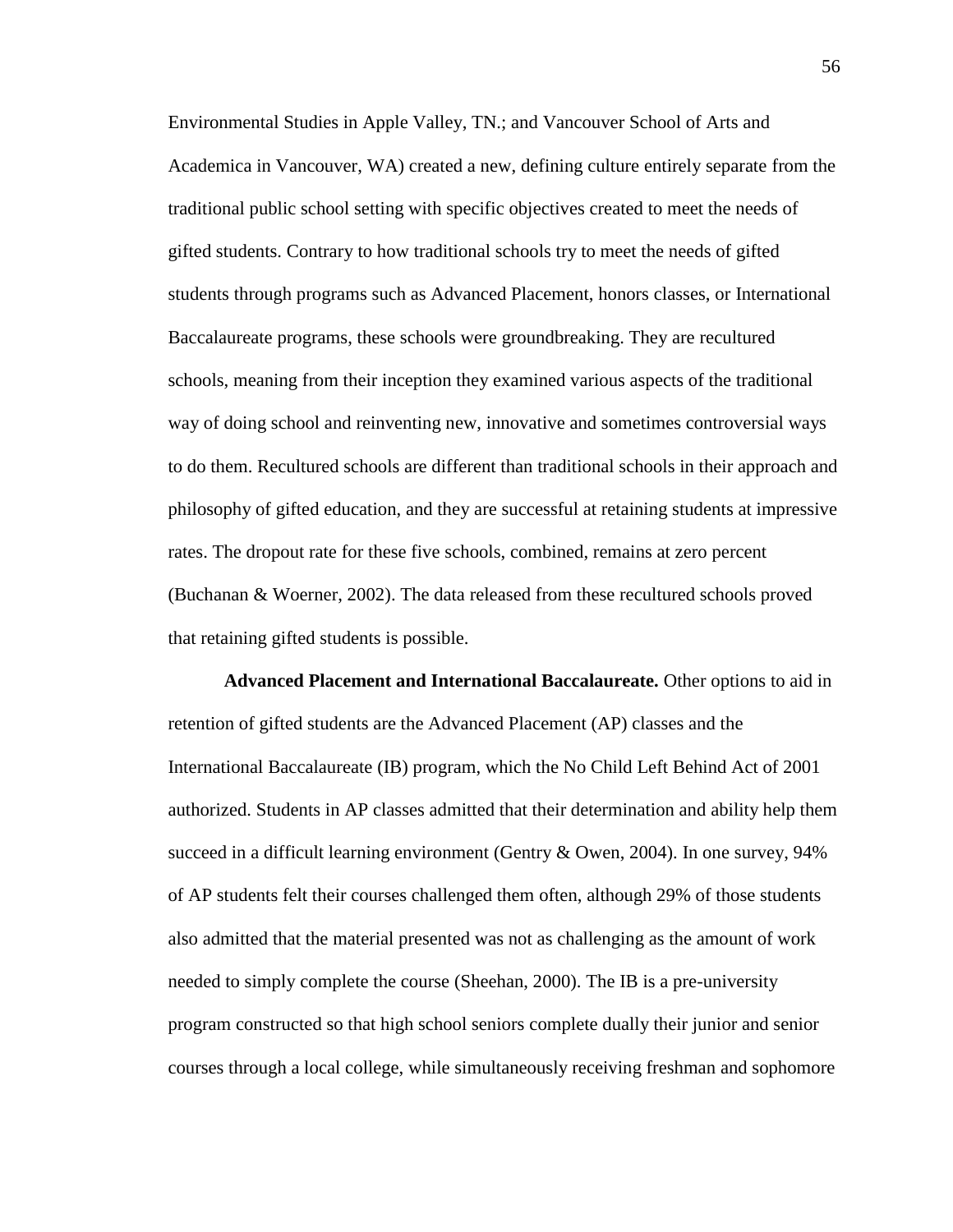Environmental Studies in Apple Valley, TN.; and Vancouver School of Arts and Academica in Vancouver, WA) created a new, defining culture entirely separate from the traditional public school setting with specific objectives created to meet the needs of gifted students. Contrary to how traditional schools try to meet the needs of gifted students through programs such as Advanced Placement, honors classes, or International Baccalaureate programs, these schools were groundbreaking. They are recultured schools, meaning from their inception they examined various aspects of the traditional way of doing school and reinventing new, innovative and sometimes controversial ways to do them. Recultured schools are different than traditional schools in their approach and philosophy of gifted education, and they are successful at retaining students at impressive rates. The dropout rate for these five schools, combined, remains at zero percent (Buchanan & Woerner, 2002). The data released from these recultured schools proved that retaining gifted students is possible.

**Advanced Placement and International Baccalaureate.** Other options to aid in retention of gifted students are the Advanced Placement (AP) classes and the International Baccalaureate (IB) program, which the No Child Left Behind Act of 2001 authorized. Students in AP classes admitted that their determination and ability help them succeed in a difficult learning environment (Gentry & Owen, 2004). In one survey, 94% of AP students felt their courses challenged them often, although 29% of those students also admitted that the material presented was not as challenging as the amount of work needed to simply complete the course (Sheehan, 2000). The IB is a pre-university program constructed so that high school seniors complete dually their junior and senior courses through a local college, while simultaneously receiving freshman and sophomore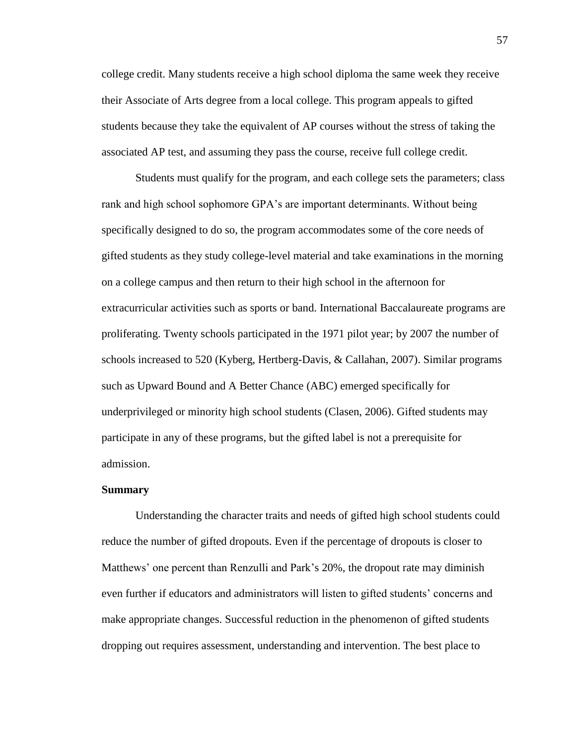college credit. Many students receive a high school diploma the same week they receive their Associate of Arts degree from a local college. This program appeals to gifted students because they take the equivalent of AP courses without the stress of taking the associated AP test, and assuming they pass the course, receive full college credit.

Students must qualify for the program, and each college sets the parameters; class rank and high school sophomore GPA's are important determinants. Without being specifically designed to do so, the program accommodates some of the core needs of gifted students as they study college-level material and take examinations in the morning on a college campus and then return to their high school in the afternoon for extracurricular activities such as sports or band. International Baccalaureate programs are proliferating. Twenty schools participated in the 1971 pilot year; by 2007 the number of schools increased to 520 (Kyberg, Hertberg-Davis, & Callahan, 2007). Similar programs such as Upward Bound and A Better Chance (ABC) emerged specifically for underprivileged or minority high school students (Clasen, 2006). Gifted students may participate in any of these programs, but the gifted label is not a prerequisite for admission.

**Summary**

Understanding the character traits and needs of gifted high school students could reduce the number of gifted dropouts. Even if the percentage of dropouts is closer to Matthews' one percent than Renzulli and Park's 20%, the dropout rate may diminish even further if educators and administrators will listen to gifted students' concerns and make appropriate changes. Successful reduction in the phenomenon of gifted students dropping out requires assessment, understanding and intervention. The best place to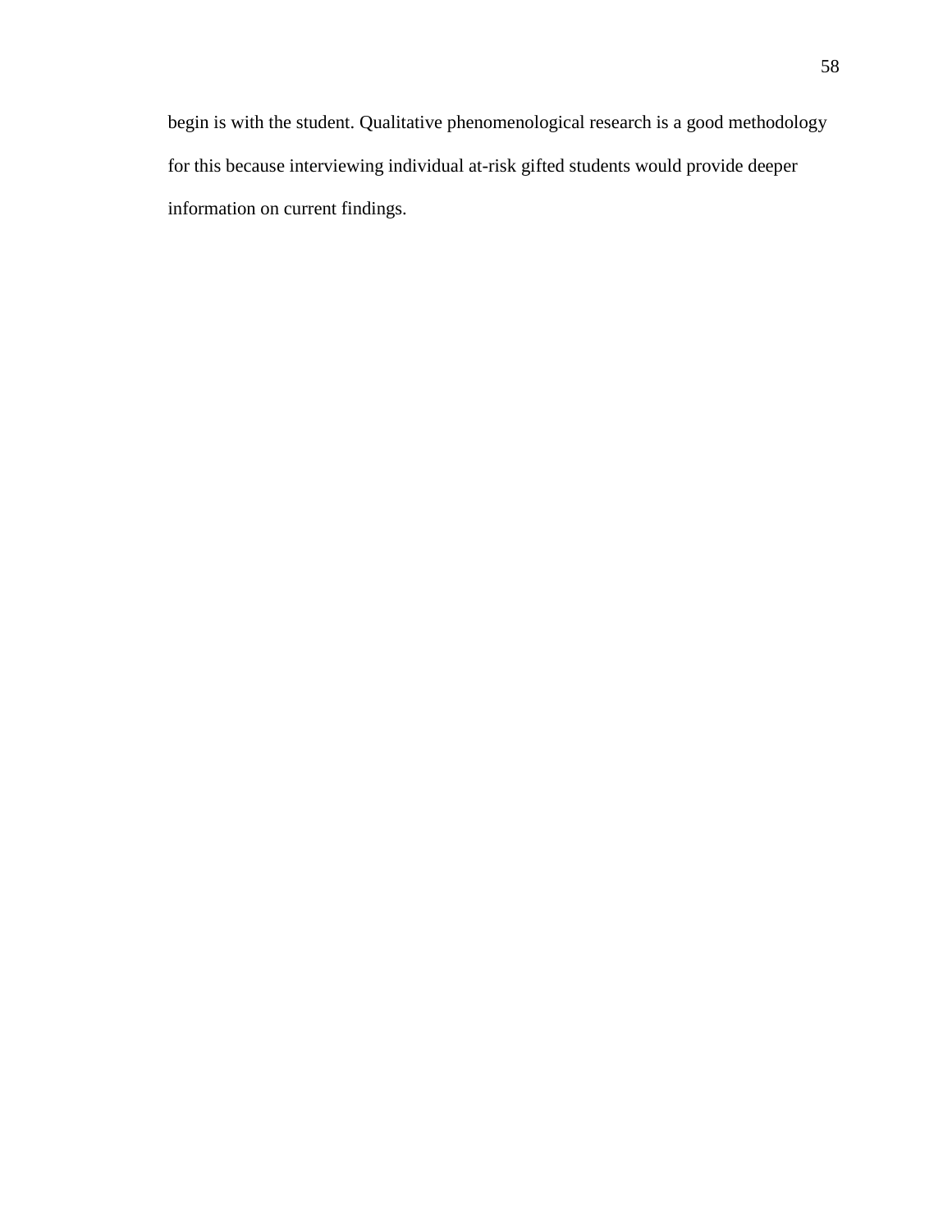begin is with the student. Qualitative phenomenological research is a good methodology for this because interviewing individual at-risk gifted students would provide deeper information on current findings.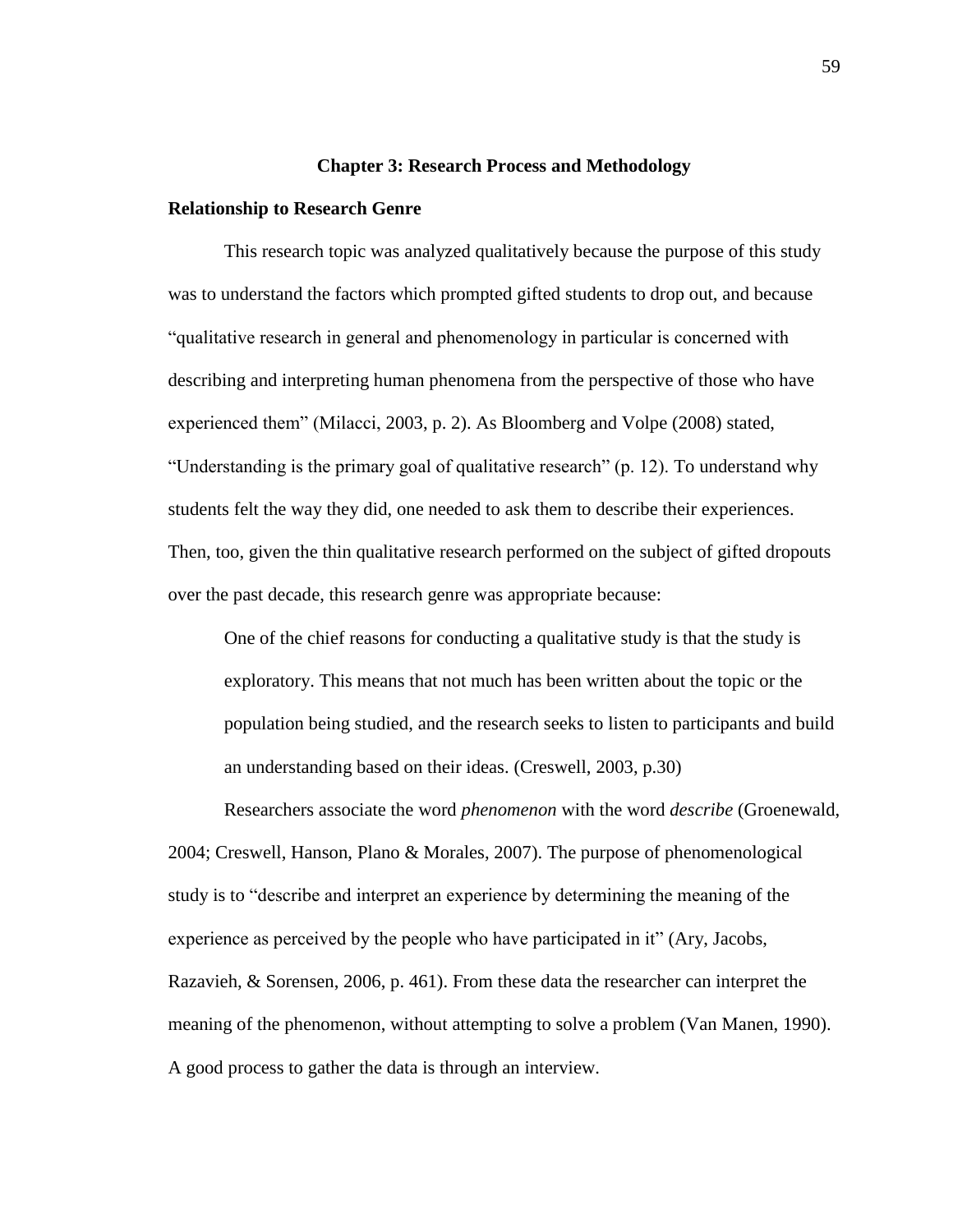# Chapter 3: Research Process and Methodology

## Relationship to Research Genre

This research topic was analyzed qualitatively because the purpose of this study was to understand the factors which prompted gifted students to drop out, and because "qualitative research in general and phenomenology in particular is concerned with describing and interpreting human phenomena from the perspective of those who have experienced them" (Milacci, 2003, p. 2). As Bloomberg and Volpe (2008) stated, "Understanding is the primary goal of qualitative research" (p. 12). To understand why students felt the way they did, one needed to ask them to describe their experiences. Then, too, given the thin qualitative research performed on the subject of gifted dropouts over the past decade, this research genre was appropriate because:

> One of the chief reasons for conducting a qualitative study is that the study is exploratory. This means that not much has been written about the topic or the population being studied, and the research seeks to listen to participants and build an understanding based on their ideas. (Creswell, 2003, p.30)

Researchers associate the word *phenomenon* with the word *describe* (Groenewald, 2004; Creswell, Hanson, Plano & Morales, 2007). The purpose of phenomenological study is to "describe and interpret an experience by determining the meaning of the experience as perceived by the people who have participated in it" (Ary, Jacobs, Razavieh, & Sorensen, 2006, p. 461). From these data the researcher can interpret the meaning of the phenomenon, without attempting to solve a problem (Van Manen, 1990). A good process to gather the data is through an interview.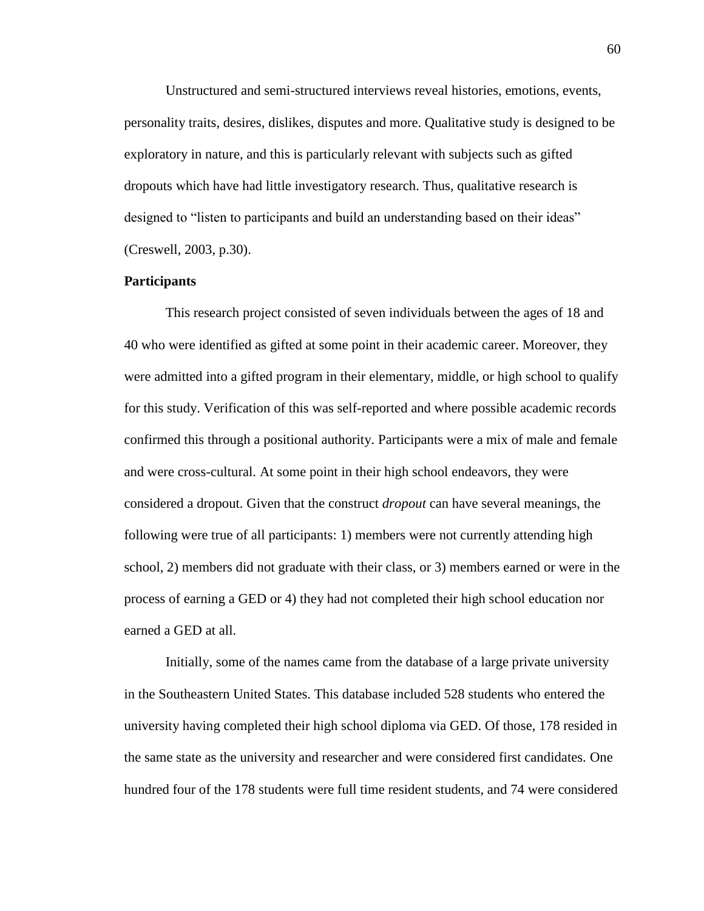Unstructured and semi-structured interviews reveal histories, emotions, events, personality traits, desires, dislikes, disputes and more. Qualitative study is designed to be exploratory in nature, and this is particularly relevant with subjects such as gifted dropouts which have had little investigatory research. Thus, qualitative research is designed to "listen to participants and build an understanding based on their ideas" (Creswell, 2003, p.30).

**Participants**

This research project consisted of seven individuals between the ages of 18 and 40 who were identified as gifted at some point in their academic career. Moreover, they were admitted into a gifted program in their elementary, middle, or high school to qualify for this study. Verification of this was self-reported and where possible academic records confirmed this through a positional authority. Participants were a mix of male and female and were cross-cultural. At some point in their high school endeavors, they were considered a dropout. Given that the construct *dropout* can have several meanings, the following were true of all participants: 1) members were not currently attending high school, 2) members did not graduate with their class, or 3) members earned or were in the process of earning a GED or 4) they had not completed their high school education nor earned a GED at all.

Initially, some of the names came from the database of a large private university in the Southeastern United States. This database included 528 students who entered the university having completed their high school diploma via GED. Of those, 178 resided in the same state as the university and researcher and were considered first candidates. One hundred four of the 178 students were full time resident students, and 74 were considered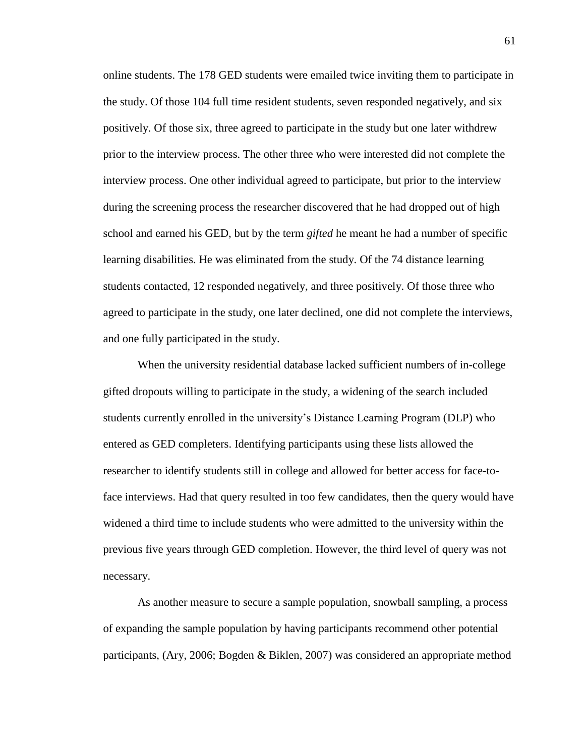online students. The 178 GED students were emailed twice inviting them to participate in the study. Of those 104 full time resident students, seven responded negatively, and six positively. Of those six, three agreed to participate in the study but one later withdrew prior to the interview process. The other three who were interested did not complete the interview process. One other individual agreed to participate, but prior to the interview during the screening process the researcher discovered that he had dropped out of high school and earned his GED, but by the term *gifted* he meant he had a number of specific learning disabilities. He was eliminated from the study. Of the 74 distance learning students contacted, 12 responded negatively, and three positively. Of those three who agreed to participate in the study, one later declined, one did not complete the interviews, and one fully participated in the study.

When the university residential database lacked sufficient numbers of in-college gifted dropouts willing to participate in the study, a widening of the search included students currently enrolled in the university's Distance Learning Program (DLP) who entered as GED completers. Identifying participants using these lists allowed the researcher to identify students still in college and allowed for better access for face-to-face interviews. Had that query resulted in too few candidates, then the query would have widened a third time to include students who were admitted to the university within the previous five years through GED completion. However, the third level of query was not necessary.

As another measure to secure a sample population, snowball sampling, a process of expanding the sample population by having participants recommend other potential participants, (Ary, 2006; Bogden & Biklen, 2007) was considered an appropriate method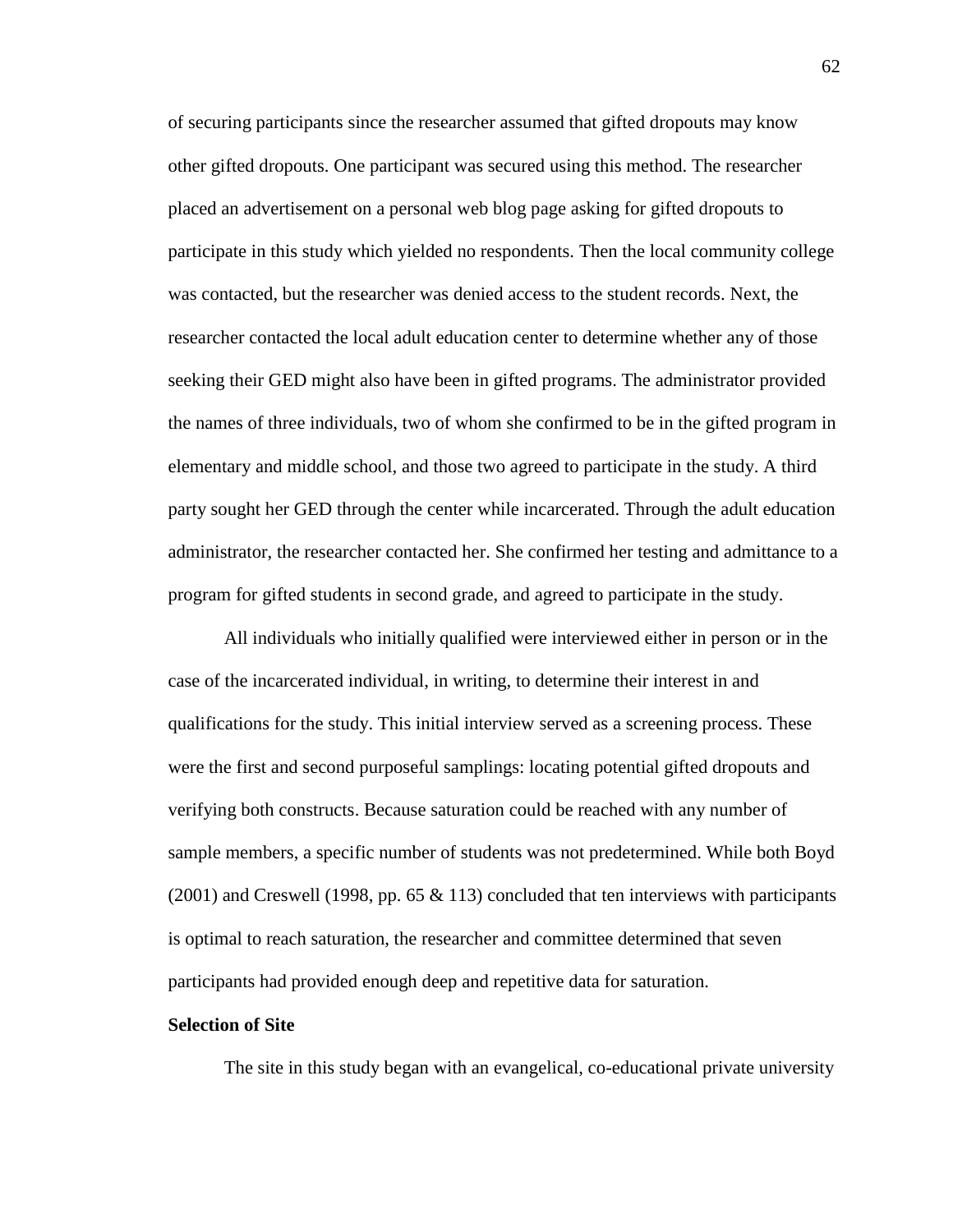of securing participants since the researcher assumed that gifted dropouts may know other gifted dropouts. One participant was secured using this method. The researcher placed an advertisement on a personal web blog page asking for gifted dropouts to participate in this study which yielded no respondents. Then the local community college was contacted, but the researcher was denied access to the student records. Next, the researcher contacted the local adult education center to determine whether any of those seeking their GED might also have been in gifted programs. The administrator provided the names of three individuals, two of whom she confirmed to be in the gifted program in elementary and middle school, and those two agreed to participate in the study. A third party sought her GED through the center while incarcerated. Through the adult education administrator, the researcher contacted her. She confirmed her testing and admittance to a program for gifted students in second grade, and agreed to participate in the study.

All individuals who initially qualified were interviewed either in person or in the case of the incarcerated individual, in writing, to determine their interest in and qualifications for the study. This initial interview served as a screening process. These were the first and second purposeful samplings: locating potential gifted dropouts and verifying both constructs. Because saturation could be reached with any number of sample members, a specific number of students was not predetermined. While both Boyd (2001) and Creswell (1998, pp. 65 & 113) concluded that ten interviews with participants is optimal to reach saturation, the researcher and committee determined that seven participants had provided enough deep and repetitive data for saturation.

**Selection of Site**

The site in this study began with an evangelical, co-educational private university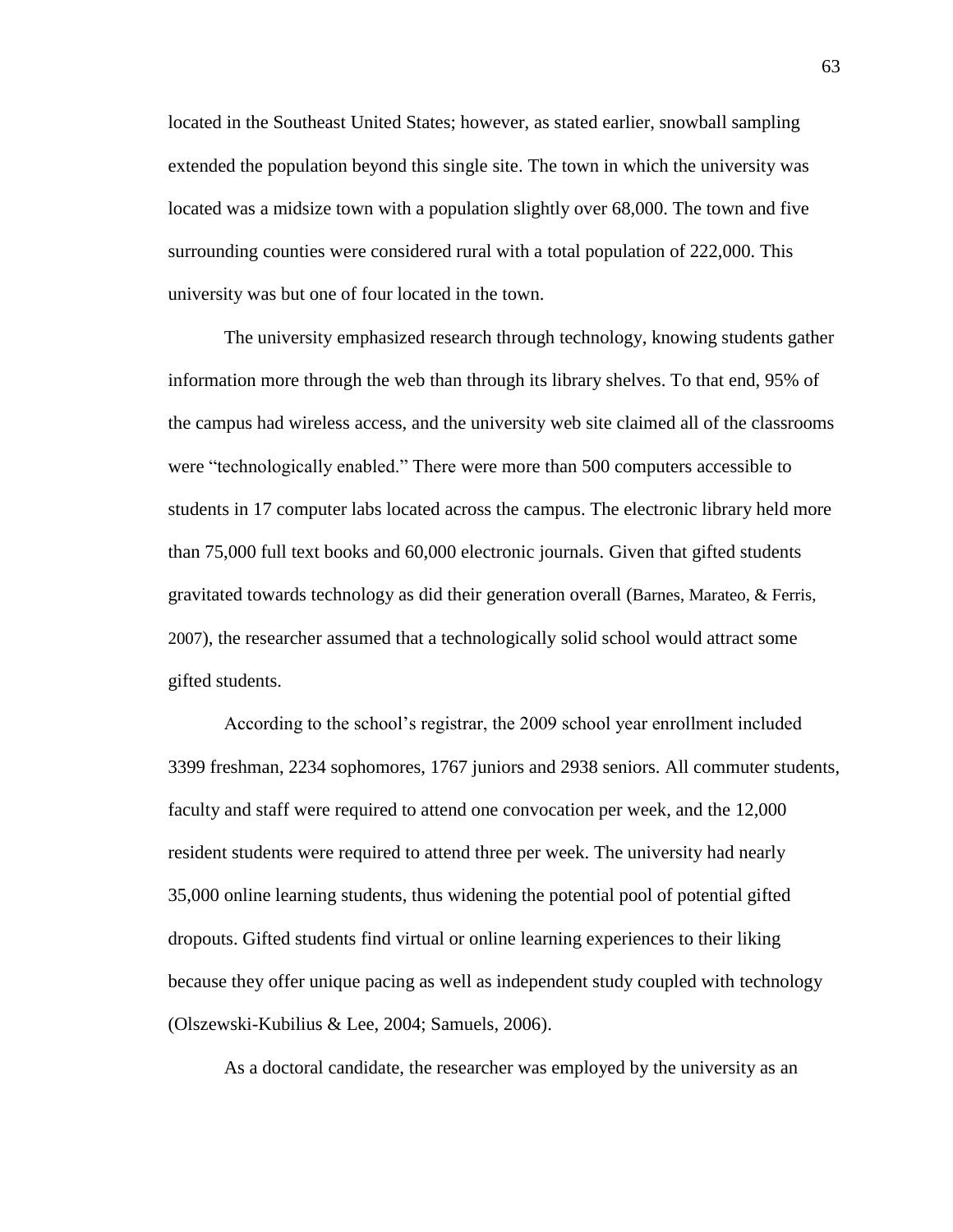located in the Southeast United States; however, as stated earlier, snowball sampling extended the population beyond this single site. The town in which the university was located was a midsize town with a population slightly over 68,000. The town and five surrounding counties were considered rural with a total population of 222,000. This university was but one of four located in the town.

The university emphasized research through technology, knowing students gather information more through the web than through its library shelves. To that end, 95% of the campus had wireless access, and the university web site claimed all of the classrooms were "technologically enabled." There were more than 500 computers accessible to students in 17 computer labs located across the campus. The electronic library held more than 75,000 full text books and 60,000 electronic journals. Given that gifted students gravitated towards technology as did their generation overall (Barnes, Marateo, & Ferris, 2007), the researcher assumed that a technologically solid school would attract some gifted students.

According to the school's registrar, the 2009 school year enrollment included 3399 freshman, 2234 sophomores, 1767 juniors and 2938 seniors. All commuter students, faculty and staff were required to attend one convocation per week, and the 12,000 resident students were required to attend three per week. The university had nearly 35,000 online learning students, thus widening the potential pool of potential gifted dropouts. Gifted students find virtual or online learning experiences to their liking because they offer unique pacing as well as independent study coupled with technology (Olszewski-Kubilius & Lee, 2004; Samuels, 2006).

As a doctoral candidate, the researcher was employed by the university as an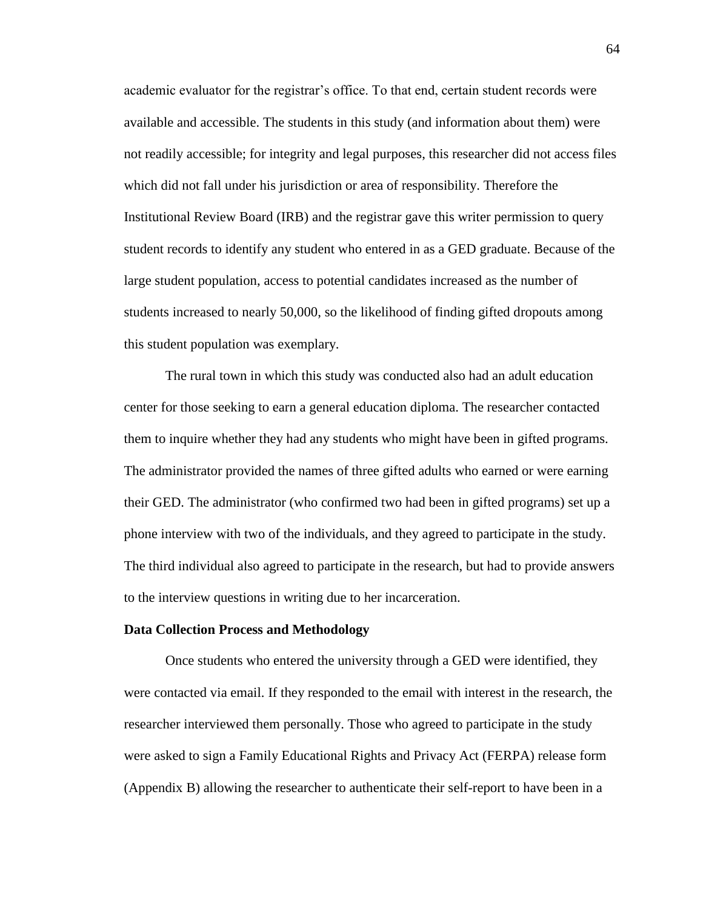academic evaluator for the registrar's office. To that end, certain student records were available and accessible. The students in this study (and information about them) were not readily accessible; for integrity and legal purposes, this researcher did not access files which did not fall under his jurisdiction or area of responsibility. Therefore the Institutional Review Board (IRB) and the registrar gave this writer permission to query student records to identify any student who entered in as a GED graduate. Because of the large student population, access to potential candidates increased as the number of students increased to nearly 50,000, so the likelihood of finding gifted dropouts among this student population was exemplary.

The rural town in which this study was conducted also had an adult education center for those seeking to earn a general education diploma. The researcher contacted them to inquire whether they had any students who might have been in gifted programs. The administrator provided the names of three gifted adults who earned or were earning their GED. The administrator (who confirmed two had been in gifted programs) set up a phone interview with two of the individuals, and they agreed to participate in the study. The third individual also agreed to participate in the research, but had to provide answers to the interview questions in writing due to her incarceration.

**Data Collection Process and Methodology**

Once students who entered the university through a GED were identified, they were contacted via email. If they responded to the email with interest in the research, the researcher interviewed them personally. Those who agreed to participate in the study were asked to sign a Family Educational Rights and Privacy Act (FERPA) release form (Appendix B) allowing the researcher to authenticate their self-report to have been in a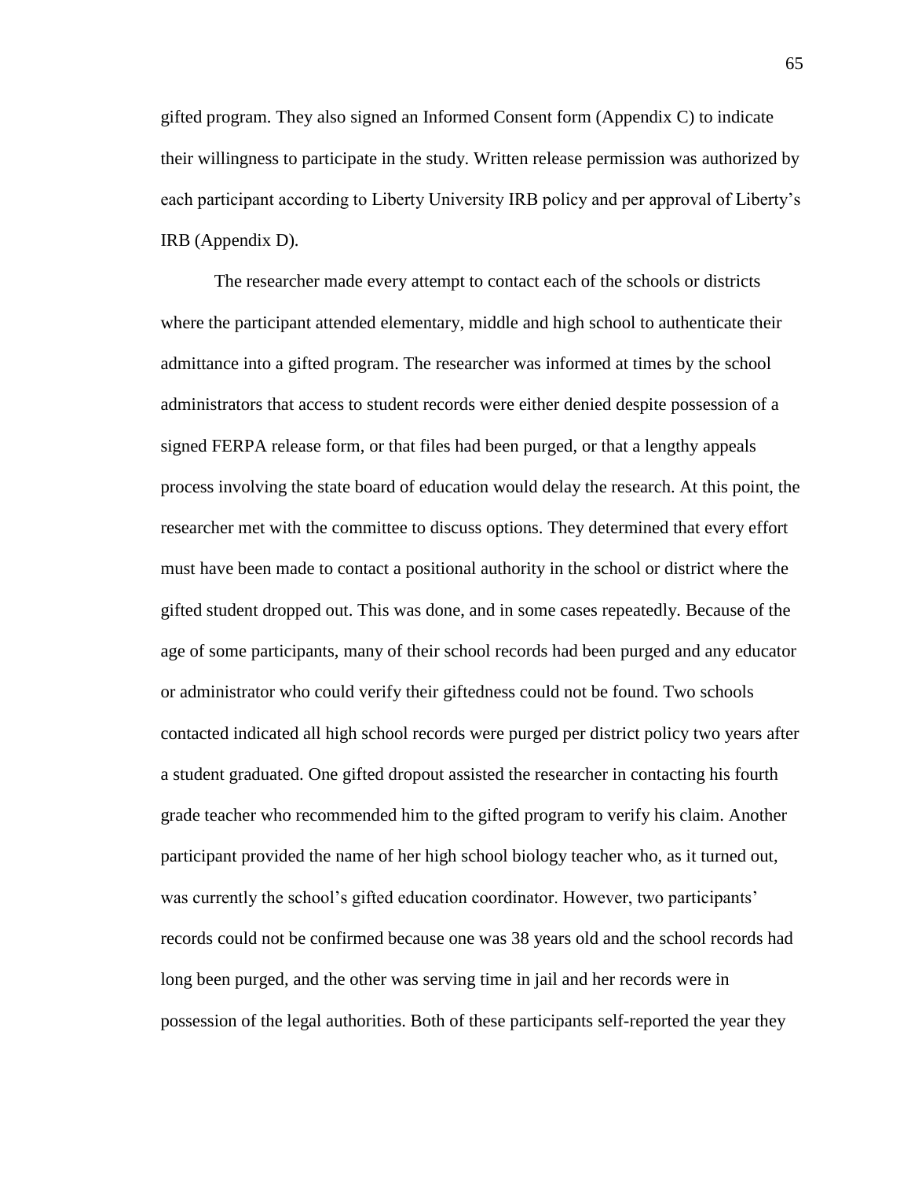gifted program. They also signed an Informed Consent form (Appendix C) to indicate their willingness to participate in the study. Written release permission was authorized by each participant according to Liberty University IRB policy and per approval of Liberty's IRB (Appendix D).

The researcher made every attempt to contact each of the schools or districts where the participant attended elementary, middle and high school to authenticate their admittance into a gifted program. The researcher was informed at times by the school administrators that access to student records were either denied despite possession of a signed FERPA release form, or that files had been purged, or that a lengthy appeals process involving the state board of education would delay the research. At this point, the researcher met with the committee to discuss options. They determined that every effort must have been made to contact a positional authority in the school or district where the gifted student dropped out. This was done, and in some cases repeatedly. Because of the age of some participants, many of their school records had been purged and any educator or administrator who could verify their giftedness could not be found. Two schools contacted indicated all high school records were purged per district policy two years after a student graduated. One gifted dropout assisted the researcher in contacting his fourth grade teacher who recommended him to the gifted program to verify his claim. Another participant provided the name of her high school biology teacher who, as it turned out, was currently the school's gifted education coordinator. However, two participants' records could not be confirmed because one was 38 years old and the school records had long been purged, and the other was serving time in jail and her records were in possession of the legal authorities. Both of these participants self-reported the year they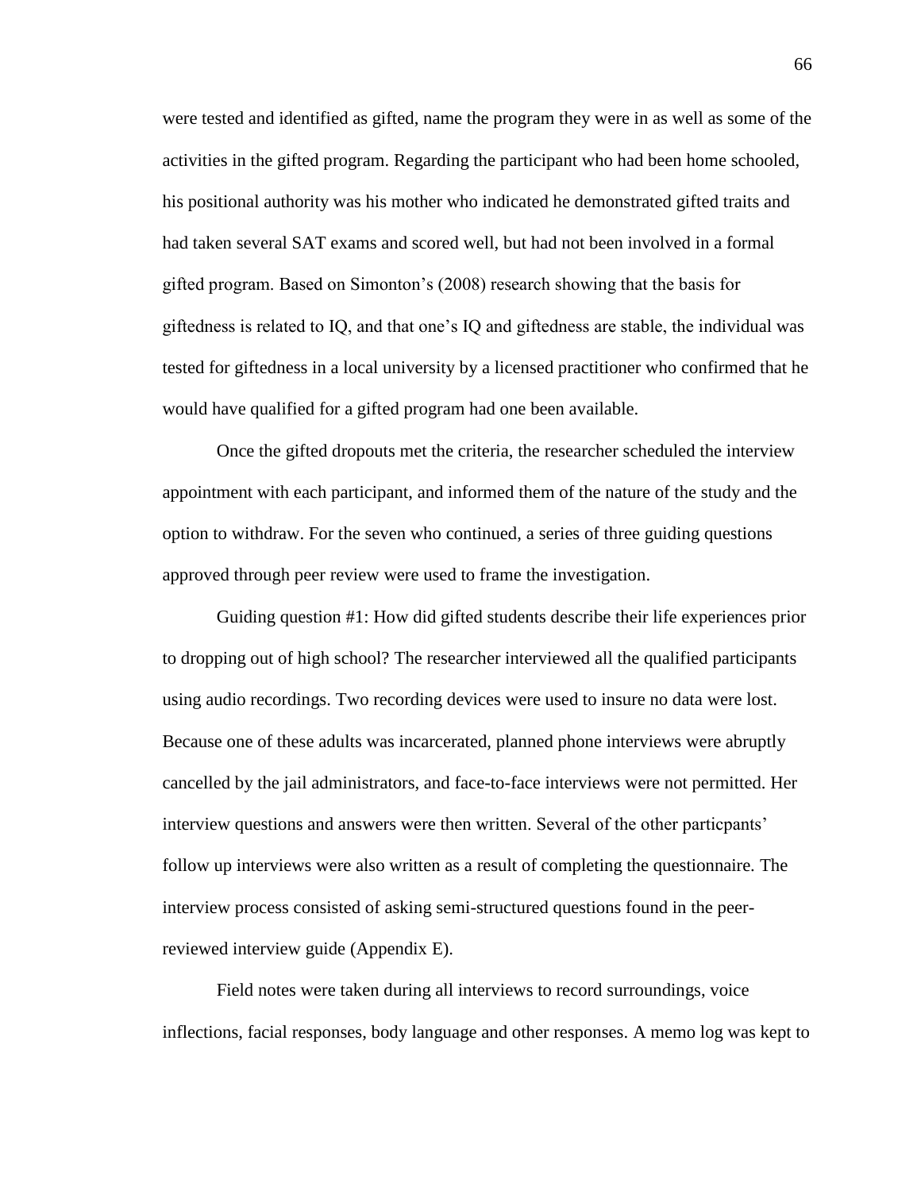were tested and identified as gifted, name the program they were in as well as some of the activities in the gifted program. Regarding the participant who had been home schooled, his positional authority was his mother who indicated he demonstrated gifted traits and had taken several SAT exams and scored well, but had not been involved in a formal gifted program. Based on Simonton's (2008) research showing that the basis for giftedness is related to IQ, and that one's IQ and giftedness are stable, the individual was tested for giftedness in a local university by a licensed practitioner who confirmed that he would have qualified for a gifted program had one been available.

Once the gifted dropouts met the criteria, the researcher scheduled the interview appointment with each participant, and informed them of the nature of the study and the option to withdraw. For the seven who continued, a series of three guiding questions approved through peer review were used to frame the investigation.

Guiding question #1: How did gifted students describe their life experiences prior to dropping out of high school? The researcher interviewed all the qualified participants using audio recordings. Two recording devices were used to insure no data were lost. Because one of these adults was incarcerated, planned phone interviews were abruptly cancelled by the jail administrators, and face-to-face interviews were not permitted. Her interview questions and answers were then written. Several of the other particpants' follow up interviews were also written as a result of completing the questionnaire. The interview process consisted of asking semi-structured questions found in the peer-reviewed interview guide (Appendix E).

Field notes were taken during all interviews to record surroundings, voice inflections, facial responses, body language and other responses. A memo log was kept to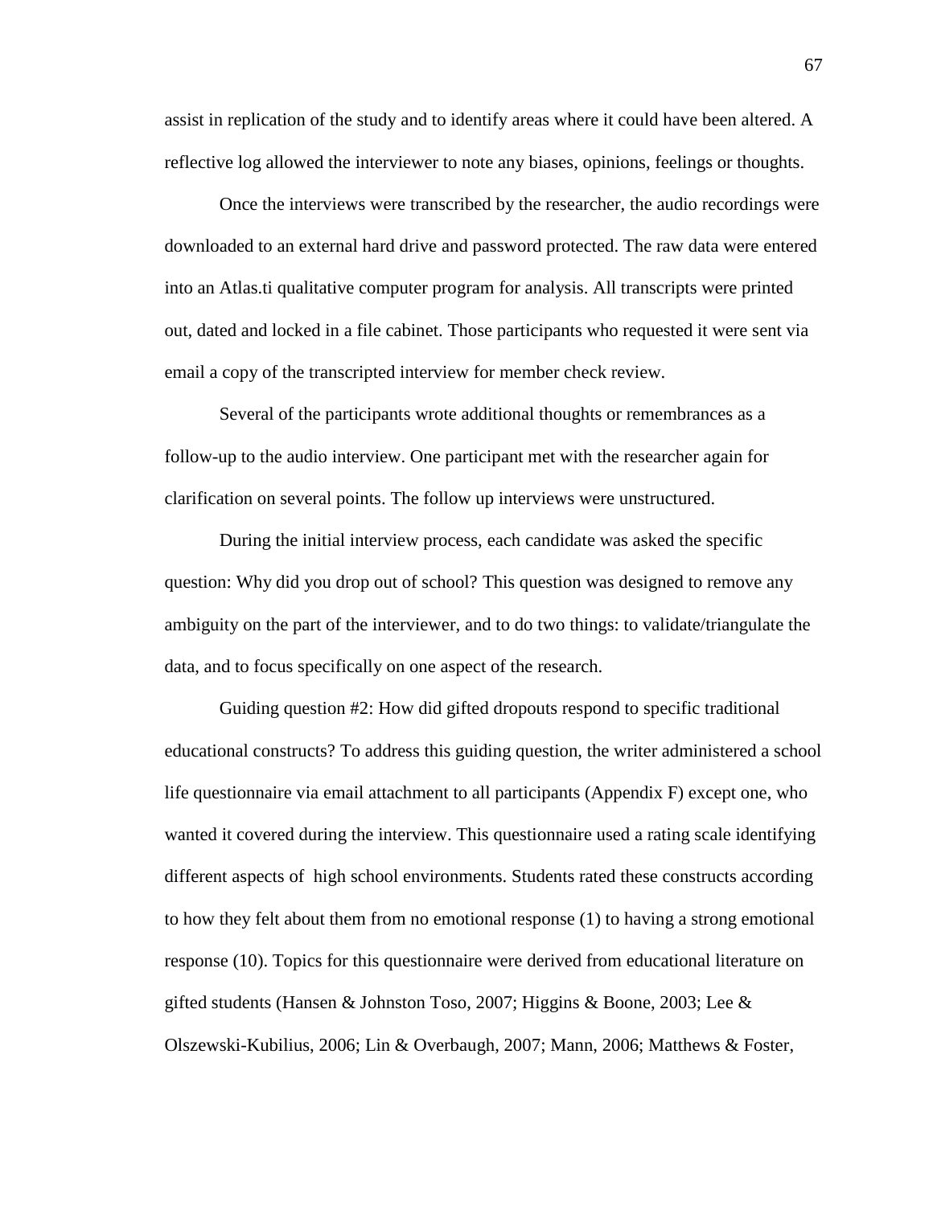assist in replication of the study and to identify areas where it could have been altered. A reflective log allowed the interviewer to note any biases, opinions, feelings or thoughts.

Once the interviews were transcribed by the researcher, the audio recordings were downloaded to an external hard drive and password protected. The raw data were entered into an Atlas.ti qualitative computer program for analysis. All transcripts were printed out, dated and locked in a file cabinet. Those participants who requested it were sent via email a copy of the transcripted interview for member check review.

Several of the participants wrote additional thoughts or remembrances as a follow-up to the audio interview. One participant met with the researcher again for clarification on several points. The follow up interviews were unstructured.

During the initial interview process, each candidate was asked the specific question: Why did you drop out of school? This question was designed to remove any ambiguity on the part of the interviewer, and to do two things: to validate/triangulate the data, and to focus specifically on one aspect of the research.

Guiding question #2: How did gifted dropouts respond to specific traditional educational constructs? To address this guiding question, the writer administered a school life questionnaire via email attachment to all participants (Appendix F) except one, who wanted it covered during the interview. This questionnaire used a rating scale identifying different aspects of high school environments. Students rated these constructs according to how they felt about them from no emotional response (1) to having a strong emotional response (10). Topics for this questionnaire were derived from educational literature on gifted students (Hansen & Johnston Toso, 2007; Higgins & Boone, 2003; Lee & Olszewski-Kubilius, 2006; Lin & Overbaugh, 2007; Mann, 2006; Matthews & Foster,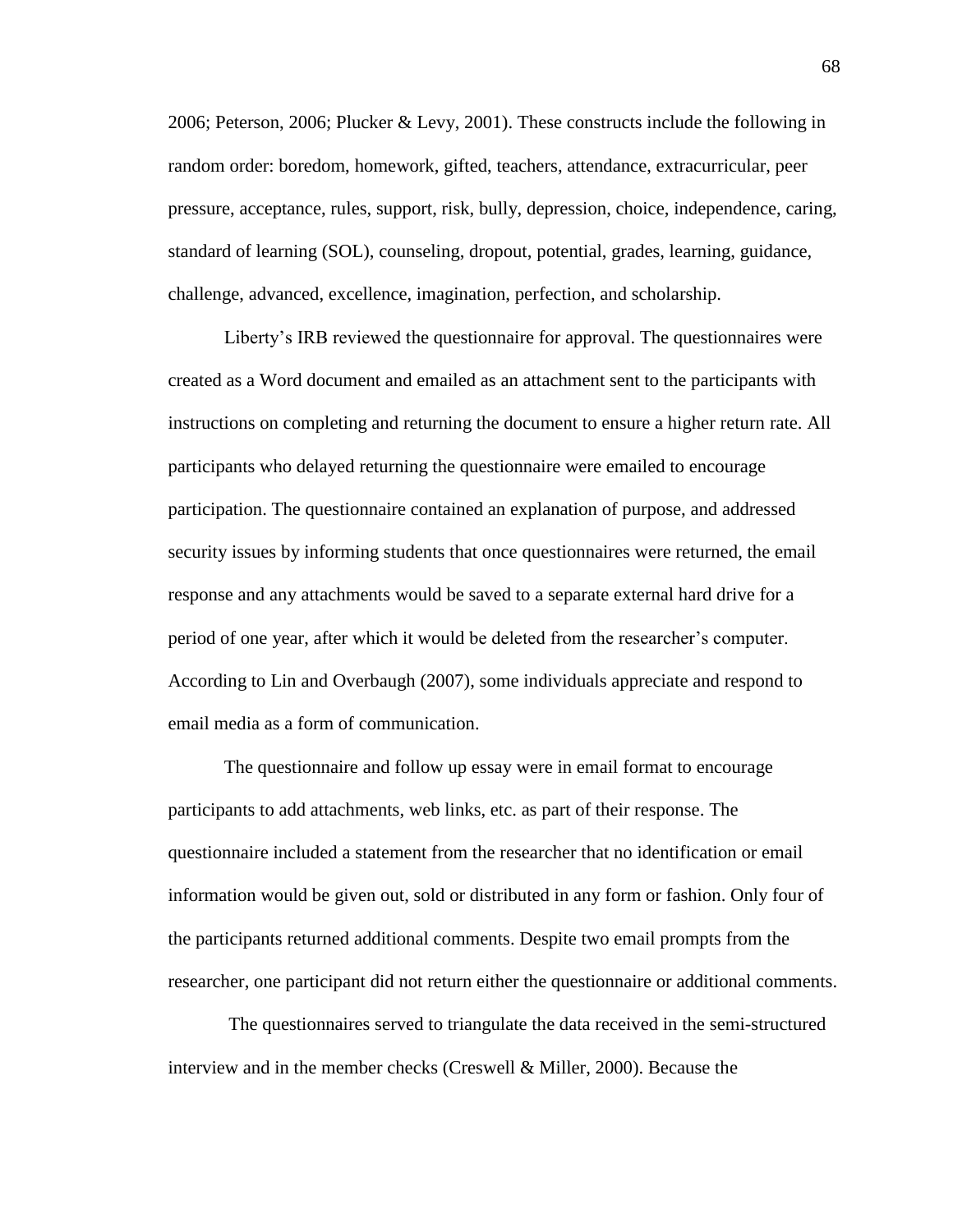2006; Peterson, 2006; Plucker & Levy, 2001). These constructs include the following in random order: boredom, homework, gifted, teachers, attendance, extracurricular, peer pressure, acceptance, rules, support, risk, bully, depression, choice, independence, caring, standard of learning (SOL), counseling, dropout, potential, grades, learning, guidance, challenge, advanced, excellence, imagination, perfection, and scholarship.

Liberty's IRB reviewed the questionnaire for approval. The questionnaires were created as a Word document and emailed as an attachment sent to the participants with instructions on completing and returning the document to ensure a higher return rate. All participants who delayed returning the questionnaire were emailed to encourage participation. The questionnaire contained an explanation of purpose, and addressed security issues by informing students that once questionnaires were returned, the email response and any attachments would be saved to a separate external hard drive for a period of one year, after which it would be deleted from the researcher's computer. According to Lin and Overbaugh (2007), some individuals appreciate and respond to email media as a form of communication.

The questionnaire and follow up essay were in email format to encourage participants to add attachments, web links, etc. as part of their response. The questionnaire included a statement from the researcher that no identification or email information would be given out, sold or distributed in any form or fashion. Only four of the participants returned additional comments. Despite two email prompts from the researcher, one participant did not return either the questionnaire or additional comments.

The questionnaires served to triangulate the data received in the semi-structured interview and in the member checks (Creswell & Miller, 2000). Because the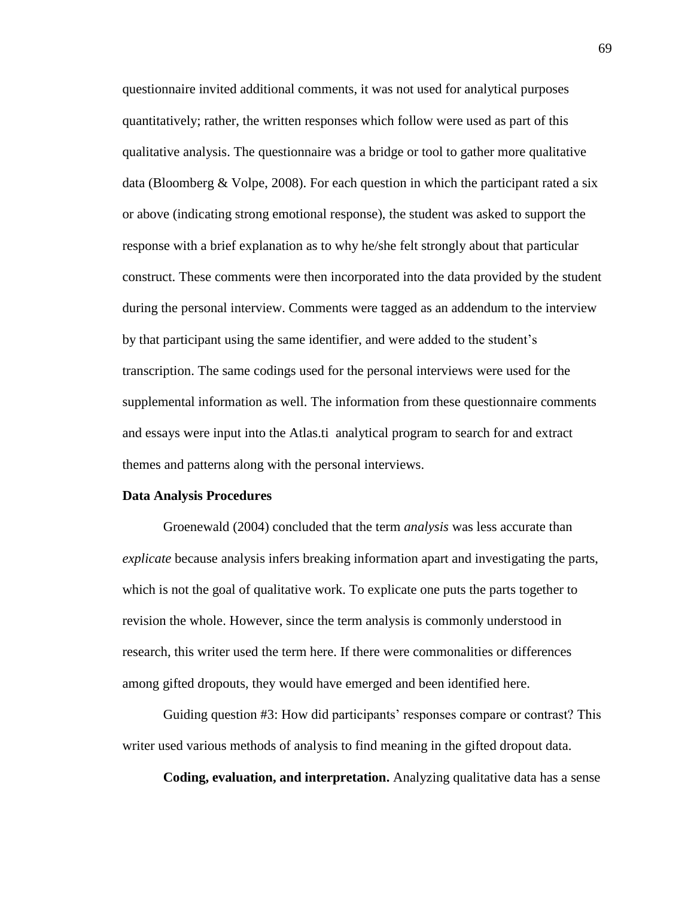questionnaire invited additional comments, it was not used for analytical purposes quantitatively; rather, the written responses which follow were used as part of this qualitative analysis. The questionnaire was a bridge or tool to gather more qualitative data (Bloomberg & Volpe, 2008). For each question in which the participant rated a six or above (indicating strong emotional response), the student was asked to support the response with a brief explanation as to why he/she felt strongly about that particular construct. These comments were then incorporated into the data provided by the student during the personal interview. Comments were tagged as an addendum to the interview by that participant using the same identifier, and were added to the student's transcription. The same codings used for the personal interviews were used for the supplemental information as well. The information from these questionnaire comments and essays were input into the Atlas.ti analytical program to search for and extract themes and patterns along with the personal interviews.

### Data Analysis Procedures

Groenewald (2004) concluded that the term *analysis* was less accurate than *explicate* because analysis infers breaking information apart and investigating the parts, which is not the goal of qualitative work. To explicate one puts the parts together to revision the whole. However, since the term analysis is commonly understood in research, this writer used the term here. If there were commonalities or differences among gifted dropouts, they would have emerged and been identified here.

Guiding question #3: How did participants' responses compare or contrast? This writer used various methods of analysis to find meaning in the gifted dropout data.

**Coding, evaluation, and interpretation.** Analyzing qualitative data has a sense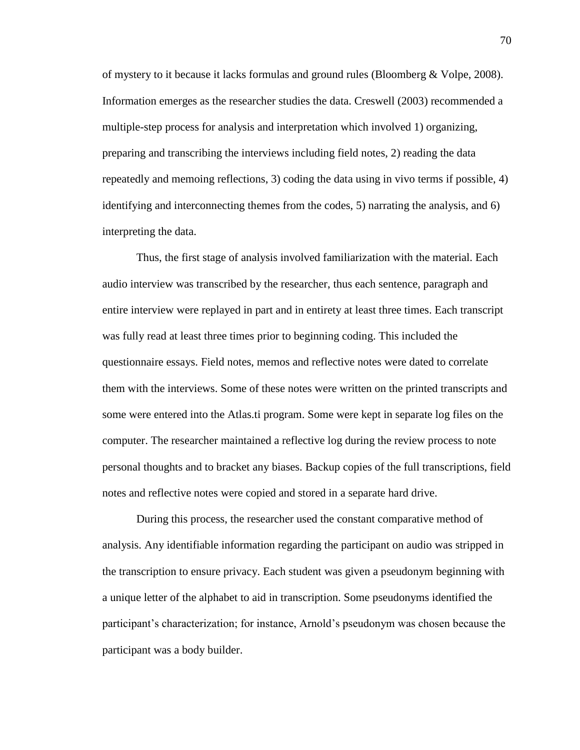of mystery to it because it lacks formulas and ground rules (Bloomberg & Volpe, 2008). Information emerges as the researcher studies the data. Creswell (2003) recommended a multiple-step process for analysis and interpretation which involved 1) organizing, preparing and transcribing the interviews including field notes, 2) reading the data repeatedly and memoing reflections, 3) coding the data using in vivo terms if possible, 4) identifying and interconnecting themes from the codes, 5) narrating the analysis, and 6) interpreting the data.

Thus, the first stage of analysis involved familiarization with the material. Each audio interview was transcribed by the researcher, thus each sentence, paragraph and entire interview were replayed in part and in entirety at least three times. Each transcript was fully read at least three times prior to beginning coding. This included the questionnaire essays. Field notes, memos and reflective notes were dated to correlate them with the interviews. Some of these notes were written on the printed transcripts and some were entered into the Atlas.ti program. Some were kept in separate log files on the computer. The researcher maintained a reflective log during the review process to note personal thoughts and to bracket any biases. Backup copies of the full transcriptions, field notes and reflective notes were copied and stored in a separate hard drive.

During this process, the researcher used the constant comparative method of analysis. Any identifiable information regarding the participant on audio was stripped in the transcription to ensure privacy. Each student was given a pseudonym beginning with a unique letter of the alphabet to aid in transcription. Some pseudonyms identified the participant's characterization; for instance, Arnold's pseudonym was chosen because the participant was a body builder.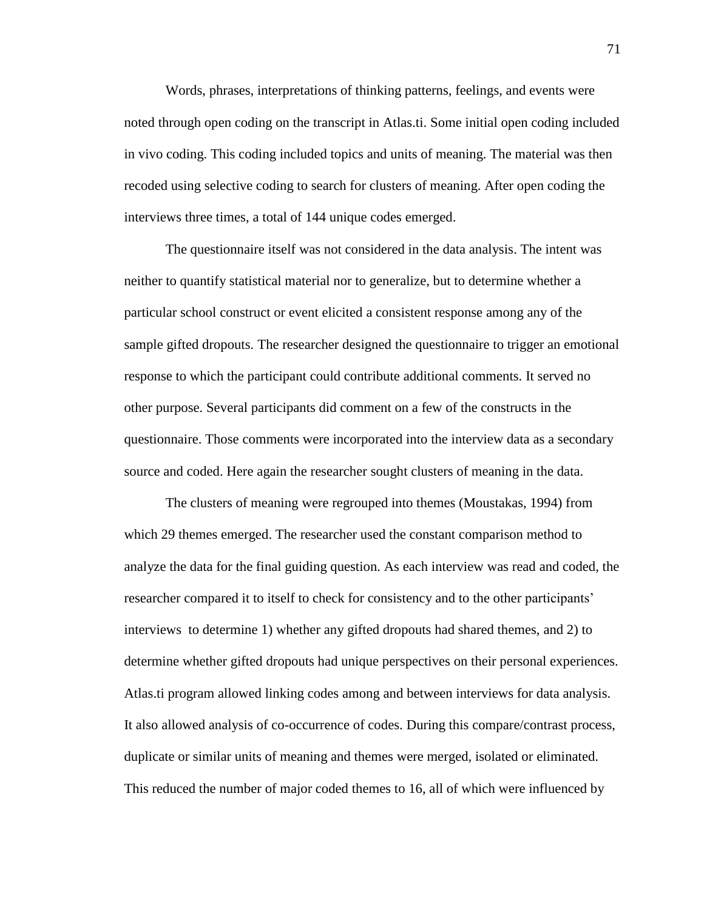Words, phrases, interpretations of thinking patterns, feelings, and events were noted through open coding on the transcript in Atlas.ti. Some initial open coding included in vivo coding. This coding included topics and units of meaning. The material was then recoded using selective coding to search for clusters of meaning. After open coding the interviews three times, a total of 144 unique codes emerged.

The questionnaire itself was not considered in the data analysis. The intent was neither to quantify statistical material nor to generalize, but to determine whether a particular school construct or event elicited a consistent response among any of the sample gifted dropouts. The researcher designed the questionnaire to trigger an emotional response to which the participant could contribute additional comments. It served no other purpose. Several participants did comment on a few of the constructs in the questionnaire. Those comments were incorporated into the interview data as a secondary source and coded. Here again the researcher sought clusters of meaning in the data.

The clusters of meaning were regrouped into themes (Moustakas, 1994) from which 29 themes emerged. The researcher used the constant comparison method to analyze the data for the final guiding question. As each interview was read and coded, the researcher compared it to itself to check for consistency and to the other participants' interviews to determine 1) whether any gifted dropouts had shared themes, and 2) to determine whether gifted dropouts had unique perspectives on their personal experiences. Atlas.ti program allowed linking codes among and between interviews for data analysis. It also allowed analysis of co-occurrence of codes. During this compare/contrast process, duplicate or similar units of meaning and themes were merged, isolated or eliminated. This reduced the number of major coded themes to 16, all of which were influenced by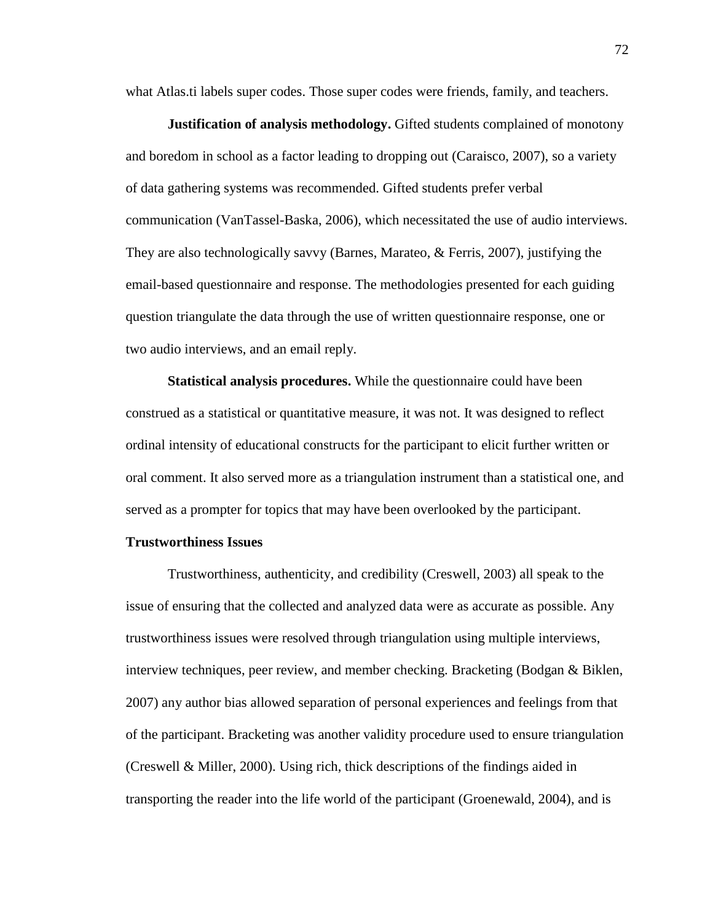what Atlas.ti labels super codes. Those super codes were friends, family, and teachers.

**Justification of analysis methodology.** Gifted students complained of monotony and boredom in school as a factor leading to dropping out (Caraisco, 2007), so a variety of data gathering systems was recommended. Gifted students prefer verbal communication (VanTassel-Baska, 2006), which necessitated the use of audio interviews. They are also technologically savvy (Barnes, Marateo, & Ferris, 2007), justifying the email-based questionnaire and response. The methodologies presented for each guiding question triangulate the data through the use of written questionnaire response, one or two audio interviews, and an email reply.

**Statistical analysis procedures.** While the questionnaire could have been construed as a statistical or quantitative measure, it was not. It was designed to reflect ordinal intensity of educational constructs for the participant to elicit further written or oral comment. It also served more as a triangulation instrument than a statistical one, and served as a prompter for topics that may have been overlooked by the participant.

## Trustworthiness Issues

Trustworthiness, authenticity, and credibility (Creswell, 2003) all speak to the issue of ensuring that the collected and analyzed data were as accurate as possible. Any trustworthiness issues were resolved through triangulation using multiple interviews, interview techniques, peer review, and member checking. Bracketing (Bodgan & Biklen, 2007) any author bias allowed separation of personal experiences and feelings from that of the participant. Bracketing was another validity procedure used to ensure triangulation (Creswell & Miller, 2000). Using rich, thick descriptions of the findings aided in transporting the reader into the life world of the participant (Groenewald, 2004), and is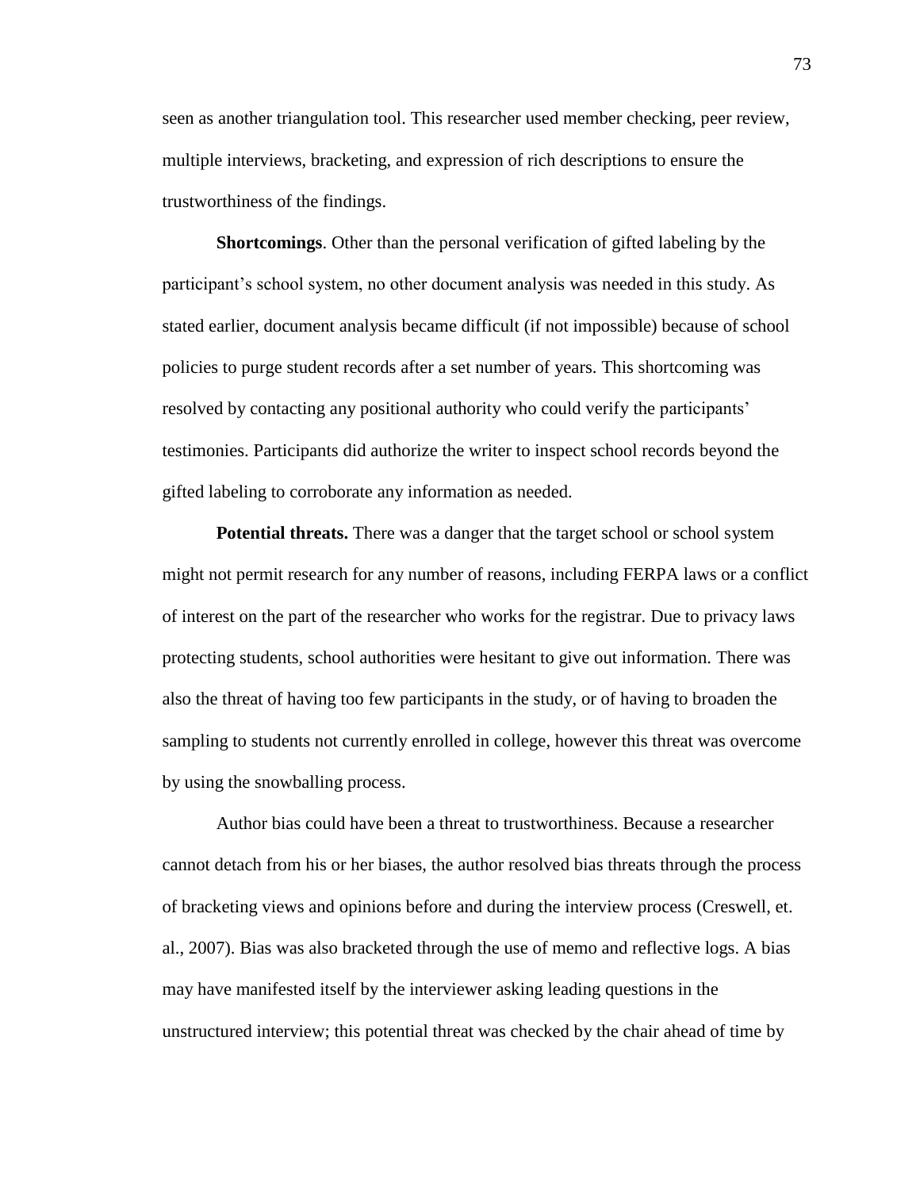seen as another triangulation tool. This researcher used member checking, peer review, multiple interviews, bracketing, and expression of rich descriptions to ensure the trustworthiness of the findings.

**Shortcomings**. Other than the personal verification of gifted labeling by the participant's school system, no other document analysis was needed in this study. As stated earlier, document analysis became difficult (if not impossible) because of school policies to purge student records after a set number of years. This shortcoming was resolved by contacting any positional authority who could verify the participants' testimonies. Participants did authorize the writer to inspect school records beyond the gifted labeling to corroborate any information as needed.

**Potential threats.** There was a danger that the target school or school system might not permit research for any number of reasons, including FERPA laws or a conflict of interest on the part of the researcher who works for the registrar. Due to privacy laws protecting students, school authorities were hesitant to give out information. There was also the threat of having too few participants in the study, or of having to broaden the sampling to students not currently enrolled in college, however this threat was overcome by using the snowballing process.

Author bias could have been a threat to trustworthiness. Because a researcher cannot detach from his or her biases, the author resolved bias threats through the process of bracketing views and opinions before and during the interview process (Creswell, et. al., 2007). Bias was also bracketed through the use of memo and reflective logs. A bias may have manifested itself by the interviewer asking leading questions in the unstructured interview; this potential threat was checked by the chair ahead of time by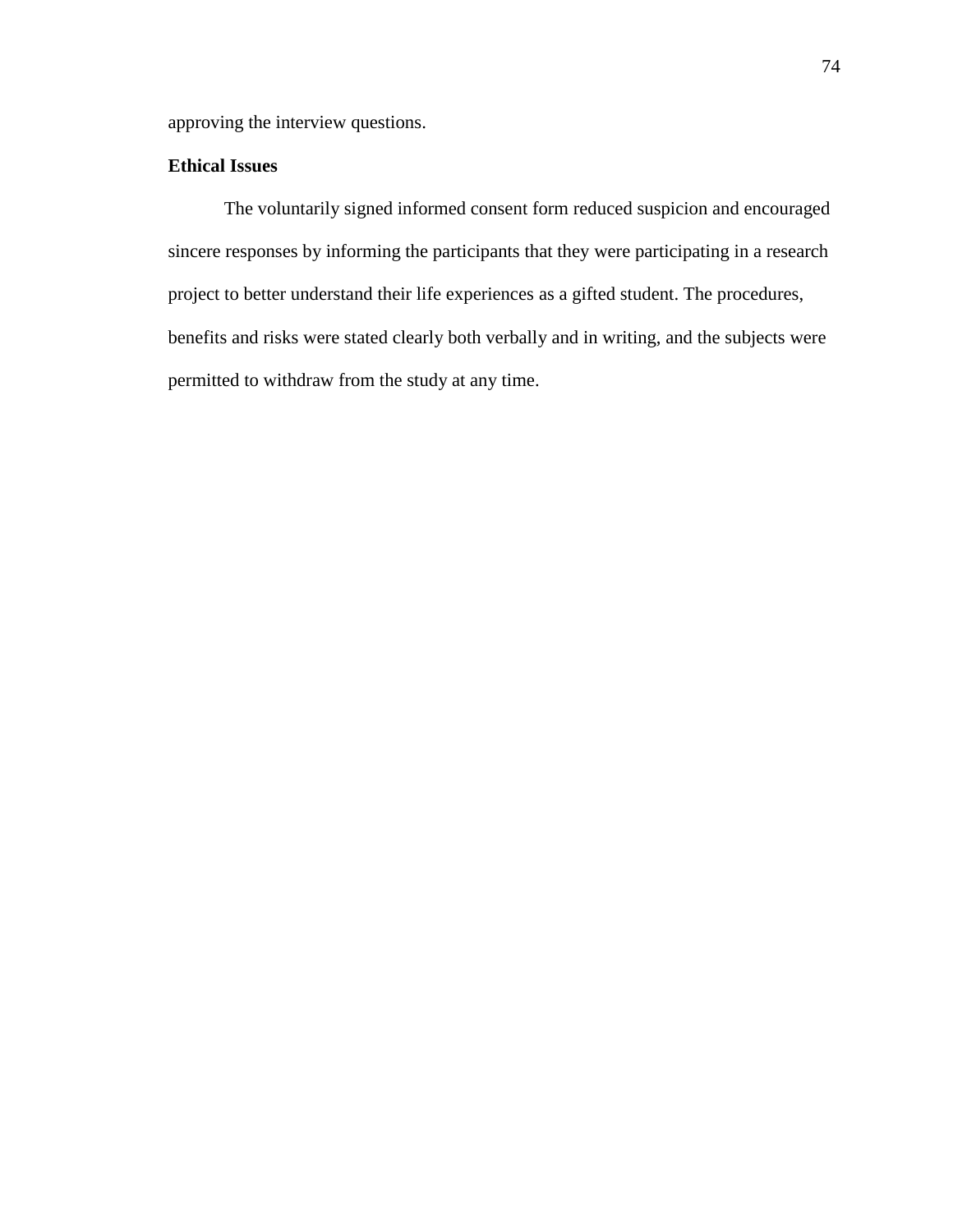approving the interview questions.

**Ethical Issues**

The voluntarily signed informed consent form reduced suspicion and encouraged sincere responses by informing the participants that they were participating in a research project to better understand their life experiences as a gifted student. The procedures, benefits and risks were stated clearly both verbally and in writing, and the subjects were permitted to withdraw from the study at any time.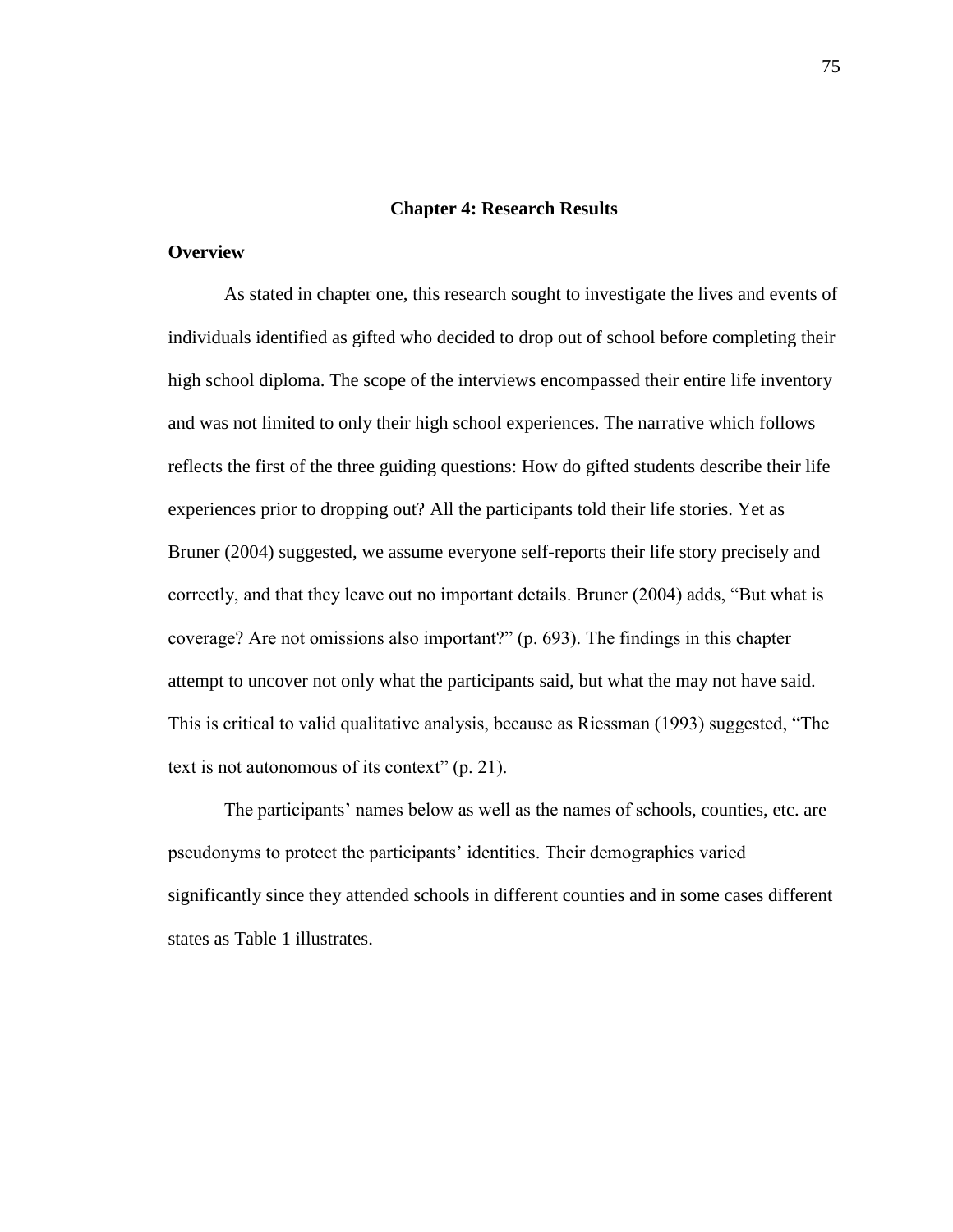# Chapter 4: Research Results

## Overview

As stated in chapter one, this research sought to investigate the lives and events of individuals identified as gifted who decided to drop out of school before completing their high school diploma. The scope of the interviews encompassed their entire life inventory and was not limited to only their high school experiences. The narrative which follows reflects the first of the three guiding questions: How do gifted students describe their life experiences prior to dropping out? All the participants told their life stories. Yet as Bruner (2004) suggested, we assume everyone self-reports their life story precisely and correctly, and that they leave out no important details. Bruner (2004) adds, "But what is coverage? Are not omissions also important?" (p. 693). The findings in this chapter attempt to uncover not only what the participants said, but what the may not have said. This is critical to valid qualitative analysis, because as Riessman (1993) suggested, "The text is not autonomous of its context" (p. 21).

The participants' names below as well as the names of schools, counties, etc. are pseudonyms to protect the participants' identities. Their demographics varied significantly since they attended schools in different counties and in some cases different states as Table 1 illustrates.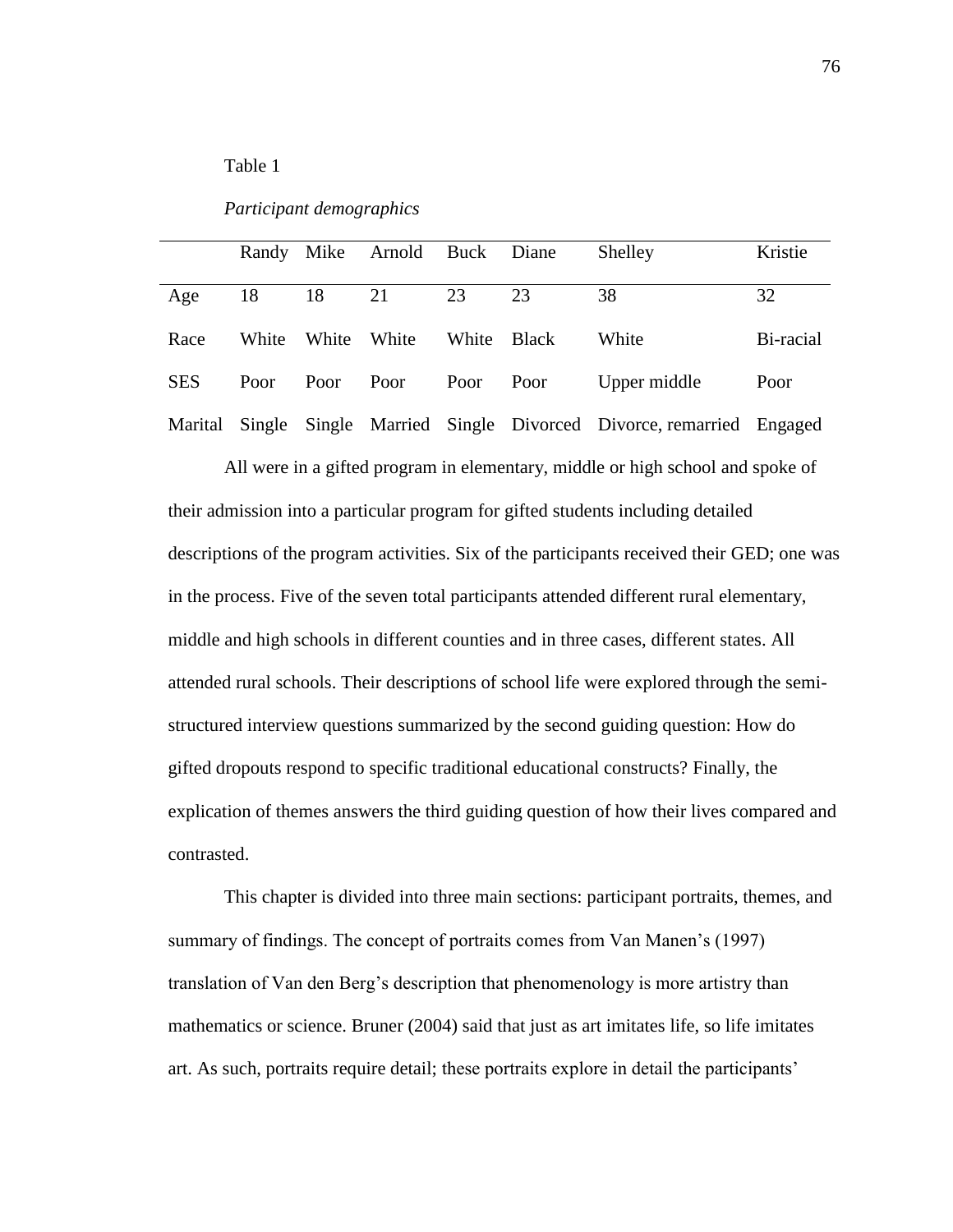Table 1

*Participant demographics*

| | Randy | Mike | Arnold | Buck | Diane | Shelley | Kristie |
|---|---|---|---|---|---|---|---|
| Age | 18 | 18 | 21 | 23 | 23 | 38 | 32 |
| Race | White | White | White | White | Black | White | Bi-racial |
| SES | Poor | Poor | Poor | Poor | Poor | Upper middle | Poor |
| Marital | Single | Single | Married | Single | Divorced | Divorce, remarried | Engaged |

All were in a gifted program in elementary, middle or high school and spoke of their admission into a particular program for gifted students including detailed descriptions of the program activities. Six of the participants received their GED; one was in the process. Five of the seven total participants attended different rural elementary, middle and high schools in different counties and in three cases, different states. All attended rural schools. Their descriptions of school life were explored through the semi-structured interview questions summarized by the second guiding question: How do gifted dropouts respond to specific traditional educational constructs? Finally, the explication of themes answers the third guiding question of how their lives compared and contrasted.

This chapter is divided into three main sections: participant portraits, themes, and summary of findings. The concept of portraits comes from Van Manen's (1997) translation of Van den Berg's description that phenomenology is more artistry than mathematics or science. Bruner (2004) said that just as art imitates life, so life imitates art. As such, portraits require detail; these portraits explore in detail the participants'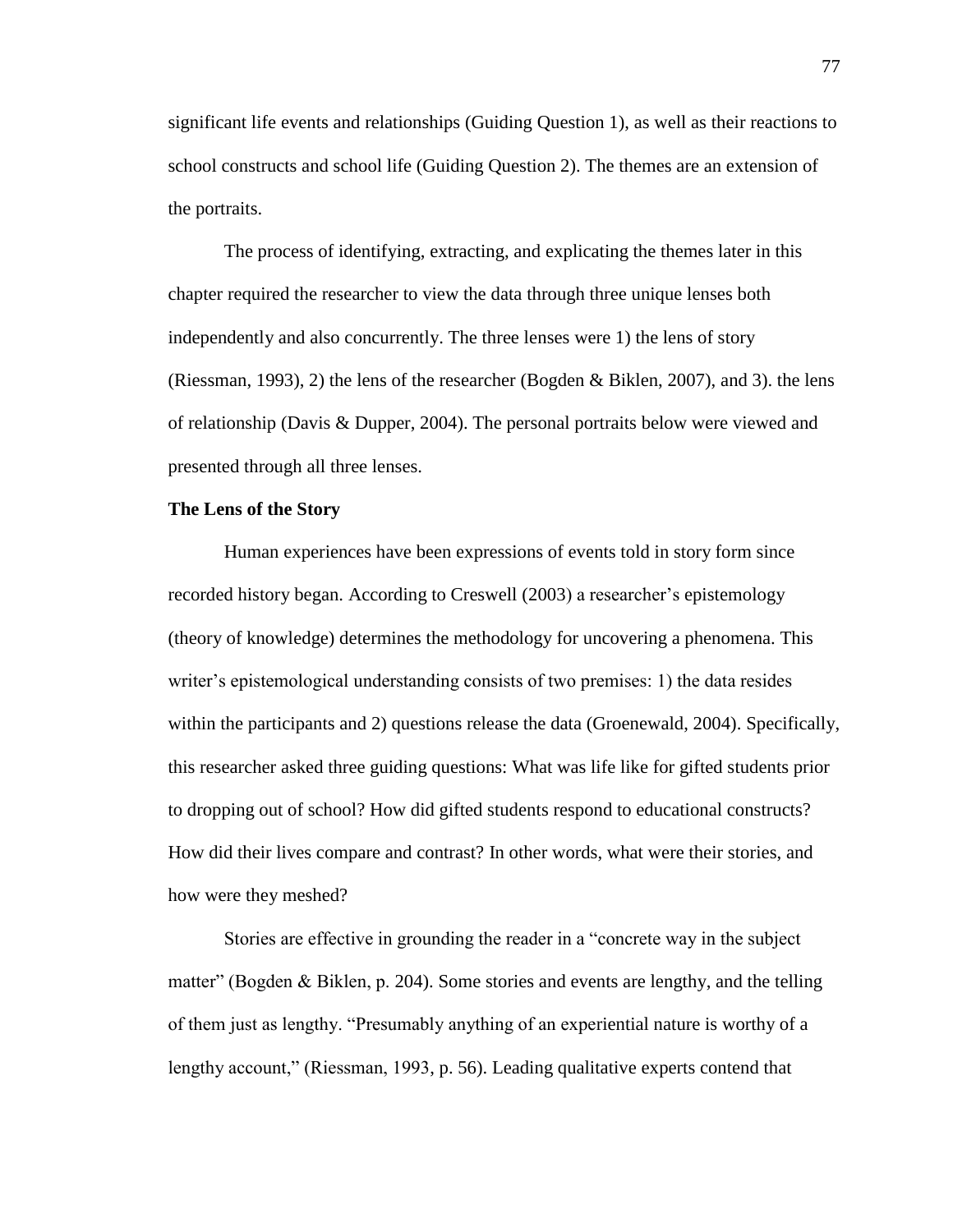significant life events and relationships (Guiding Question 1), as well as their reactions to school constructs and school life (Guiding Question 2). The themes are an extension of the portraits.

The process of identifying, extracting, and explicating the themes later in this chapter required the researcher to view the data through three unique lenses both independently and also concurrently. The three lenses were 1) the lens of story (Riessman, 1993), 2) the lens of the researcher (Bogden & Biklen, 2007), and 3). the lens of relationship (Davis & Dupper, 2004). The personal portraits below were viewed and presented through all three lenses.

**The Lens of the Story**

Human experiences have been expressions of events told in story form since recorded history began. According to Creswell (2003) a researcher's epistemology (theory of knowledge) determines the methodology for uncovering a phenomena. This writer's epistemological understanding consists of two premises: 1) the data resides within the participants and 2) questions release the data (Groenewald, 2004). Specifically, this researcher asked three guiding questions: What was life like for gifted students prior to dropping out of school? How did gifted students respond to educational constructs? How did their lives compare and contrast? In other words, what were their stories, and how were they meshed?

Stories are effective in grounding the reader in a "concrete way in the subject matter" (Bogden & Biklen, p. 204). Some stories and events are lengthy, and the telling of them just as lengthy. "Presumably anything of an experiential nature is worthy of a lengthy account," (Riessman, 1993, p. 56). Leading qualitative experts contend that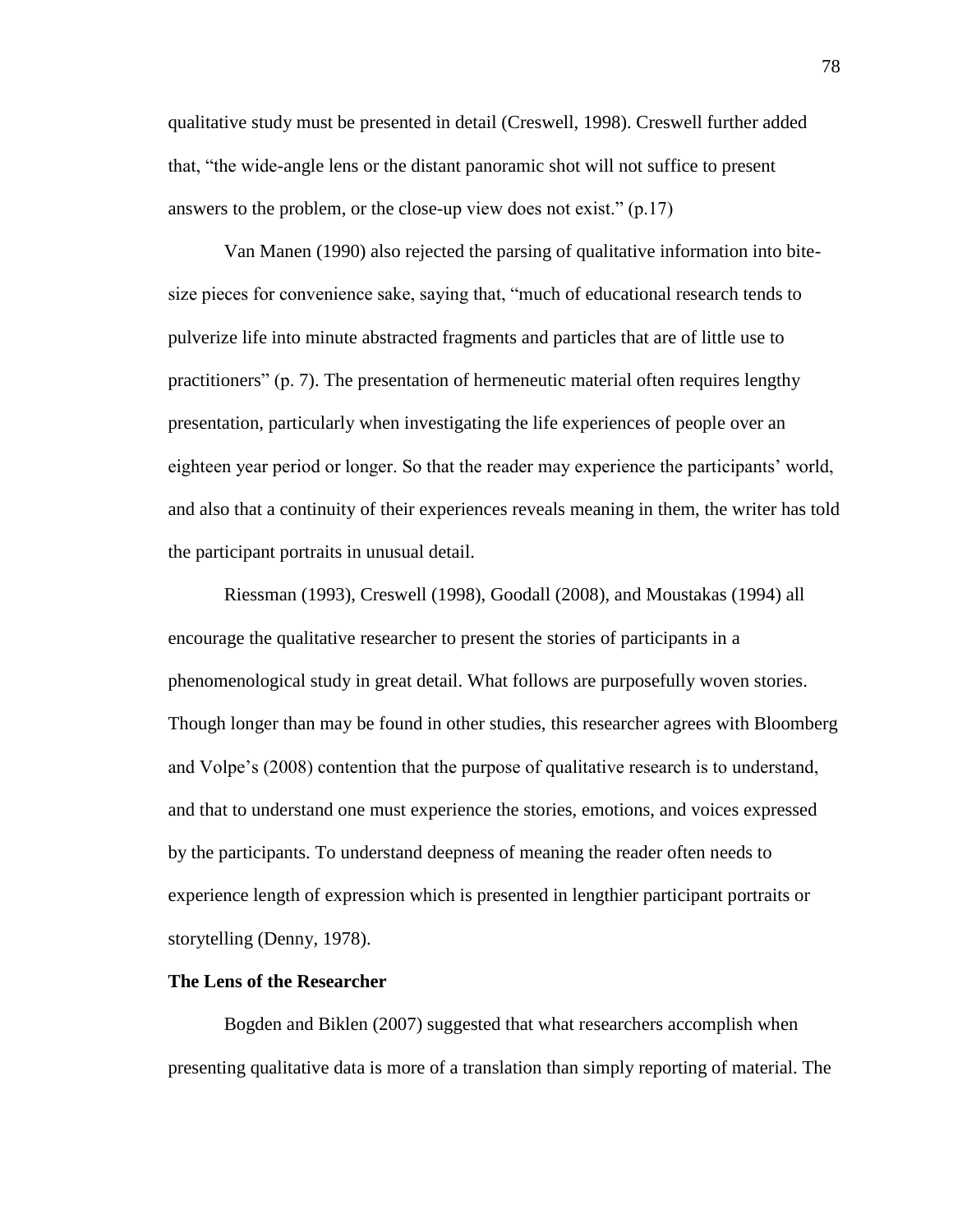qualitative study must be presented in detail (Creswell, 1998). Creswell further added that, "the wide-angle lens or the distant panoramic shot will not suffice to present answers to the problem, or the close-up view does not exist." (p.17)

Van Manen (1990) also rejected the parsing of qualitative information into bite-size pieces for convenience sake, saying that, "much of educational research tends to pulverize life into minute abstracted fragments and particles that are of little use to practitioners" (p. 7). The presentation of hermeneutic material often requires lengthy presentation, particularly when investigating the life experiences of people over an eighteen year period or longer. So that the reader may experience the participants' world, and also that a continuity of their experiences reveals meaning in them, the writer has told the participant portraits in unusual detail.

Riessman (1993), Creswell (1998), Goodall (2008), and Moustakas (1994) all encourage the qualitative researcher to present the stories of participants in a phenomenological study in great detail. What follows are purposefully woven stories. Though longer than may be found in other studies, this researcher agrees with Bloomberg and Volpe's (2008) contention that the purpose of qualitative research is to understand, and that to understand one must experience the stories, emotions, and voices expressed by the participants. To understand deepness of meaning the reader often needs to experience length of expression which is presented in lengthier participant portraits or storytelling (Denny, 1978).

**The Lens of the Researcher**

Bogden and Biklen (2007) suggested that what researchers accomplish when presenting qualitative data is more of a translation than simply reporting of material. The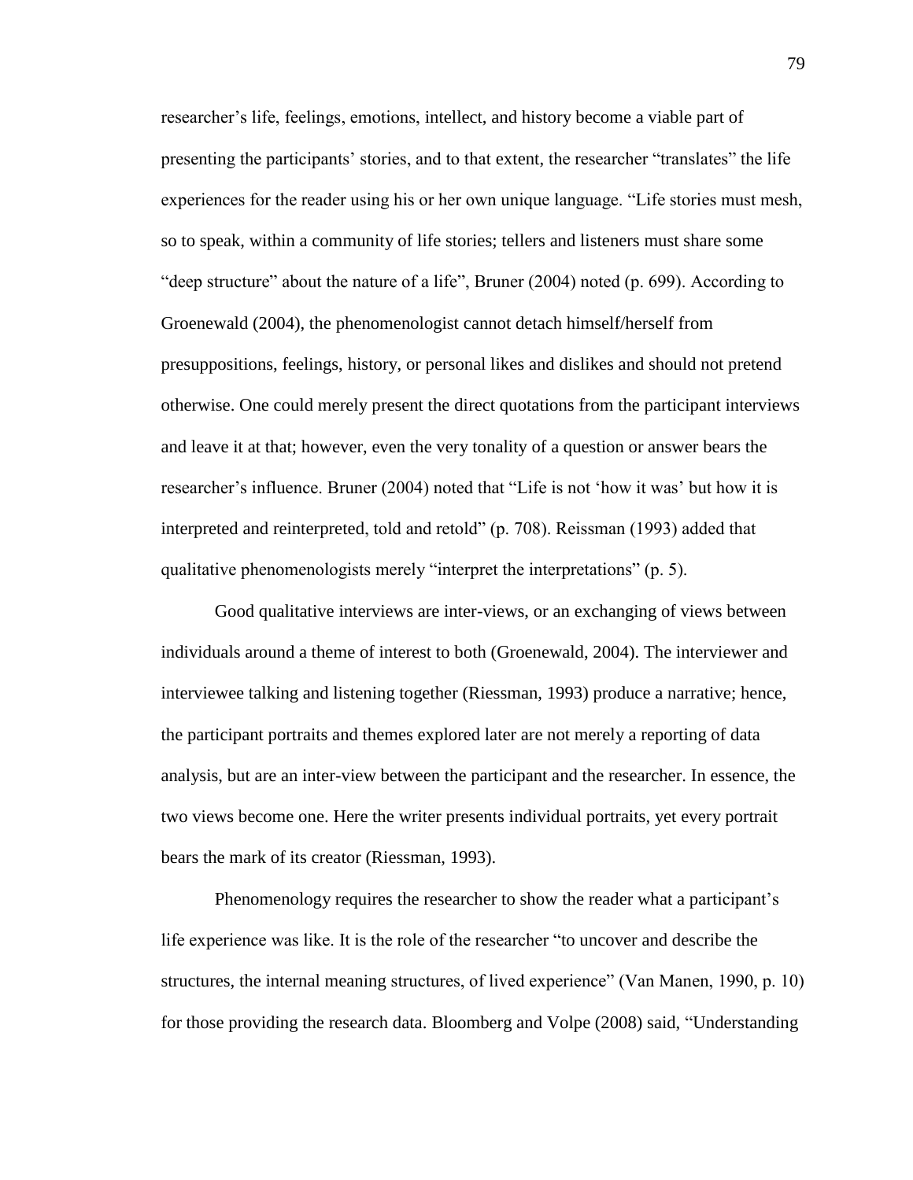researcher's life, feelings, emotions, intellect, and history become a viable part of presenting the participants' stories, and to that extent, the researcher "translates" the life experiences for the reader using his or her own unique language. "Life stories must mesh, so to speak, within a community of life stories; tellers and listeners must share some "deep structure" about the nature of a life", Bruner (2004) noted (p. 699). According to Groenewald (2004), the phenomenologist cannot detach himself/herself from presuppositions, feelings, history, or personal likes and dislikes and should not pretend otherwise. One could merely present the direct quotations from the participant interviews and leave it at that; however, even the very tonality of a question or answer bears the researcher's influence. Bruner (2004) noted that "Life is not 'how it was' but how it is interpreted and reinterpreted, told and retold" (p. 708). Reissman (1993) added that qualitative phenomenologists merely "interpret the interpretations" (p. 5).

Good qualitative interviews are inter-views, or an exchanging of views between individuals around a theme of interest to both (Groenewald, 2004). The interviewer and interviewee talking and listening together (Riessman, 1993) produce a narrative; hence, the participant portraits and themes explored later are not merely a reporting of data analysis, but are an inter-view between the participant and the researcher. In essence, the two views become one. Here the writer presents individual portraits, yet every portrait bears the mark of its creator (Riessman, 1993).

Phenomenology requires the researcher to show the reader what a participant's life experience was like. It is the role of the researcher "to uncover and describe the structures, the internal meaning structures, of lived experience" (Van Manen, 1990, p. 10) for those providing the research data. Bloomberg and Volpe (2008) said, "Understanding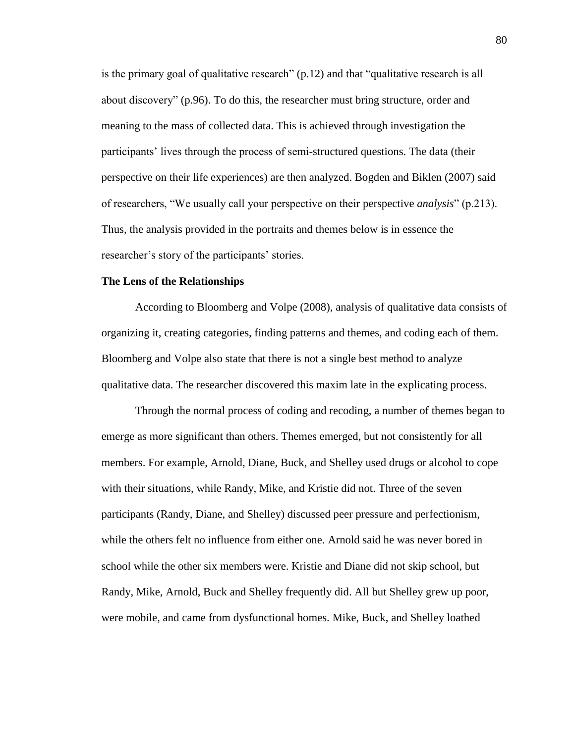is the primary goal of qualitative research" (p.12) and that "qualitative research is all about discovery" (p.96). To do this, the researcher must bring structure, order and meaning to the mass of collected data. This is achieved through investigation the participants' lives through the process of semi-structured questions. The data (their perspective on their life experiences) are then analyzed. Bogden and Biklen (2007) said of researchers, "We usually call your perspective on their perspective *analysis*" (p.213). Thus, the analysis provided in the portraits and themes below is in essence the researcher's story of the participants' stories.

**The Lens of the Relationships**

According to Bloomberg and Volpe (2008), analysis of qualitative data consists of organizing it, creating categories, finding patterns and themes, and coding each of them. Bloomberg and Volpe also state that there is not a single best method to analyze qualitative data. The researcher discovered this maxim late in the explicating process.

Through the normal process of coding and recoding, a number of themes began to emerge as more significant than others. Themes emerged, but not consistently for all members. For example, Arnold, Diane, Buck, and Shelley used drugs or alcohol to cope with their situations, while Randy, Mike, and Kristie did not. Three of the seven participants (Randy, Diane, and Shelley) discussed peer pressure and perfectionism, while the others felt no influence from either one. Arnold said he was never bored in school while the other six members were. Kristie and Diane did not skip school, but Randy, Mike, Arnold, Buck and Shelley frequently did. All but Shelley grew up poor, were mobile, and came from dysfunctional homes. Mike, Buck, and Shelley loathed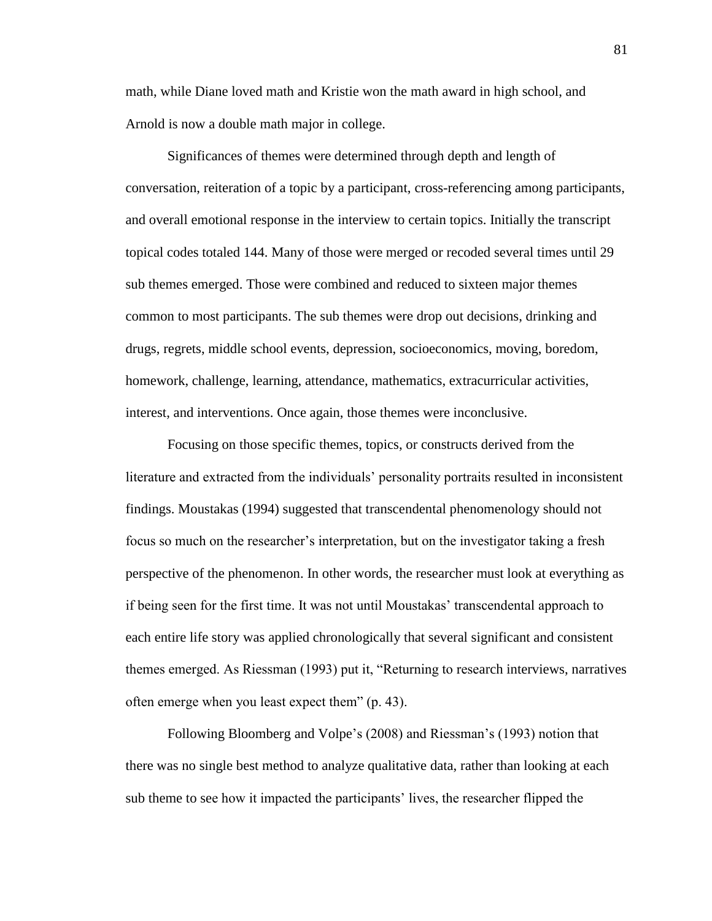math, while Diane loved math and Kristie won the math award in high school, and Arnold is now a double math major in college.

Significances of themes were determined through depth and length of conversation, reiteration of a topic by a participant, cross-referencing among participants, and overall emotional response in the interview to certain topics. Initially the transcript topical codes totaled 144. Many of those were merged or recoded several times until 29 sub themes emerged. Those were combined and reduced to sixteen major themes common to most participants. The sub themes were drop out decisions, drinking and drugs, regrets, middle school events, depression, socioeconomics, moving, boredom, homework, challenge, learning, attendance, mathematics, extracurricular activities, interest, and interventions. Once again, those themes were inconclusive.

Focusing on those specific themes, topics, or constructs derived from the literature and extracted from the individuals' personality portraits resulted in inconsistent findings. Moustakas (1994) suggested that transcendental phenomenology should not focus so much on the researcher's interpretation, but on the investigator taking a fresh perspective of the phenomenon. In other words, the researcher must look at everything as if being seen for the first time. It was not until Moustakas' transcendental approach to each entire life story was applied chronologically that several significant and consistent themes emerged. As Riessman (1993) put it, "Returning to research interviews, narratives often emerge when you least expect them" (p. 43).

Following Bloomberg and Volpe's (2008) and Riessman's (1993) notion that there was no single best method to analyze qualitative data, rather than looking at each sub theme to see how it impacted the participants' lives, the researcher flipped the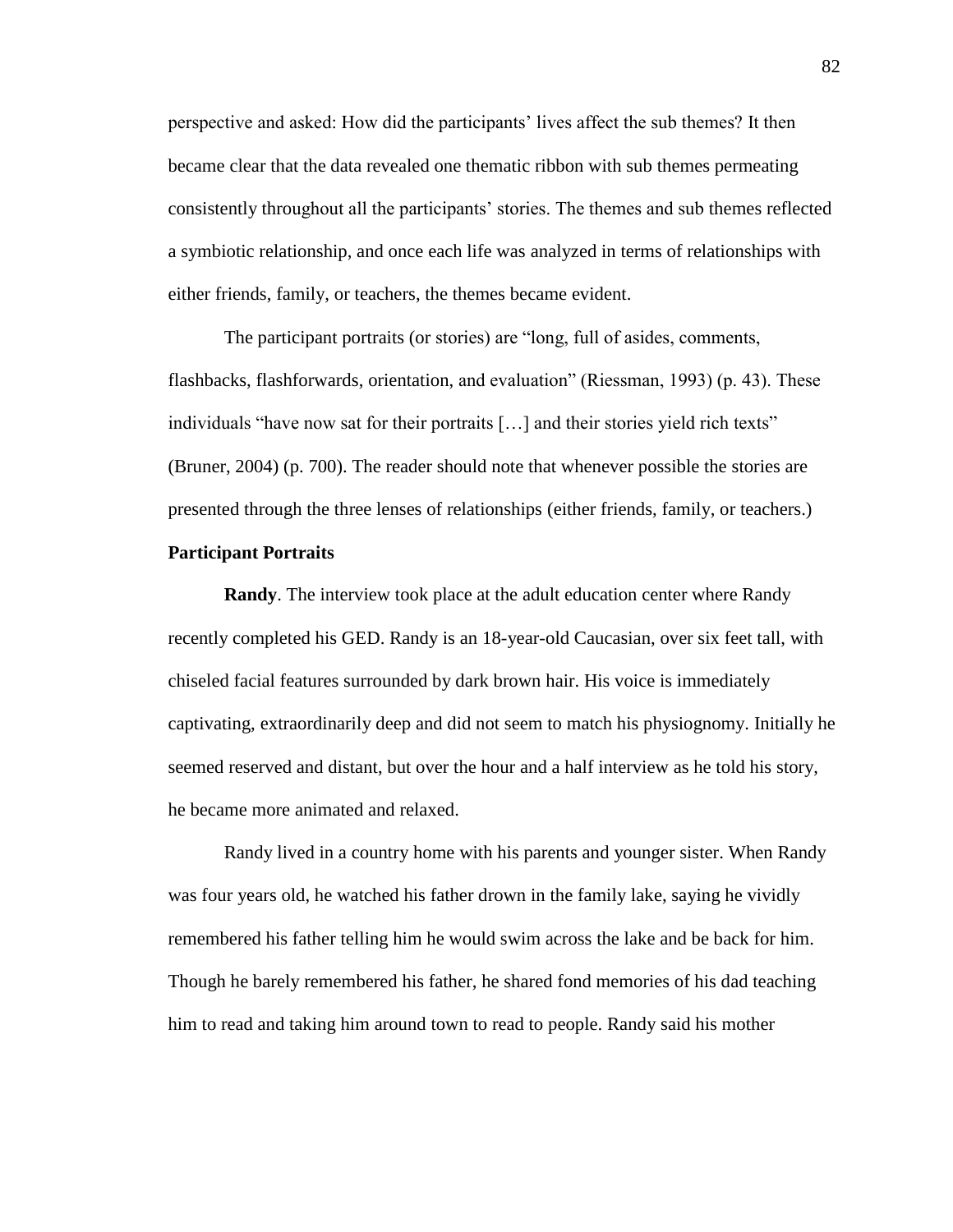perspective and asked: How did the participants' lives affect the sub themes? It then became clear that the data revealed one thematic ribbon with sub themes permeating consistently throughout all the participants' stories. The themes and sub themes reflected a symbiotic relationship, and once each life was analyzed in terms of relationships with either friends, family, or teachers, the themes became evident.

The participant portraits (or stories) are "long, full of asides, comments, flashbacks, flashforwards, orientation, and evaluation" (Riessman, 1993) (p. 43). These individuals "have now sat for their portraits […] and their stories yield rich texts" (Bruner, 2004) (p. 700). The reader should note that whenever possible the stories are presented through the three lenses of relationships (either friends, family, or teachers.)

### Participant Portraits

**Randy**. The interview took place at the adult education center where Randy recently completed his GED. Randy is an 18-year-old Caucasian, over six feet tall, with chiseled facial features surrounded by dark brown hair. His voice is immediately captivating, extraordinarily deep and did not seem to match his physiognomy. Initially he seemed reserved and distant, but over the hour and a half interview as he told his story, he became more animated and relaxed.

Randy lived in a country home with his parents and younger sister. When Randy was four years old, he watched his father drown in the family lake, saying he vividly remembered his father telling him he would swim across the lake and be back for him. Though he barely remembered his father, he shared fond memories of his dad teaching him to read and taking him around town to read to people. Randy said his mother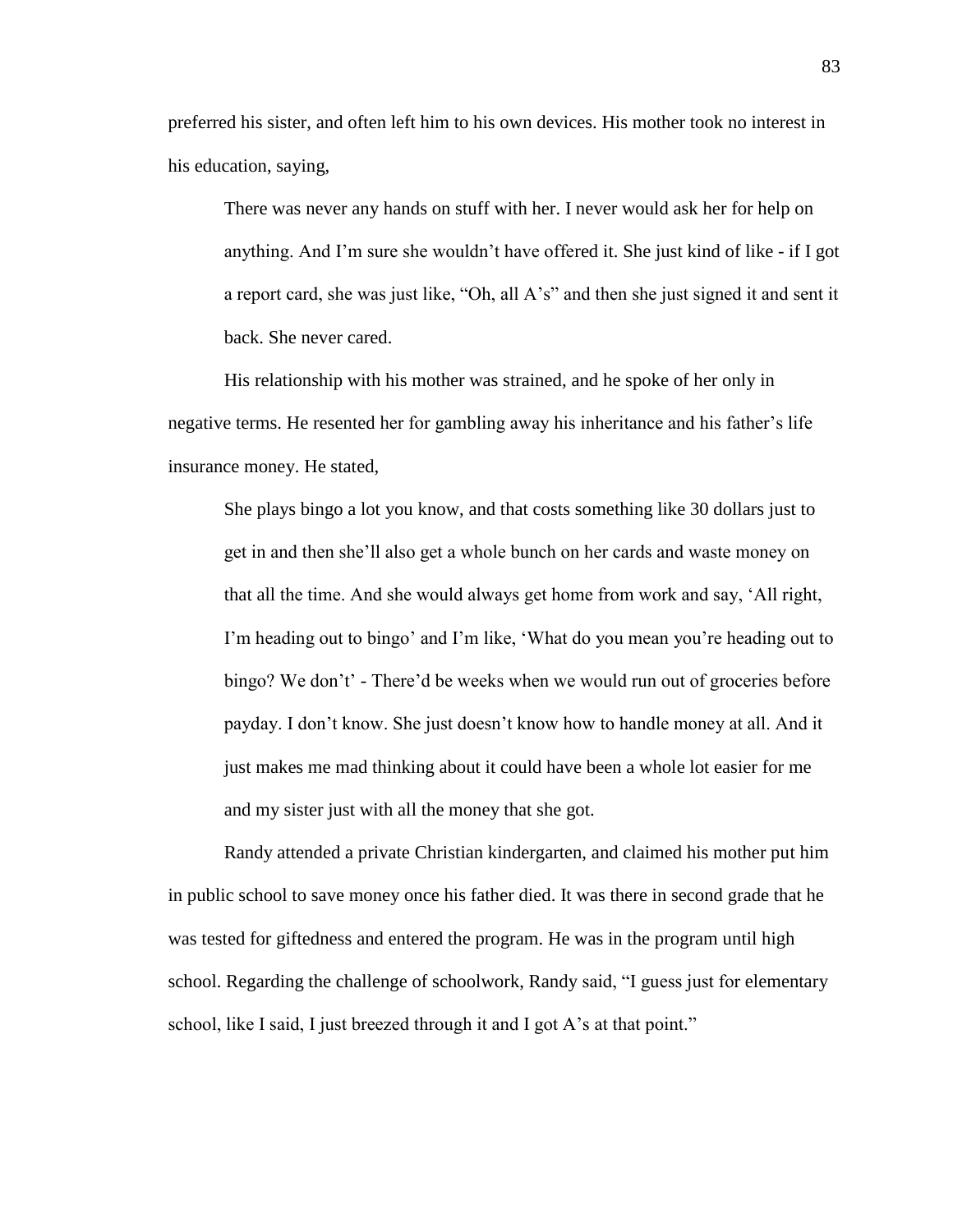preferred his sister, and often left him to his own devices. His mother took no interest in his education, saying,

> There was never any hands on stuff with her. I never would ask her for help on anything. And I'm sure she wouldn't have offered it. She just kind of like - if I got a report card, she was just like, "Oh, all A's" and then she just signed it and sent it back. She never cared.

His relationship with his mother was strained, and he spoke of her only in negative terms. He resented her for gambling away his inheritance and his father's life insurance money. He stated,

> She plays bingo a lot you know, and that costs something like 30 dollars just to get in and then she'll also get a whole bunch on her cards and waste money on that all the time. And she would always get home from work and say, 'All right, I'm heading out to bingo' and I'm like, 'What do you mean you're heading out to bingo? We don't' - There'd be weeks when we would run out of groceries before payday. I don't know. She just doesn't know how to handle money at all. And it just makes me mad thinking about it could have been a whole lot easier for me and my sister just with all the money that she got.

Randy attended a private Christian kindergarten, and claimed his mother put him in public school to save money once his father died. It was there in second grade that he was tested for giftedness and entered the program. He was in the program until high school. Regarding the challenge of schoolwork, Randy said, "I guess just for elementary school, like I said, I just breezed through it and I got A's at that point."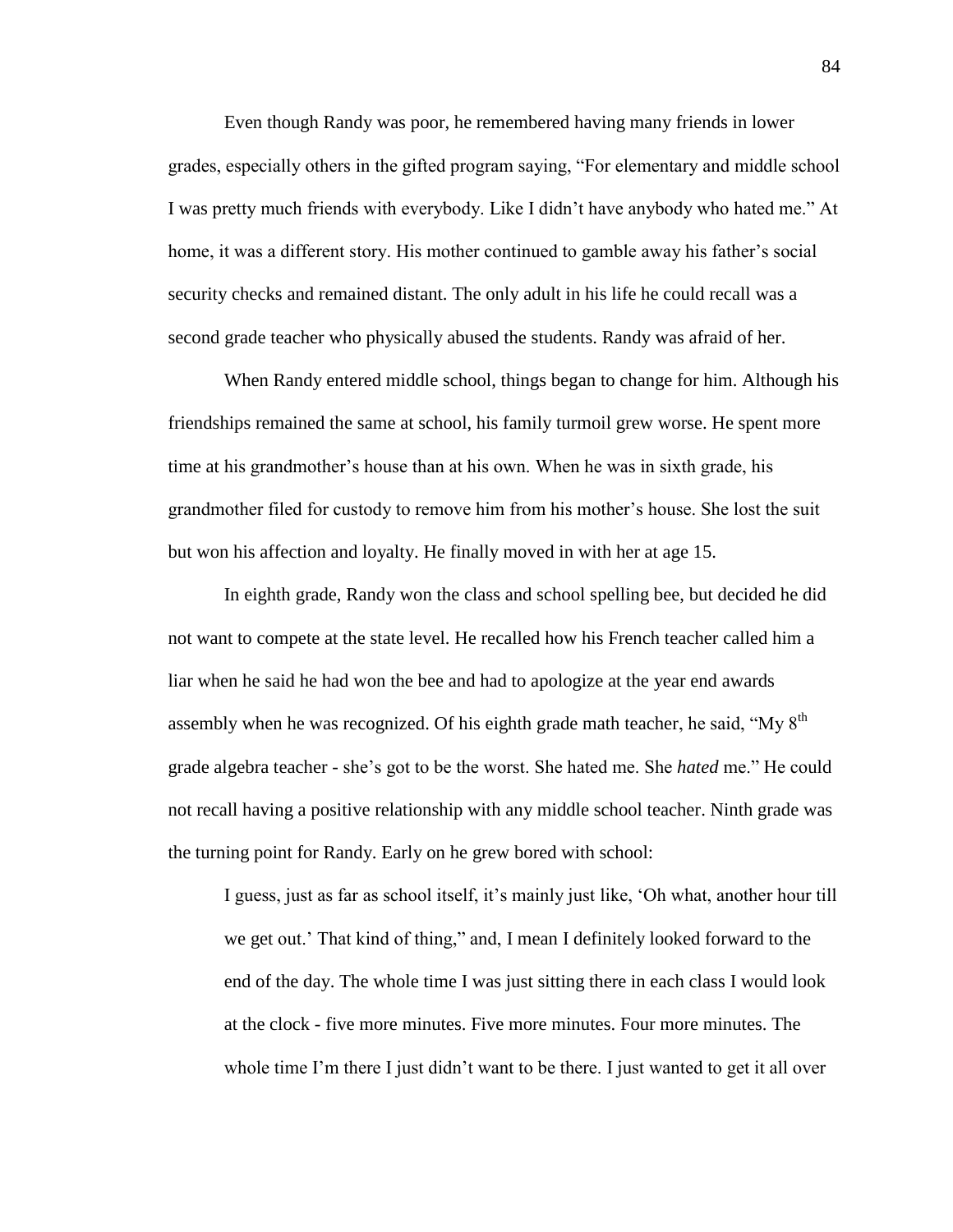Even though Randy was poor, he remembered having many friends in lower grades, especially others in the gifted program saying, “For elementary and middle school I was pretty much friends with everybody. Like I didn’t have anybody who hated me.” At home, it was a different story. His mother continued to gamble away his father’s social security checks and remained distant. The only adult in his life he could recall was a second grade teacher who physically abused the students. Randy was afraid of her.

When Randy entered middle school, things began to change for him. Although his friendships remained the same at school, his family turmoil grew worse. He spent more time at his grandmother’s house than at his own. When he was in sixth grade, his grandmother filed for custody to remove him from his mother’s house. She lost the suit but won his affection and loyalty. He finally moved in with her at age 15.

In eighth grade, Randy won the class and school spelling bee, but decided he did not want to compete at the state level. He recalled how his French teacher called him a liar when he said he had won the bee and had to apologize at the year end awards assembly when he was recognized. Of his eighth grade math teacher, he said, “My 8th grade algebra teacher - she’s got to be the worst. She hated me. She *hated* me.” He could not recall having a positive relationship with any middle school teacher. Ninth grade was the turning point for Randy. Early on he grew bored with school:

> I guess, just as far as school itself, it’s mainly just like, ‘Oh what, another hour till we get out.’ That kind of thing,” and, I mean I definitely looked forward to the end of the day. The whole time I was just sitting there in each class I would look at the clock - five more minutes. Five more minutes. Four more minutes. The whole time I’m there I just didn’t want to be there. I just wanted to get it all over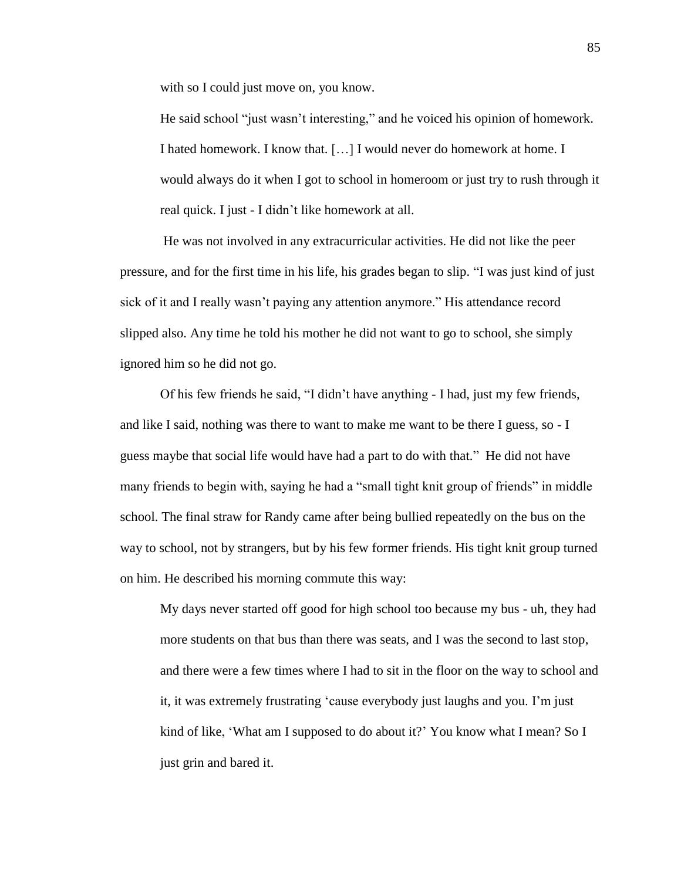with so I could just move on, you know.

He said school "just wasn't interesting," and he voiced his opinion of homework.

> I hated homework. I know that. […] I would never do homework at home. I would always do it when I got to school in homeroom or just try to rush through it real quick. I just - I didn't like homework at all.

He was not involved in any extracurricular activities. He did not like the peer pressure, and for the first time in his life, his grades began to slip. "I was just kind of just sick of it and I really wasn't paying any attention anymore." His attendance record slipped also. Any time he told his mother he did not want to go to school, she simply ignored him so he did not go.

Of his few friends he said, "I didn't have anything - I had, just my few friends, and like I said, nothing was there to want to make me want to be there I guess, so - I guess maybe that social life would have had a part to do with that." He did not have many friends to begin with, saying he had a "small tight knit group of friends" in middle school. The final straw for Randy came after being bullied repeatedly on the bus on the way to school, not by strangers, but by his few former friends. His tight knit group turned on him. He described his morning commute this way:

> My days never started off good for high school too because my bus - uh, they had more students on that bus than there was seats, and I was the second to last stop, and there were a few times where I had to sit in the floor on the way to school and it, it was extremely frustrating 'cause everybody just laughs and you. I'm just kind of like, 'What am I supposed to do about it?' You know what I mean? So I just grin and bared it.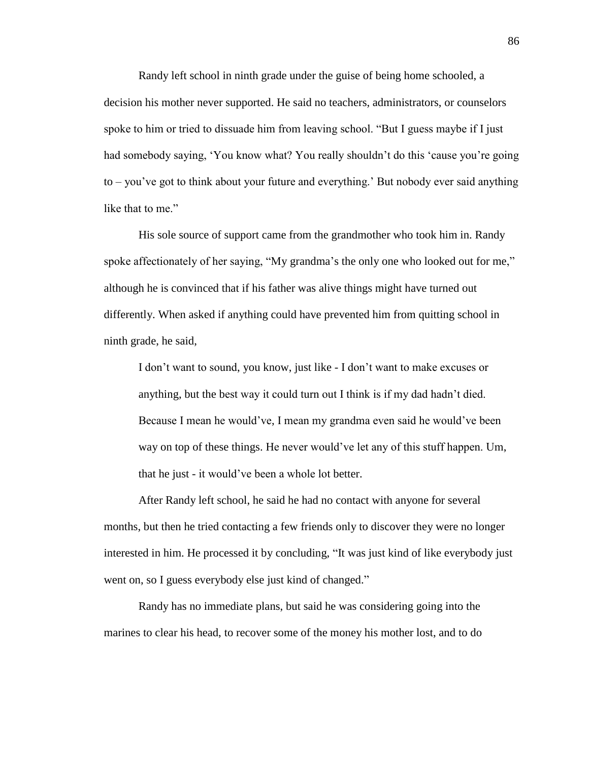Randy left school in ninth grade under the guise of being home schooled, a decision his mother never supported. He said no teachers, administrators, or counselors spoke to him or tried to dissuade him from leaving school. "But I guess maybe if I just had somebody saying, 'You know what? You really shouldn't do this 'cause you're going to – you've got to think about your future and everything.' But nobody ever said anything like that to me."

His sole source of support came from the grandmother who took him in. Randy spoke affectionately of her saying, "My grandma's the only one who looked out for me," although he is convinced that if his father was alive things might have turned out differently. When asked if anything could have prevented him from quitting school in ninth grade, he said,

> I don't want to sound, you know, just like - I don't want to make excuses or anything, but the best way it could turn out I think is if my dad hadn't died. Because I mean he would've, I mean my grandma even said he would've been way on top of these things. He never would've let any of this stuff happen. Um, that he just - it would've been a whole lot better.

After Randy left school, he said he had no contact with anyone for several months, but then he tried contacting a few friends only to discover they were no longer interested in him. He processed it by concluding, "It was just kind of like everybody just went on, so I guess everybody else just kind of changed."

Randy has no immediate plans, but said he was considering going into the marines to clear his head, to recover some of the money his mother lost, and to do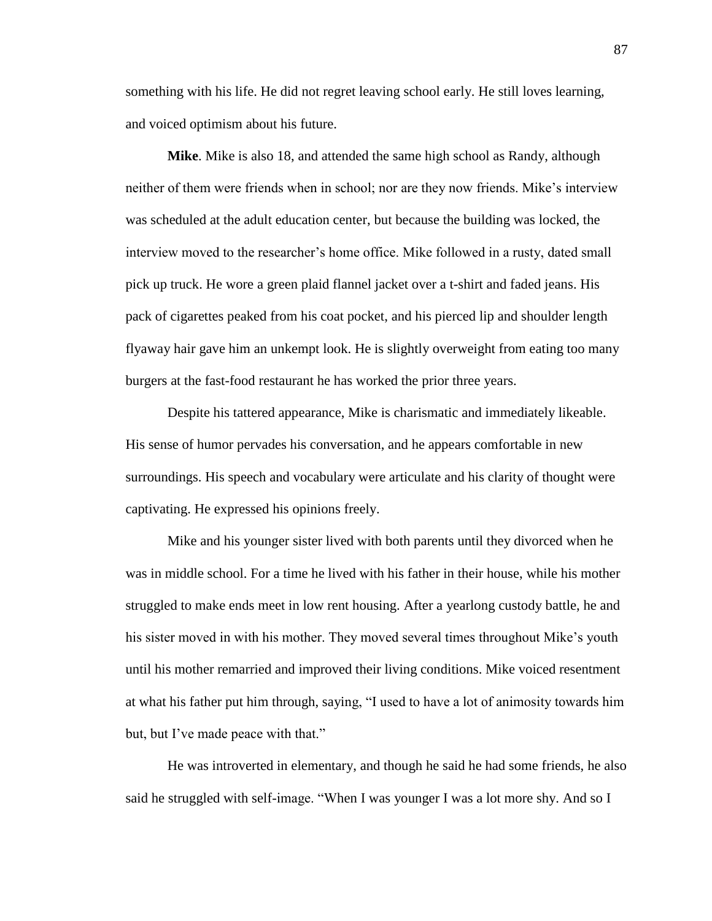something with his life. He did not regret leaving school early. He still loves learning, and voiced optimism about his future.

**Mike**. Mike is also 18, and attended the same high school as Randy, although neither of them were friends when in school; nor are they now friends. Mike's interview was scheduled at the adult education center, but because the building was locked, the interview moved to the researcher's home office. Mike followed in a rusty, dated small pick up truck. He wore a green plaid flannel jacket over a t-shirt and faded jeans. His pack of cigarettes peaked from his coat pocket, and his pierced lip and shoulder length flyaway hair gave him an unkempt look. He is slightly overweight from eating too many burgers at the fast-food restaurant he has worked the prior three years.

Despite his tattered appearance, Mike is charismatic and immediately likeable. His sense of humor pervades his conversation, and he appears comfortable in new surroundings. His speech and vocabulary were articulate and his clarity of thought were captivating. He expressed his opinions freely.

Mike and his younger sister lived with both parents until they divorced when he was in middle school. For a time he lived with his father in their house, while his mother struggled to make ends meet in low rent housing. After a yearlong custody battle, he and his sister moved in with his mother. They moved several times throughout Mike's youth until his mother remarried and improved their living conditions. Mike voiced resentment at what his father put him through, saying, "I used to have a lot of animosity towards him but, but I've made peace with that."

He was introverted in elementary, and though he said he had some friends, he also said he struggled with self-image. "When I was younger I was a lot more shy. And so I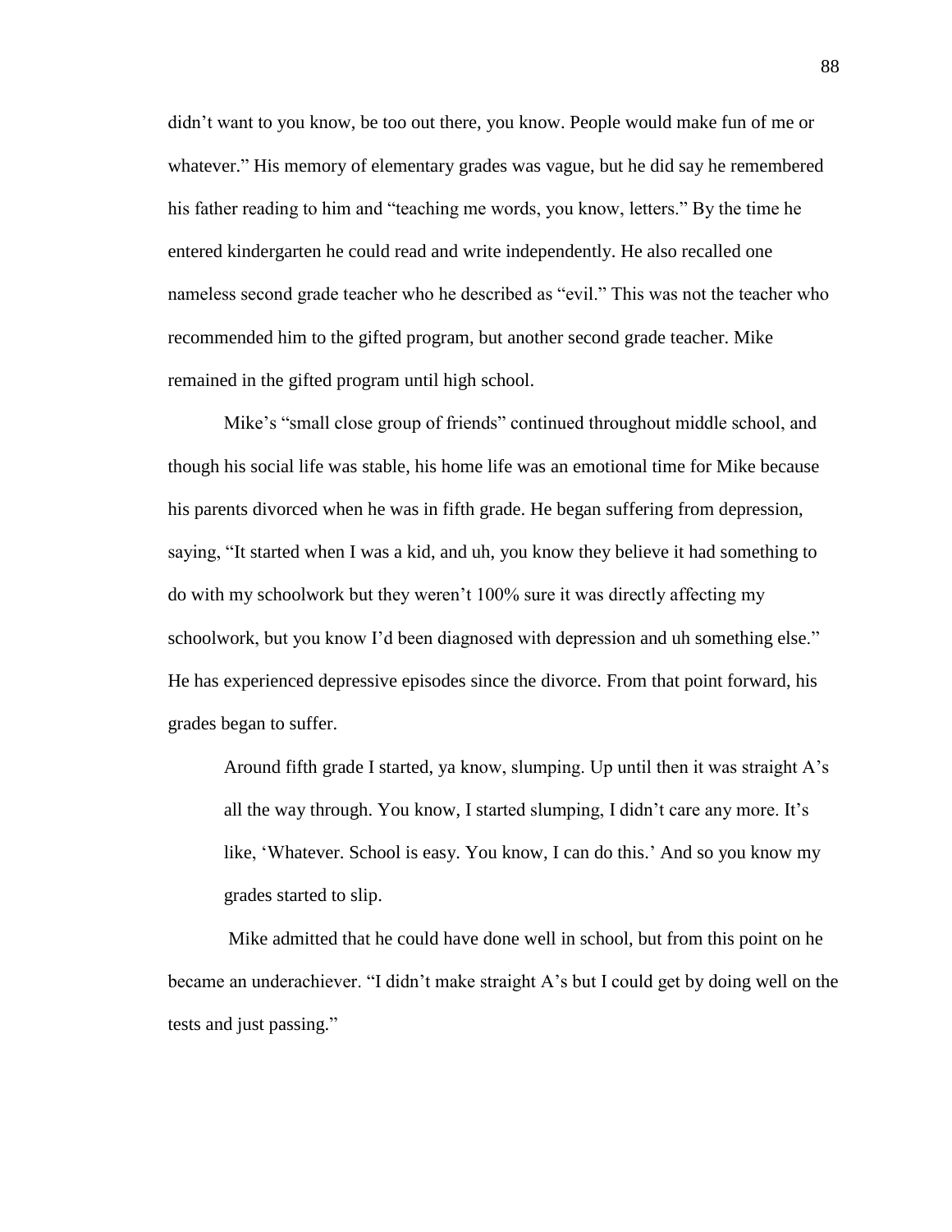didn't want to you know, be too out there, you know. People would make fun of me or whatever." His memory of elementary grades was vague, but he did say he remembered his father reading to him and "teaching me words, you know, letters." By the time he entered kindergarten he could read and write independently. He also recalled one nameless second grade teacher who he described as "evil." This was not the teacher who recommended him to the gifted program, but another second grade teacher. Mike remained in the gifted program until high school.

Mike's "small close group of friends" continued throughout middle school, and though his social life was stable, his home life was an emotional time for Mike because his parents divorced when he was in fifth grade. He began suffering from depression, saying, "It started when I was a kid, and uh, you know they believe it had something to do with my schoolwork but they weren't 100% sure it was directly affecting my schoolwork, but you know I'd been diagnosed with depression and uh something else." He has experienced depressive episodes since the divorce. From that point forward, his grades began to suffer.

> Around fifth grade I started, ya know, slumping. Up until then it was straight A's all the way through. You know, I started slumping, I didn't care any more. It's like, 'Whatever. School is easy. You know, I can do this.' And so you know my grades started to slip.

Mike admitted that he could have done well in school, but from this point on he became an underachiever. "I didn't make straight A's but I could get by doing well on the tests and just passing."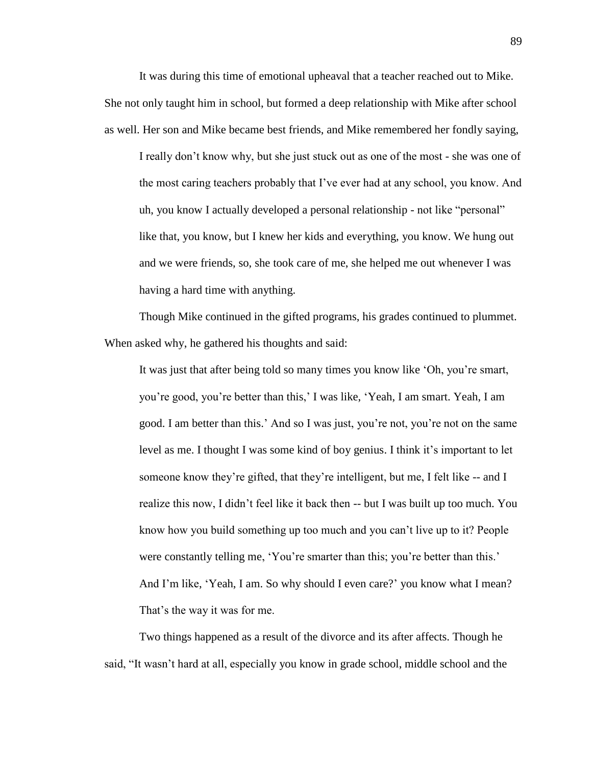It was during this time of emotional upheaval that a teacher reached out to Mike. She not only taught him in school, but formed a deep relationship with Mike after school as well. Her son and Mike became best friends, and Mike remembered her fondly saying,

> I really don't know why, but she just stuck out as one of the most - she was one of the most caring teachers probably that I've ever had at any school, you know. And uh, you know I actually developed a personal relationship - not like "personal" like that, you know, but I knew her kids and everything, you know. We hung out and we were friends, so, she took care of me, she helped me out whenever I was having a hard time with anything.

Though Mike continued in the gifted programs, his grades continued to plummet. When asked why, he gathered his thoughts and said:

> It was just that after being told so many times you know like 'Oh, you're smart, you're good, you're better than this,' I was like, 'Yeah, I am smart. Yeah, I am good. I am better than this.' And so I was just, you're not, you're not on the same level as me. I thought I was some kind of boy genius. I think it's important to let someone know they're gifted, that they're intelligent, but me, I felt like -- and I realize this now, I didn't feel like it back then -- but I was built up too much. You know how you build something up too much and you can't live up to it? People were constantly telling me, 'You're smarter than this; you're better than this.' And I'm like, 'Yeah, I am. So why should I even care?' you know what I mean? That's the way it was for me.

Two things happened as a result of the divorce and its after affects. Though he said, "It wasn't hard at all, especially you know in grade school, middle school and the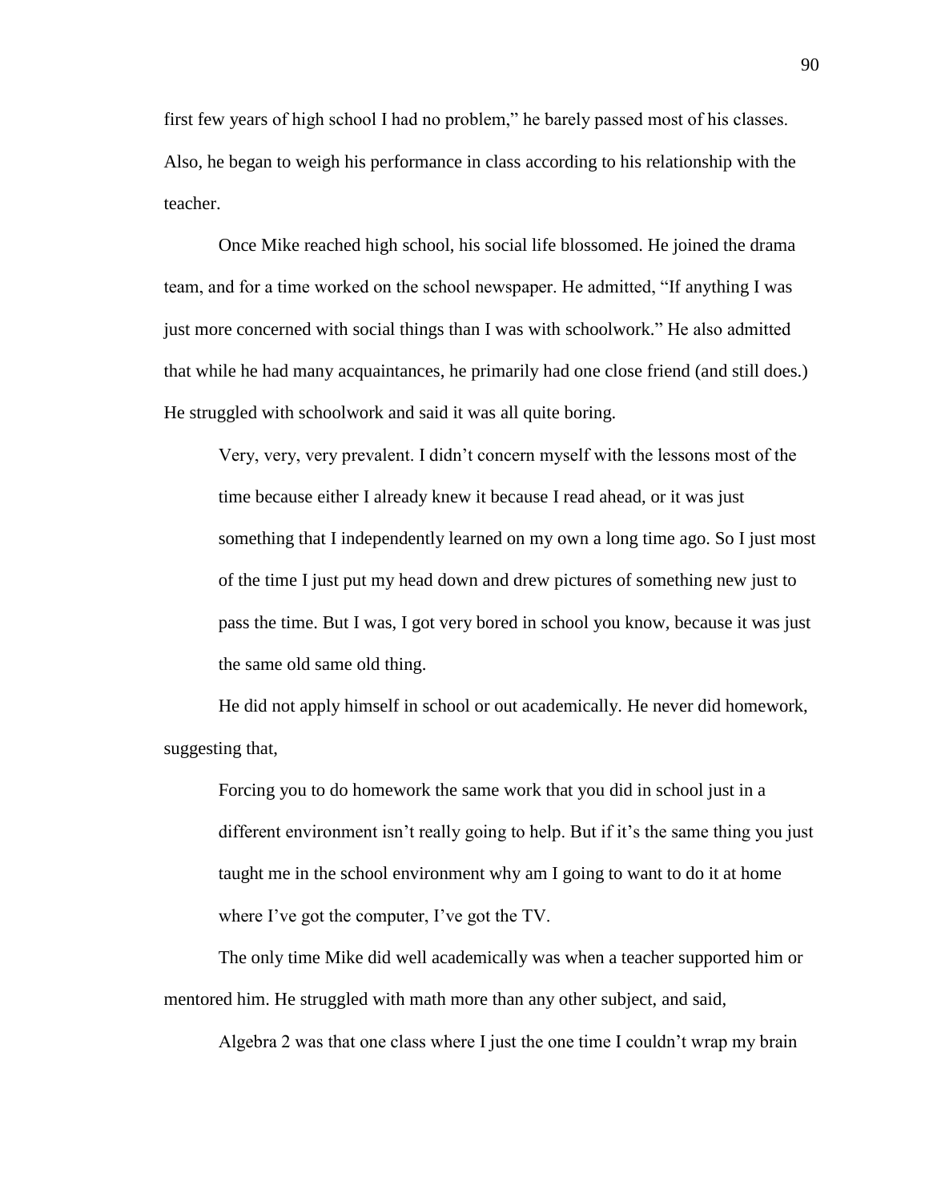first few years of high school I had no problem," he barely passed most of his classes. Also, he began to weigh his performance in class according to his relationship with the teacher.

Once Mike reached high school, his social life blossomed. He joined the drama team, and for a time worked on the school newspaper. He admitted, "If anything I was just more concerned with social things than I was with schoolwork." He also admitted that while he had many acquaintances, he primarily had one close friend (and still does.) He struggled with schoolwork and said it was all quite boring.

> Very, very, very prevalent. I didn't concern myself with the lessons most of the time because either I already knew it because I read ahead, or it was just something that I independently learned on my own a long time ago. So I just most of the time I just put my head down and drew pictures of something new just to pass the time. But I was, I got very bored in school you know, because it was just the same old same old thing.

He did not apply himself in school or out academically. He never did homework, suggesting that,

> Forcing you to do homework the same work that you did in school just in a different environment isn't really going to help. But if it's the same thing you just taught me in the school environment why am I going to want to do it at home where I've got the computer, I've got the TV.

The only time Mike did well academically was when a teacher supported him or mentored him. He struggled with math more than any other subject, and said,

> Algebra 2 was that one class where I just the one time I couldn't wrap my brain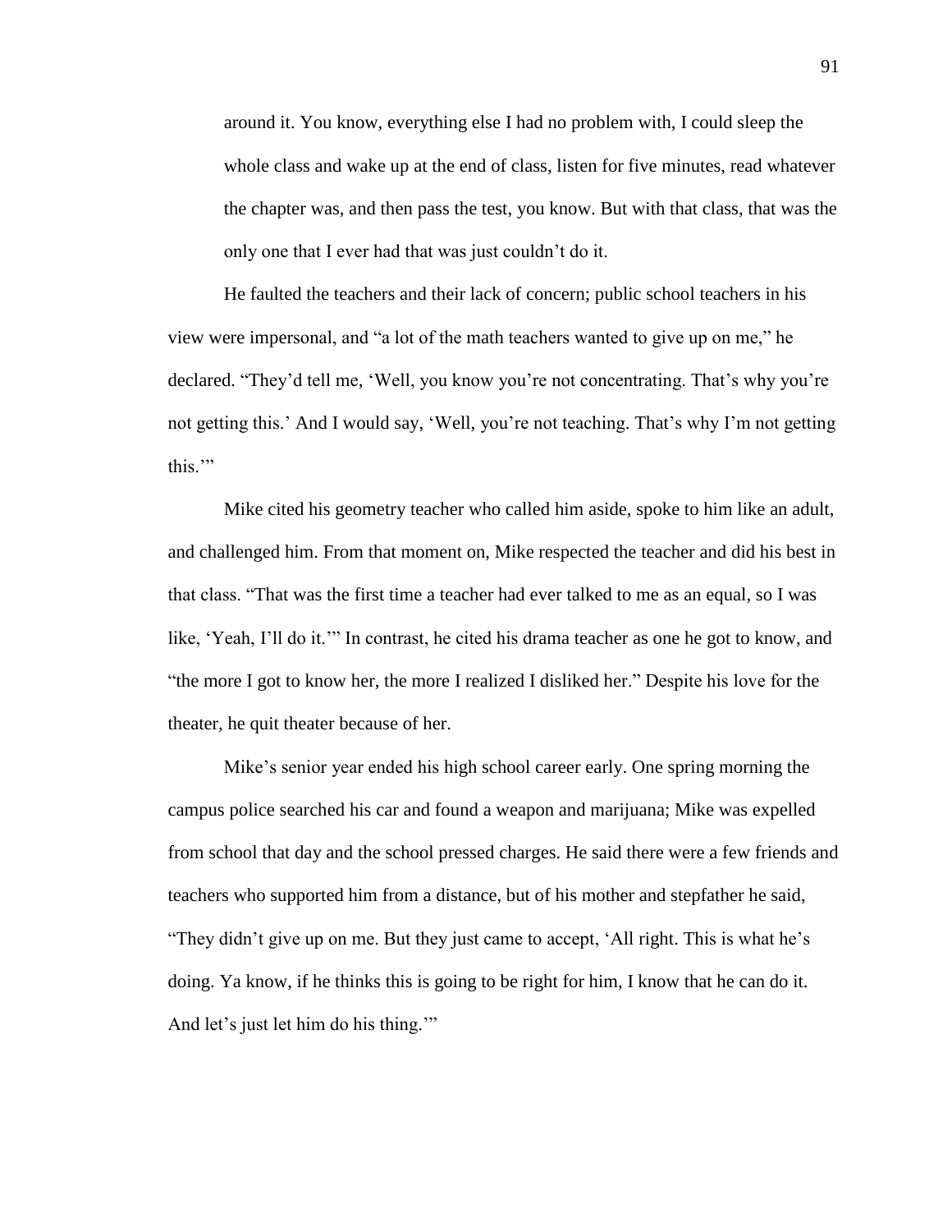> around it. You know, everything else I had no problem with, I could sleep the whole class and wake up at the end of class, listen for five minutes, read whatever the chapter was, and then pass the test, you know. But with that class, that was the only one that I ever had that was just couldn't do it.

He faulted the teachers and their lack of concern; public school teachers in his view were impersonal, and "a lot of the math teachers wanted to give up on me," he declared. "They'd tell me, 'Well, you know you're not concentrating. That's why you're not getting this.' And I would say, 'Well, you're not teaching. That's why I'm not getting this.'"

Mike cited his geometry teacher who called him aside, spoke to him like an adult, and challenged him. From that moment on, Mike respected the teacher and did his best in that class. "That was the first time a teacher had ever talked to me as an equal, so I was like, 'Yeah, I'll do it.'" In contrast, he cited his drama teacher as one he got to know, and "the more I got to know her, the more I realized I disliked her." Despite his love for the theater, he quit theater because of her.

Mike's senior year ended his high school career early. One spring morning the campus police searched his car and found a weapon and marijuana; Mike was expelled from school that day and the school pressed charges. He said there were a few friends and teachers who supported him from a distance, but of his mother and stepfather he said, "They didn't give up on me. But they just came to accept, 'All right. This is what he's doing. Ya know, if he thinks this is going to be right for him, I know that he can do it. And let's just let him do his thing.'"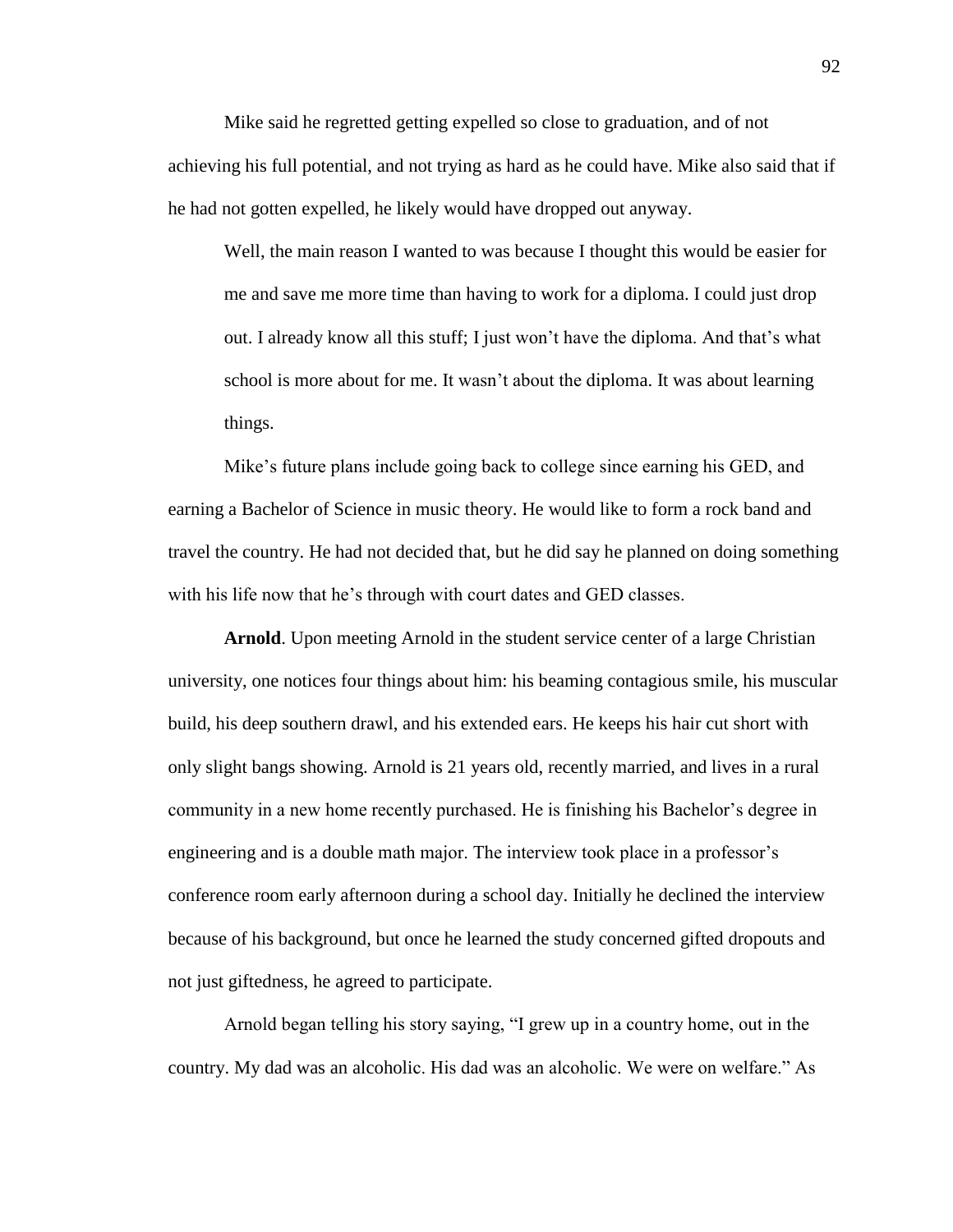Mike said he regretted getting expelled so close to graduation, and of not achieving his full potential, and not trying as hard as he could have. Mike also said that if he had not gotten expelled, he likely would have dropped out anyway.

> Well, the main reason I wanted to was because I thought this would be easier for me and save me more time than having to work for a diploma. I could just drop out. I already know all this stuff; I just won't have the diploma. And that's what school is more about for me. It wasn't about the diploma. It was about learning things.

Mike's future plans include going back to college since earning his GED, and earning a Bachelor of Science in music theory. He would like to form a rock band and travel the country. He had not decided that, but he did say he planned on doing something with his life now that he's through with court dates and GED classes.

**Arnold**. Upon meeting Arnold in the student service center of a large Christian university, one notices four things about him: his beaming contagious smile, his muscular build, his deep southern drawl, and his extended ears. He keeps his hair cut short with only slight bangs showing. Arnold is 21 years old, recently married, and lives in a rural community in a new home recently purchased. He is finishing his Bachelor's degree in engineering and is a double math major. The interview took place in a professor's conference room early afternoon during a school day. Initially he declined the interview because of his background, but once he learned the study concerned gifted dropouts and not just giftedness, he agreed to participate.

Arnold began telling his story saying, "I grew up in a country home, out in the country. My dad was an alcoholic. His dad was an alcoholic. We were on welfare." As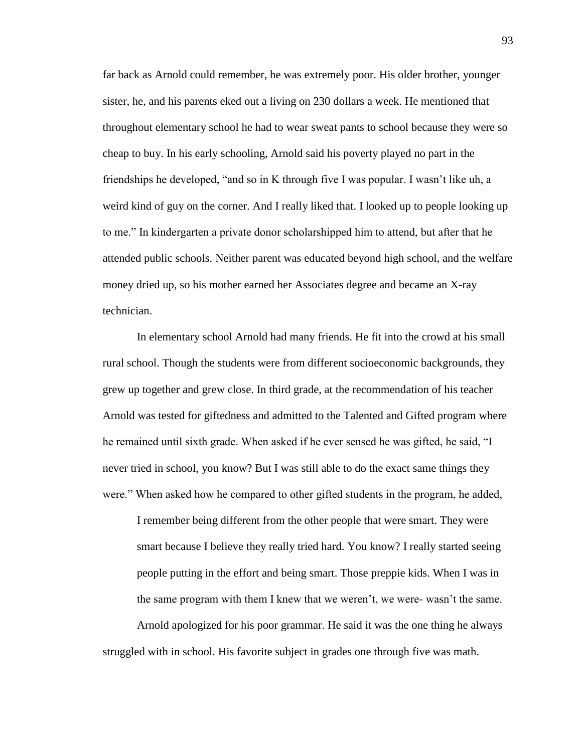far back as Arnold could remember, he was extremely poor. His older brother, younger sister, he, and his parents eked out a living on 230 dollars a week. He mentioned that throughout elementary school he had to wear sweat pants to school because they were so cheap to buy. In his early schooling, Arnold said his poverty played no part in the friendships he developed, "and so in K through five I was popular. I wasn't like uh, a weird kind of guy on the corner. And I really liked that. I looked up to people looking up to me." In kindergarten a private donor scholarshipped him to attend, but after that he attended public schools. Neither parent was educated beyond high school, and the welfare money dried up, so his mother earned her Associates degree and became an X-ray technician.

In elementary school Arnold had many friends. He fit into the crowd at his small rural school. Though the students were from different socioeconomic backgrounds, they grew up together and grew close. In third grade, at the recommendation of his teacher Arnold was tested for giftedness and admitted to the Talented and Gifted program where he remained until sixth grade. When asked if he ever sensed he was gifted, he said, "I never tried in school, you know? But I was still able to do the exact same things they were." When asked how he compared to other gifted students in the program, he added,

> I remember being different from the other people that were smart. They were smart because I believe they really tried hard. You know? I really started seeing people putting in the effort and being smart. Those preppie kids. When I was in the same program with them I knew that we weren't, we were- wasn't the same.

Arnold apologized for his poor grammar. He said it was the one thing he always struggled with in school. His favorite subject in grades one through five was math.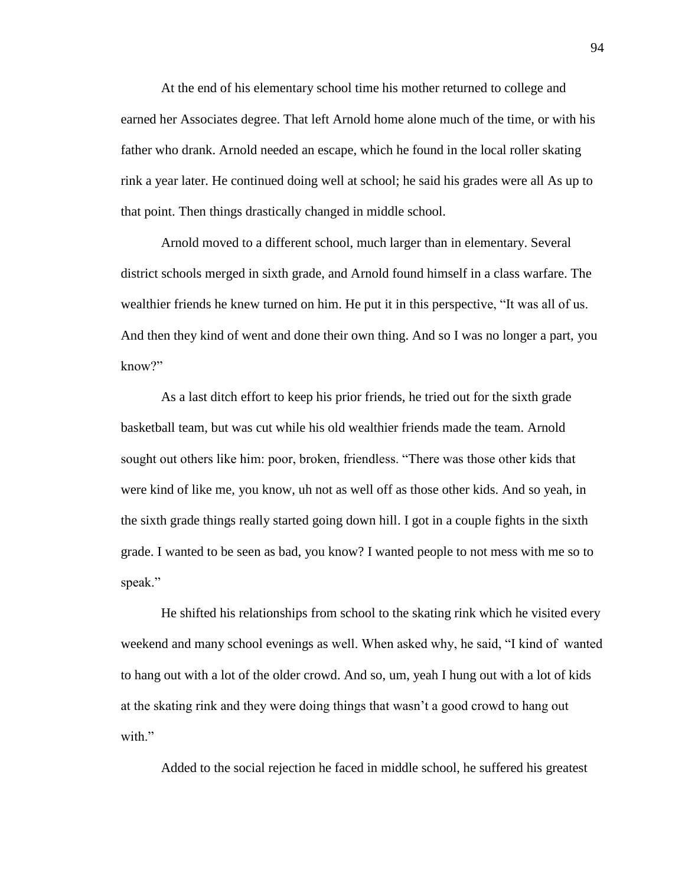At the end of his elementary school time his mother returned to college and earned her Associates degree. That left Arnold home alone much of the time, or with his father who drank. Arnold needed an escape, which he found in the local roller skating rink a year later. He continued doing well at school; he said his grades were all As up to that point. Then things drastically changed in middle school.

Arnold moved to a different school, much larger than in elementary. Several district schools merged in sixth grade, and Arnold found himself in a class warfare. The wealthier friends he knew turned on him. He put it in this perspective, "It was all of us. And then they kind of went and done their own thing. And so I was no longer a part, you know?"

As a last ditch effort to keep his prior friends, he tried out for the sixth grade basketball team, but was cut while his old wealthier friends made the team. Arnold sought out others like him: poor, broken, friendless. "There was those other kids that were kind of like me, you know, uh not as well off as those other kids. And so yeah, in the sixth grade things really started going down hill. I got in a couple fights in the sixth grade. I wanted to be seen as bad, you know? I wanted people to not mess with me so to speak."

He shifted his relationships from school to the skating rink which he visited every weekend and many school evenings as well. When asked why, he said, "I kind of wanted to hang out with a lot of the older crowd. And so, um, yeah I hung out with a lot of kids at the skating rink and they were doing things that wasn't a good crowd to hang out with."

Added to the social rejection he faced in middle school, he suffered his greatest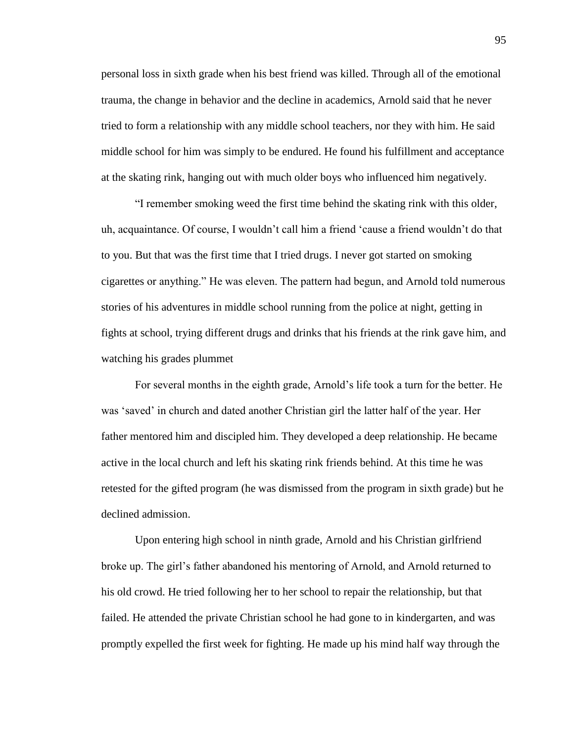personal loss in sixth grade when his best friend was killed. Through all of the emotional trauma, the change in behavior and the decline in academics, Arnold said that he never tried to form a relationship with any middle school teachers, nor they with him. He said middle school for him was simply to be endured. He found his fulfillment and acceptance at the skating rink, hanging out with much older boys who influenced him negatively.

"I remember smoking weed the first time behind the skating rink with this older, uh, acquaintance. Of course, I wouldn't call him a friend 'cause a friend wouldn't do that to you. But that was the first time that I tried drugs. I never got started on smoking cigarettes or anything." He was eleven. The pattern had begun, and Arnold told numerous stories of his adventures in middle school running from the police at night, getting in fights at school, trying different drugs and drinks that his friends at the rink gave him, and watching his grades plummet

For several months in the eighth grade, Arnold's life took a turn for the better. He was 'saved' in church and dated another Christian girl the latter half of the year. Her father mentored him and discipled him. They developed a deep relationship. He became active in the local church and left his skating rink friends behind. At this time he was retested for the gifted program (he was dismissed from the program in sixth grade) but he declined admission.

Upon entering high school in ninth grade, Arnold and his Christian girlfriend broke up. The girl's father abandoned his mentoring of Arnold, and Arnold returned to his old crowd. He tried following her to her school to repair the relationship, but that failed. He attended the private Christian school he had gone to in kindergarten, and was promptly expelled the first week for fighting. He made up his mind half way through the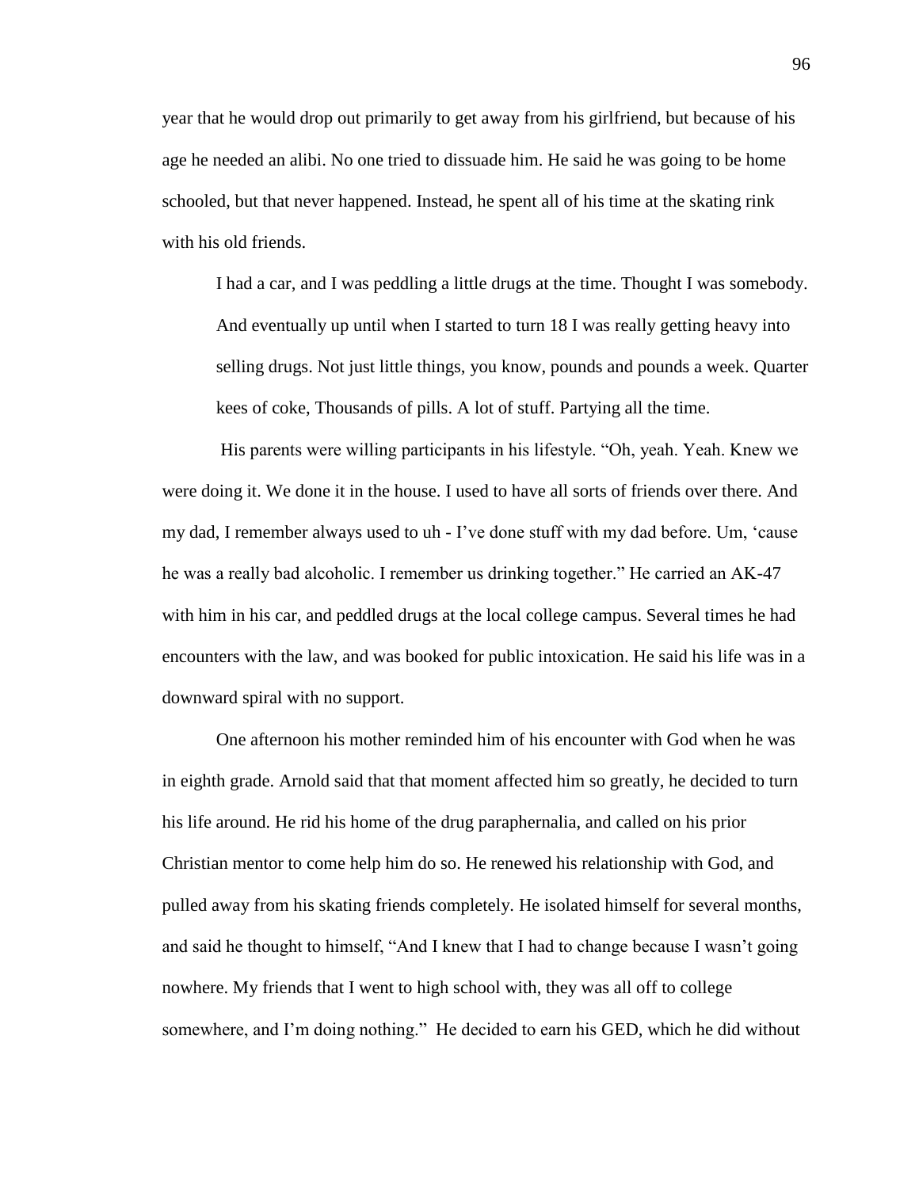year that he would drop out primarily to get away from his girlfriend, but because of his age he needed an alibi. No one tried to dissuade him. He said he was going to be home schooled, but that never happened. Instead, he spent all of his time at the skating rink with his old friends.

> I had a car, and I was peddling a little drugs at the time. Thought I was somebody. And eventually up until when I started to turn 18 I was really getting heavy into selling drugs. Not just little things, you know, pounds and pounds a week. Quarter kees of coke, Thousands of pills. A lot of stuff. Partying all the time.

His parents were willing participants in his lifestyle. "Oh, yeah. Yeah. Knew we were doing it. We done it in the house. I used to have all sorts of friends over there. And my dad, I remember always used to uh - I've done stuff with my dad before. Um, 'cause he was a really bad alcoholic. I remember us drinking together." He carried an AK-47 with him in his car, and peddled drugs at the local college campus. Several times he had encounters with the law, and was booked for public intoxication. He said his life was in a downward spiral with no support.

One afternoon his mother reminded him of his encounter with God when he was in eighth grade. Arnold said that that moment affected him so greatly, he decided to turn his life around. He rid his home of the drug paraphernalia, and called on his prior Christian mentor to come help him do so. He renewed his relationship with God, and pulled away from his skating friends completely. He isolated himself for several months, and said he thought to himself, "And I knew that I had to change because I wasn't going nowhere. My friends that I went to high school with, they was all off to college somewhere, and I'm doing nothing." He decided to earn his GED, which he did without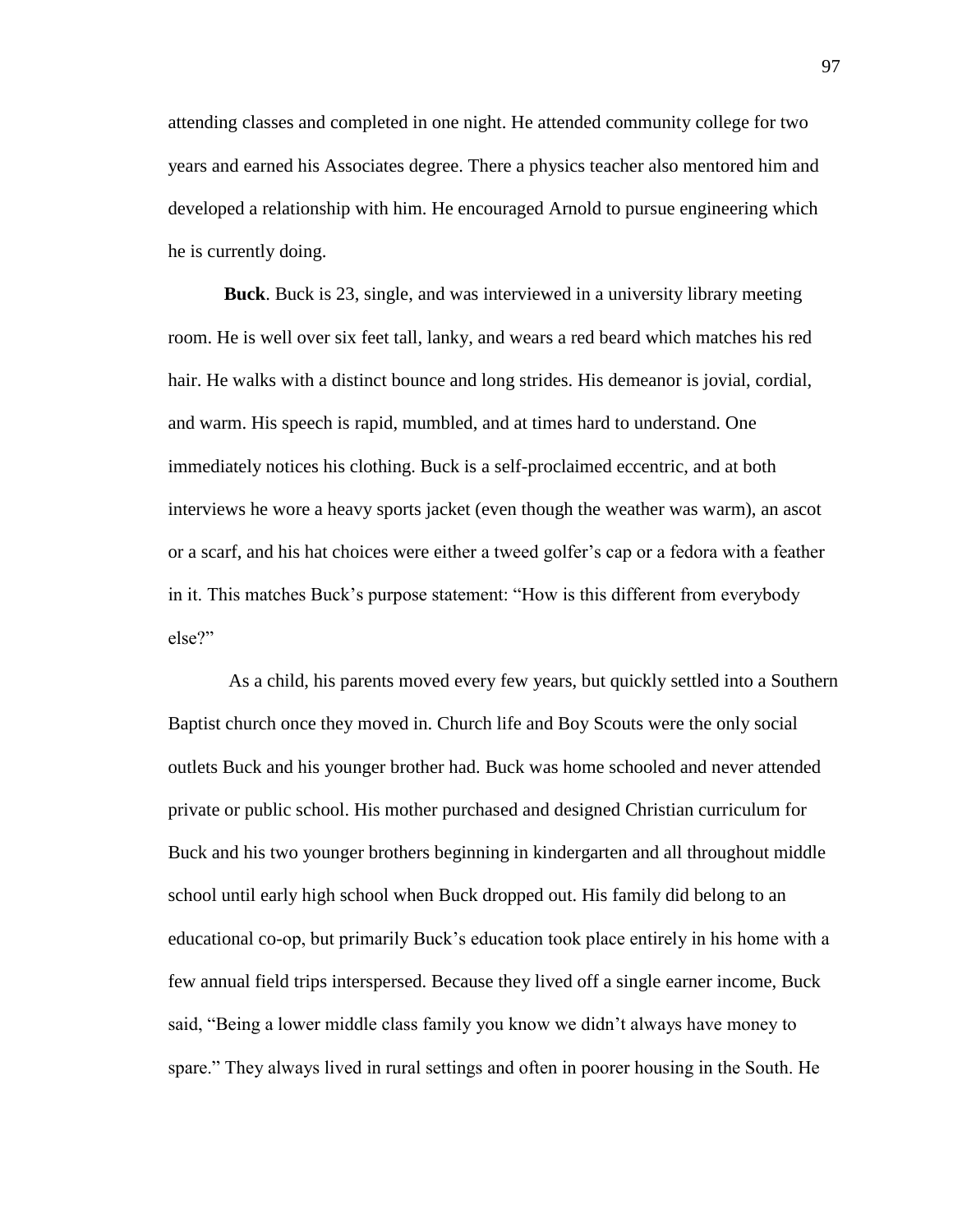attending classes and completed in one night. He attended community college for two years and earned his Associates degree. There a physics teacher also mentored him and developed a relationship with him. He encouraged Arnold to pursue engineering which he is currently doing.

**Buck**. Buck is 23, single, and was interviewed in a university library meeting room. He is well over six feet tall, lanky, and wears a red beard which matches his red hair. He walks with a distinct bounce and long strides. His demeanor is jovial, cordial, and warm. His speech is rapid, mumbled, and at times hard to understand. One immediately notices his clothing. Buck is a self-proclaimed eccentric, and at both interviews he wore a heavy sports jacket (even though the weather was warm), an ascot or a scarf, and his hat choices were either a tweed golfer's cap or a fedora with a feather in it. This matches Buck's purpose statement: "How is this different from everybody else?"

As a child, his parents moved every few years, but quickly settled into a Southern Baptist church once they moved in. Church life and Boy Scouts were the only social outlets Buck and his younger brother had. Buck was home schooled and never attended private or public school. His mother purchased and designed Christian curriculum for Buck and his two younger brothers beginning in kindergarten and all throughout middle school until early high school when Buck dropped out. His family did belong to an educational co-op, but primarily Buck's education took place entirely in his home with a few annual field trips interspersed. Because they lived off a single earner income, Buck said, "Being a lower middle class family you know we didn't always have money to spare." They always lived in rural settings and often in poorer housing in the South. He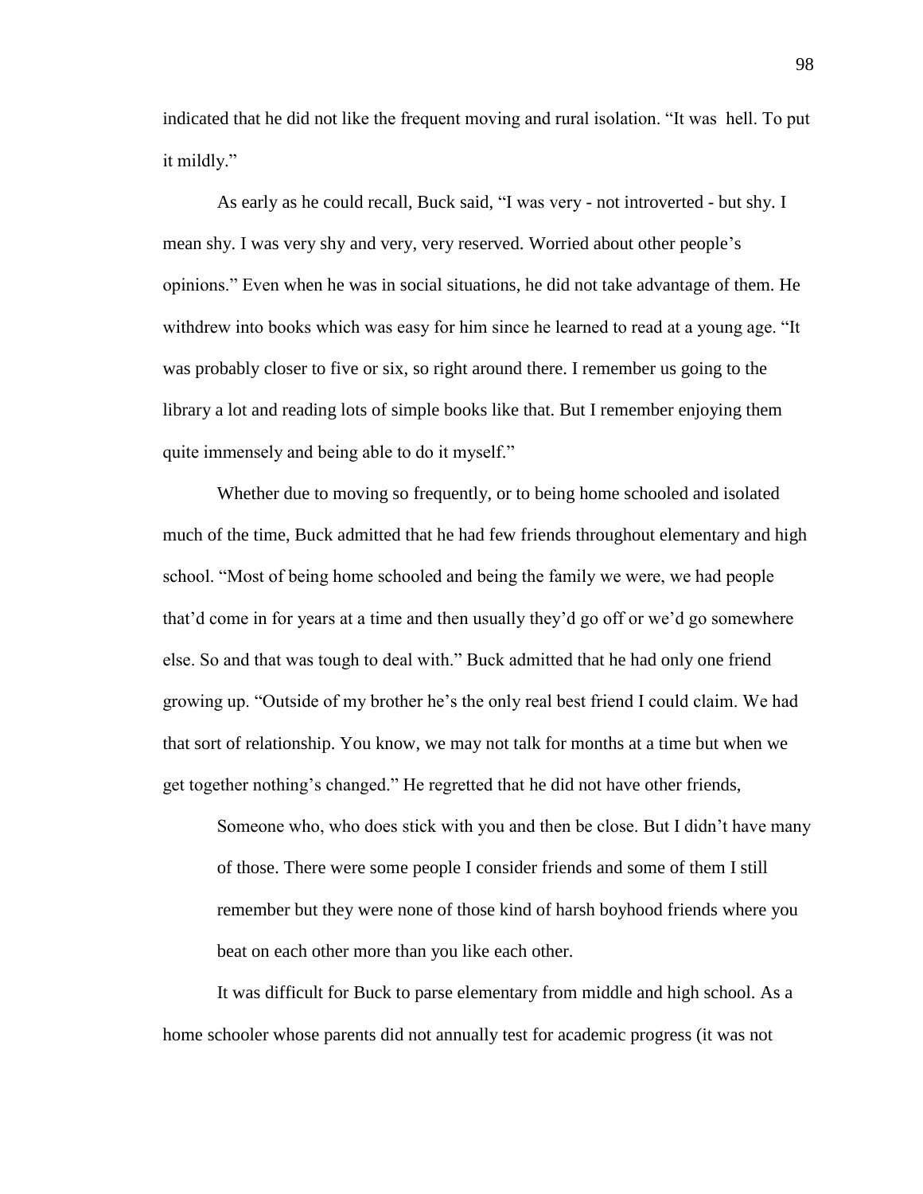indicated that he did not like the frequent moving and rural isolation. "It was hell. To put it mildly."

As early as he could recall, Buck said, "I was very - not introverted - but shy. I mean shy. I was very shy and very, very reserved. Worried about other people's opinions." Even when he was in social situations, he did not take advantage of them. He withdrew into books which was easy for him since he learned to read at a young age. "It was probably closer to five or six, so right around there. I remember us going to the library a lot and reading lots of simple books like that. But I remember enjoying them quite immensely and being able to do it myself."

Whether due to moving so frequently, or to being home schooled and isolated much of the time, Buck admitted that he had few friends throughout elementary and high school. "Most of being home schooled and being the family we were, we had people that'd come in for years at a time and then usually they'd go off or we'd go somewhere else. So and that was tough to deal with." Buck admitted that he had only one friend growing up. "Outside of my brother he's the only real best friend I could claim. We had that sort of relationship. You know, we may not talk for months at a time but when we get together nothing's changed." He regretted that he did not have other friends,

> Someone who, who does stick with you and then be close. But I didn't have many of those. There were some people I consider friends and some of them I still remember but they were none of those kind of harsh boyhood friends where you beat on each other more than you like each other.

It was difficult for Buck to parse elementary from middle and high school. As a home schooler whose parents did not annually test for academic progress (it was not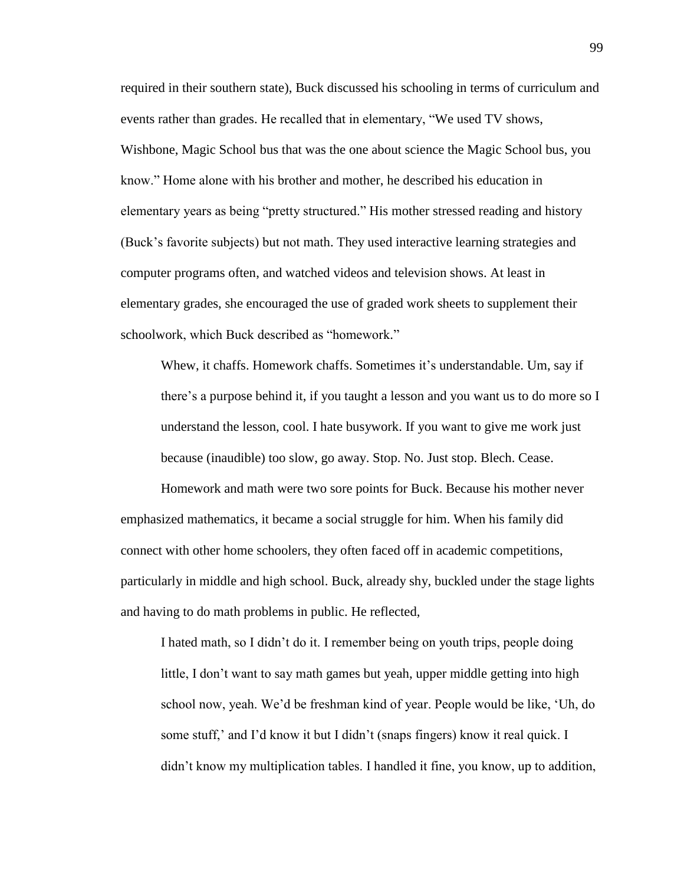required in their southern state), Buck discussed his schooling in terms of curriculum and events rather than grades. He recalled that in elementary, "We used TV shows, Wishbone, Magic School bus that was the one about science the Magic School bus, you know." Home alone with his brother and mother, he described his education in elementary years as being "pretty structured." His mother stressed reading and history (Buck's favorite subjects) but not math. They used interactive learning strategies and computer programs often, and watched videos and television shows. At least in elementary grades, she encouraged the use of graded work sheets to supplement their schoolwork, which Buck described as "homework."

> Whew, it chaffs. Homework chaffs. Sometimes it's understandable. Um, say if there's a purpose behind it, if you taught a lesson and you want us to do more so I understand the lesson, cool. I hate busywork. If you want to give me work just because (inaudible) too slow, go away. Stop. No. Just stop. Blech. Cease.

Homework and math were two sore points for Buck. Because his mother never emphasized mathematics, it became a social struggle for him. When his family did connect with other home schoolers, they often faced off in academic competitions, particularly in middle and high school. Buck, already shy, buckled under the stage lights and having to do math problems in public. He reflected,

> I hated math, so I didn't do it. I remember being on youth trips, people doing little, I don't want to say math games but yeah, upper middle getting into high school now, yeah. We'd be freshman kind of year. People would be like, 'Uh, do some stuff,' and I'd know it but I didn't (snaps fingers) know it real quick. I didn't know my multiplication tables. I handled it fine, you know, up to addition,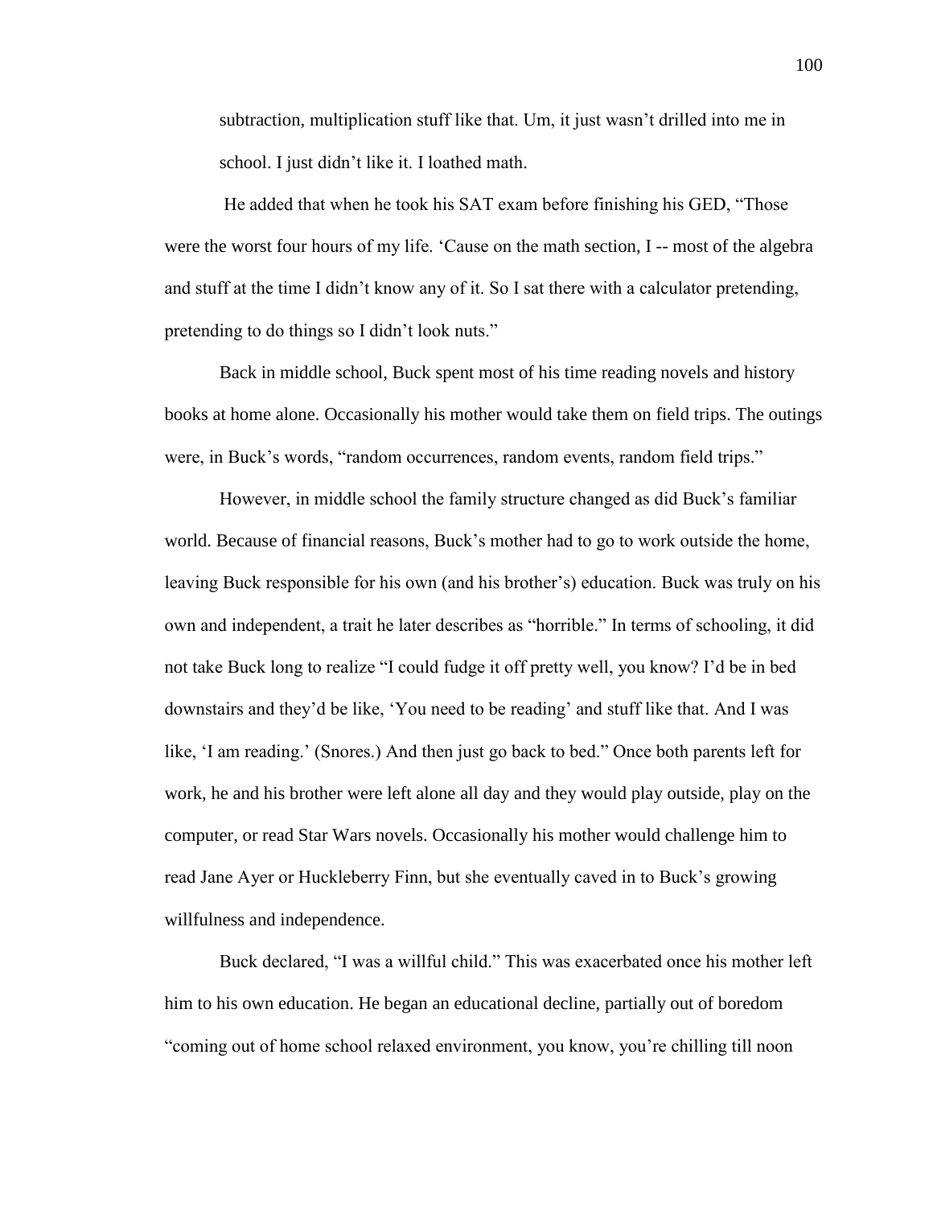subtraction, multiplication stuff like that. Um, it just wasn't drilled into me in school. I just didn't like it. I loathed math.

He added that when he took his SAT exam before finishing his GED, "Those were the worst four hours of my life. 'Cause on the math section, I -- most of the algebra and stuff at the time I didn't know any of it. So I sat there with a calculator pretending, pretending to do things so I didn't look nuts."

Back in middle school, Buck spent most of his time reading novels and history books at home alone. Occasionally his mother would take them on field trips. The outings were, in Buck's words, "random occurrences, random events, random field trips."

However, in middle school the family structure changed as did Buck's familiar world. Because of financial reasons, Buck's mother had to go to work outside the home, leaving Buck responsible for his own (and his brother's) education. Buck was truly on his own and independent, a trait he later describes as "horrible." In terms of schooling, it did not take Buck long to realize "I could fudge it off pretty well, you know? I'd be in bed downstairs and they'd be like, 'You need to be reading' and stuff like that. And I was like, 'I am reading.' (Snores.) And then just go back to bed." Once both parents left for work, he and his brother were left alone all day and they would play outside, play on the computer, or read Star Wars novels. Occasionally his mother would challenge him to read Jane Ayer or Huckleberry Finn, but she eventually caved in to Buck's growing willfulness and independence.

Buck declared, "I was a willful child." This was exacerbated once his mother left him to his own education. He began an educational decline, partially out of boredom "coming out of home school relaxed environment, you know, you're chilling till noon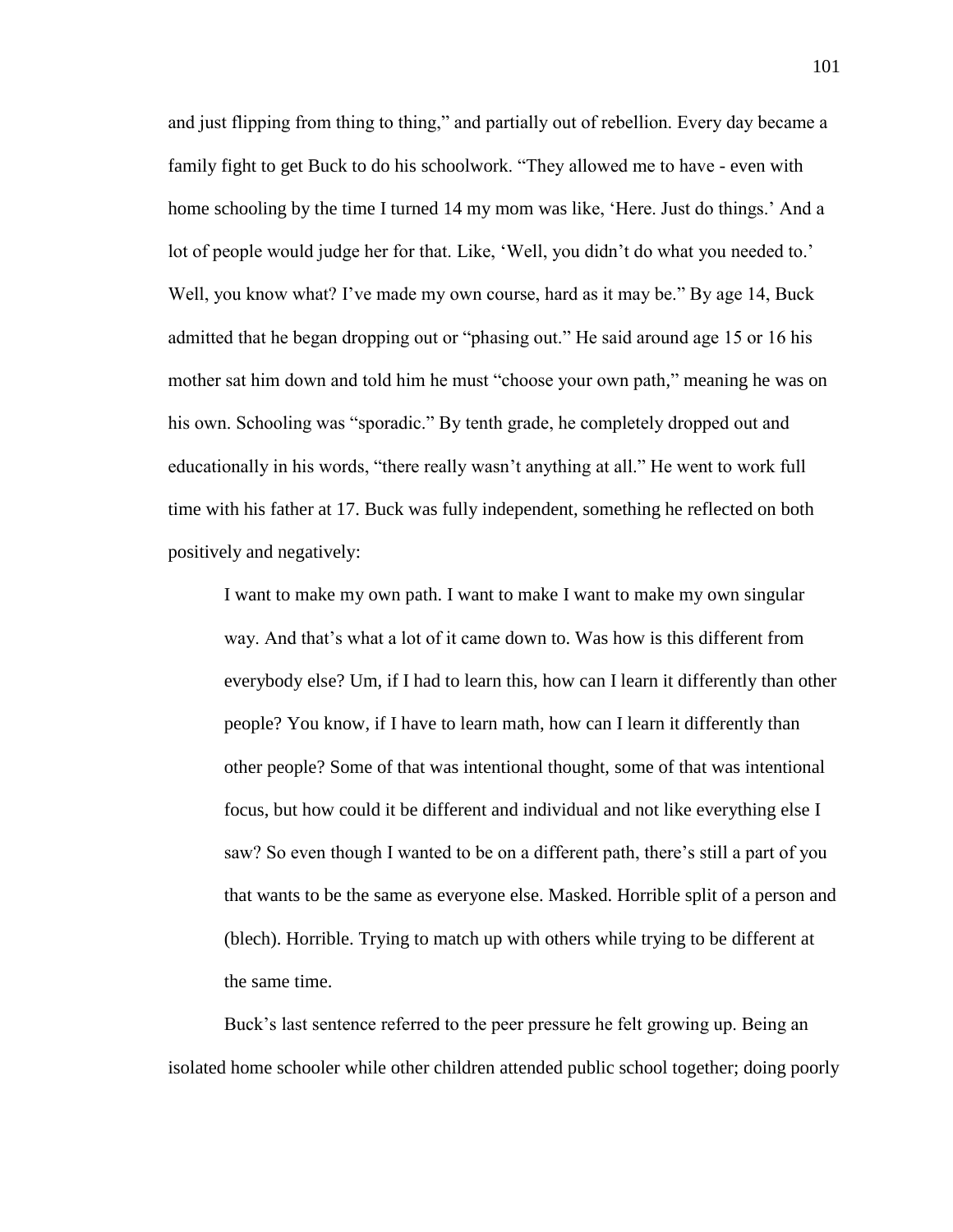and just flipping from thing to thing," and partially out of rebellion. Every day became a family fight to get Buck to do his schoolwork. "They allowed me to have - even with home schooling by the time I turned 14 my mom was like, 'Here. Just do things.' And a lot of people would judge her for that. Like, 'Well, you didn't do what you needed to.' Well, you know what? I've made my own course, hard as it may be." By age 14, Buck admitted that he began dropping out or "phasing out." He said around age 15 or 16 his mother sat him down and told him he must "choose your own path," meaning he was on his own. Schooling was "sporadic." By tenth grade, he completely dropped out and educationally in his words, "there really wasn't anything at all." He went to work full time with his father at 17. Buck was fully independent, something he reflected on both positively and negatively:

> I want to make my own path. I want to make I want to make my own singular way. And that's what a lot of it came down to. Was how is this different from everybody else? Um, if I had to learn this, how can I learn it differently than other people? You know, if I have to learn math, how can I learn it differently than other people? Some of that was intentional thought, some of that was intentional focus, but how could it be different and individual and not like everything else I saw? So even though I wanted to be on a different path, there's still a part of you that wants to be the same as everyone else. Masked. Horrible split of a person and (blech). Horrible. Trying to match up with others while trying to be different at the same time.

Buck's last sentence referred to the peer pressure he felt growing up. Being an isolated home schooler while other children attended public school together; doing poorly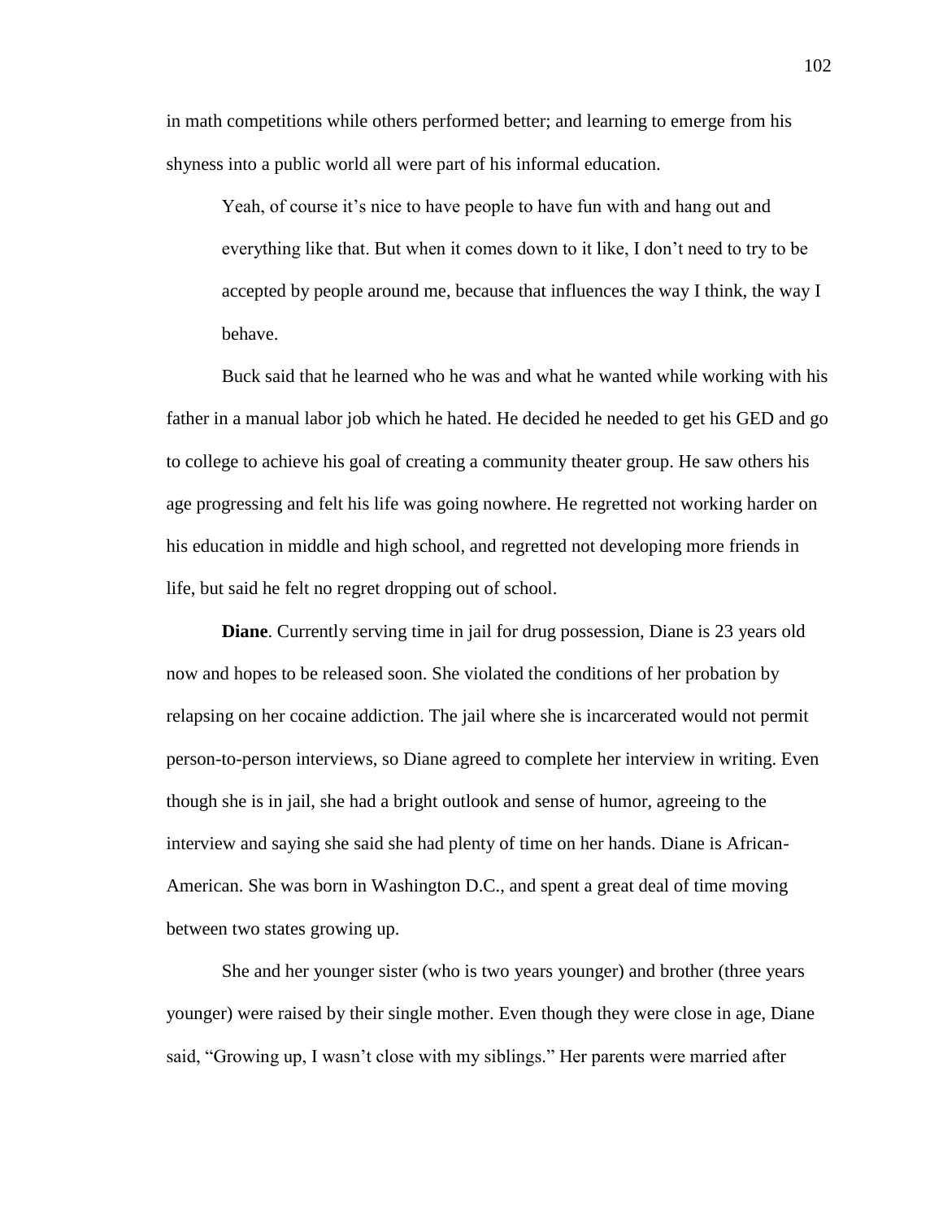in math competitions while others performed better; and learning to emerge from his shyness into a public world all were part of his informal education.

> Yeah, of course it's nice to have people to have fun with and hang out and everything like that. But when it comes down to it like, I don't need to try to be accepted by people around me, because that influences the way I think, the way I behave.

Buck said that he learned who he was and what he wanted while working with his father in a manual labor job which he hated. He decided he needed to get his GED and go to college to achieve his goal of creating a community theater group. He saw others his age progressing and felt his life was going nowhere. He regretted not working harder on his education in middle and high school, and regretted not developing more friends in life, but said he felt no regret dropping out of school.

**Diane**. Currently serving time in jail for drug possession, Diane is 23 years old now and hopes to be released soon. She violated the conditions of her probation by relapsing on her cocaine addiction. The jail where she is incarcerated would not permit person-to-person interviews, so Diane agreed to complete her interview in writing. Even though she is in jail, she had a bright outlook and sense of humor, agreeing to the interview and saying she said she had plenty of time on her hands. Diane is African-American. She was born in Washington D.C., and spent a great deal of time moving between two states growing up.

She and her younger sister (who is two years younger) and brother (three years younger) were raised by their single mother. Even though they were close in age, Diane said, "Growing up, I wasn't close with my siblings." Her parents were married after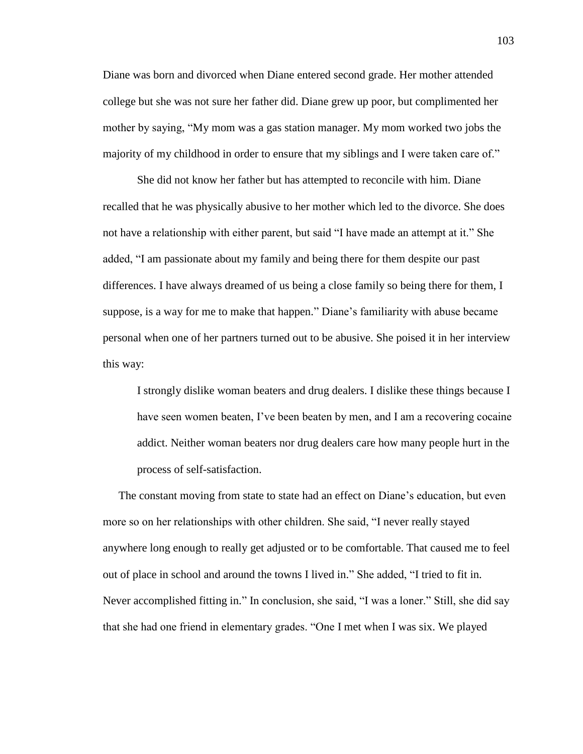Diane was born and divorced when Diane entered second grade. Her mother attended college but she was not sure her father did. Diane grew up poor, but complimented her mother by saying, “My mom was a gas station manager. My mom worked two jobs the majority of my childhood in order to ensure that my siblings and I were taken care of.”

She did not know her father but has attempted to reconcile with him. Diane recalled that he was physically abusive to her mother which led to the divorce. She does not have a relationship with either parent, but said “I have made an attempt at it.” She added, “I am passionate about my family and being there for them despite our past differences. I have always dreamed of us being a close family so being there for them, I suppose, is a way for me to make that happen.” Diane’s familiarity with abuse became personal when one of her partners turned out to be abusive. She poised it in her interview this way:

> I strongly dislike woman beaters and drug dealers. I dislike these things because I have seen women beaten, I’ve been beaten by men, and I am a recovering cocaine addict. Neither woman beaters nor drug dealers care how many people hurt in the process of self-satisfaction.

The constant moving from state to state had an effect on Diane’s education, but even more so on her relationships with other children. She said, “I never really stayed anywhere long enough to really get adjusted or to be comfortable. That caused me to feel out of place in school and around the towns I lived in.” She added, “I tried to fit in. Never accomplished fitting in.” In conclusion, she said, “I was a loner.” Still, she did say that she had one friend in elementary grades. “One I met when I was six. We played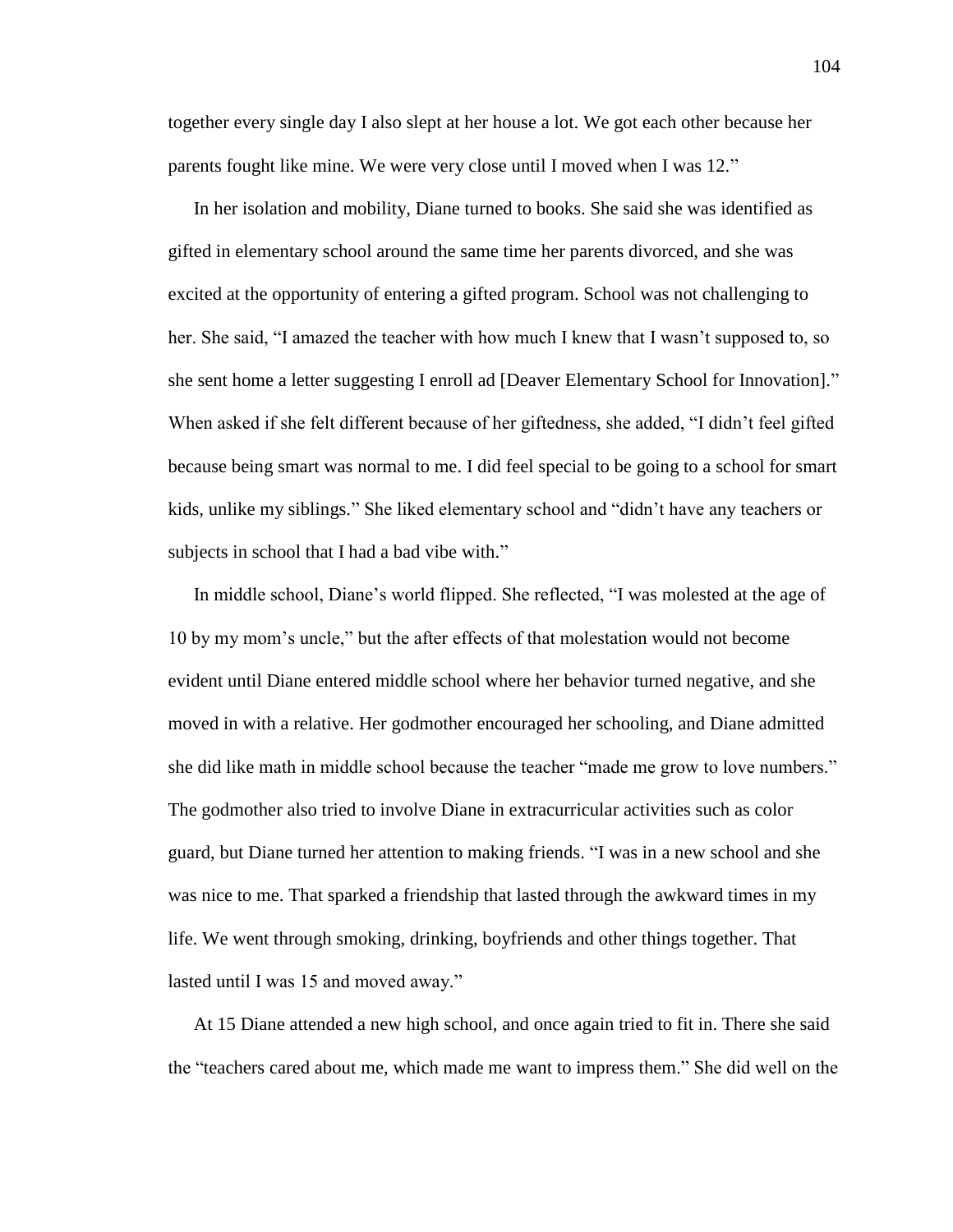together every single day I also slept at her house a lot. We got each other because her parents fought like mine. We were very close until I moved when I was 12."

In her isolation and mobility, Diane turned to books. She said she was identified as gifted in elementary school around the same time her parents divorced, and she was excited at the opportunity of entering a gifted program. School was not challenging to her. She said, "I amazed the teacher with how much I knew that I wasn't supposed to, so she sent home a letter suggesting I enroll ad [Deaver Elementary School for Innovation]." When asked if she felt different because of her giftedness, she added, "I didn't feel gifted because being smart was normal to me. I did feel special to be going to a school for smart kids, unlike my siblings." She liked elementary school and "didn't have any teachers or subjects in school that I had a bad vibe with."

In middle school, Diane's world flipped. She reflected, "I was molested at the age of 10 by my mom's uncle," but the after effects of that molestation would not become evident until Diane entered middle school where her behavior turned negative, and she moved in with a relative. Her godmother encouraged her schooling, and Diane admitted she did like math in middle school because the teacher "made me grow to love numbers." The godmother also tried to involve Diane in extracurricular activities such as color guard, but Diane turned her attention to making friends. "I was in a new school and she was nice to me. That sparked a friendship that lasted through the awkward times in my life. We went through smoking, drinking, boyfriends and other things together. That lasted until I was 15 and moved away."

At 15 Diane attended a new high school, and once again tried to fit in. There she said the "teachers cared about me, which made me want to impress them." She did well on the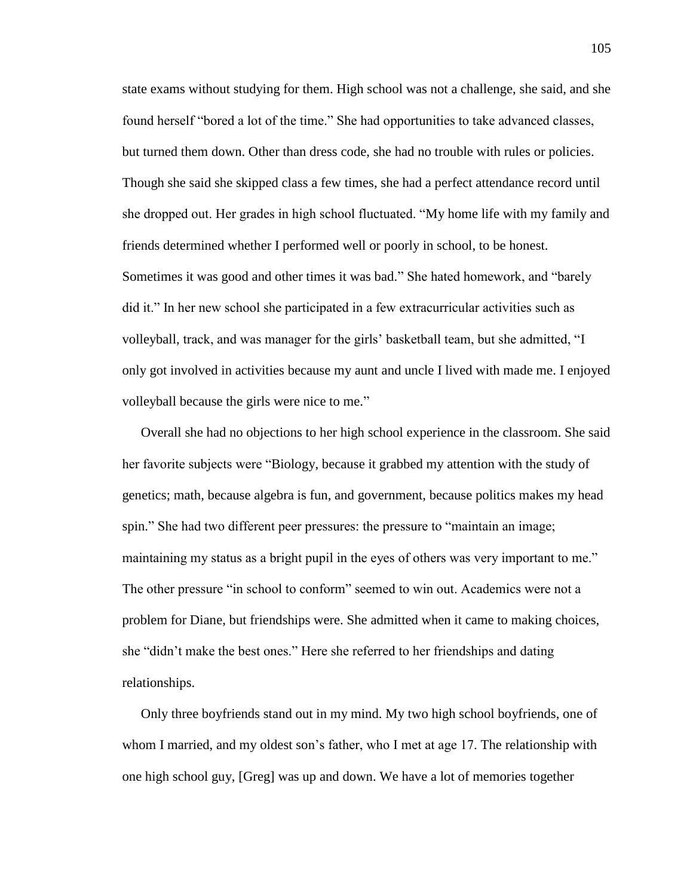state exams without studying for them. High school was not a challenge, she said, and she found herself "bored a lot of the time." She had opportunities to take advanced classes, but turned them down. Other than dress code, she had no trouble with rules or policies. Though she said she skipped class a few times, she had a perfect attendance record until she dropped out. Her grades in high school fluctuated. "My home life with my family and friends determined whether I performed well or poorly in school, to be honest. Sometimes it was good and other times it was bad." She hated homework, and "barely did it." In her new school she participated in a few extracurricular activities such as volleyball, track, and was manager for the girls' basketball team, but she admitted, "I only got involved in activities because my aunt and uncle I lived with made me. I enjoyed volleyball because the girls were nice to me."

Overall she had no objections to her high school experience in the classroom. She said her favorite subjects were "Biology, because it grabbed my attention with the study of genetics; math, because algebra is fun, and government, because politics makes my head spin." She had two different peer pressures: the pressure to "maintain an image; maintaining my status as a bright pupil in the eyes of others was very important to me." The other pressure "in school to conform" seemed to win out. Academics were not a problem for Diane, but friendships were. She admitted when it came to making choices, she "didn't make the best ones." Here she referred to her friendships and dating relationships.

Only three boyfriends stand out in my mind. My two high school boyfriends, one of whom I married, and my oldest son's father, who I met at age 17. The relationship with one high school guy, [Greg] was up and down. We have a lot of memories together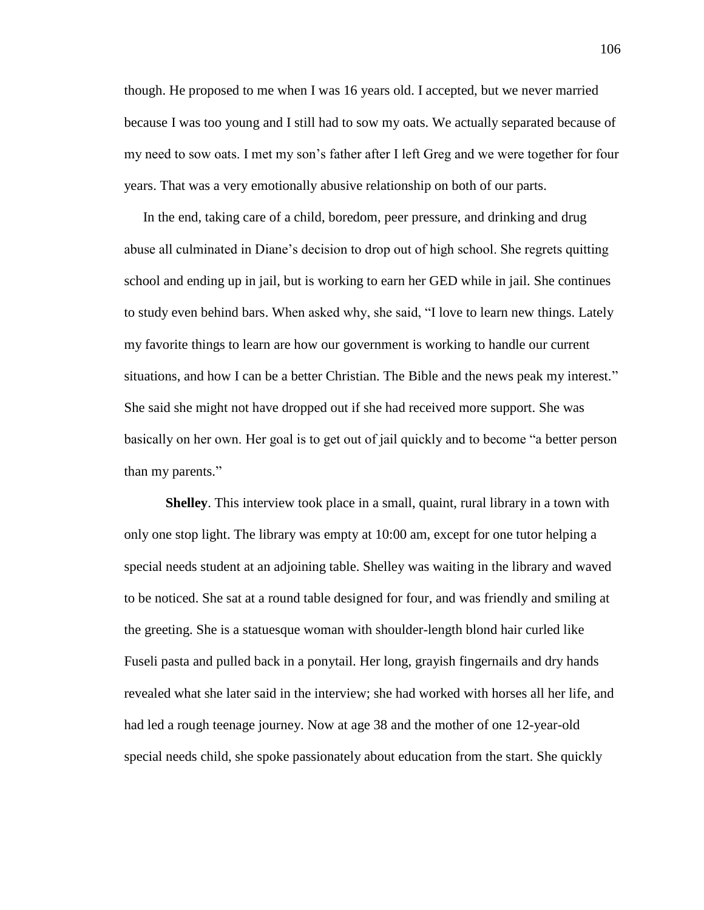though. He proposed to me when I was 16 years old. I accepted, but we never married because I was too young and I still had to sow my oats. We actually separated because of my need to sow oats. I met my son's father after I left Greg and we were together for four years. That was a very emotionally abusive relationship on both of our parts.

In the end, taking care of a child, boredom, peer pressure, and drinking and drug abuse all culminated in Diane's decision to drop out of high school. She regrets quitting school and ending up in jail, but is working to earn her GED while in jail. She continues to study even behind bars. When asked why, she said, "I love to learn new things. Lately my favorite things to learn are how our government is working to handle our current situations, and how I can be a better Christian. The Bible and the news peak my interest." She said she might not have dropped out if she had received more support. She was basically on her own. Her goal is to get out of jail quickly and to become "a better person than my parents."

**Shelley**. This interview took place in a small, quaint, rural library in a town with only one stop light. The library was empty at 10:00 am, except for one tutor helping a special needs student at an adjoining table. Shelley was waiting in the library and waved to be noticed. She sat at a round table designed for four, and was friendly and smiling at the greeting. She is a statuesque woman with shoulder-length blond hair curled like Fuseli pasta and pulled back in a ponytail. Her long, grayish fingernails and dry hands revealed what she later said in the interview; she had worked with horses all her life, and had led a rough teenage journey. Now at age 38 and the mother of one 12-year-old special needs child, she spoke passionately about education from the start. She quickly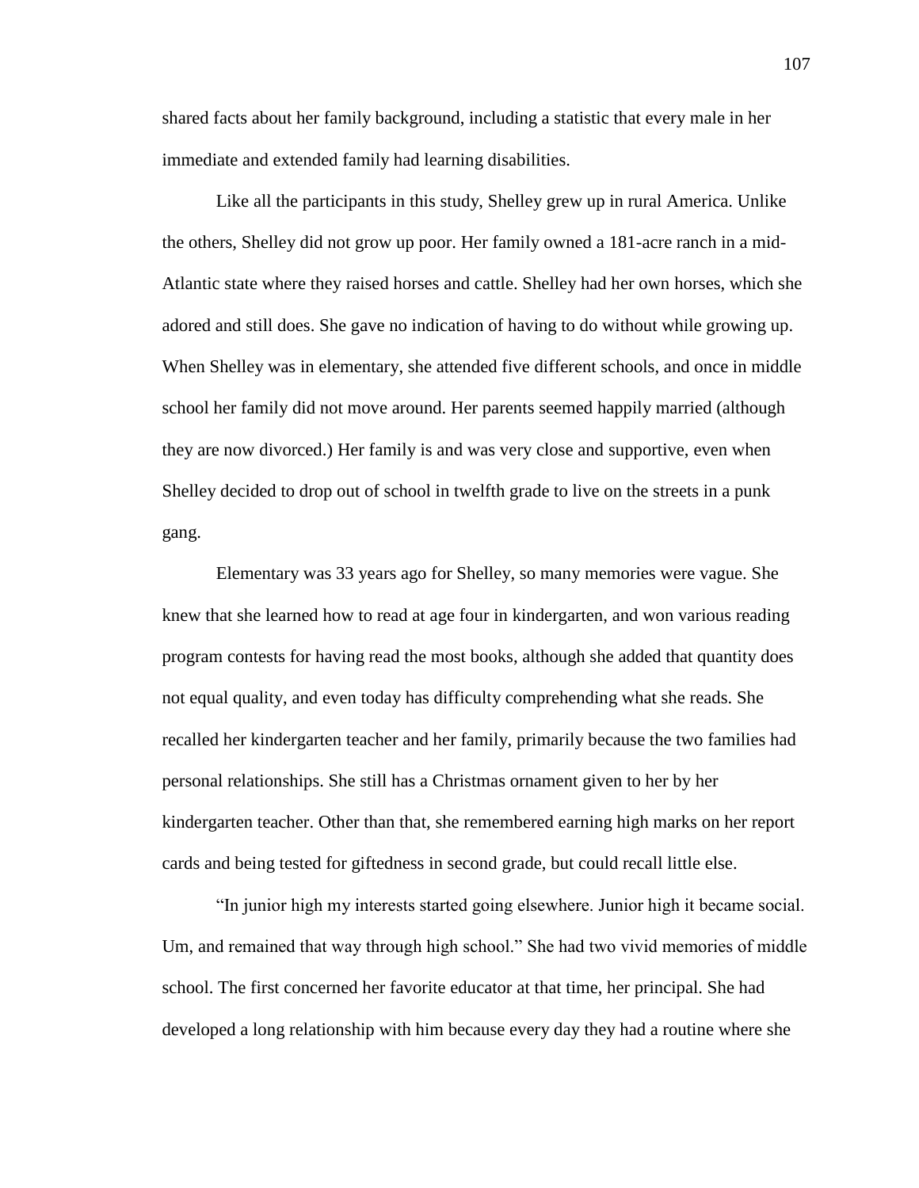shared facts about her family background, including a statistic that every male in her immediate and extended family had learning disabilities.

Like all the participants in this study, Shelley grew up in rural America. Unlike the others, Shelley did not grow up poor. Her family owned a 181-acre ranch in a mid-Atlantic state where they raised horses and cattle. Shelley had her own horses, which she adored and still does. She gave no indication of having to do without while growing up. When Shelley was in elementary, she attended five different schools, and once in middle school her family did not move around. Her parents seemed happily married (although they are now divorced.) Her family is and was very close and supportive, even when Shelley decided to drop out of school in twelfth grade to live on the streets in a punk gang.

Elementary was 33 years ago for Shelley, so many memories were vague. She knew that she learned how to read at age four in kindergarten, and won various reading program contests for having read the most books, although she added that quantity does not equal quality, and even today has difficulty comprehending what she reads. She recalled her kindergarten teacher and her family, primarily because the two families had personal relationships. She still has a Christmas ornament given to her by her kindergarten teacher. Other than that, she remembered earning high marks on her report cards and being tested for giftedness in second grade, but could recall little else.

"In junior high my interests started going elsewhere. Junior high it became social. Um, and remained that way through high school." She had two vivid memories of middle school. The first concerned her favorite educator at that time, her principal. She had developed a long relationship with him because every day they had a routine where she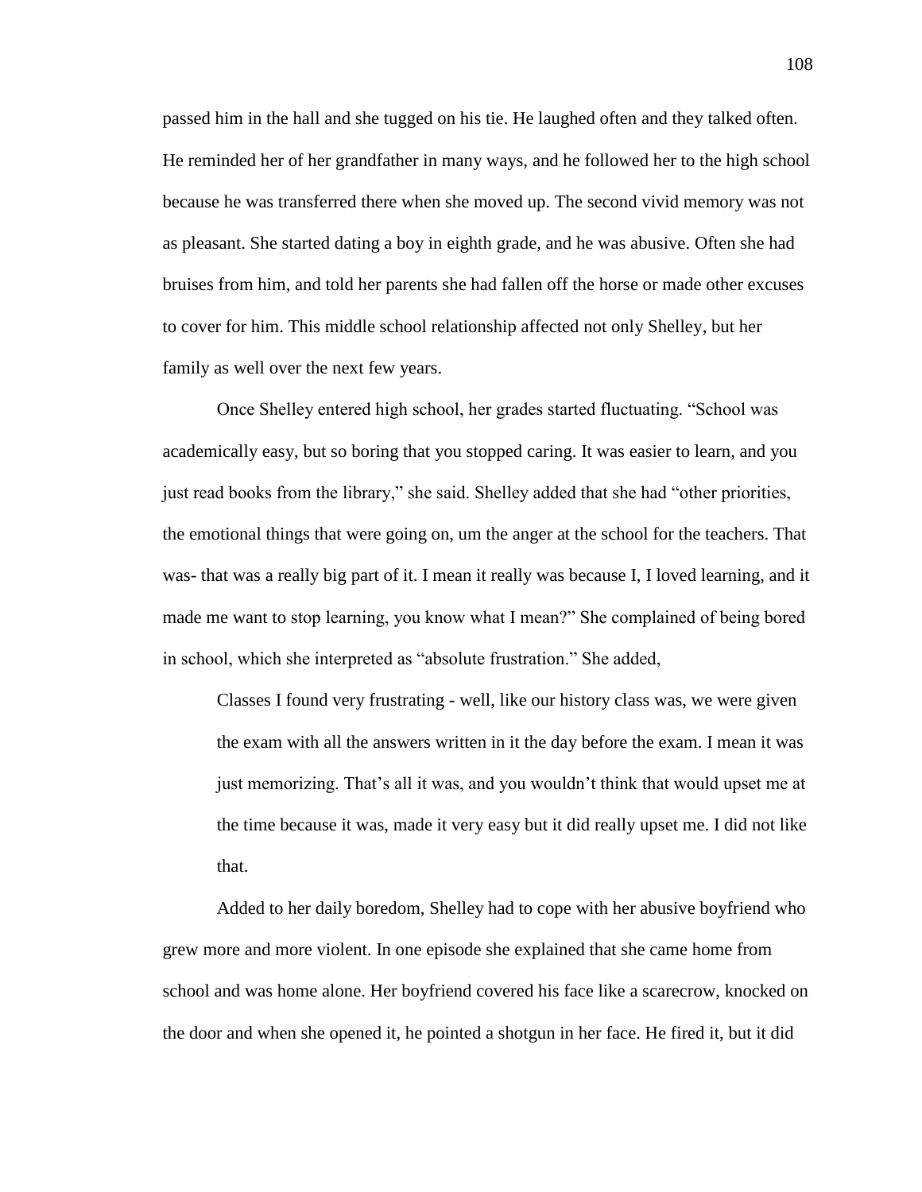passed him in the hall and she tugged on his tie. He laughed often and they talked often. He reminded her of her grandfather in many ways, and he followed her to the high school because he was transferred there when she moved up. The second vivid memory was not as pleasant. She started dating a boy in eighth grade, and he was abusive. Often she had bruises from him, and told her parents she had fallen off the horse or made other excuses to cover for him. This middle school relationship affected not only Shelley, but her family as well over the next few years.

Once Shelley entered high school, her grades started fluctuating. "School was academically easy, but so boring that you stopped caring. It was easier to learn, and you just read books from the library," she said. Shelley added that she had "other priorities, the emotional things that were going on, um the anger at the school for the teachers. That was- that was a really big part of it. I mean it really was because I, I loved learning, and it made me want to stop learning, you know what I mean?" She complained of being bored in school, which she interpreted as "absolute frustration." She added,

> Classes I found very frustrating - well, like our history class was, we were given the exam with all the answers written in it the day before the exam. I mean it was just memorizing. That's all it was, and you wouldn't think that would upset me at the time because it was, made it very easy but it did really upset me. I did not like that.

Added to her daily boredom, Shelley had to cope with her abusive boyfriend who grew more and more violent. In one episode she explained that she came home from school and was home alone. Her boyfriend covered his face like a scarecrow, knocked on the door and when she opened it, he pointed a shotgun in her face. He fired it, but it did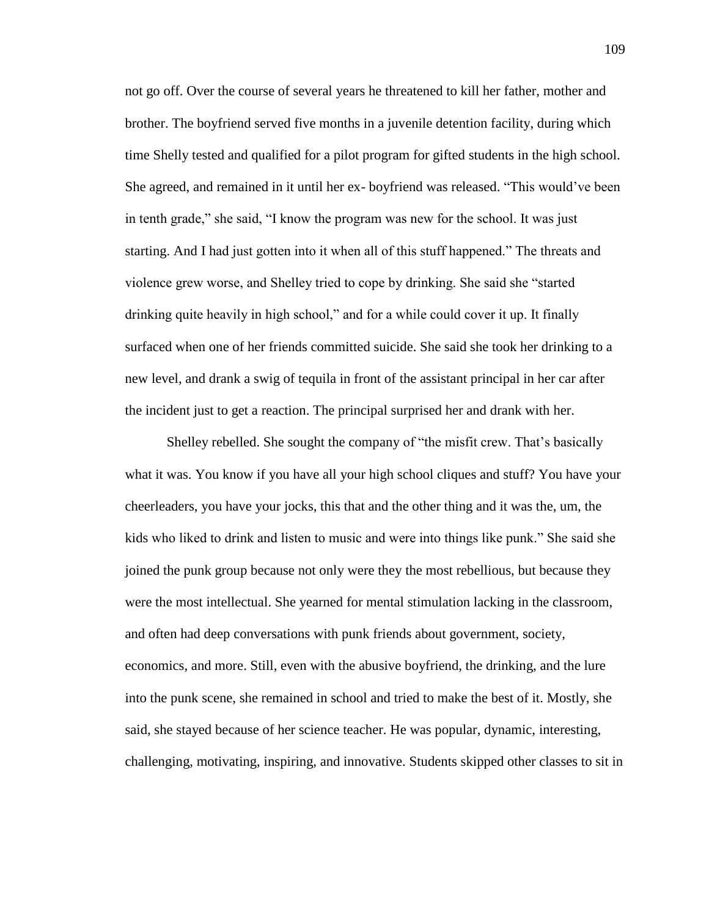not go off. Over the course of several years he threatened to kill her father, mother and brother. The boyfriend served five months in a juvenile detention facility, during which time Shelly tested and qualified for a pilot program for gifted students in the high school. She agreed, and remained in it until her ex- boyfriend was released. "This would've been in tenth grade," she said, "I know the program was new for the school. It was just starting. And I had just gotten into it when all of this stuff happened." The threats and violence grew worse, and Shelley tried to cope by drinking. She said she "started drinking quite heavily in high school," and for a while could cover it up. It finally surfaced when one of her friends committed suicide. She said she took her drinking to a new level, and drank a swig of tequila in front of the assistant principal in her car after the incident just to get a reaction. The principal surprised her and drank with her.

Shelley rebelled. She sought the company of "the misfit crew. That's basically what it was. You know if you have all your high school cliques and stuff? You have your cheerleaders, you have your jocks, this that and the other thing and it was the, um, the kids who liked to drink and listen to music and were into things like punk." She said she joined the punk group because not only were they the most rebellious, but because they were the most intellectual. She yearned for mental stimulation lacking in the classroom, and often had deep conversations with punk friends about government, society, economics, and more. Still, even with the abusive boyfriend, the drinking, and the lure into the punk scene, she remained in school and tried to make the best of it. Mostly, she said, she stayed because of her science teacher. He was popular, dynamic, interesting, challenging, motivating, inspiring, and innovative. Students skipped other classes to sit in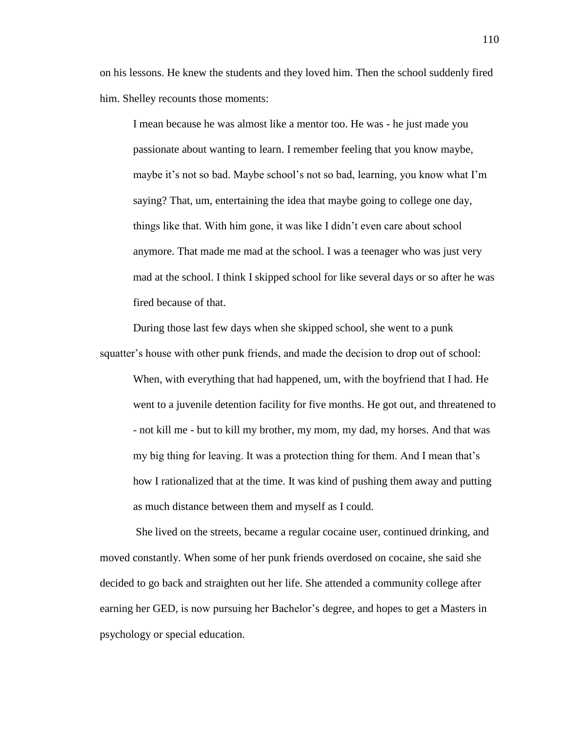on his lessons. He knew the students and they loved him. Then the school suddenly fired him. Shelley recounts those moments:

> I mean because he was almost like a mentor too. He was - he just made you passionate about wanting to learn. I remember feeling that you know maybe, maybe it's not so bad. Maybe school's not so bad, learning, you know what I'm saying? That, um, entertaining the idea that maybe going to college one day, things like that. With him gone, it was like I didn't even care about school anymore. That made me mad at the school. I was a teenager who was just very mad at the school. I think I skipped school for like several days or so after he was fired because of that.

During those last few days when she skipped school, she went to a punk squatter's house with other punk friends, and made the decision to drop out of school:

> When, with everything that had happened, um, with the boyfriend that I had. He went to a juvenile detention facility for five months. He got out, and threatened to - not kill me - but to kill my brother, my mom, my dad, my horses. And that was my big thing for leaving. It was a protection thing for them. And I mean that's how I rationalized that at the time. It was kind of pushing them away and putting as much distance between them and myself as I could.

She lived on the streets, became a regular cocaine user, continued drinking, and moved constantly. When some of her punk friends overdosed on cocaine, she said she decided to go back and straighten out her life. She attended a community college after earning her GED, is now pursuing her Bachelor's degree, and hopes to get a Masters in psychology or special education.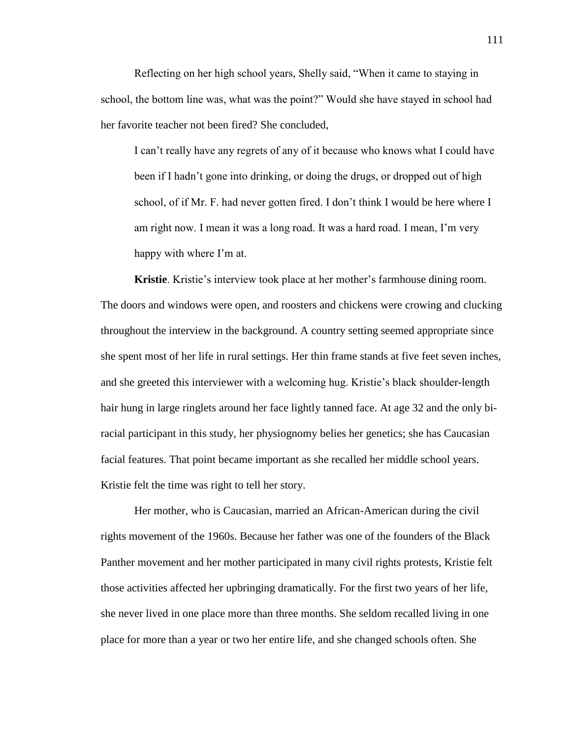Reflecting on her high school years, Shelly said, "When it came to staying in school, the bottom line was, what was the point?" Would she have stayed in school had her favorite teacher not been fired? She concluded,

> I can't really have any regrets of any of it because who knows what I could have been if I hadn't gone into drinking, or doing the drugs, or dropped out of high school, of if Mr. F. had never gotten fired. I don't think I would be here where I am right now. I mean it was a long road. It was a hard road. I mean, I'm very happy with where I'm at.

**Kristie**. Kristie's interview took place at her mother's farmhouse dining room. The doors and windows were open, and roosters and chickens were crowing and clucking throughout the interview in the background. A country setting seemed appropriate since she spent most of her life in rural settings. Her thin frame stands at five feet seven inches, and she greeted this interviewer with a welcoming hug. Kristie's black shoulder-length hair hung in large ringlets around her face lightly tanned face. At age 32 and the only bi-racial participant in this study, her physiognomy belies her genetics; she has Caucasian facial features. That point became important as she recalled her middle school years. Kristie felt the time was right to tell her story.

Her mother, who is Caucasian, married an African-American during the civil rights movement of the 1960s. Because her father was one of the founders of the Black Panther movement and her mother participated in many civil rights protests, Kristie felt those activities affected her upbringing dramatically. For the first two years of her life, she never lived in one place more than three months. She seldom recalled living in one place for more than a year or two her entire life, and she changed schools often. She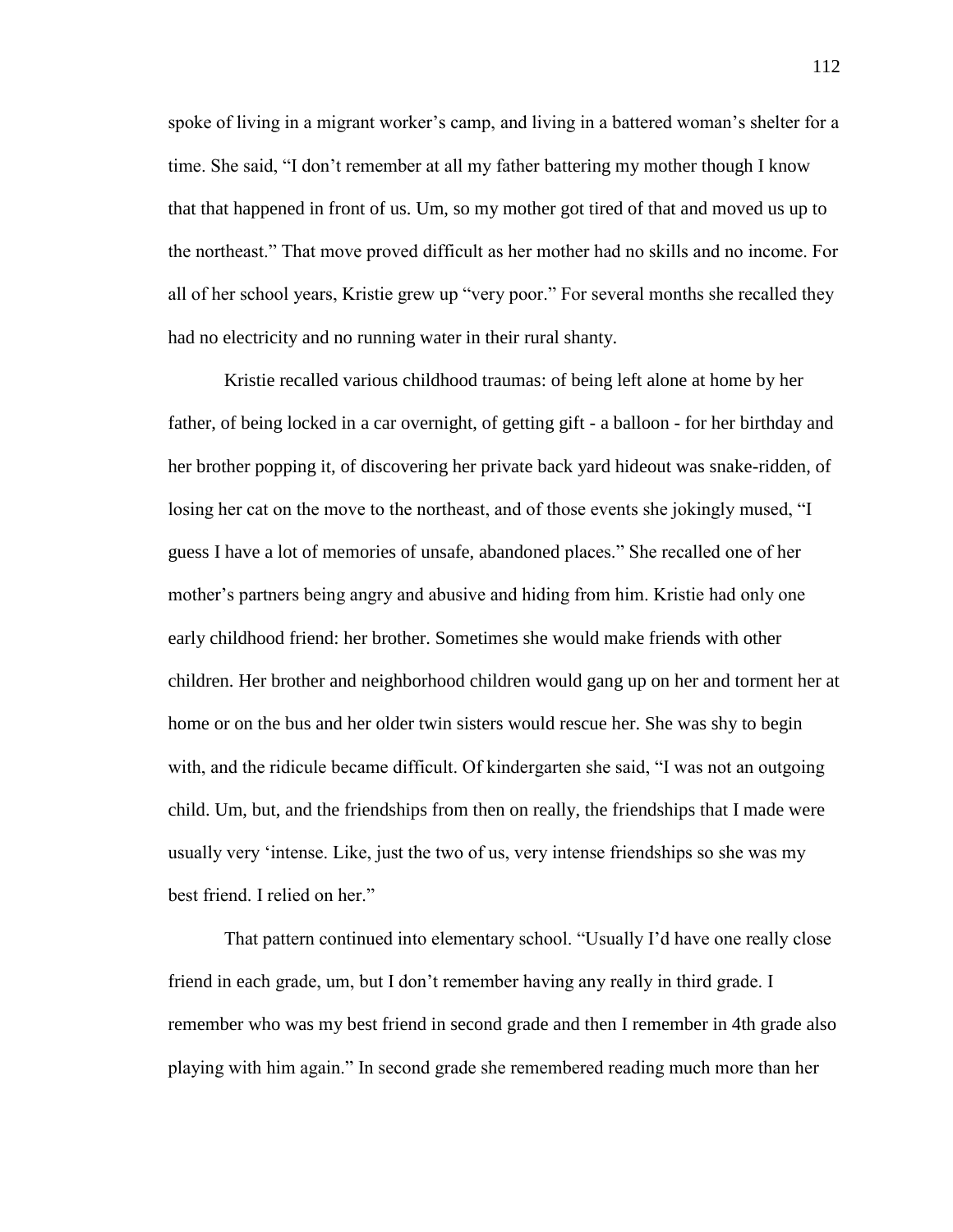spoke of living in a migrant worker's camp, and living in a battered woman's shelter for a time. She said, "I don't remember at all my father battering my mother though I know that that happened in front of us. Um, so my mother got tired of that and moved us up to the northeast." That move proved difficult as her mother had no skills and no income. For all of her school years, Kristie grew up "very poor." For several months she recalled they had no electricity and no running water in their rural shanty.

Kristie recalled various childhood traumas: of being left alone at home by her father, of being locked in a car overnight, of getting gift - a balloon - for her birthday and her brother popping it, of discovering her private back yard hideout was snake-ridden, of losing her cat on the move to the northeast, and of those events she jokingly mused, "I guess I have a lot of memories of unsafe, abandoned places." She recalled one of her mother's partners being angry and abusive and hiding from him. Kristie had only one early childhood friend: her brother. Sometimes she would make friends with other children. Her brother and neighborhood children would gang up on her and torment her at home or on the bus and her older twin sisters would rescue her. She was shy to begin with, and the ridicule became difficult. Of kindergarten she said, "I was not an outgoing child. Um, but, and the friendships from then on really, the friendships that I made were usually very 'intense. Like, just the two of us, very intense friendships so she was my best friend. I relied on her."

That pattern continued into elementary school. "Usually I'd have one really close friend in each grade, um, but I don't remember having any really in third grade. I remember who was my best friend in second grade and then I remember in 4th grade also playing with him again." In second grade she remembered reading much more than her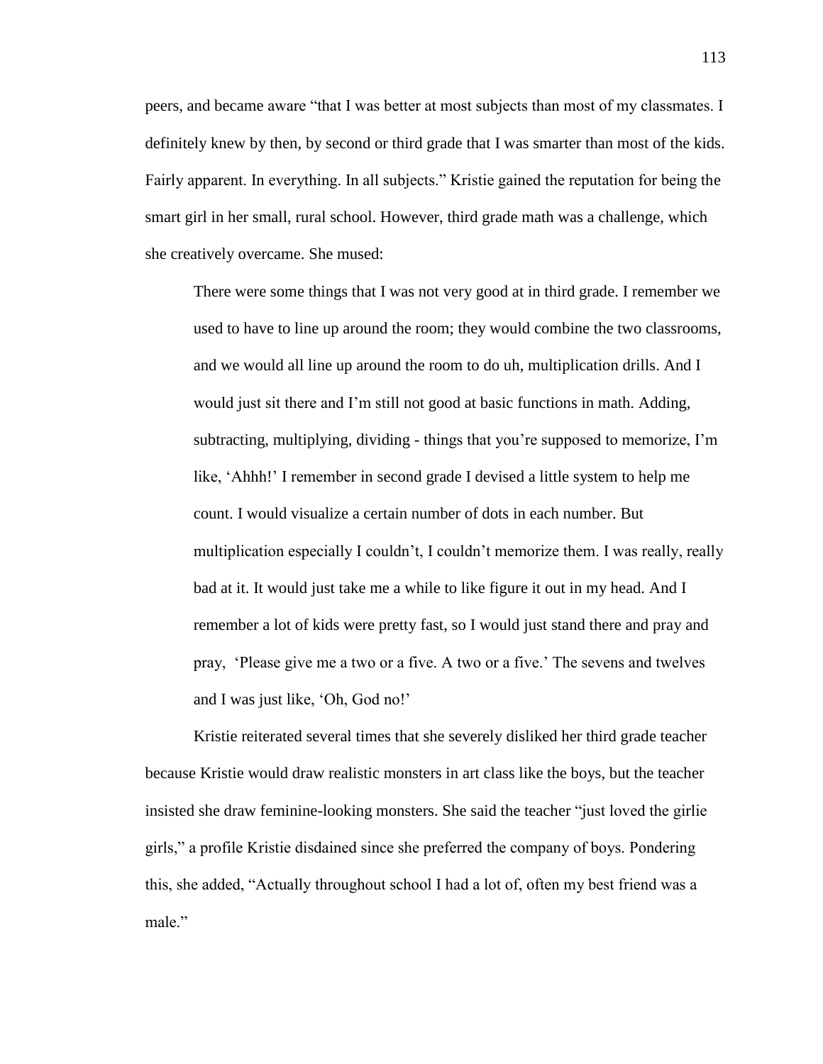peers, and became aware "that I was better at most subjects than most of my classmates. I definitely knew by then, by second or third grade that I was smarter than most of the kids. Fairly apparent. In everything. In all subjects." Kristie gained the reputation for being the smart girl in her small, rural school. However, third grade math was a challenge, which she creatively overcame. She mused:

> There were some things that I was not very good at in third grade. I remember we used to have to line up around the room; they would combine the two classrooms, and we would all line up around the room to do uh, multiplication drills. And I would just sit there and I'm still not good at basic functions in math. Adding, subtracting, multiplying, dividing - things that you're supposed to memorize, I'm like, 'Ahhh!' I remember in second grade I devised a little system to help me count. I would visualize a certain number of dots in each number. But multiplication especially I couldn't, I couldn't memorize them. I was really, really bad at it. It would just take me a while to like figure it out in my head. And I remember a lot of kids were pretty fast, so I would just stand there and pray and pray, 'Please give me a two or a five. A two or a five.' The sevens and twelves and I was just like, 'Oh, God no!'

Kristie reiterated several times that she severely disliked her third grade teacher because Kristie would draw realistic monsters in art class like the boys, but the teacher insisted she draw feminine-looking monsters. She said the teacher "just loved the girlie girls," a profile Kristie disdained since she preferred the company of boys. Pondering this, she added, "Actually throughout school I had a lot of, often my best friend was a male."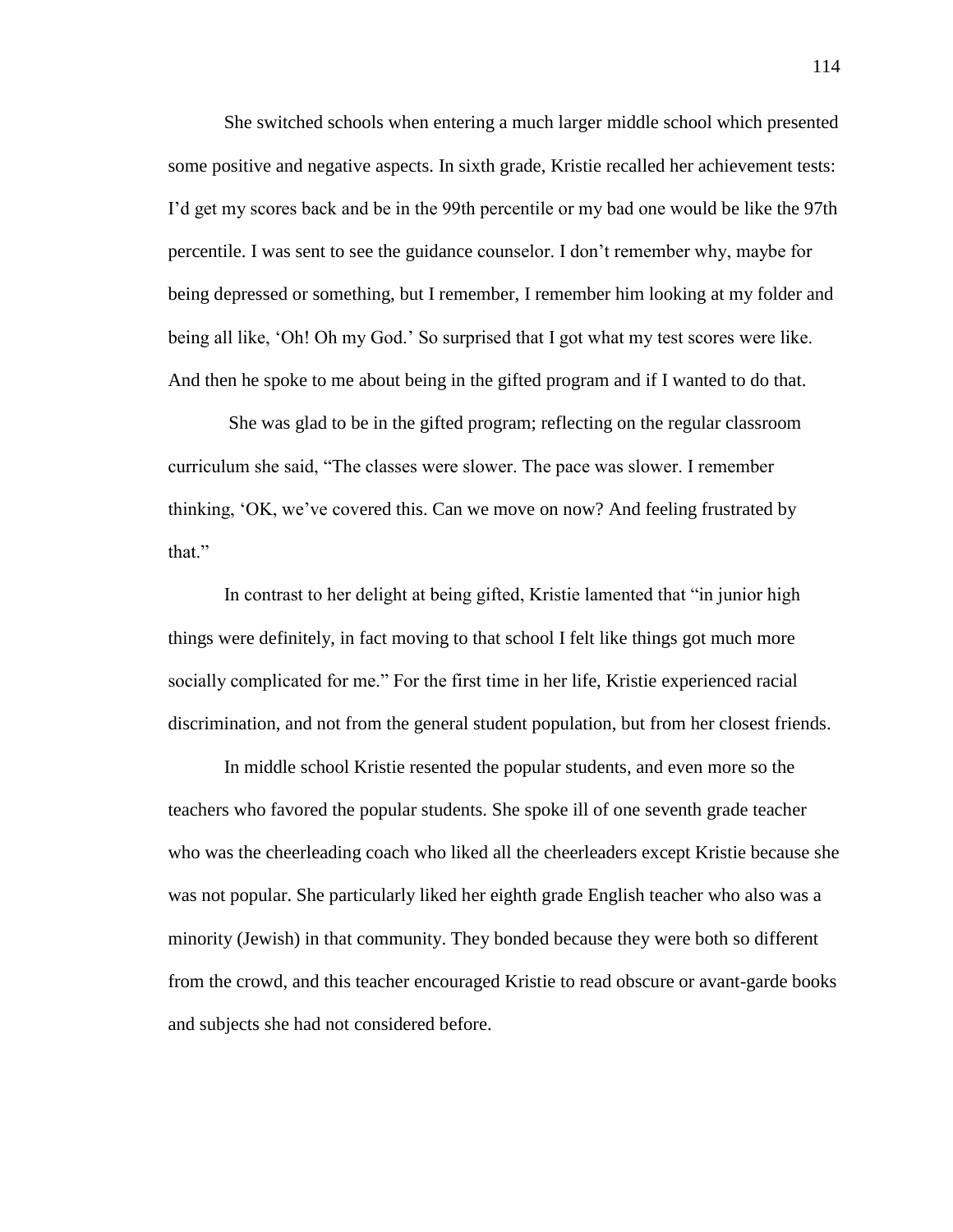She switched schools when entering a much larger middle school which presented some positive and negative aspects. In sixth grade, Kristie recalled her achievement tests: I'd get my scores back and be in the 99th percentile or my bad one would be like the 97th percentile. I was sent to see the guidance counselor. I don't remember why, maybe for being depressed or something, but I remember, I remember him looking at my folder and being all like, 'Oh! Oh my God.' So surprised that I got what my test scores were like. And then he spoke to me about being in the gifted program and if I wanted to do that.

She was glad to be in the gifted program; reflecting on the regular classroom curriculum she said, "The classes were slower. The pace was slower. I remember thinking, 'OK, we've covered this. Can we move on now? And feeling frustrated by that."

In contrast to her delight at being gifted, Kristie lamented that "in junior high things were definitely, in fact moving to that school I felt like things got much more socially complicated for me." For the first time in her life, Kristie experienced racial discrimination, and not from the general student population, but from her closest friends.

In middle school Kristie resented the popular students, and even more so the teachers who favored the popular students. She spoke ill of one seventh grade teacher who was the cheerleading coach who liked all the cheerleaders except Kristie because she was not popular. She particularly liked her eighth grade English teacher who also was a minority (Jewish) in that community. They bonded because they were both so different from the crowd, and this teacher encouraged Kristie to read obscure or avant-garde books and subjects she had not considered before.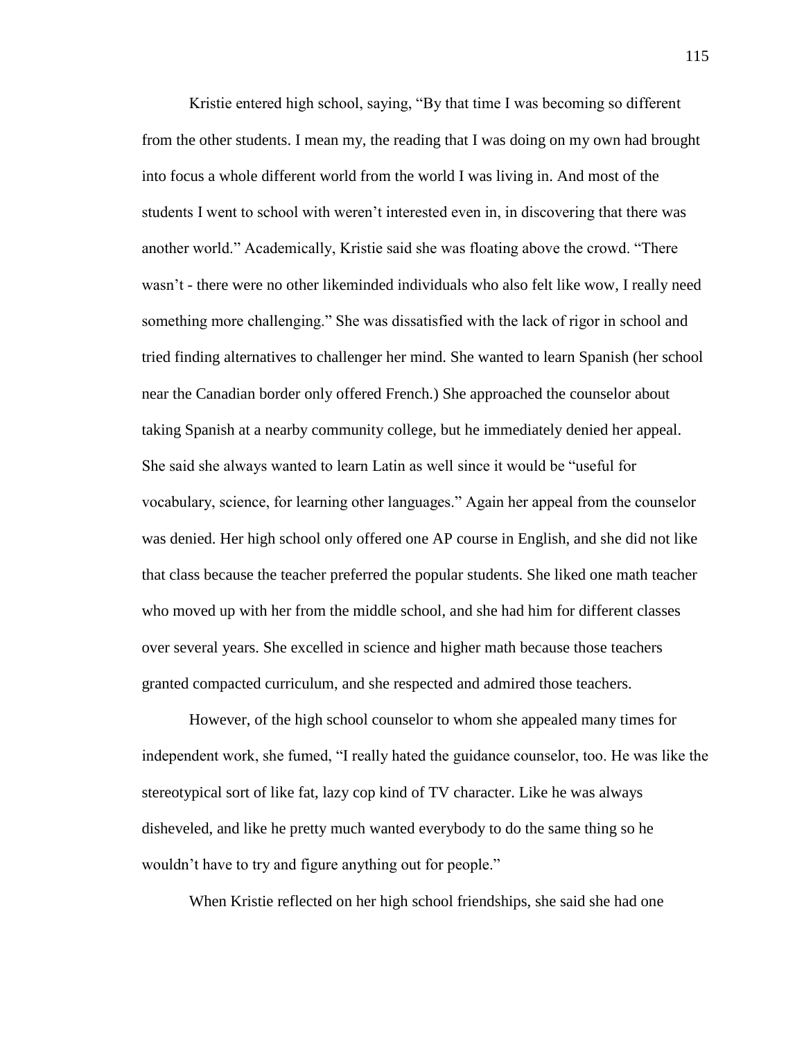Kristie entered high school, saying, "By that time I was becoming so different from the other students. I mean my, the reading that I was doing on my own had brought into focus a whole different world from the world I was living in. And most of the students I went to school with weren't interested even in, in discovering that there was another world." Academically, Kristie said she was floating above the crowd. "There wasn't - there were no other likeminded individuals who also felt like wow, I really need something more challenging." She was dissatisfied with the lack of rigor in school and tried finding alternatives to challenger her mind. She wanted to learn Spanish (her school near the Canadian border only offered French.) She approached the counselor about taking Spanish at a nearby community college, but he immediately denied her appeal. She said she always wanted to learn Latin as well since it would be "useful for vocabulary, science, for learning other languages." Again her appeal from the counselor was denied. Her high school only offered one AP course in English, and she did not like that class because the teacher preferred the popular students. She liked one math teacher who moved up with her from the middle school, and she had him for different classes over several years. She excelled in science and higher math because those teachers granted compacted curriculum, and she respected and admired those teachers.

However, of the high school counselor to whom she appealed many times for independent work, she fumed, "I really hated the guidance counselor, too. He was like the stereotypical sort of like fat, lazy cop kind of TV character. Like he was always disheveled, and like he pretty much wanted everybody to do the same thing so he wouldn't have to try and figure anything out for people."

When Kristie reflected on her high school friendships, she said she had one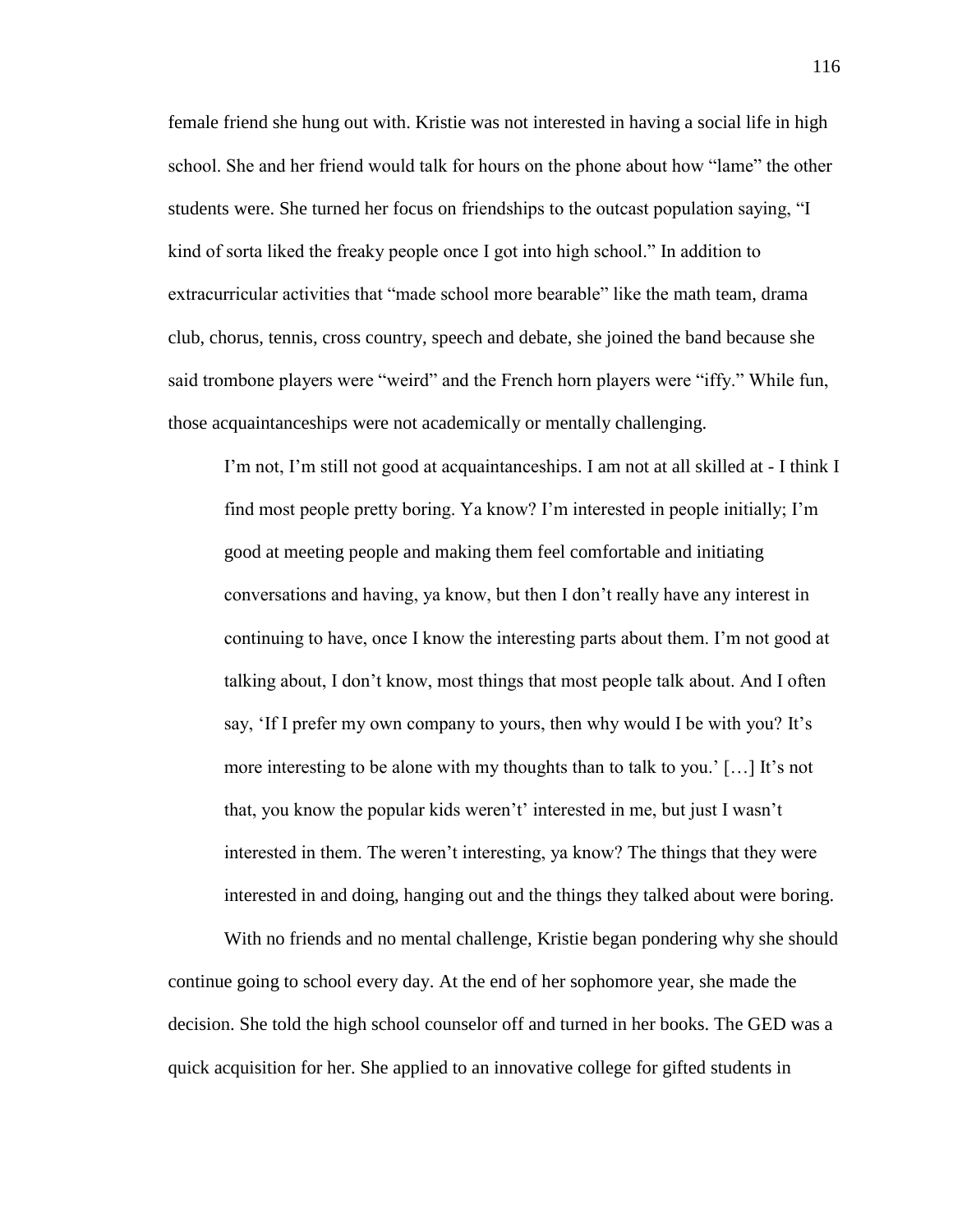female friend she hung out with. Kristie was not interested in having a social life in high school. She and her friend would talk for hours on the phone about how "lame" the other students were. She turned her focus on friendships to the outcast population saying, "I kind of sorta liked the freaky people once I got into high school." In addition to extracurricular activities that "made school more bearable" like the math team, drama club, chorus, tennis, cross country, speech and debate, she joined the band because she said trombone players were "weird" and the French horn players were "iffy." While fun, those acquaintanceships were not academically or mentally challenging.

> I'm not, I'm still not good at acquaintanceships. I am not at all skilled at - I think I find most people pretty boring. Ya know? I'm interested in people initially; I'm good at meeting people and making them feel comfortable and initiating conversations and having, ya know, but then I don't really have any interest in continuing to have, once I know the interesting parts about them. I'm not good at talking about, I don't know, most things that most people talk about. And I often say, 'If I prefer my own company to yours, then why would I be with you? It's more interesting to be alone with my thoughts than to talk to you.' […] It's not that, you know the popular kids weren't' interested in me, but just I wasn't interested in them. The weren't interesting, ya know? The things that they were interested in and doing, hanging out and the things they talked about were boring.

With no friends and no mental challenge, Kristie began pondering why she should continue going to school every day. At the end of her sophomore year, she made the decision. She told the high school counselor off and turned in her books. The GED was a quick acquisition for her. She applied to an innovative college for gifted students in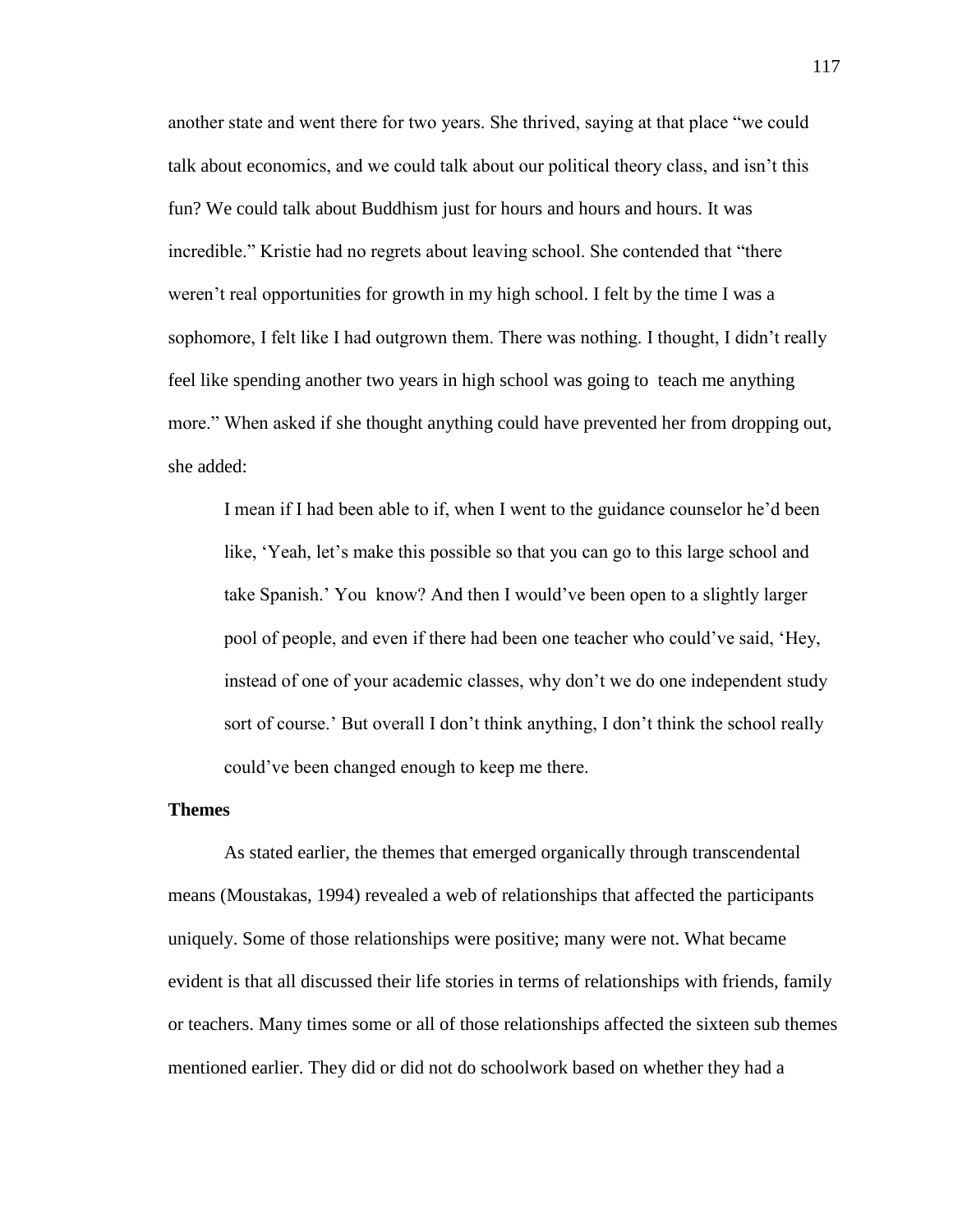another state and went there for two years. She thrived, saying at that place "we could talk about economics, and we could talk about our political theory class, and isn't this fun? We could talk about Buddhism just for hours and hours and hours. It was incredible." Kristie had no regrets about leaving school. She contended that "there weren't real opportunities for growth in my high school. I felt by the time I was a sophomore, I felt like I had outgrown them. There was nothing. I thought, I didn't really feel like spending another two years in high school was going to teach me anything more." When asked if she thought anything could have prevented her from dropping out, she added:

> I mean if I had been able to if, when I went to the guidance counselor he'd been like, 'Yeah, let's make this possible so that you can go to this large school and take Spanish.' You know? And then I would've been open to a slightly larger pool of people, and even if there had been one teacher who could've said, 'Hey, instead of one of your academic classes, why don't we do one independent study sort of course.' But overall I don't think anything, I don't think the school really could've been changed enough to keep me there.

**Themes**

As stated earlier, the themes that emerged organically through transcendental means (Moustakas, 1994) revealed a web of relationships that affected the participants uniquely. Some of those relationships were positive; many were not. What became evident is that all discussed their life stories in terms of relationships with friends, family or teachers. Many times some or all of those relationships affected the sixteen sub themes mentioned earlier. They did or did not do schoolwork based on whether they had a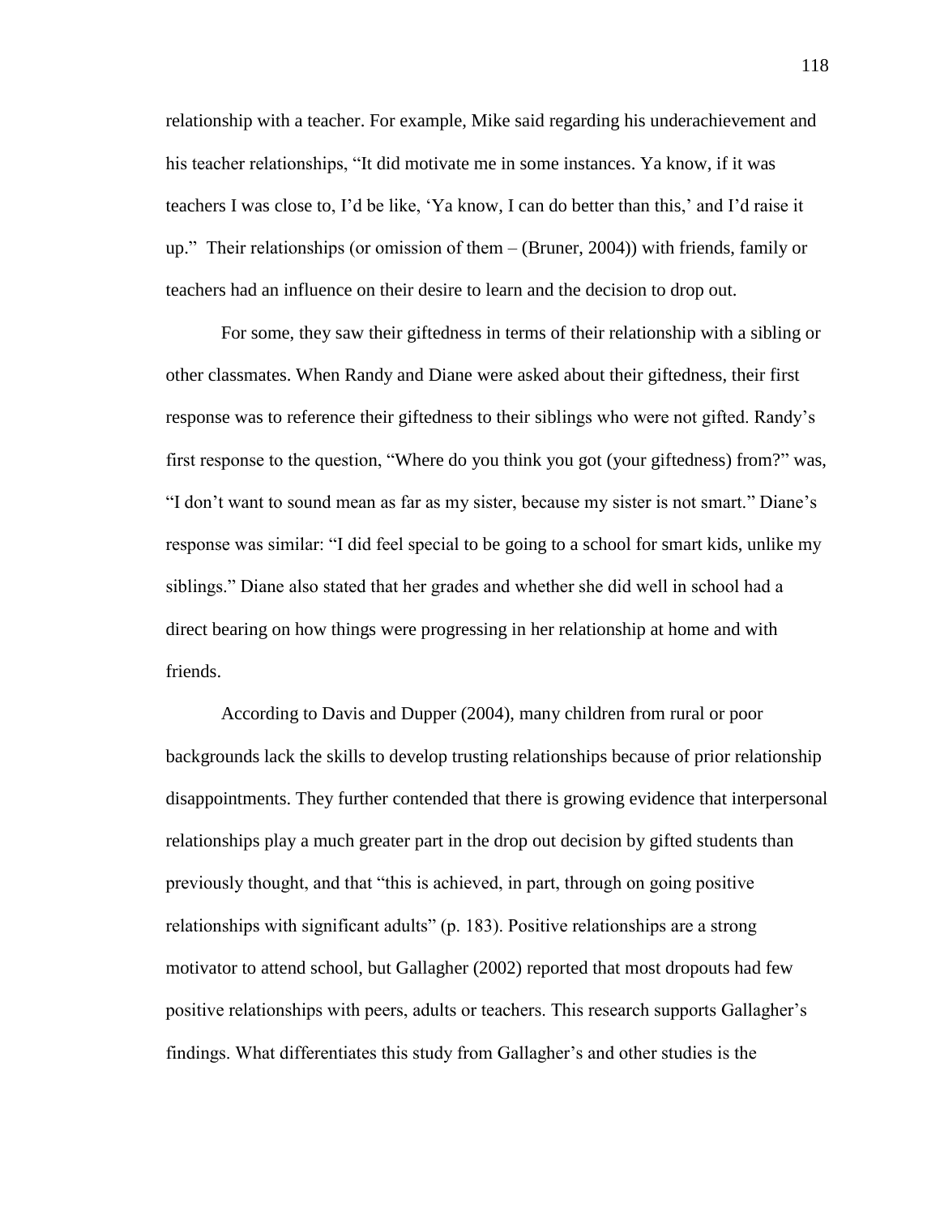relationship with a teacher. For example, Mike said regarding his underachievement and his teacher relationships, "It did motivate me in some instances. Ya know, if it was teachers I was close to, I'd be like, 'Ya know, I can do better than this,' and I'd raise it up." Their relationships (or omission of them – (Bruner, 2004)) with friends, family or teachers had an influence on their desire to learn and the decision to drop out.

For some, they saw their giftedness in terms of their relationship with a sibling or other classmates. When Randy and Diane were asked about their giftedness, their first response was to reference their giftedness to their siblings who were not gifted. Randy's first response to the question, "Where do you think you got (your giftedness) from?" was, "I don't want to sound mean as far as my sister, because my sister is not smart." Diane's response was similar: "I did feel special to be going to a school for smart kids, unlike my siblings." Diane also stated that her grades and whether she did well in school had a direct bearing on how things were progressing in her relationship at home and with friends.

According to Davis and Dupper (2004), many children from rural or poor backgrounds lack the skills to develop trusting relationships because of prior relationship disappointments. They further contended that there is growing evidence that interpersonal relationships play a much greater part in the drop out decision by gifted students than previously thought, and that "this is achieved, in part, through on going positive relationships with significant adults" (p. 183). Positive relationships are a strong motivator to attend school, but Gallagher (2002) reported that most dropouts had few positive relationships with peers, adults or teachers. This research supports Gallagher's findings. What differentiates this study from Gallagher's and other studies is the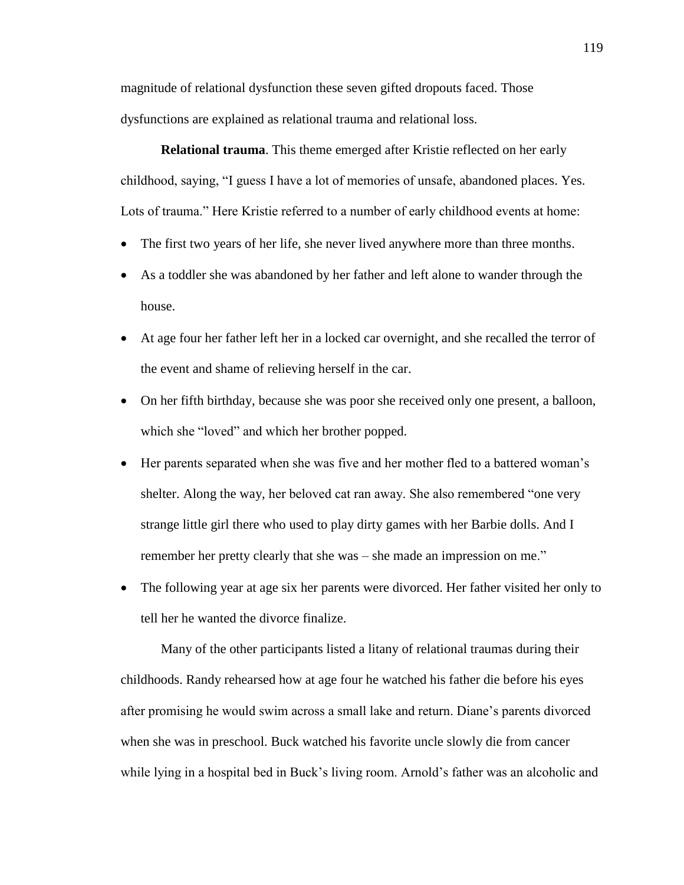magnitude of relational dysfunction these seven gifted dropouts faced. Those dysfunctions are explained as relational trauma and relational loss.

**Relational trauma**. This theme emerged after Kristie reflected on her early childhood, saying, "I guess I have a lot of memories of unsafe, abandoned places. Yes. Lots of trauma." Here Kristie referred to a number of early childhood events at home:

- The first two years of her life, she never lived anywhere more than three months.
- As a toddler she was abandoned by her father and left alone to wander through the house.
- At age four her father left her in a locked car overnight, and she recalled the terror of the event and shame of relieving herself in the car.
- On her fifth birthday, because she was poor she received only one present, a balloon, which she "loved" and which her brother popped.
- Her parents separated when she was five and her mother fled to a battered woman's shelter. Along the way, her beloved cat ran away. She also remembered "one very strange little girl there who used to play dirty games with her Barbie dolls. And I remember her pretty clearly that she was – she made an impression on me."
- The following year at age six her parents were divorced. Her father visited her only to tell her he wanted the divorce finalize.

Many of the other participants listed a litany of relational traumas during their childhoods. Randy rehearsed how at age four he watched his father die before his eyes after promising he would swim across a small lake and return. Diane's parents divorced when she was in preschool. Buck watched his favorite uncle slowly die from cancer while lying in a hospital bed in Buck's living room. Arnold's father was an alcoholic and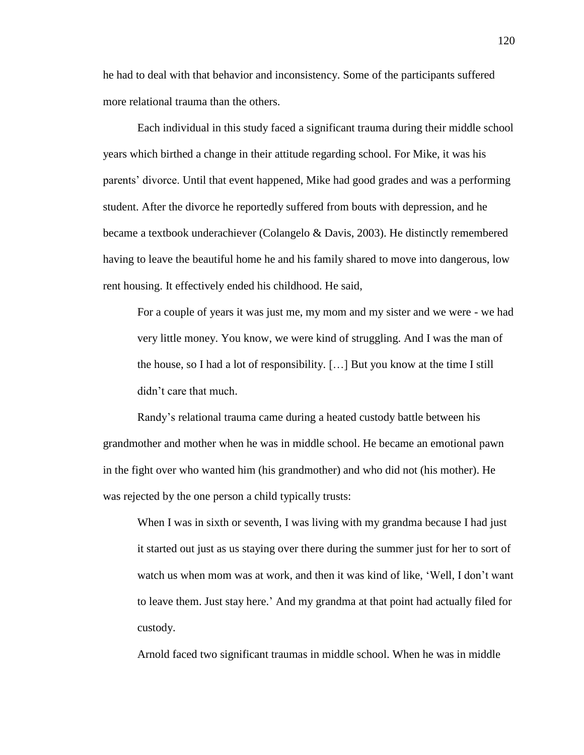he had to deal with that behavior and inconsistency. Some of the participants suffered more relational trauma than the others.

Each individual in this study faced a significant trauma during their middle school years which birthed a change in their attitude regarding school. For Mike, it was his parents' divorce. Until that event happened, Mike had good grades and was a performing student. After the divorce he reportedly suffered from bouts with depression, and he became a textbook underachiever (Colangelo & Davis, 2003). He distinctly remembered having to leave the beautiful home he and his family shared to move into dangerous, low rent housing. It effectively ended his childhood. He said,

> For a couple of years it was just me, my mom and my sister and we were - we had very little money. You know, we were kind of struggling. And I was the man of the house, so I had a lot of responsibility. […] But you know at the time I still didn't care that much.

Randy's relational trauma came during a heated custody battle between his grandmother and mother when he was in middle school. He became an emotional pawn in the fight over who wanted him (his grandmother) and who did not (his mother). He was rejected by the one person a child typically trusts:

> When I was in sixth or seventh, I was living with my grandma because I had just it started out just as us staying over there during the summer just for her to sort of watch us when mom was at work, and then it was kind of like, 'Well, I don't want to leave them. Just stay here.' And my grandma at that point had actually filed for custody.

Arnold faced two significant traumas in middle school. When he was in middle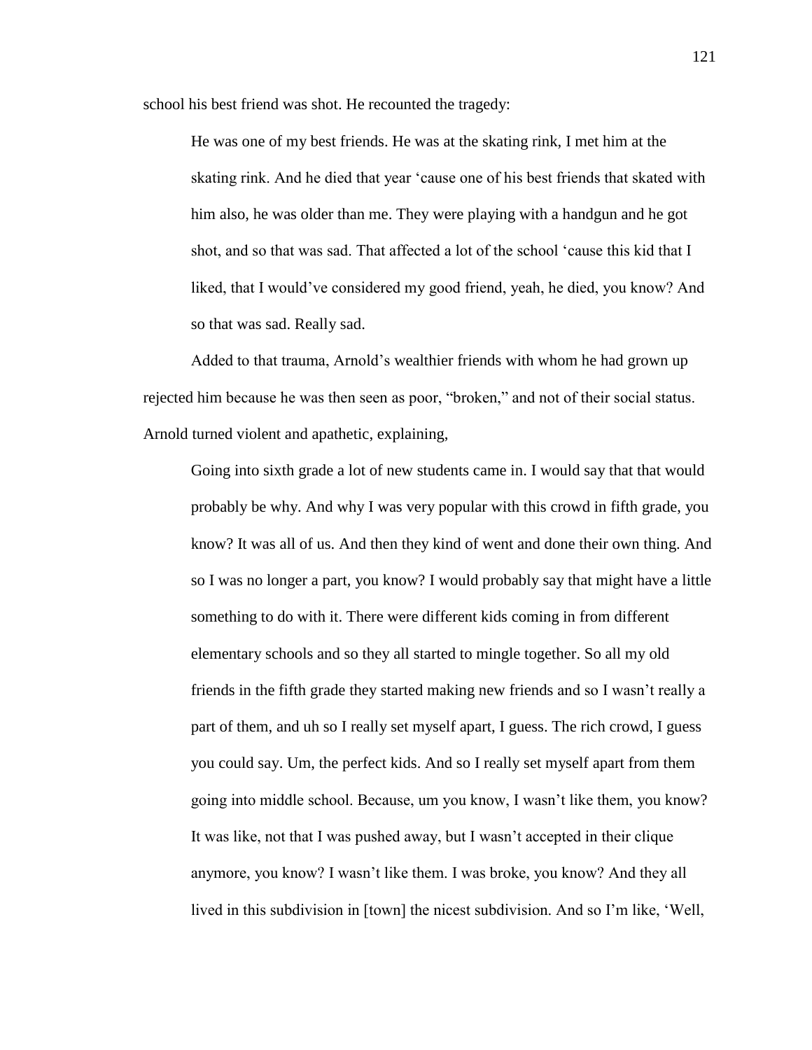school his best friend was shot. He recounted the tragedy:

> He was one of my best friends. He was at the skating rink, I met him at the skating rink. And he died that year 'cause one of his best friends that skated with him also, he was older than me. They were playing with a handgun and he got shot, and so that was sad. That affected a lot of the school 'cause this kid that I liked, that I would've considered my good friend, yeah, he died, you know? And so that was sad. Really sad.

Added to that trauma, Arnold's wealthier friends with whom he had grown up rejected him because he was then seen as poor, "broken," and not of their social status. Arnold turned violent and apathetic, explaining,

> Going into sixth grade a lot of new students came in. I would say that that would probably be why. And why I was very popular with this crowd in fifth grade, you know? It was all of us. And then they kind of went and done their own thing. And so I was no longer a part, you know? I would probably say that might have a little something to do with it. There were different kids coming in from different elementary schools and so they all started to mingle together. So all my old friends in the fifth grade they started making new friends and so I wasn't really a part of them, and uh so I really set myself apart, I guess. The rich crowd, I guess you could say. Um, the perfect kids. And so I really set myself apart from them going into middle school. Because, um you know, I wasn't like them, you know? It was like, not that I was pushed away, but I wasn't accepted in their clique anymore, you know? I wasn't like them. I was broke, you know? And they all lived in this subdivision in [town] the nicest subdivision. And so I'm like, 'Well,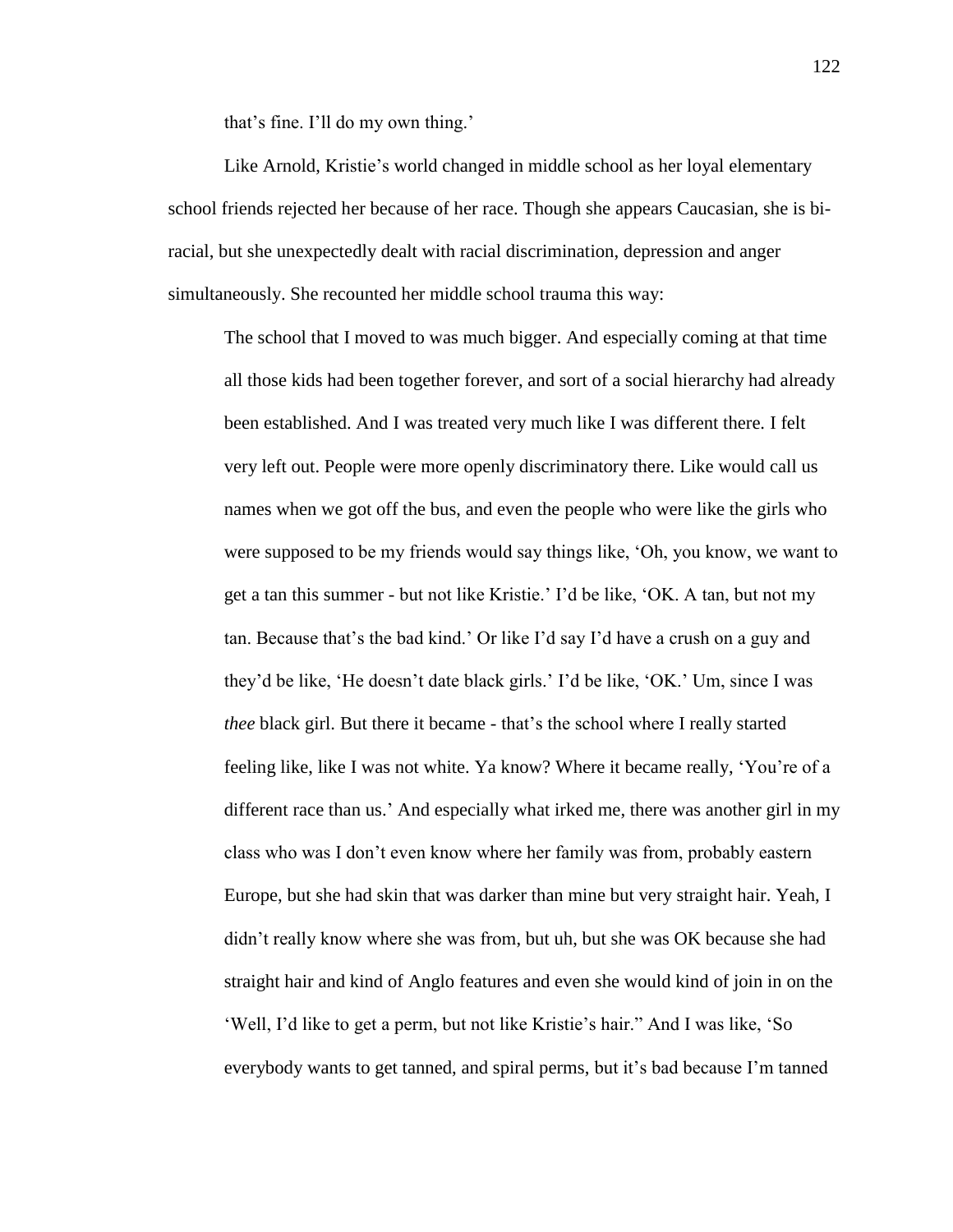that's fine. I'll do my own thing.'

Like Arnold, Kristie's world changed in middle school as her loyal elementary school friends rejected her because of her race. Though she appears Caucasian, she is bi-racial, but she unexpectedly dealt with racial discrimination, depression and anger simultaneously. She recounted her middle school trauma this way:

> The school that I moved to was much bigger. And especially coming at that time all those kids had been together forever, and sort of a social hierarchy had already been established. And I was treated very much like I was different there. I felt very left out. People were more openly discriminatory there. Like would call us names when we got off the bus, and even the people who were like the girls who were supposed to be my friends would say things like, 'Oh, you know, we want to get a tan this summer - but not like Kristie.' I'd be like, 'OK. A tan, but not my tan. Because that's the bad kind.' Or like I'd say I'd have a crush on a guy and they'd be like, 'He doesn't date black girls.' I'd be like, 'OK.' Um, since I was *thee* black girl. But there it became - that's the school where I really started feeling like, like I was not white. Ya know? Where it became really, 'You're of a different race than us.' And especially what irked me, there was another girl in my class who was I don't even know where her family was from, probably eastern Europe, but she had skin that was darker than mine but very straight hair. Yeah, I didn't really know where she was from, but uh, but she was OK because she had straight hair and kind of Anglo features and even she would kind of join in on the 'Well, I'd like to get a perm, but not like Kristie's hair." And I was like, 'So everybody wants to get tanned, and spiral perms, but it's bad because I'm tanned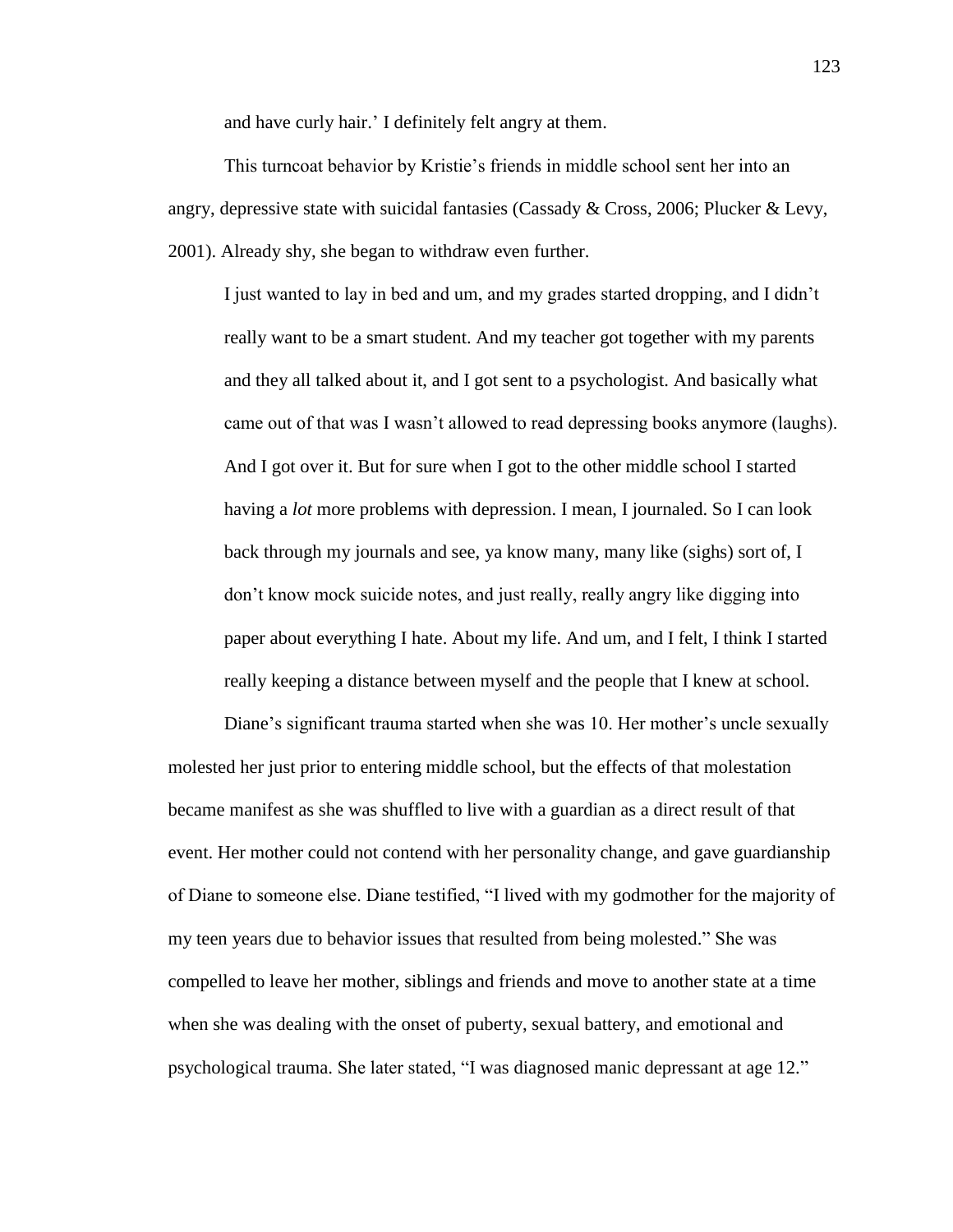and have curly hair.' I definitely felt angry at them.

This turncoat behavior by Kristie's friends in middle school sent her into an angry, depressive state with suicidal fantasies (Cassady & Cross, 2006; Plucker & Levy, 2001). Already shy, she began to withdraw even further.

> I just wanted to lay in bed and um, and my grades started dropping, and I didn't really want to be a smart student. And my teacher got together with my parents and they all talked about it, and I got sent to a psychologist. And basically what came out of that was I wasn't allowed to read depressing books anymore (laughs). And I got over it. But for sure when I got to the other middle school I started having a *lot* more problems with depression. I mean, I journaled. So I can look back through my journals and see, ya know many, many like (sighs) sort of, I don't know mock suicide notes, and just really, really angry like digging into paper about everything I hate. About my life. And um, and I felt, I think I started really keeping a distance between myself and the people that I knew at school.

Diane's significant trauma started when she was 10. Her mother's uncle sexually molested her just prior to entering middle school, but the effects of that molestation became manifest as she was shuffled to live with a guardian as a direct result of that event. Her mother could not contend with her personality change, and gave guardianship of Diane to someone else. Diane testified, "I lived with my godmother for the majority of my teen years due to behavior issues that resulted from being molested." She was compelled to leave her mother, siblings and friends and move to another state at a time when she was dealing with the onset of puberty, sexual battery, and emotional and psychological trauma. She later stated, "I was diagnosed manic depressant at age 12."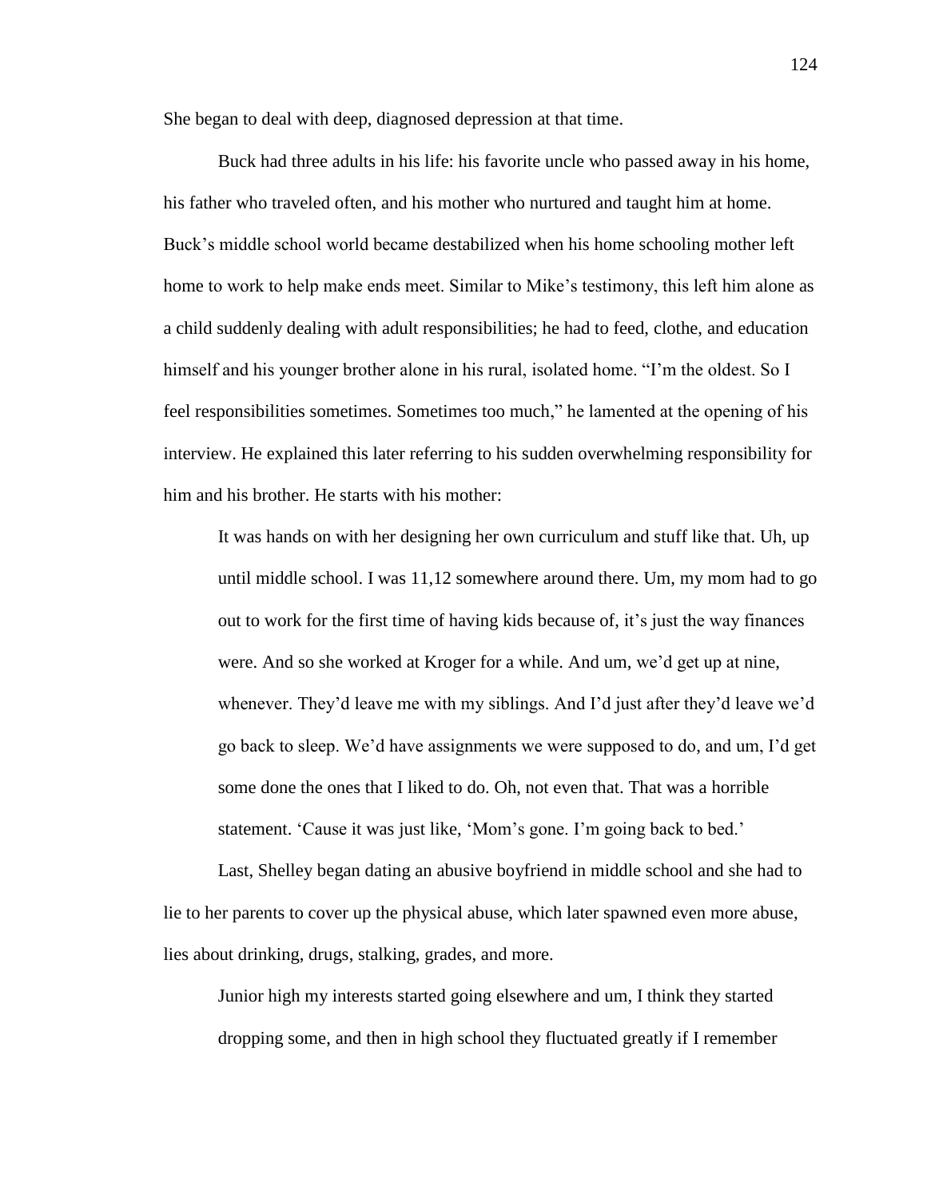She began to deal with deep, diagnosed depression at that time.

Buck had three adults in his life: his favorite uncle who passed away in his home, his father who traveled often, and his mother who nurtured and taught him at home. Buck's middle school world became destabilized when his home schooling mother left home to work to help make ends meet. Similar to Mike's testimony, this left him alone as a child suddenly dealing with adult responsibilities; he had to feed, clothe, and education himself and his younger brother alone in his rural, isolated home. "I'm the oldest. So I feel responsibilities sometimes. Sometimes too much," he lamented at the opening of his interview. He explained this later referring to his sudden overwhelming responsibility for him and his brother. He starts with his mother:

> It was hands on with her designing her own curriculum and stuff like that. Uh, up until middle school. I was 11,12 somewhere around there. Um, my mom had to go out to work for the first time of having kids because of, it's just the way finances were. And so she worked at Kroger for a while. And um, we'd get up at nine, whenever. They'd leave me with my siblings. And I'd just after they'd leave we'd go back to sleep. We'd have assignments we were supposed to do, and um, I'd get some done the ones that I liked to do. Oh, not even that. That was a horrible statement. 'Cause it was just like, 'Mom's gone. I'm going back to bed.'

Last, Shelley began dating an abusive boyfriend in middle school and she had to lie to her parents to cover up the physical abuse, which later spawned even more abuse, lies about drinking, drugs, stalking, grades, and more.

> Junior high my interests started going elsewhere and um, I think they started dropping some, and then in high school they fluctuated greatly if I remember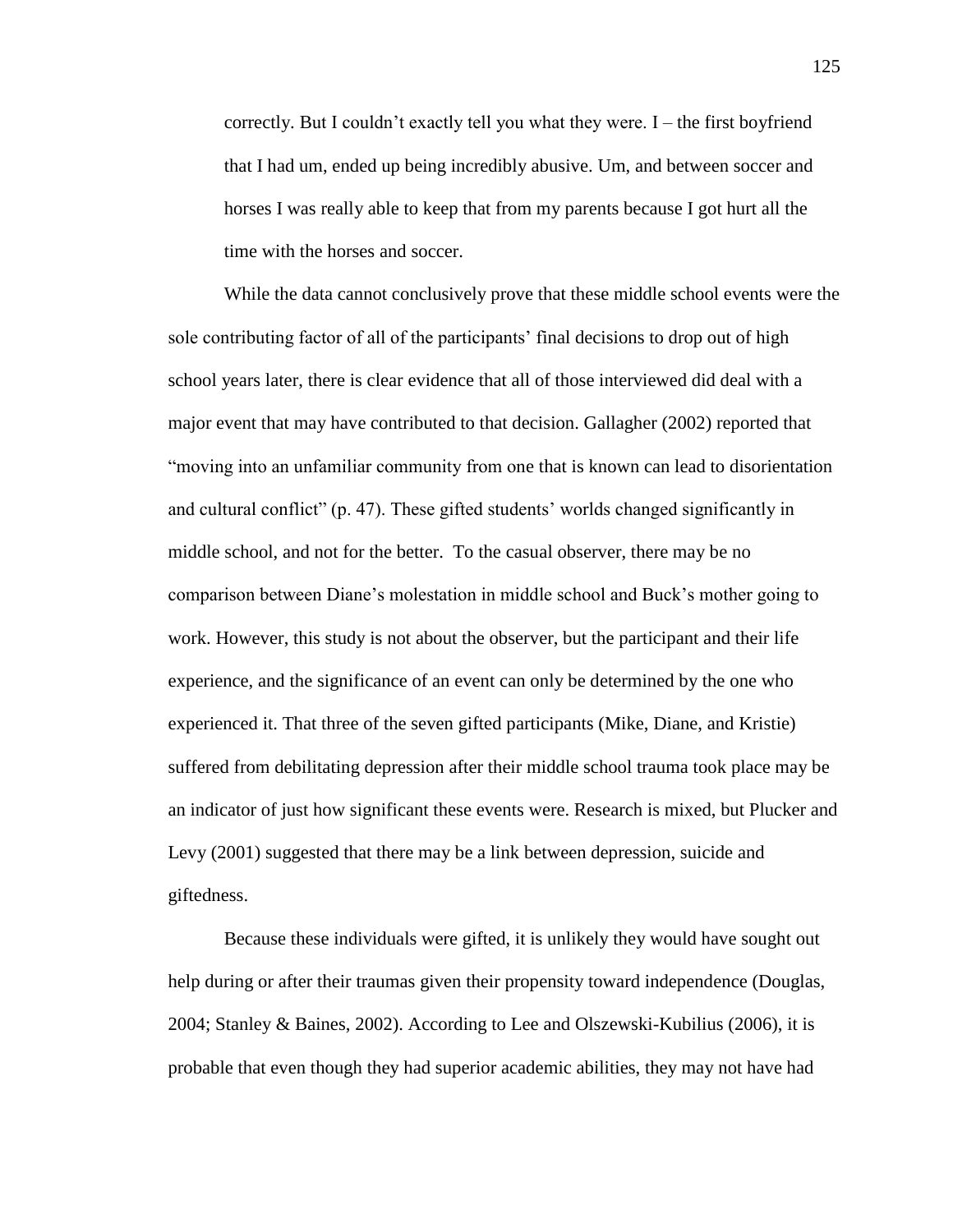> correctly. But I couldn't exactly tell you what they were. I – the first boyfriend that I had um, ended up being incredibly abusive. Um, and between soccer and horses I was really able to keep that from my parents because I got hurt all the time with the horses and soccer.

While the data cannot conclusively prove that these middle school events were the sole contributing factor of all of the participants' final decisions to drop out of high school years later, there is clear evidence that all of those interviewed did deal with a major event that may have contributed to that decision. Gallagher (2002) reported that "moving into an unfamiliar community from one that is known can lead to disorientation and cultural conflict" (p. 47). These gifted students' worlds changed significantly in middle school, and not for the better. To the casual observer, there may be no comparison between Diane's molestation in middle school and Buck's mother going to work. However, this study is not about the observer, but the participant and their life experience, and the significance of an event can only be determined by the one who experienced it. That three of the seven gifted participants (Mike, Diane, and Kristie) suffered from debilitating depression after their middle school trauma took place may be an indicator of just how significant these events were. Research is mixed, but Plucker and Levy (2001) suggested that there may be a link between depression, suicide and giftedness.

Because these individuals were gifted, it is unlikely they would have sought out help during or after their traumas given their propensity toward independence (Douglas, 2004; Stanley & Baines, 2002). According to Lee and Olszewski-Kubilius (2006), it is probable that even though they had superior academic abilities, they may not have had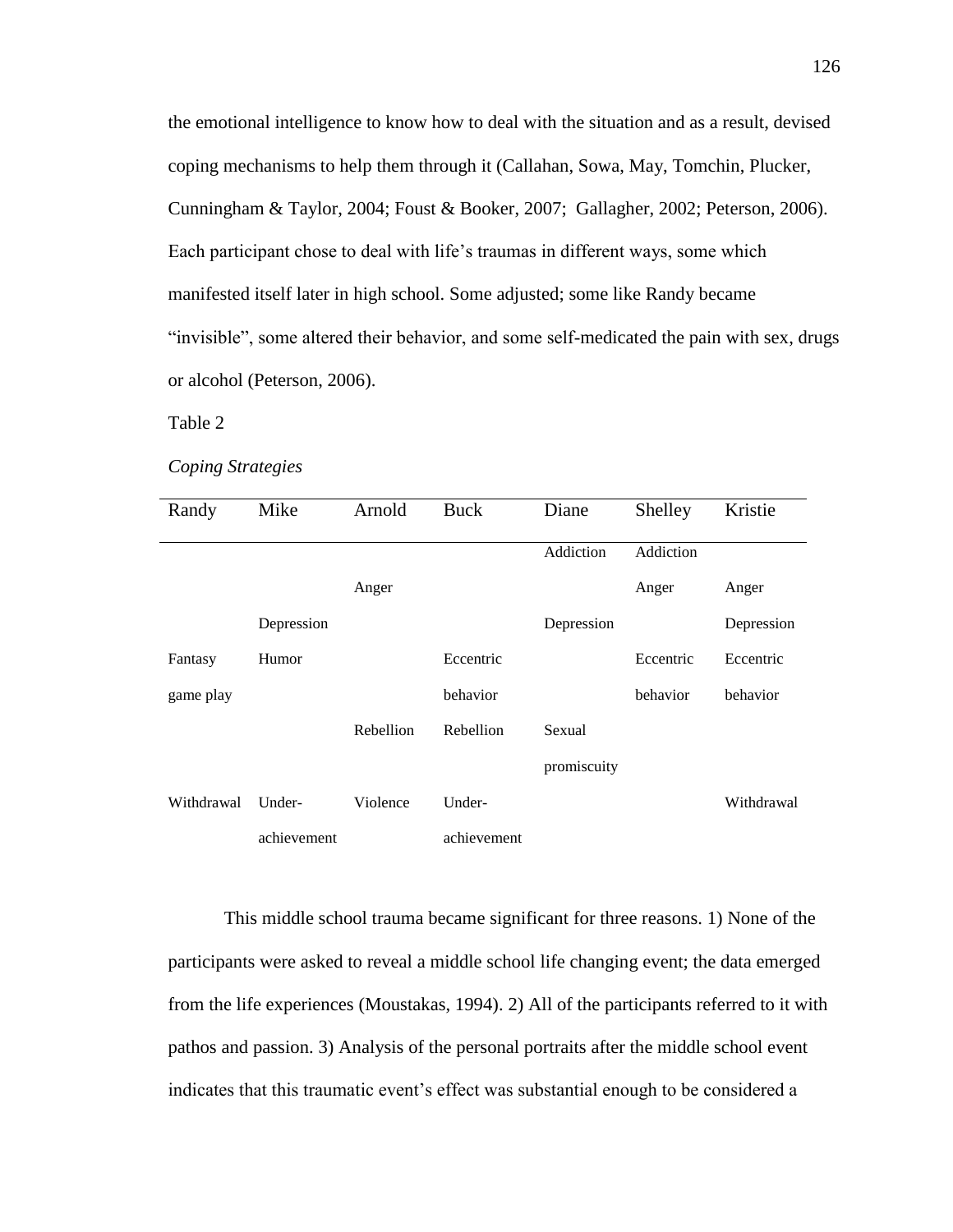the emotional intelligence to know how to deal with the situation and as a result, devised coping mechanisms to help them through it (Callahan, Sowa, May, Tomchin, Plucker, Cunningham & Taylor, 2004; Foust & Booker, 2007; Gallagher, 2002; Peterson, 2006). Each participant chose to deal with life's traumas in different ways, some which manifested itself later in high school. Some adjusted; some like Randy became "invisible", some altered their behavior, and some self-medicated the pain with sex, drugs or alcohol (Peterson, 2006).

Table 2

*Coping Strategies*

| Randy | Mike | Arnold | Buck | Diane | Shelley | Kristie |
|---|---|---|---|---|---|---|
| | | | | Addiction | Addiction | |
| | | Anger | | | Anger | Anger |
| | Depression | | | Depression | | Depression |
| Fantasy game play | Humor | | Eccentric behavior | | Eccentric behavior | Eccentric behavior |
| | | Rebellion | Rebellion | Sexual promiscuity | | |
| Withdrawal | Under-achievement | Violence | Under-achievement | | | Withdrawal |

This middle school trauma became significant for three reasons. 1) None of the participants were asked to reveal a middle school life changing event; the data emerged from the life experiences (Moustakas, 1994). 2) All of the participants referred to it with pathos and passion. 3) Analysis of the personal portraits after the middle school event indicates that this traumatic event's effect was substantial enough to be considered a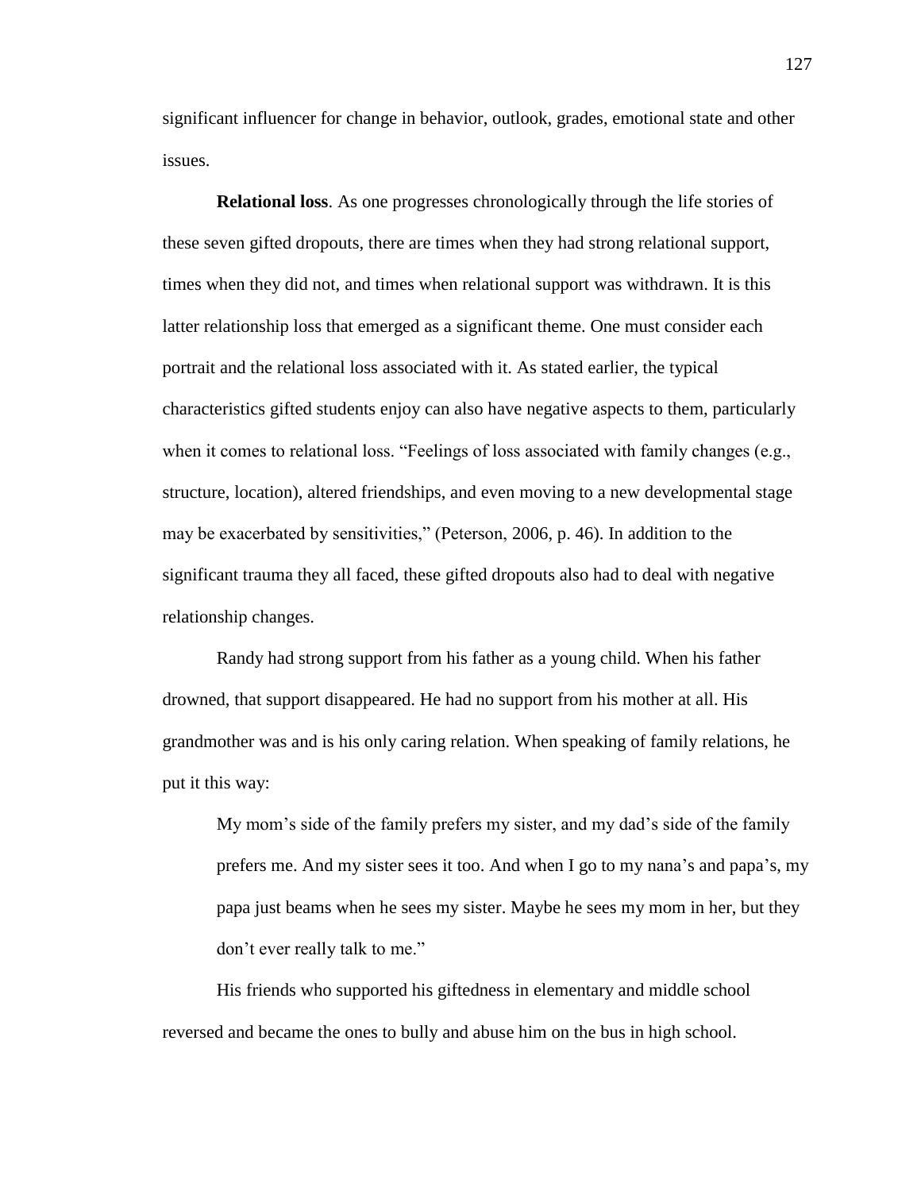significant influencer for change in behavior, outlook, grades, emotional state and other issues.

**Relational loss**. As one progresses chronologically through the life stories of these seven gifted dropouts, there are times when they had strong relational support, times when they did not, and times when relational support was withdrawn. It is this latter relationship loss that emerged as a significant theme. One must consider each portrait and the relational loss associated with it. As stated earlier, the typical characteristics gifted students enjoy can also have negative aspects to them, particularly when it comes to relational loss. "Feelings of loss associated with family changes (e.g., structure, location), altered friendships, and even moving to a new developmental stage may be exacerbated by sensitivities," (Peterson, 2006, p. 46). In addition to the significant trauma they all faced, these gifted dropouts also had to deal with negative relationship changes.

Randy had strong support from his father as a young child. When his father drowned, that support disappeared. He had no support from his mother at all. His grandmother was and is his only caring relation. When speaking of family relations, he put it this way:

> My mom's side of the family prefers my sister, and my dad's side of the family prefers me. And my sister sees it too. And when I go to my nana's and papa's, my papa just beams when he sees my sister. Maybe he sees my mom in her, but they don't ever really talk to me."

His friends who supported his giftedness in elementary and middle school reversed and became the ones to bully and abuse him on the bus in high school.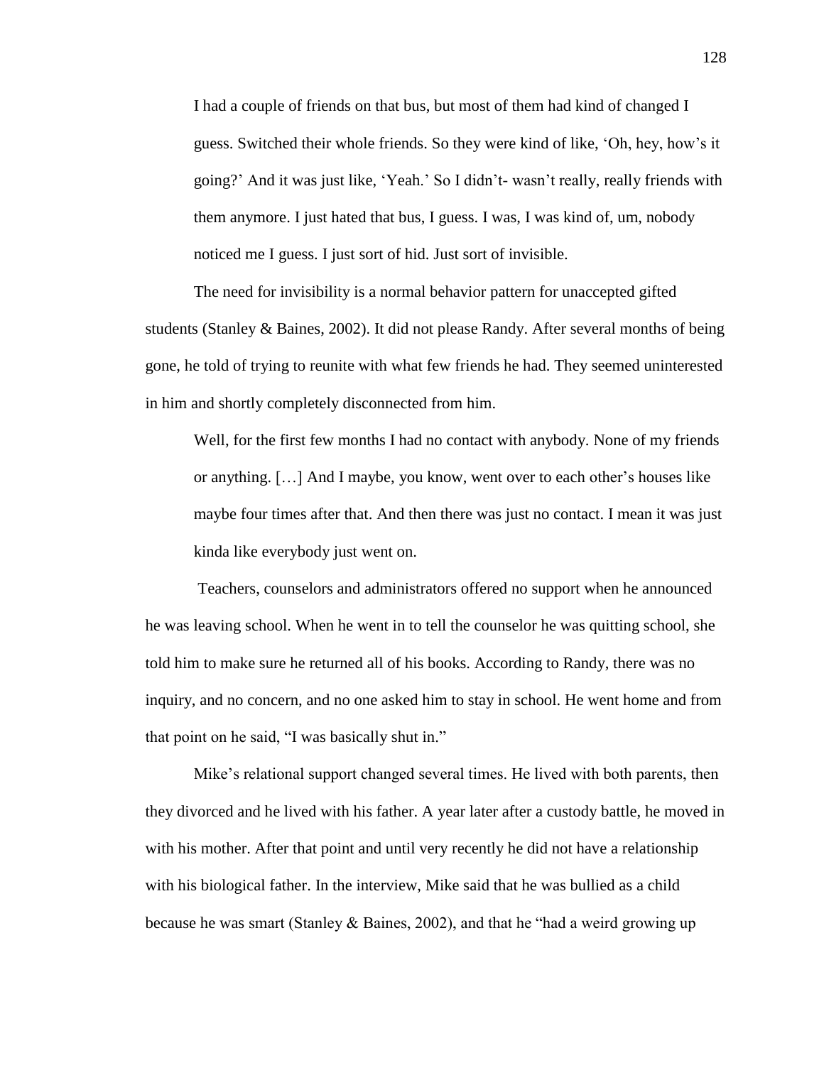> I had a couple of friends on that bus, but most of them had kind of changed I guess. Switched their whole friends. So they were kind of like, 'Oh, hey, how's it going?' And it was just like, 'Yeah.' So I didn't- wasn't really, really friends with them anymore. I just hated that bus, I guess. I was, I was kind of, um, nobody noticed me I guess. I just sort of hid. Just sort of invisible.

The need for invisibility is a normal behavior pattern for unaccepted gifted students (Stanley & Baines, 2002). It did not please Randy. After several months of being gone, he told of trying to reunite with what few friends he had. They seemed uninterested in him and shortly completely disconnected from him.

> Well, for the first few months I had no contact with anybody. None of my friends or anything. […] And I maybe, you know, went over to each other's houses like maybe four times after that. And then there was just no contact. I mean it was just kinda like everybody just went on.

Teachers, counselors and administrators offered no support when he announced he was leaving school. When he went in to tell the counselor he was quitting school, she told him to make sure he returned all of his books. According to Randy, there was no inquiry, and no concern, and no one asked him to stay in school. He went home and from that point on he said, "I was basically shut in."

Mike's relational support changed several times. He lived with both parents, then they divorced and he lived with his father. A year later after a custody battle, he moved in with his mother. After that point and until very recently he did not have a relationship with his biological father. In the interview, Mike said that he was bullied as a child because he was smart (Stanley & Baines, 2002), and that he "had a weird growing up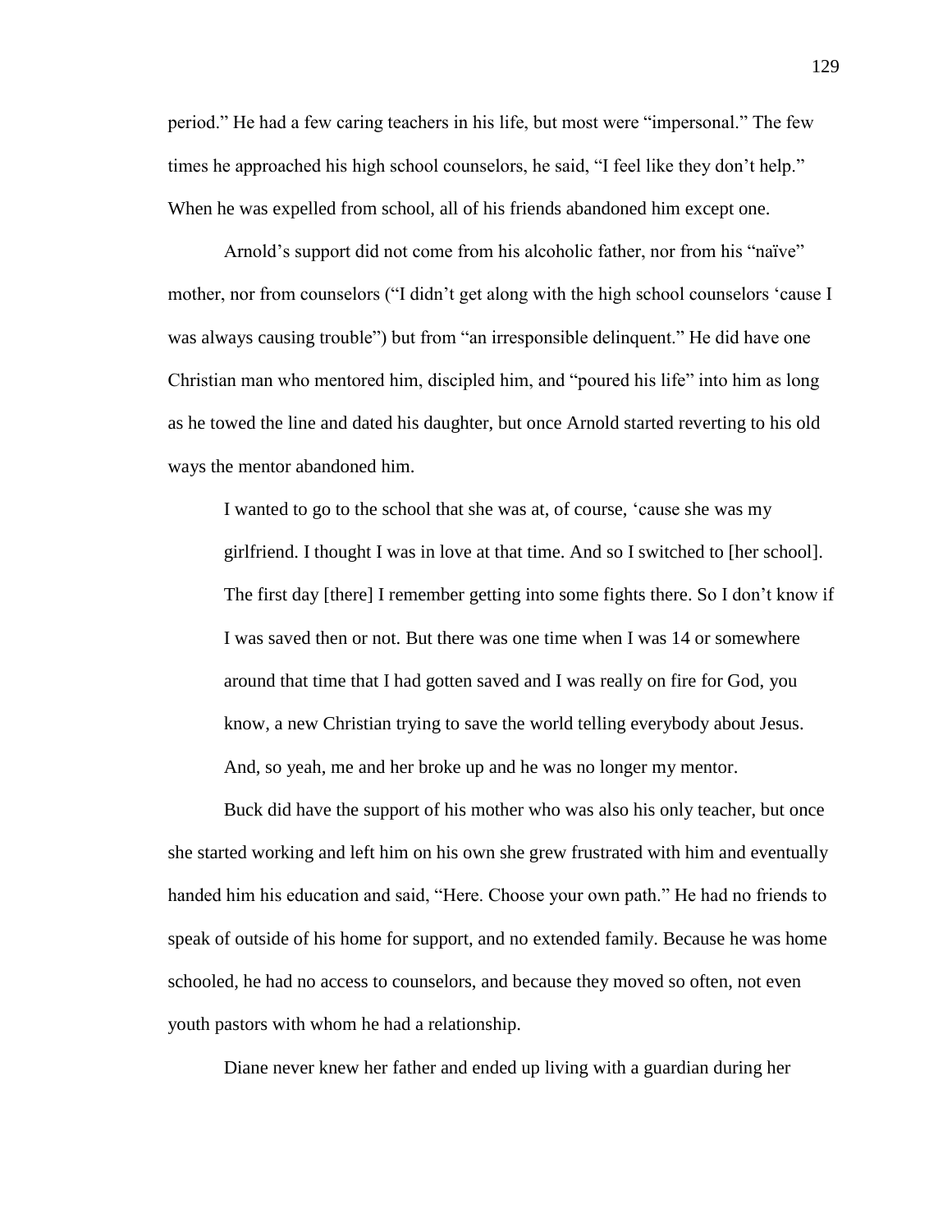period." He had a few caring teachers in his life, but most were "impersonal." The few times he approached his high school counselors, he said, "I feel like they don't help." When he was expelled from school, all of his friends abandoned him except one.

Arnold's support did not come from his alcoholic father, nor from his "naïve" mother, nor from counselors ("I didn't get along with the high school counselors 'cause I was always causing trouble") but from "an irresponsible delinquent." He did have one Christian man who mentored him, discipled him, and "poured his life" into him as long as he towed the line and dated his daughter, but once Arnold started reverting to his old ways the mentor abandoned him.

> I wanted to go to the school that she was at, of course, 'cause she was my girlfriend. I thought I was in love at that time. And so I switched to [her school]. The first day [there] I remember getting into some fights there. So I don't know if I was saved then or not. But there was one time when I was 14 or somewhere around that time that I had gotten saved and I was really on fire for God, you know, a new Christian trying to save the world telling everybody about Jesus. And, so yeah, me and her broke up and he was no longer my mentor.

Buck did have the support of his mother who was also his only teacher, but once she started working and left him on his own she grew frustrated with him and eventually handed him his education and said, "Here. Choose your own path." He had no friends to speak of outside of his home for support, and no extended family. Because he was home schooled, he had no access to counselors, and because they moved so often, not even youth pastors with whom he had a relationship.

Diane never knew her father and ended up living with a guardian during her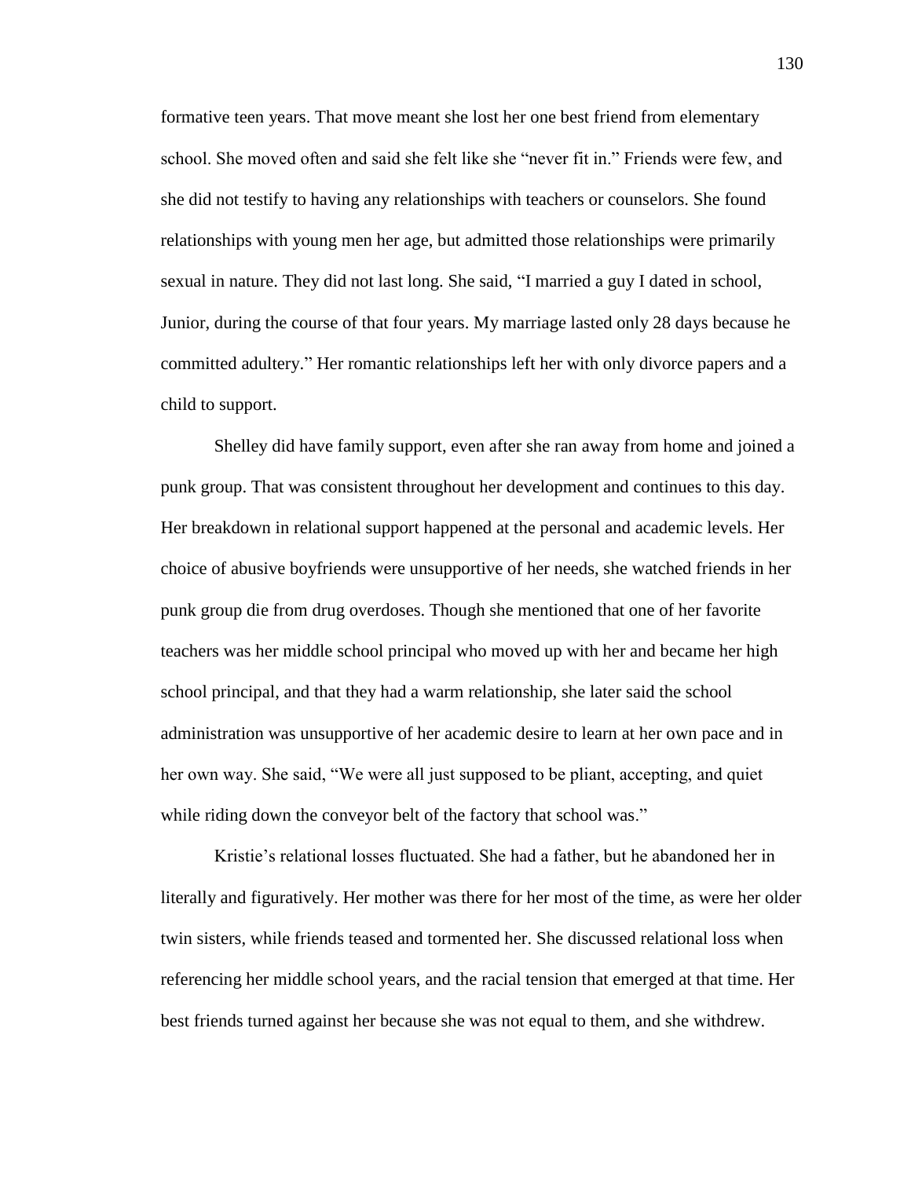formative teen years. That move meant she lost her one best friend from elementary school. She moved often and said she felt like she "never fit in." Friends were few, and she did not testify to having any relationships with teachers or counselors. She found relationships with young men her age, but admitted those relationships were primarily sexual in nature. They did not last long. She said, "I married a guy I dated in school, Junior, during the course of that four years. My marriage lasted only 28 days because he committed adultery." Her romantic relationships left her with only divorce papers and a child to support.

Shelley did have family support, even after she ran away from home and joined a punk group. That was consistent throughout her development and continues to this day. Her breakdown in relational support happened at the personal and academic levels. Her choice of abusive boyfriends were unsupportive of her needs, she watched friends in her punk group die from drug overdoses. Though she mentioned that one of her favorite teachers was her middle school principal who moved up with her and became her high school principal, and that they had a warm relationship, she later said the school administration was unsupportive of her academic desire to learn at her own pace and in her own way. She said, "We were all just supposed to be pliant, accepting, and quiet while riding down the conveyor belt of the factory that school was."

Kristie's relational losses fluctuated. She had a father, but he abandoned her in literally and figuratively. Her mother was there for her most of the time, as were her older twin sisters, while friends teased and tormented her. She discussed relational loss when referencing her middle school years, and the racial tension that emerged at that time. Her best friends turned against her because she was not equal to them, and she withdrew.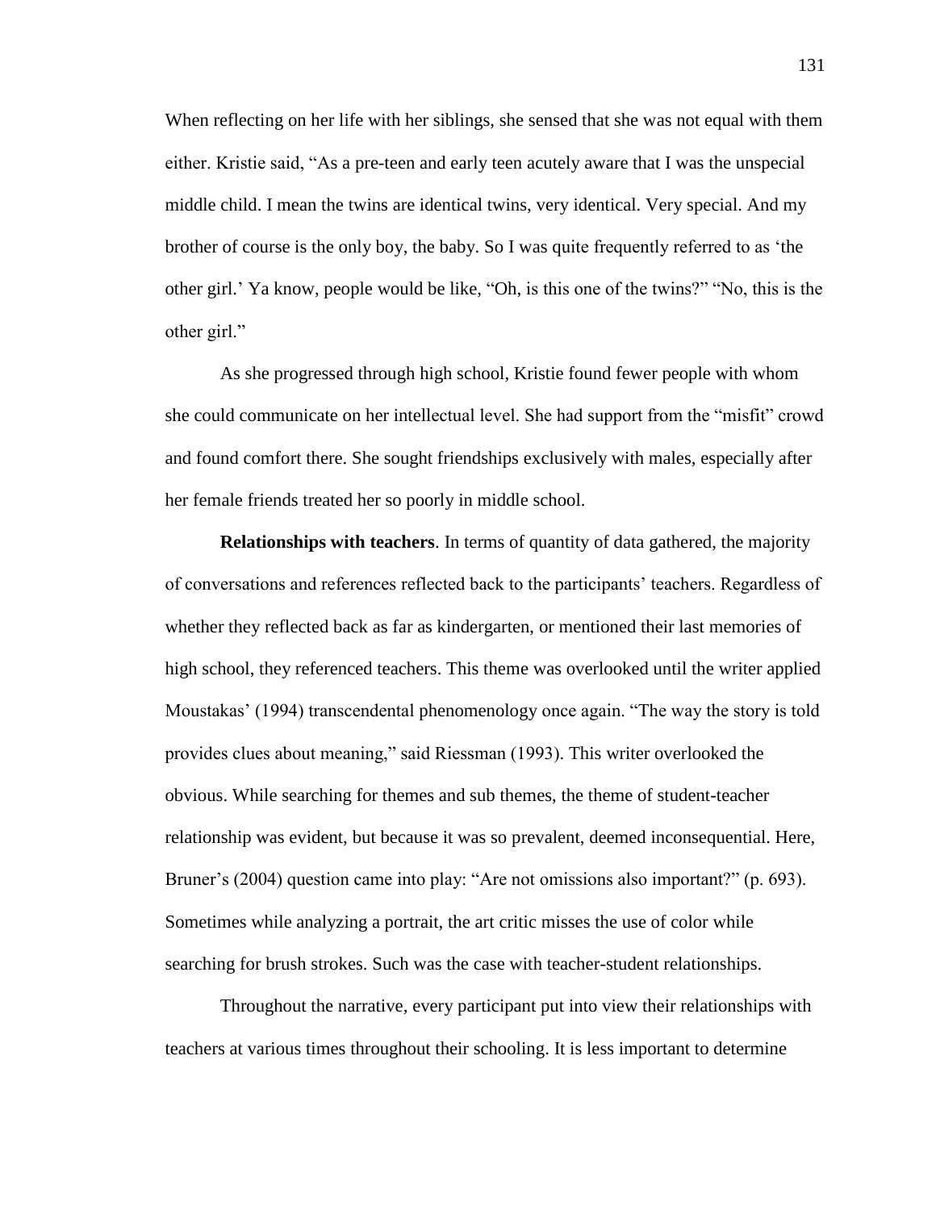When reflecting on her life with her siblings, she sensed that she was not equal with them either. Kristie said, "As a pre-teen and early teen acutely aware that I was the unspecial middle child. I mean the twins are identical twins, very identical. Very special. And my brother of course is the only boy, the baby. So I was quite frequently referred to as 'the other girl.' Ya know, people would be like, "Oh, is this one of the twins?" "No, this is the other girl."

As she progressed through high school, Kristie found fewer people with whom she could communicate on her intellectual level. She had support from the "misfit" crowd and found comfort there. She sought friendships exclusively with males, especially after her female friends treated her so poorly in middle school.

**Relationships with teachers**. In terms of quantity of data gathered, the majority of conversations and references reflected back to the participants' teachers. Regardless of whether they reflected back as far as kindergarten, or mentioned their last memories of high school, they referenced teachers. This theme was overlooked until the writer applied Moustakas' (1994) transcendental phenomenology once again. "The way the story is told provides clues about meaning," said Riessman (1993). This writer overlooked the obvious. While searching for themes and sub themes, the theme of student-teacher relationship was evident, but because it was so prevalent, deemed inconsequential. Here, Bruner's (2004) question came into play: "Are not omissions also important?" (p. 693). Sometimes while analyzing a portrait, the art critic misses the use of color while searching for brush strokes. Such was the case with teacher-student relationships.

Throughout the narrative, every participant put into view their relationships with teachers at various times throughout their schooling. It is less important to determine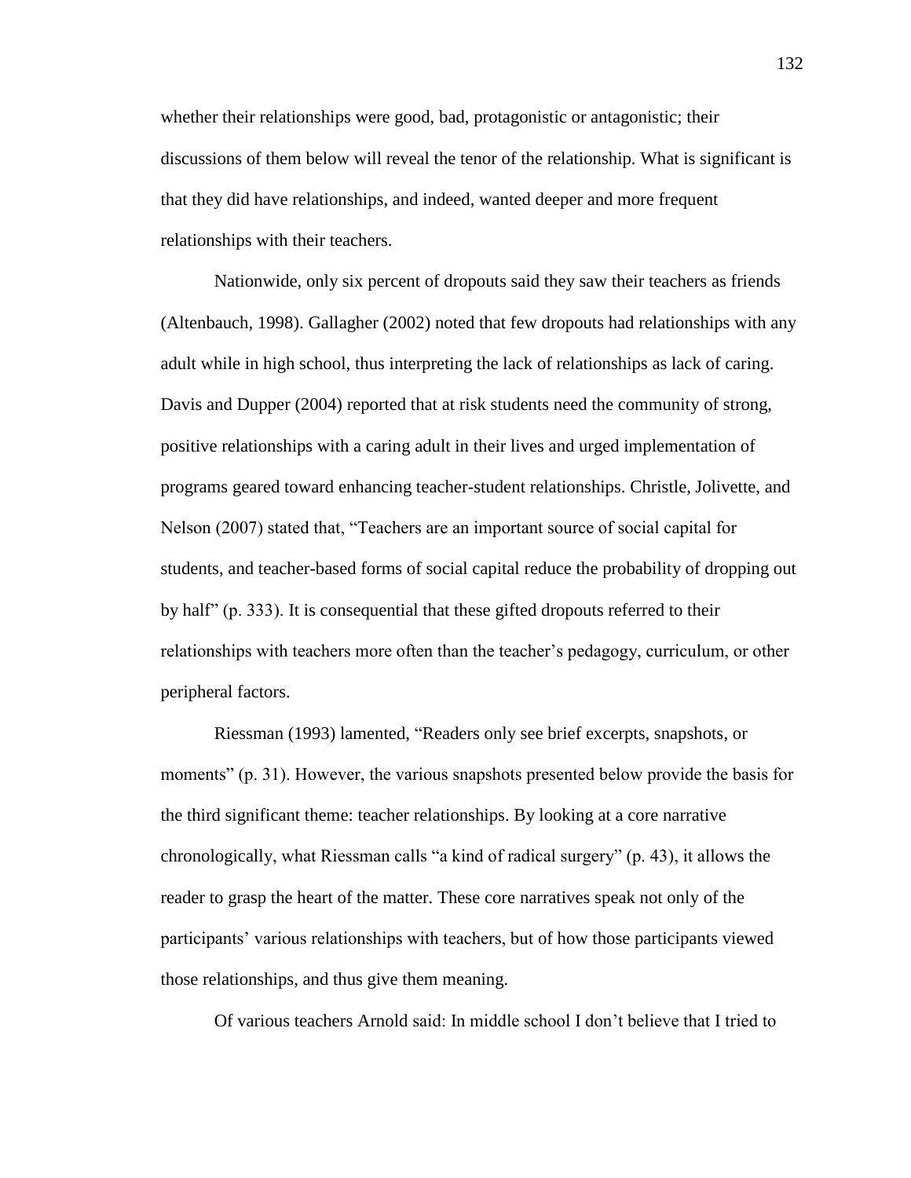whether their relationships were good, bad, protagonistic or antagonistic; their discussions of them below will reveal the tenor of the relationship. What is significant is that they did have relationships, and indeed, wanted deeper and more frequent relationships with their teachers.

Nationwide, only six percent of dropouts said they saw their teachers as friends (Altenbauch, 1998). Gallagher (2002) noted that few dropouts had relationships with any adult while in high school, thus interpreting the lack of relationships as lack of caring. Davis and Dupper (2004) reported that at risk students need the community of strong, positive relationships with a caring adult in their lives and urged implementation of programs geared toward enhancing teacher-student relationships. Christle, Jolivette, and Nelson (2007) stated that, "Teachers are an important source of social capital for students, and teacher-based forms of social capital reduce the probability of dropping out by half" (p. 333). It is consequential that these gifted dropouts referred to their relationships with teachers more often than the teacher's pedagogy, curriculum, or other peripheral factors.

Riessman (1993) lamented, "Readers only see brief excerpts, snapshots, or moments" (p. 31). However, the various snapshots presented below provide the basis for the third significant theme: teacher relationships. By looking at a core narrative chronologically, what Riessman calls "a kind of radical surgery" (p. 43), it allows the reader to grasp the heart of the matter. These core narratives speak not only of the participants' various relationships with teachers, but of how those participants viewed those relationships, and thus give them meaning.

Of various teachers Arnold said: In middle school I don't believe that I tried to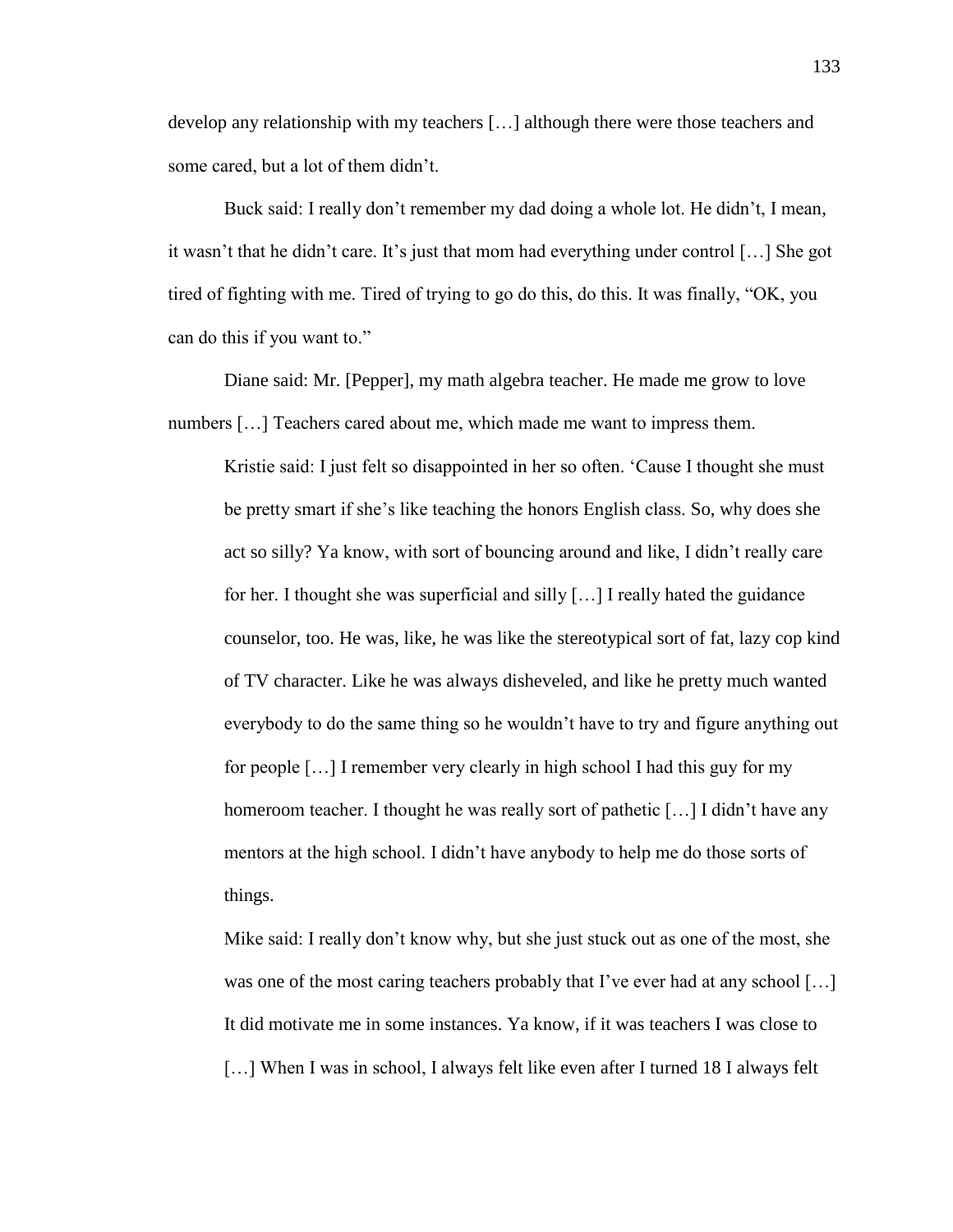develop any relationship with my teachers […] although there were those teachers and some cared, but a lot of them didn't.

Buck said: I really don't remember my dad doing a whole lot. He didn't, I mean, it wasn't that he didn't care. It's just that mom had everything under control […] She got tired of fighting with me. Tired of trying to go do this, do this. It was finally, "OK, you can do this if you want to."

Diane said: Mr. [Pepper], my math algebra teacher. He made me grow to love numbers […] Teachers cared about me, which made me want to impress them.

> Kristie said: I just felt so disappointed in her so often. 'Cause I thought she must be pretty smart if she's like teaching the honors English class. So, why does she act so silly? Ya know, with sort of bouncing around and like, I didn't really care for her. I thought she was superficial and silly […] I really hated the guidance counselor, too. He was, like, he was like the stereotypical sort of fat, lazy cop kind of TV character. Like he was always disheveled, and like he pretty much wanted everybody to do the same thing so he wouldn't have to try and figure anything out for people […] I remember very clearly in high school I had this guy for my homeroom teacher. I thought he was really sort of pathetic […] I didn't have any mentors at the high school. I didn't have anybody to help me do those sorts of things.

> Mike said: I really don't know why, but she just stuck out as one of the most, she was one of the most caring teachers probably that I've ever had at any school […] It did motivate me in some instances. Ya know, if it was teachers I was close to […] When I was in school, I always felt like even after I turned 18 I always felt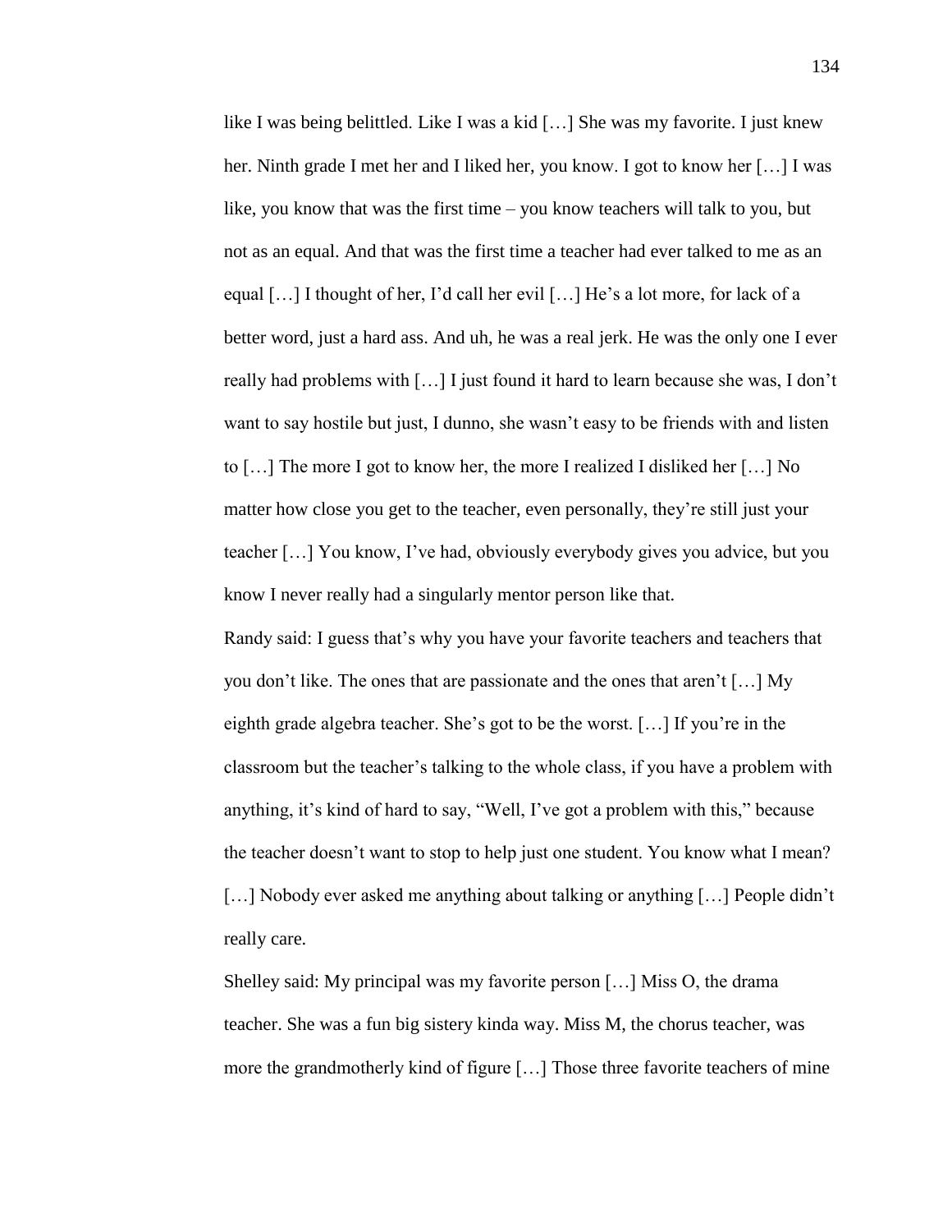like I was being belittled. Like I was a kid […] She was my favorite. I just knew her. Ninth grade I met her and I liked her, you know. I got to know her […] I was like, you know that was the first time – you know teachers will talk to you, but not as an equal. And that was the first time a teacher had ever talked to me as an equal […] I thought of her, I'd call her evil […] He's a lot more, for lack of a better word, just a hard ass. And uh, he was a real jerk. He was the only one I ever really had problems with […] I just found it hard to learn because she was, I don't want to say hostile but just, I dunno, she wasn't easy to be friends with and listen to […] The more I got to know her, the more I realized I disliked her […] No matter how close you get to the teacher, even personally, they're still just your teacher […] You know, I've had, obviously everybody gives you advice, but you know I never really had a singularly mentor person like that.

Randy said: I guess that's why you have your favorite teachers and teachers that you don't like. The ones that are passionate and the ones that aren't […] My eighth grade algebra teacher. She's got to be the worst. […] If you're in the classroom but the teacher's talking to the whole class, if you have a problem with anything, it's kind of hard to say, "Well, I've got a problem with this," because the teacher doesn't want to stop to help just one student. You know what I mean? […] Nobody ever asked me anything about talking or anything […] People didn't really care.

Shelley said: My principal was my favorite person […] Miss O, the drama teacher. She was a fun big sistery kinda way. Miss M, the chorus teacher, was more the grandmotherly kind of figure […] Those three favorite teachers of mine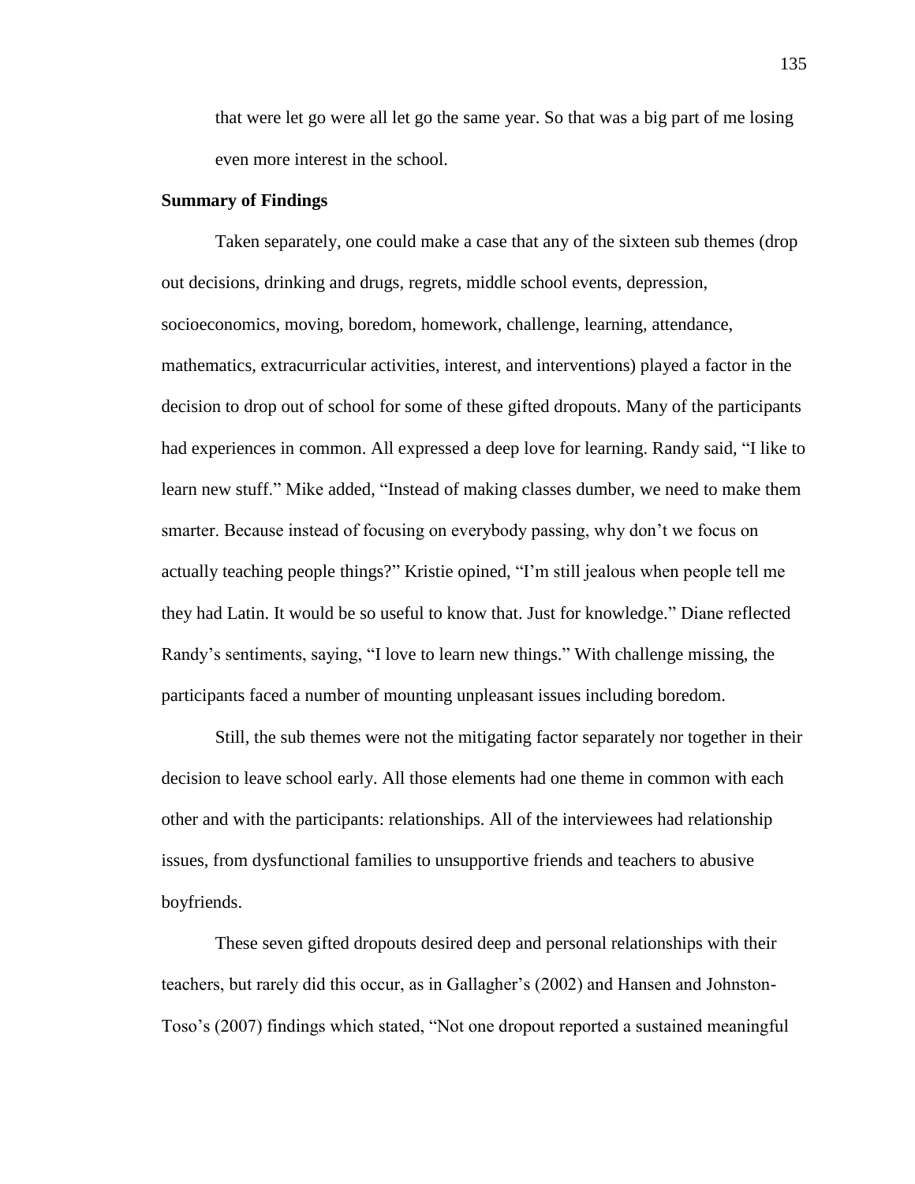that were let go were all let go the same year. So that was a big part of me losing even more interest in the school.

**Summary of Findings**

Taken separately, one could make a case that any of the sixteen sub themes (drop out decisions, drinking and drugs, regrets, middle school events, depression, socioeconomics, moving, boredom, homework, challenge, learning, attendance, mathematics, extracurricular activities, interest, and interventions) played a factor in the decision to drop out of school for some of these gifted dropouts. Many of the participants had experiences in common. All expressed a deep love for learning. Randy said, “I like to learn new stuff.” Mike added, “Instead of making classes dumber, we need to make them smarter. Because instead of focusing on everybody passing, why don’t we focus on actually teaching people things?” Kristie opined, “I’m still jealous when people tell me they had Latin. It would be so useful to know that. Just for knowledge.” Diane reflected Randy’s sentiments, saying, “I love to learn new things.” With challenge missing, the participants faced a number of mounting unpleasant issues including boredom.

Still, the sub themes were not the mitigating factor separately nor together in their decision to leave school early. All those elements had one theme in common with each other and with the participants: relationships. All of the interviewees had relationship issues, from dysfunctional families to unsupportive friends and teachers to abusive boyfriends.

These seven gifted dropouts desired deep and personal relationships with their teachers, but rarely did this occur, as in Gallagher’s (2002) and Hansen and Johnston-Toso’s (2007) findings which stated, “Not one dropout reported a sustained meaningful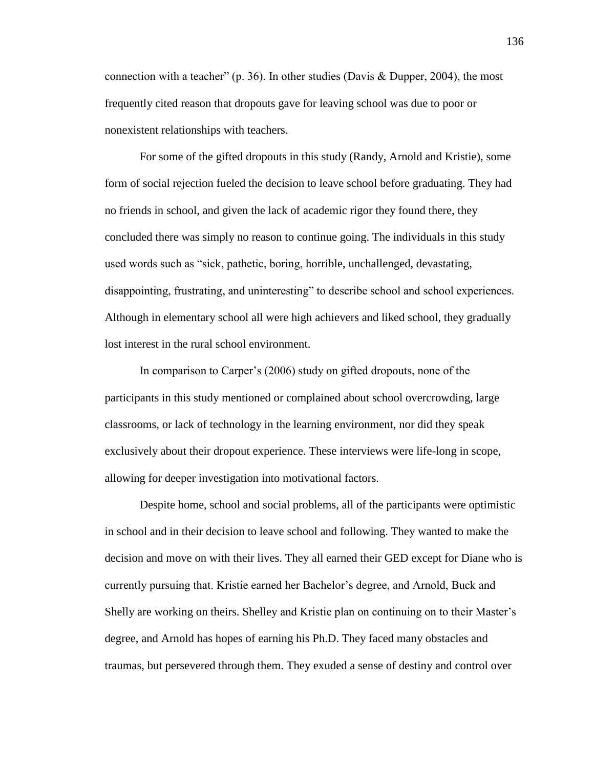connection with a teacher" (p. 36). In other studies (Davis & Dupper, 2004), the most frequently cited reason that dropouts gave for leaving school was due to poor or nonexistent relationships with teachers.

For some of the gifted dropouts in this study (Randy, Arnold and Kristie), some form of social rejection fueled the decision to leave school before graduating. They had no friends in school, and given the lack of academic rigor they found there, they concluded there was simply no reason to continue going. The individuals in this study used words such as "sick, pathetic, boring, horrible, unchallenged, devastating, disappointing, frustrating, and uninteresting" to describe school and school experiences. Although in elementary school all were high achievers and liked school, they gradually lost interest in the rural school environment.

In comparison to Carper's (2006) study on gifted dropouts, none of the participants in this study mentioned or complained about school overcrowding, large classrooms, or lack of technology in the learning environment, nor did they speak exclusively about their dropout experience. These interviews were life-long in scope, allowing for deeper investigation into motivational factors.

Despite home, school and social problems, all of the participants were optimistic in school and in their decision to leave school and following. They wanted to make the decision and move on with their lives. They all earned their GED except for Diane who is currently pursuing that. Kristie earned her Bachelor's degree, and Arnold, Buck and Shelly are working on theirs. Shelley and Kristie plan on continuing on to their Master's degree, and Arnold has hopes of earning his Ph.D. They faced many obstacles and traumas, but persevered through them. They exuded a sense of destiny and control over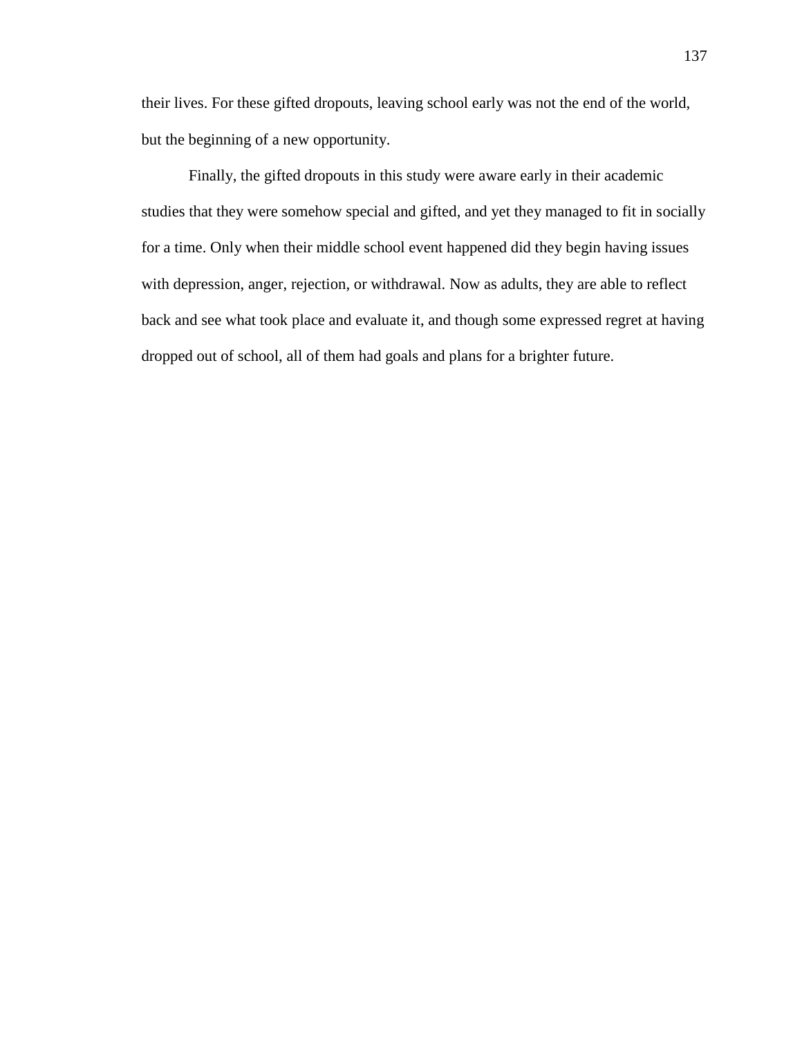their lives. For these gifted dropouts, leaving school early was not the end of the world, but the beginning of a new opportunity.

Finally, the gifted dropouts in this study were aware early in their academic studies that they were somehow special and gifted, and yet they managed to fit in socially for a time. Only when their middle school event happened did they begin having issues with depression, anger, rejection, or withdrawal. Now as adults, they are able to reflect back and see what took place and evaluate it, and though some expressed regret at having dropped out of school, all of them had goals and plans for a brighter future.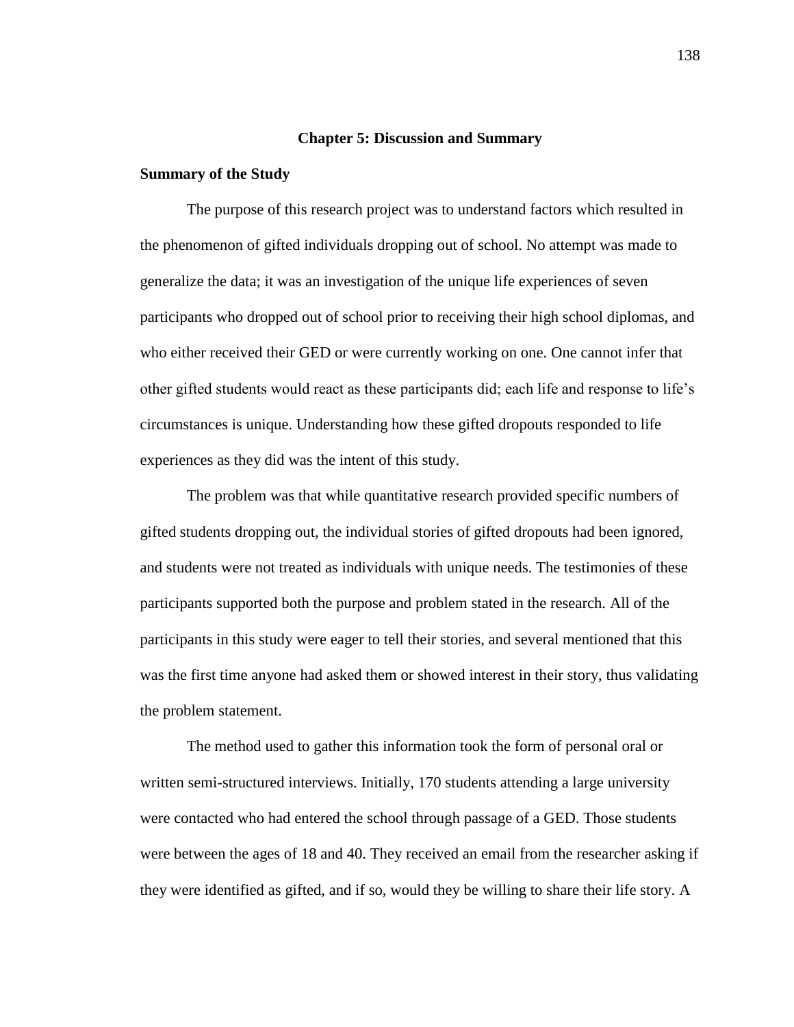# Chapter 5: Discussion and Summary

## Summary of the Study

The purpose of this research project was to understand factors which resulted in the phenomenon of gifted individuals dropping out of school. No attempt was made to generalize the data; it was an investigation of the unique life experiences of seven participants who dropped out of school prior to receiving their high school diplomas, and who either received their GED or were currently working on one. One cannot infer that other gifted students would react as these participants did; each life and response to life's circumstances is unique. Understanding how these gifted dropouts responded to life experiences as they did was the intent of this study.

The problem was that while quantitative research provided specific numbers of gifted students dropping out, the individual stories of gifted dropouts had been ignored, and students were not treated as individuals with unique needs. The testimonies of these participants supported both the purpose and problem stated in the research. All of the participants in this study were eager to tell their stories, and several mentioned that this was the first time anyone had asked them or showed interest in their story, thus validating the problem statement.

The method used to gather this information took the form of personal oral or written semi-structured interviews. Initially, 170 students attending a large university were contacted who had entered the school through passage of a GED. Those students were between the ages of 18 and 40. They received an email from the researcher asking if they were identified as gifted, and if so, would they be willing to share their life story. A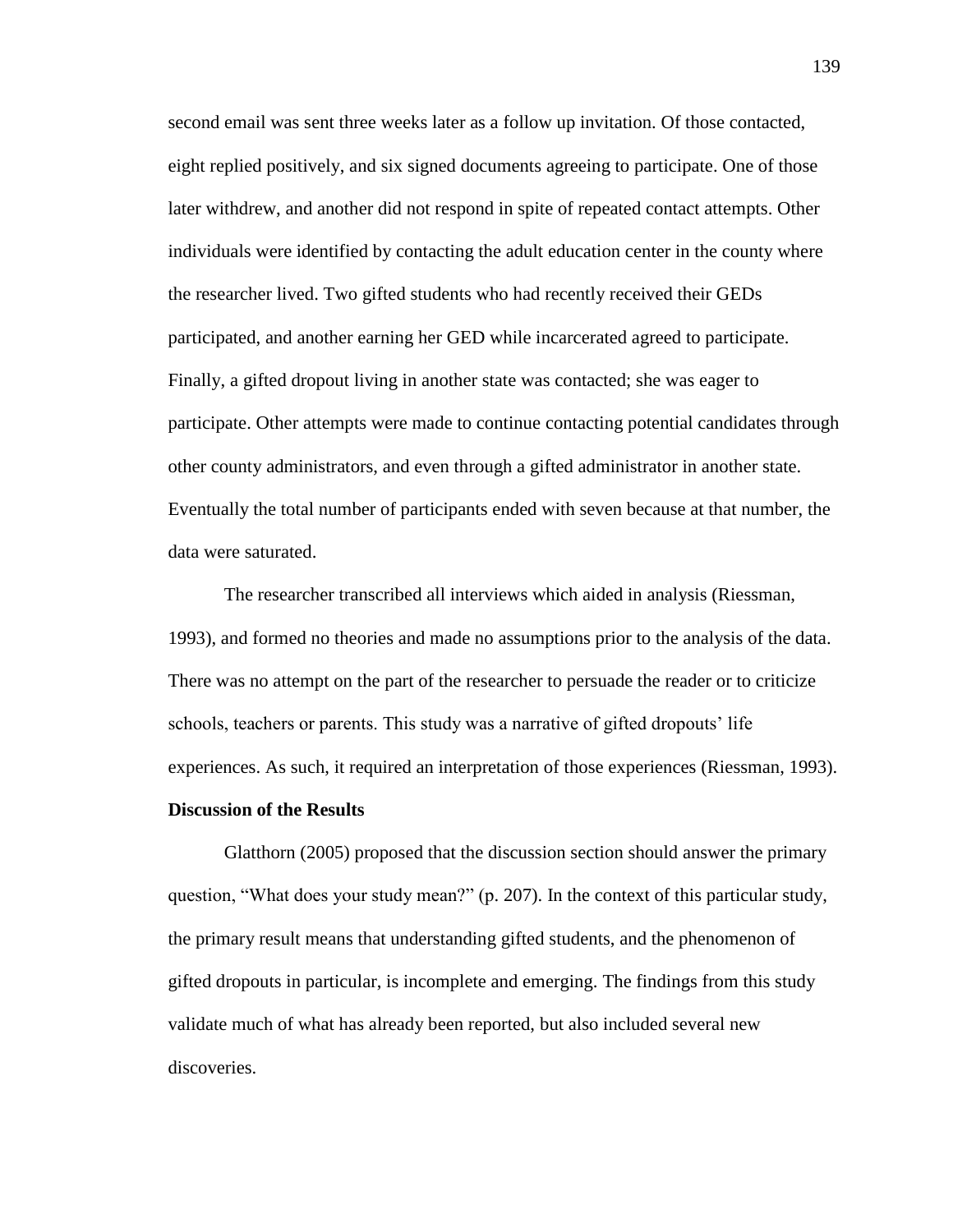second email was sent three weeks later as a follow up invitation. Of those contacted, eight replied positively, and six signed documents agreeing to participate. One of those later withdrew, and another did not respond in spite of repeated contact attempts. Other individuals were identified by contacting the adult education center in the county where the researcher lived. Two gifted students who had recently received their GEDs participated, and another earning her GED while incarcerated agreed to participate. Finally, a gifted dropout living in another state was contacted; she was eager to participate. Other attempts were made to continue contacting potential candidates through other county administrators, and even through a gifted administrator in another state. Eventually the total number of participants ended with seven because at that number, the data were saturated.

The researcher transcribed all interviews which aided in analysis (Riessman, 1993), and formed no theories and made no assumptions prior to the analysis of the data. There was no attempt on the part of the researcher to persuade the reader or to criticize schools, teachers or parents. This study was a narrative of gifted dropouts' life experiences. As such, it required an interpretation of those experiences (Riessman, 1993).

**Discussion of the Results**

Glatthorn (2005) proposed that the discussion section should answer the primary question, "What does your study mean?" (p. 207). In the context of this particular study, the primary result means that understanding gifted students, and the phenomenon of gifted dropouts in particular, is incomplete and emerging. The findings from this study validate much of what has already been reported, but also included several new discoveries.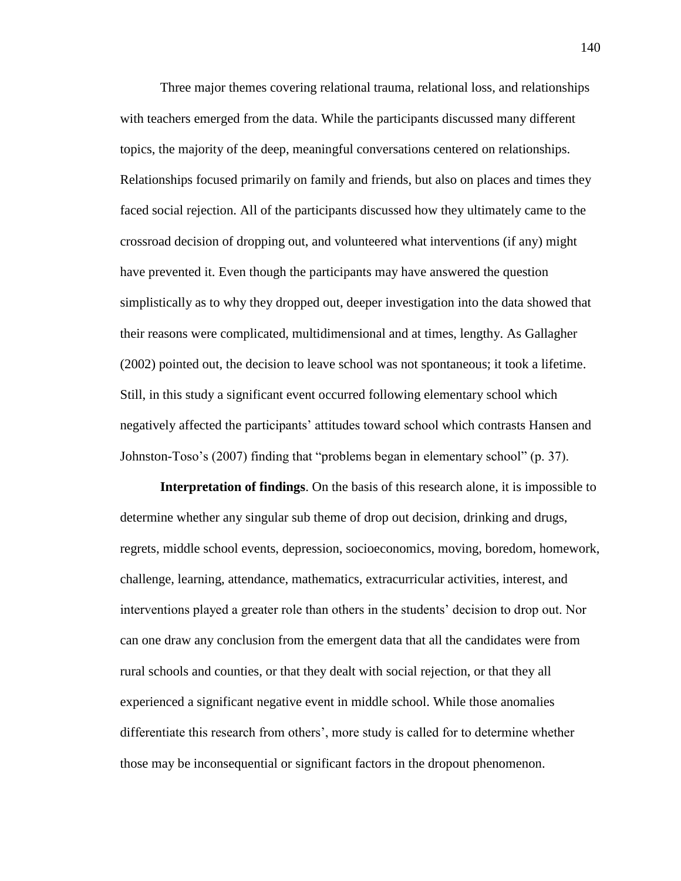Three major themes covering relational trauma, relational loss, and relationships with teachers emerged from the data. While the participants discussed many different topics, the majority of the deep, meaningful conversations centered on relationships. Relationships focused primarily on family and friends, but also on places and times they faced social rejection. All of the participants discussed how they ultimately came to the crossroad decision of dropping out, and volunteered what interventions (if any) might have prevented it. Even though the participants may have answered the question simplistically as to why they dropped out, deeper investigation into the data showed that their reasons were complicated, multidimensional and at times, lengthy. As Gallagher (2002) pointed out, the decision to leave school was not spontaneous; it took a lifetime. Still, in this study a significant event occurred following elementary school which negatively affected the participants' attitudes toward school which contrasts Hansen and Johnston-Toso's (2007) finding that "problems began in elementary school" (p. 37).

**Interpretation of findings**. On the basis of this research alone, it is impossible to determine whether any singular sub theme of drop out decision, drinking and drugs, regrets, middle school events, depression, socioeconomics, moving, boredom, homework, challenge, learning, attendance, mathematics, extracurricular activities, interest, and interventions played a greater role than others in the students' decision to drop out. Nor can one draw any conclusion from the emergent data that all the candidates were from rural schools and counties, or that they dealt with social rejection, or that they all experienced a significant negative event in middle school. While those anomalies differentiate this research from others', more study is called for to determine whether those may be inconsequential or significant factors in the dropout phenomenon.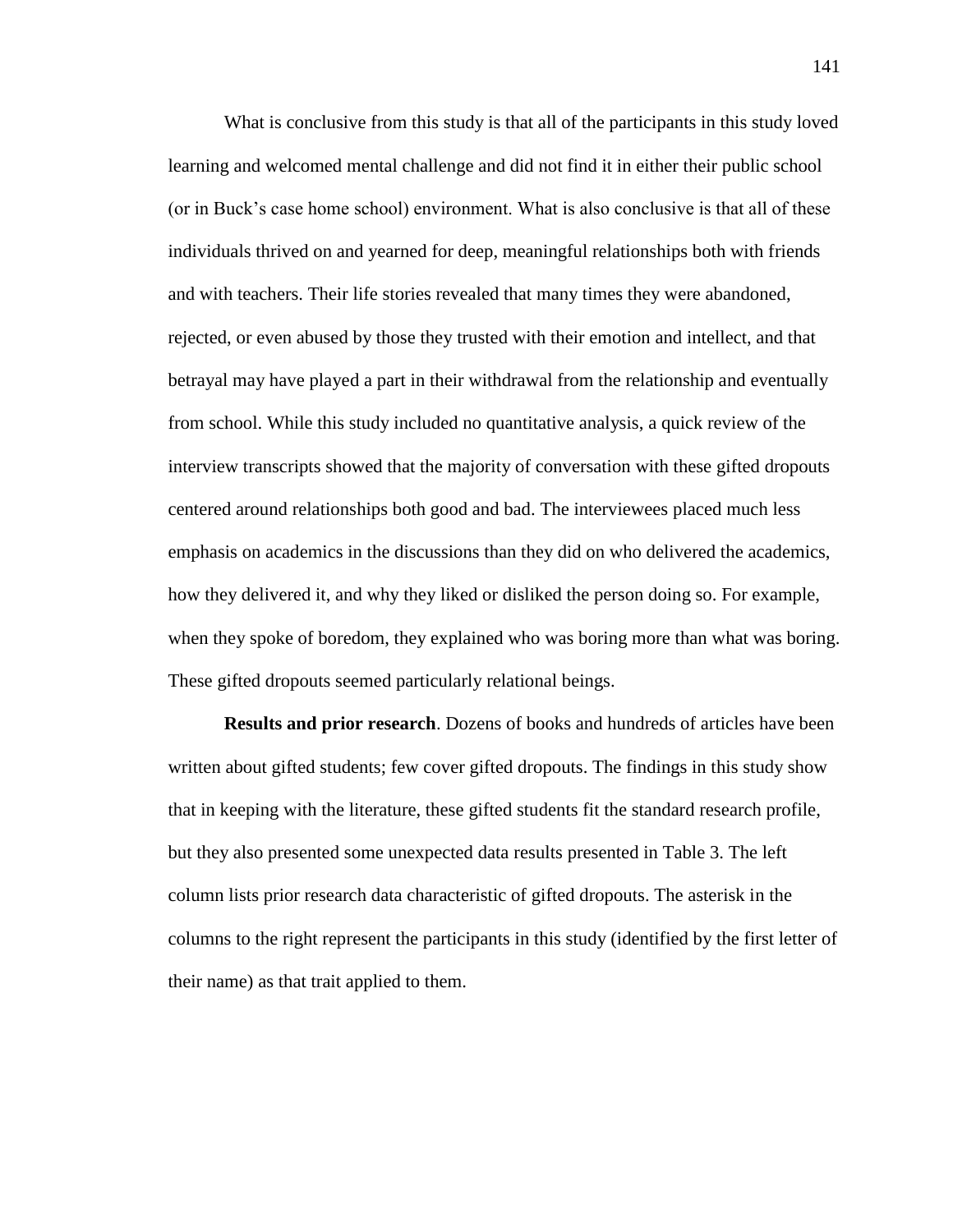What is conclusive from this study is that all of the participants in this study loved learning and welcomed mental challenge and did not find it in either their public school (or in Buck's case home school) environment. What is also conclusive is that all of these individuals thrived on and yearned for deep, meaningful relationships both with friends and with teachers. Their life stories revealed that many times they were abandoned, rejected, or even abused by those they trusted with their emotion and intellect, and that betrayal may have played a part in their withdrawal from the relationship and eventually from school. While this study included no quantitative analysis, a quick review of the interview transcripts showed that the majority of conversation with these gifted dropouts centered around relationships both good and bad. The interviewees placed much less emphasis on academics in the discussions than they did on who delivered the academics, how they delivered it, and why they liked or disliked the person doing so. For example, when they spoke of boredom, they explained who was boring more than what was boring. These gifted dropouts seemed particularly relational beings.

**Results and prior research**. Dozens of books and hundreds of articles have been written about gifted students; few cover gifted dropouts. The findings in this study show that in keeping with the literature, these gifted students fit the standard research profile, but they also presented some unexpected data results presented in Table 3. The left column lists prior research data characteristic of gifted dropouts. The asterisk in the columns to the right represent the participants in this study (identified by the first letter of their name) as that trait applied to them.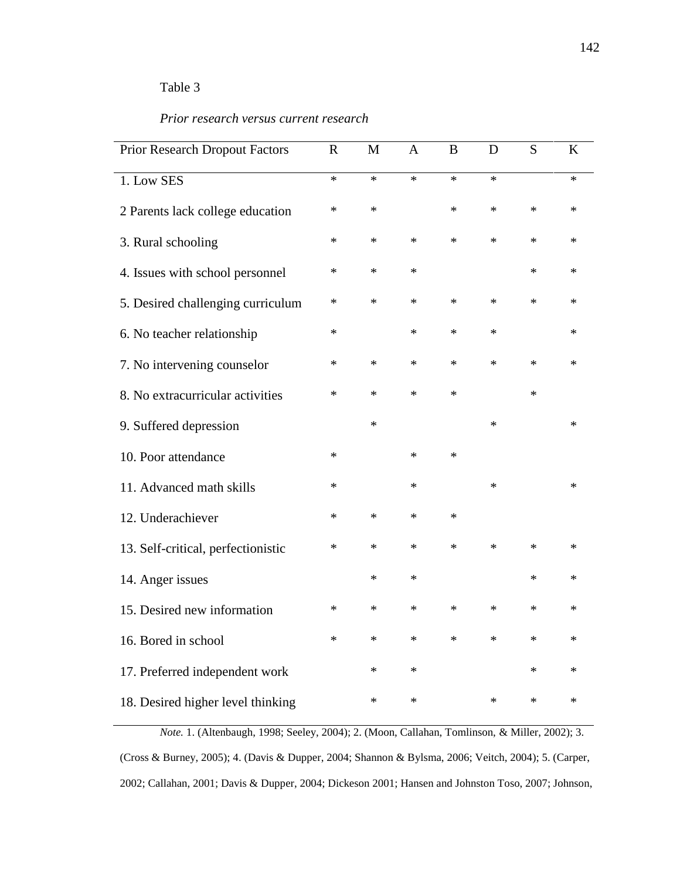Table 3

*Prior research versus current research*

| Prior Research Dropout Factors | R | M | A | B | D | S | K |
|---|---|---|---|---|---|---|---|
| 1. Low SES | * | * | * | * | * | | * |
| 2 Parents lack college education | * | * | | * | * | * | * |
| 3. Rural schooling | * | * | * | * | * | * | * |
| 4. Issues with school personnel | * | * | * | | | * | * |
| 5. Desired challenging curriculum | * | * | * | * | * | * | * |
| 6. No teacher relationship | * | | * | * | * | | * |
| 7. No intervening counselor | * | * | * | * | * | * | * |
| 8. No extracurricular activities | * | * | * | * | | * | |
| 9. Suffered depression | | * | | | * | | * |
| 10. Poor attendance | * | | * | * | | | |
| 11. Advanced math skills | * | | * | | * | | * |
| 12. Underachiever | * | * | * | * | | | |
| 13. Self-critical, perfectionistic | * | * | * | * | * | * | * |
| 14. Anger issues | | * | * | | | * | * |
| 15. Desired new information | * | * | * | * | * | * | * |
| 16. Bored in school | * | * | * | * | * | * | * |
| 17. Preferred independent work | | * | * | | | * | * |
| 18. Desired higher level thinking | | * | * | | * | * | * |

*Note.* 1. (Altenbaugh, 1998; Seeley, 2004); 2. (Moon, Callahan, Tomlinson, & Miller, 2002); 3. (Cross & Burney, 2005); 4. (Davis & Dupper, 2004; Shannon & Bylsma, 2006; Veitch, 2004); 5. (Carper, 2002; Callahan, 2001; Davis & Dupper, 2004; Dickeson 2001; Hansen and Johnston Toso, 2007; Johnson,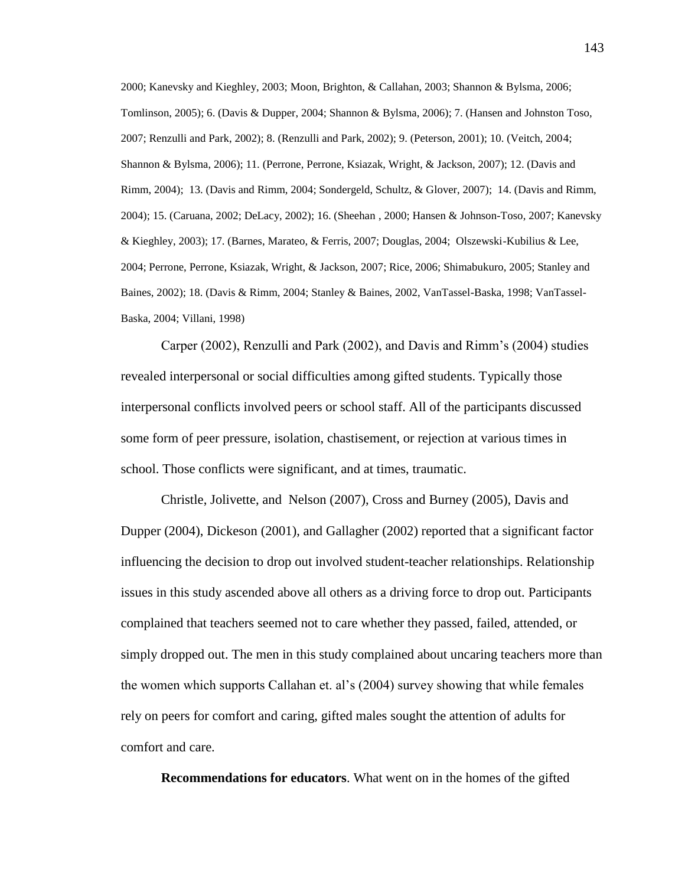2000; Kanevsky and Kieghley, 2003; Moon, Brighton, & Callahan, 2003; Shannon & Bylsma, 2006; Tomlinson, 2005); 6. (Davis & Dupper, 2004; Shannon & Bylsma, 2006); 7. (Hansen and Johnston Toso, 2007; Renzulli and Park, 2002); 8. (Renzulli and Park, 2002); 9. (Peterson, 2001); 10. (Veitch, 2004; Shannon & Bylsma, 2006); 11. (Perrone, Perrone, Ksiazak, Wright, & Jackson, 2007); 12. (Davis and Rimm, 2004); 13. (Davis and Rimm, 2004; Sondergeld, Schultz, & Glover, 2007); 14. (Davis and Rimm, 2004); 15. (Caruana, 2002; DeLacy, 2002); 16. (Sheehan , 2000; Hansen & Johnson-Toso, 2007; Kanevsky & Kieghley, 2003); 17. (Barnes, Marateo, & Ferris, 2007; Douglas, 2004; Olszewski-Kubilius & Lee, 2004; Perrone, Perrone, Ksiazak, Wright, & Jackson, 2007; Rice, 2006; Shimabukuro, 2005; Stanley and Baines, 2002); 18. (Davis & Rimm, 2004; Stanley & Baines, 2002, VanTassel-Baska, 1998; VanTassel-Baska, 2004; Villani, 1998)

Carper (2002), Renzulli and Park (2002), and Davis and Rimm's (2004) studies revealed interpersonal or social difficulties among gifted students. Typically those interpersonal conflicts involved peers or school staff. All of the participants discussed some form of peer pressure, isolation, chastisement, or rejection at various times in school. Those conflicts were significant, and at times, traumatic.

Christle, Jolivette, and Nelson (2007), Cross and Burney (2005), Davis and Dupper (2004), Dickeson (2001), and Gallagher (2002) reported that a significant factor influencing the decision to drop out involved student-teacher relationships. Relationship issues in this study ascended above all others as a driving force to drop out. Participants complained that teachers seemed not to care whether they passed, failed, attended, or simply dropped out. The men in this study complained about uncaring teachers more than the women which supports Callahan et. al's (2004) survey showing that while females rely on peers for comfort and caring, gifted males sought the attention of adults for comfort and care.

**Recommendations for educators**. What went on in the homes of the gifted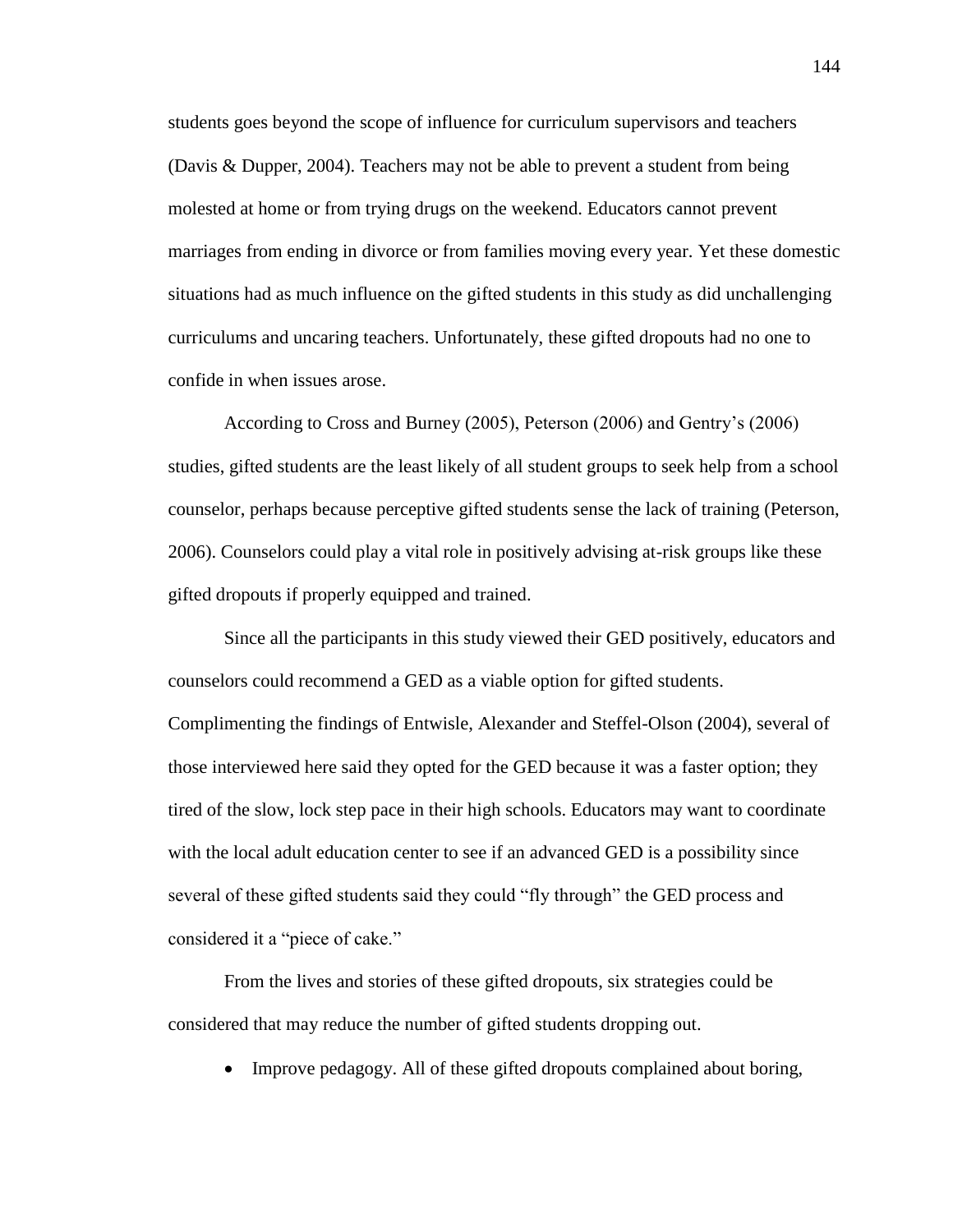students goes beyond the scope of influence for curriculum supervisors and teachers (Davis & Dupper, 2004). Teachers may not be able to prevent a student from being molested at home or from trying drugs on the weekend. Educators cannot prevent marriages from ending in divorce or from families moving every year. Yet these domestic situations had as much influence on the gifted students in this study as did unchallenging curriculums and uncaring teachers. Unfortunately, these gifted dropouts had no one to confide in when issues arose.

According to Cross and Burney (2005), Peterson (2006) and Gentry's (2006) studies, gifted students are the least likely of all student groups to seek help from a school counselor, perhaps because perceptive gifted students sense the lack of training (Peterson, 2006). Counselors could play a vital role in positively advising at-risk groups like these gifted dropouts if properly equipped and trained.

Since all the participants in this study viewed their GED positively, educators and counselors could recommend a GED as a viable option for gifted students. Complimenting the findings of Entwisle, Alexander and Steffel-Olson (2004), several of those interviewed here said they opted for the GED because it was a faster option; they tired of the slow, lock step pace in their high schools. Educators may want to coordinate with the local adult education center to see if an advanced GED is a possibility since several of these gifted students said they could "fly through" the GED process and considered it a "piece of cake."

From the lives and stories of these gifted dropouts, six strategies could be considered that may reduce the number of gifted students dropping out.

- Improve pedagogy. All of these gifted dropouts complained about boring,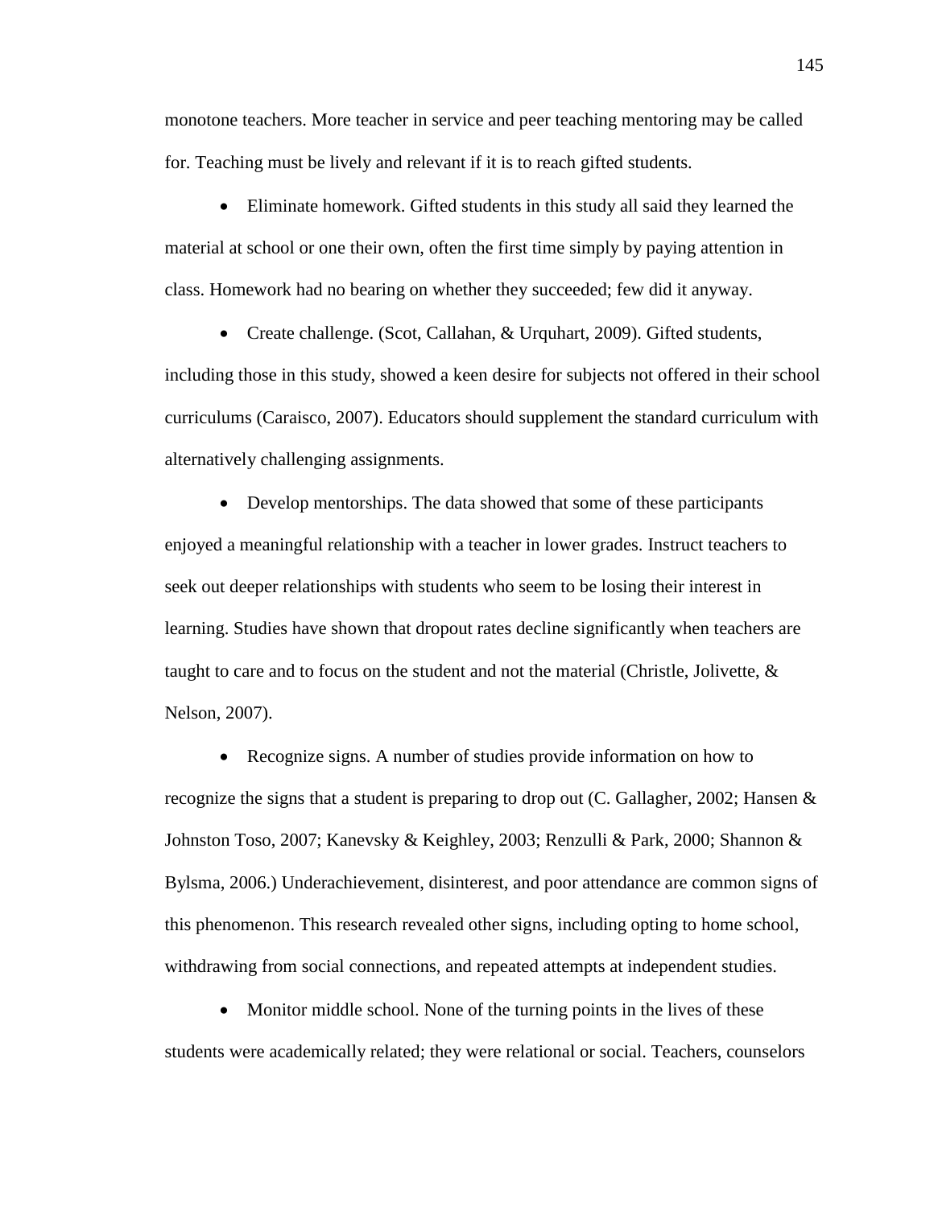monotone teachers. More teacher in service and peer teaching mentoring may be called for. Teaching must be lively and relevant if it is to reach gifted students.

- Eliminate homework. Gifted students in this study all said they learned the material at school or one their own, often the first time simply by paying attention in class. Homework had no bearing on whether they succeeded; few did it anyway.

- Create challenge. (Scot, Callahan, & Urquhart, 2009). Gifted students, including those in this study, showed a keen desire for subjects not offered in their school curriculums (Caraisco, 2007). Educators should supplement the standard curriculum with alternatively challenging assignments.

- Develop mentorships. The data showed that some of these participants enjoyed a meaningful relationship with a teacher in lower grades. Instruct teachers to seek out deeper relationships with students who seem to be losing their interest in learning. Studies have shown that dropout rates decline significantly when teachers are taught to care and to focus on the student and not the material (Christle, Jolivette, & Nelson, 2007).

- Recognize signs. A number of studies provide information on how to recognize the signs that a student is preparing to drop out (C. Gallagher, 2002; Hansen & Johnston Toso, 2007; Kanevsky & Keighley, 2003; Renzulli & Park, 2000; Shannon & Bylsma, 2006.) Underachievement, disinterest, and poor attendance are common signs of this phenomenon. This research revealed other signs, including opting to home school, withdrawing from social connections, and repeated attempts at independent studies.

- Monitor middle school. None of the turning points in the lives of these students were academically related; they were relational or social. Teachers, counselors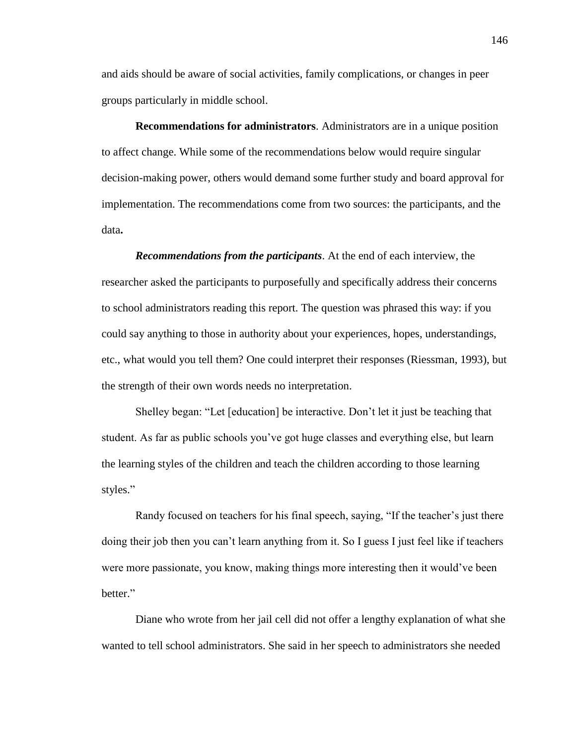and aids should be aware of social activities, family complications, or changes in peer groups particularly in middle school.

**Recommendations for administrators**. Administrators are in a unique position to affect change. While some of the recommendations below would require singular decision-making power, others would demand some further study and board approval for implementation. The recommendations come from two sources: the participants, and the data**.**

***Recommendations from the participants***. At the end of each interview, the researcher asked the participants to purposefully and specifically address their concerns to school administrators reading this report. The question was phrased this way: if you could say anything to those in authority about your experiences, hopes, understandings, etc., what would you tell them? One could interpret their responses (Riessman, 1993), but the strength of their own words needs no interpretation.

Shelley began: "Let [education] be interactive. Don't let it just be teaching that student. As far as public schools you've got huge classes and everything else, but learn the learning styles of the children and teach the children according to those learning styles."

Randy focused on teachers for his final speech, saying, "If the teacher's just there doing their job then you can't learn anything from it. So I guess I just feel like if teachers were more passionate, you know, making things more interesting then it would've been better."

Diane who wrote from her jail cell did not offer a lengthy explanation of what she wanted to tell school administrators. She said in her speech to administrators she needed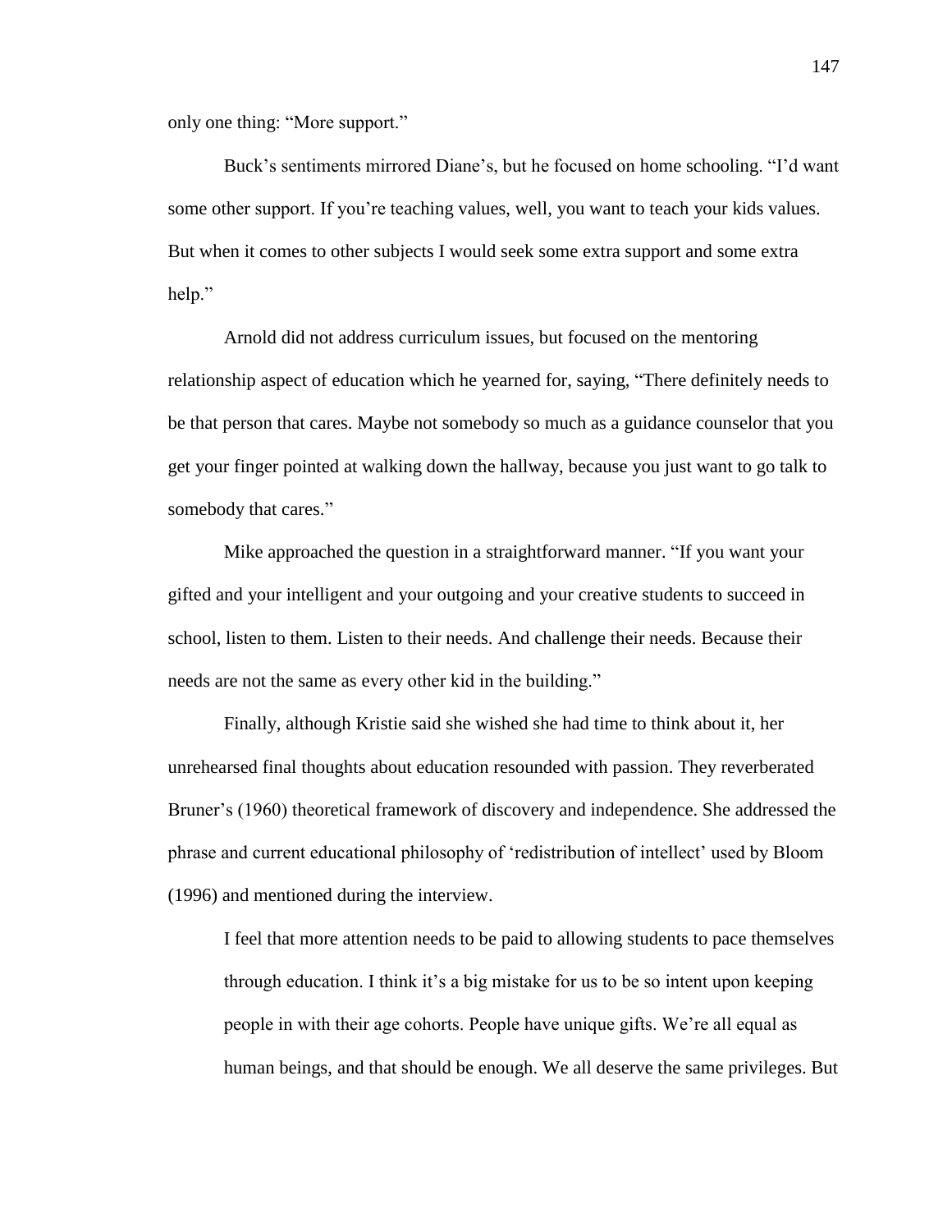only one thing: "More support."

Buck's sentiments mirrored Diane's, but he focused on home schooling. "I'd want some other support. If you're teaching values, well, you want to teach your kids values. But when it comes to other subjects I would seek some extra support and some extra help."

Arnold did not address curriculum issues, but focused on the mentoring relationship aspect of education which he yearned for, saying, "There definitely needs to be that person that cares. Maybe not somebody so much as a guidance counselor that you get your finger pointed at walking down the hallway, because you just want to go talk to somebody that cares."

Mike approached the question in a straightforward manner. "If you want your gifted and your intelligent and your outgoing and your creative students to succeed in school, listen to them. Listen to their needs. And challenge their needs. Because their needs are not the same as every other kid in the building."

Finally, although Kristie said she wished she had time to think about it, her unrehearsed final thoughts about education resounded with passion. They reverberated Bruner's (1960) theoretical framework of discovery and independence. She addressed the phrase and current educational philosophy of 'redistribution of intellect' used by Bloom (1996) and mentioned during the interview.

> I feel that more attention needs to be paid to allowing students to pace themselves through education. I think it's a big mistake for us to be so intent upon keeping people in with their age cohorts. People have unique gifts. We're all equal as human beings, and that should be enough. We all deserve the same privileges. But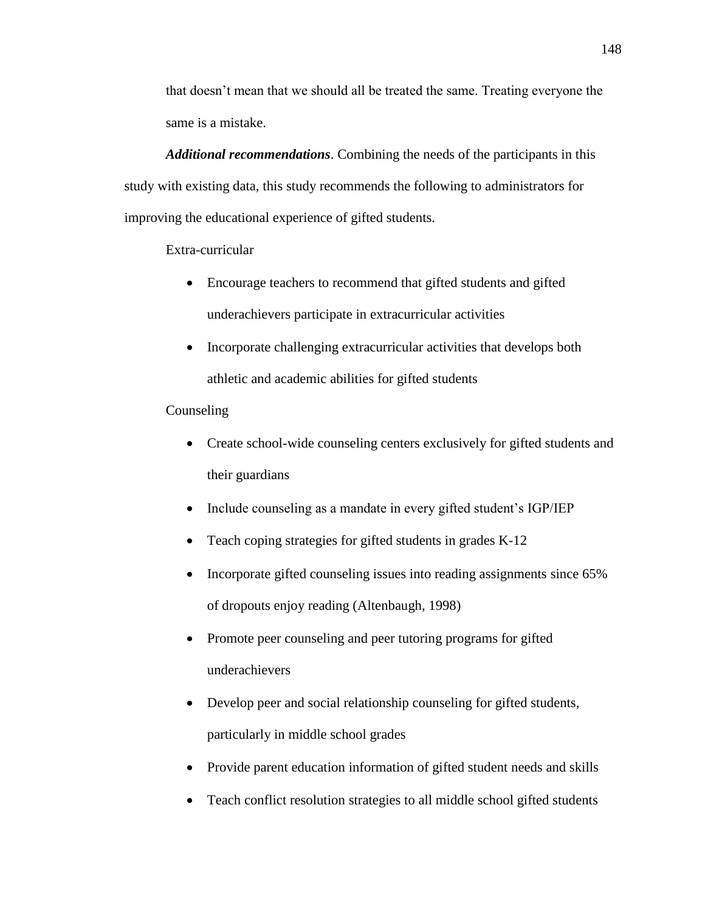that doesn't mean that we should all be treated the same. Treating everyone the same is a mistake.

***Additional recommendations***. Combining the needs of the participants in this study with existing data, this study recommends the following to administrators for improving the educational experience of gifted students.

Extra-curricular

- Encourage teachers to recommend that gifted students and gifted underachievers participate in extracurricular activities
- Incorporate challenging extracurricular activities that develops both athletic and academic abilities for gifted students

Counseling

- Create school-wide counseling centers exclusively for gifted students and their guardians
- Include counseling as a mandate in every gifted student's IGP/IEP
- Teach coping strategies for gifted students in grades K-12
- Incorporate gifted counseling issues into reading assignments since 65% of dropouts enjoy reading (Altenbaugh, 1998)
- Promote peer counseling and peer tutoring programs for gifted underachievers
- Develop peer and social relationship counseling for gifted students, particularly in middle school grades
- Provide parent education information of gifted student needs and skills
- Teach conflict resolution strategies to all middle school gifted students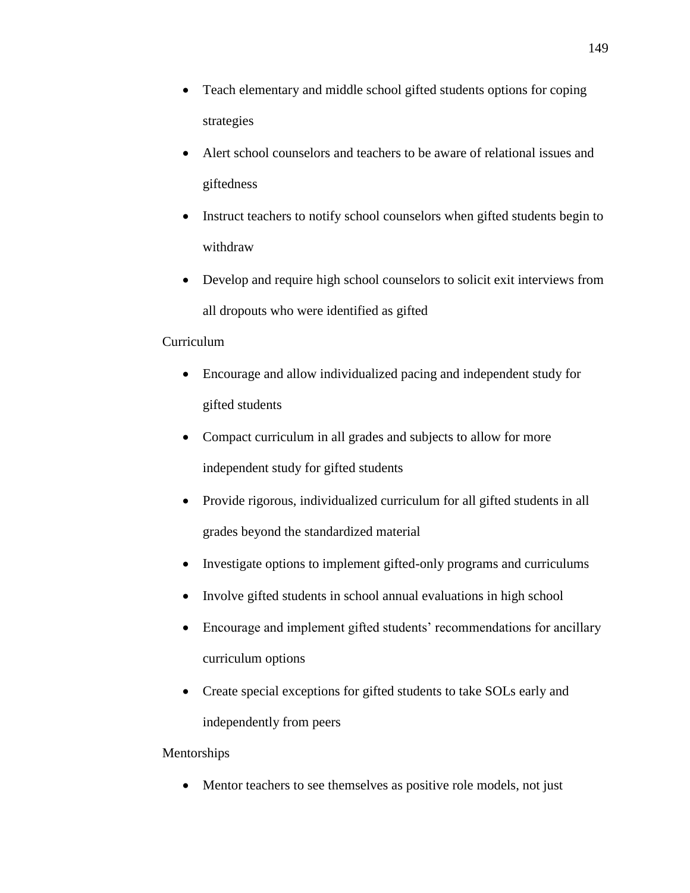- Teach elementary and middle school gifted students options for coping strategies
- Alert school counselors and teachers to be aware of relational issues and giftedness
- Instruct teachers to notify school counselors when gifted students begin to withdraw
- Develop and require high school counselors to solicit exit interviews from all dropouts who were identified as gifted

Curriculum

- Encourage and allow individualized pacing and independent study for gifted students
- Compact curriculum in all grades and subjects to allow for more independent study for gifted students
- Provide rigorous, individualized curriculum for all gifted students in all grades beyond the standardized material
- Investigate options to implement gifted-only programs and curriculums
- Involve gifted students in school annual evaluations in high school
- Encourage and implement gifted students' recommendations for ancillary curriculum options
- Create special exceptions for gifted students to take SOLs early and independently from peers

Mentorships

- Mentor teachers to see themselves as positive role models, not just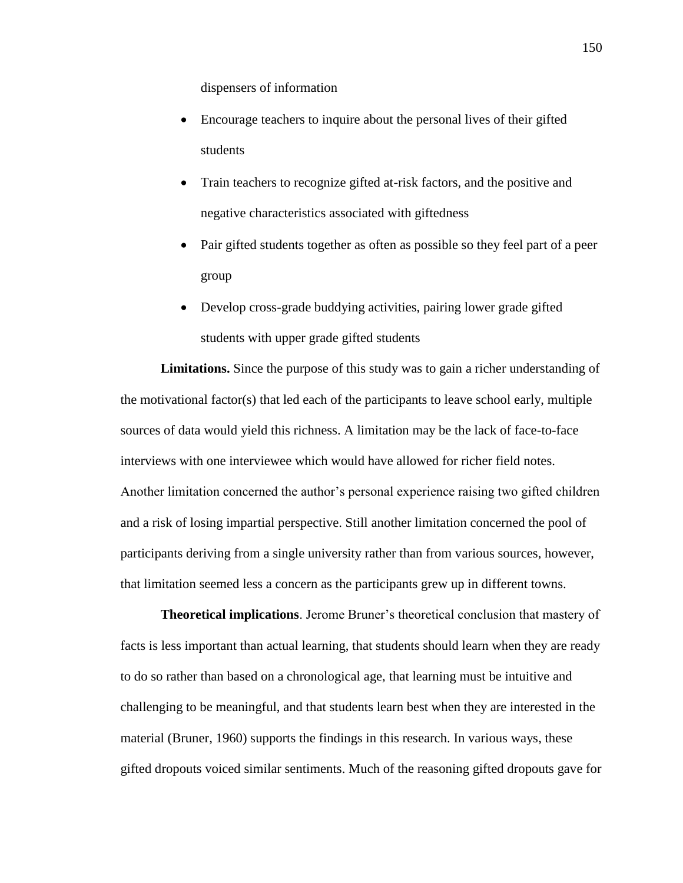dispensers of information

- Encourage teachers to inquire about the personal lives of their gifted students
- Train teachers to recognize gifted at-risk factors, and the positive and negative characteristics associated with giftedness
- Pair gifted students together as often as possible so they feel part of a peer group
- Develop cross-grade buddying activities, pairing lower grade gifted students with upper grade gifted students

**Limitations.** Since the purpose of this study was to gain a richer understanding of the motivational factor(s) that led each of the participants to leave school early, multiple sources of data would yield this richness. A limitation may be the lack of face-to-face interviews with one interviewee which would have allowed for richer field notes. Another limitation concerned the author's personal experience raising two gifted children and a risk of losing impartial perspective. Still another limitation concerned the pool of participants deriving from a single university rather than from various sources, however, that limitation seemed less a concern as the participants grew up in different towns.

**Theoretical implications**. Jerome Bruner's theoretical conclusion that mastery of facts is less important than actual learning, that students should learn when they are ready to do so rather than based on a chronological age, that learning must be intuitive and challenging to be meaningful, and that students learn best when they are interested in the material (Bruner, 1960) supports the findings in this research. In various ways, these gifted dropouts voiced similar sentiments. Much of the reasoning gifted dropouts gave for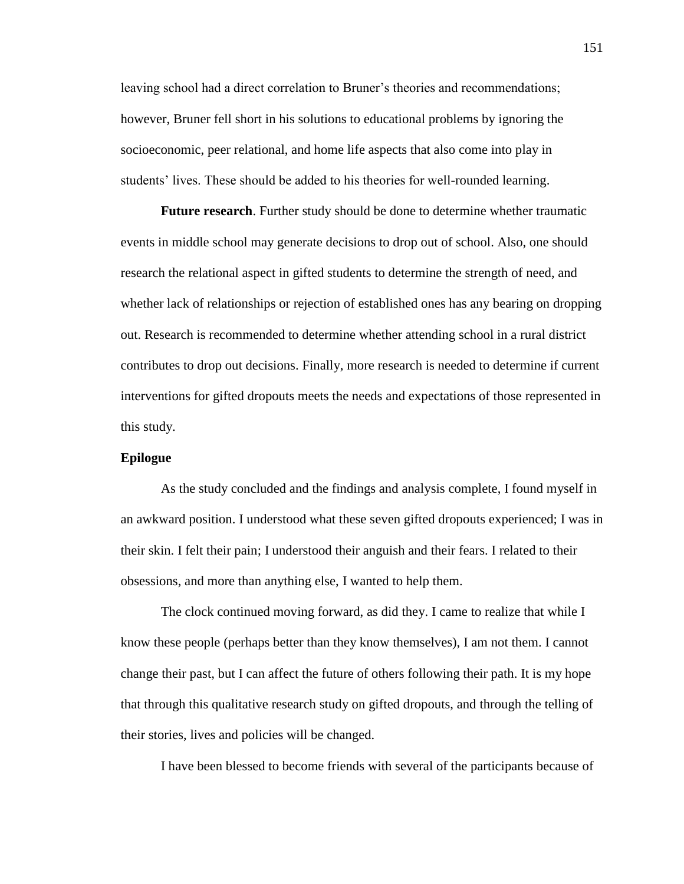leaving school had a direct correlation to Bruner's theories and recommendations; however, Bruner fell short in his solutions to educational problems by ignoring the socioeconomic, peer relational, and home life aspects that also come into play in students' lives. These should be added to his theories for well-rounded learning.

**Future research**. Further study should be done to determine whether traumatic events in middle school may generate decisions to drop out of school. Also, one should research the relational aspect in gifted students to determine the strength of need, and whether lack of relationships or rejection of established ones has any bearing on dropping out. Research is recommended to determine whether attending school in a rural district contributes to drop out decisions. Finally, more research is needed to determine if current interventions for gifted dropouts meets the needs and expectations of those represented in this study.

## Epilogue

As the study concluded and the findings and analysis complete, I found myself in an awkward position. I understood what these seven gifted dropouts experienced; I was in their skin. I felt their pain; I understood their anguish and their fears. I related to their obsessions, and more than anything else, I wanted to help them.

The clock continued moving forward, as did they. I came to realize that while I know these people (perhaps better than they know themselves), I am not them. I cannot change their past, but I can affect the future of others following their path. It is my hope that through this qualitative research study on gifted dropouts, and through the telling of their stories, lives and policies will be changed.

I have been blessed to become friends with several of the participants because of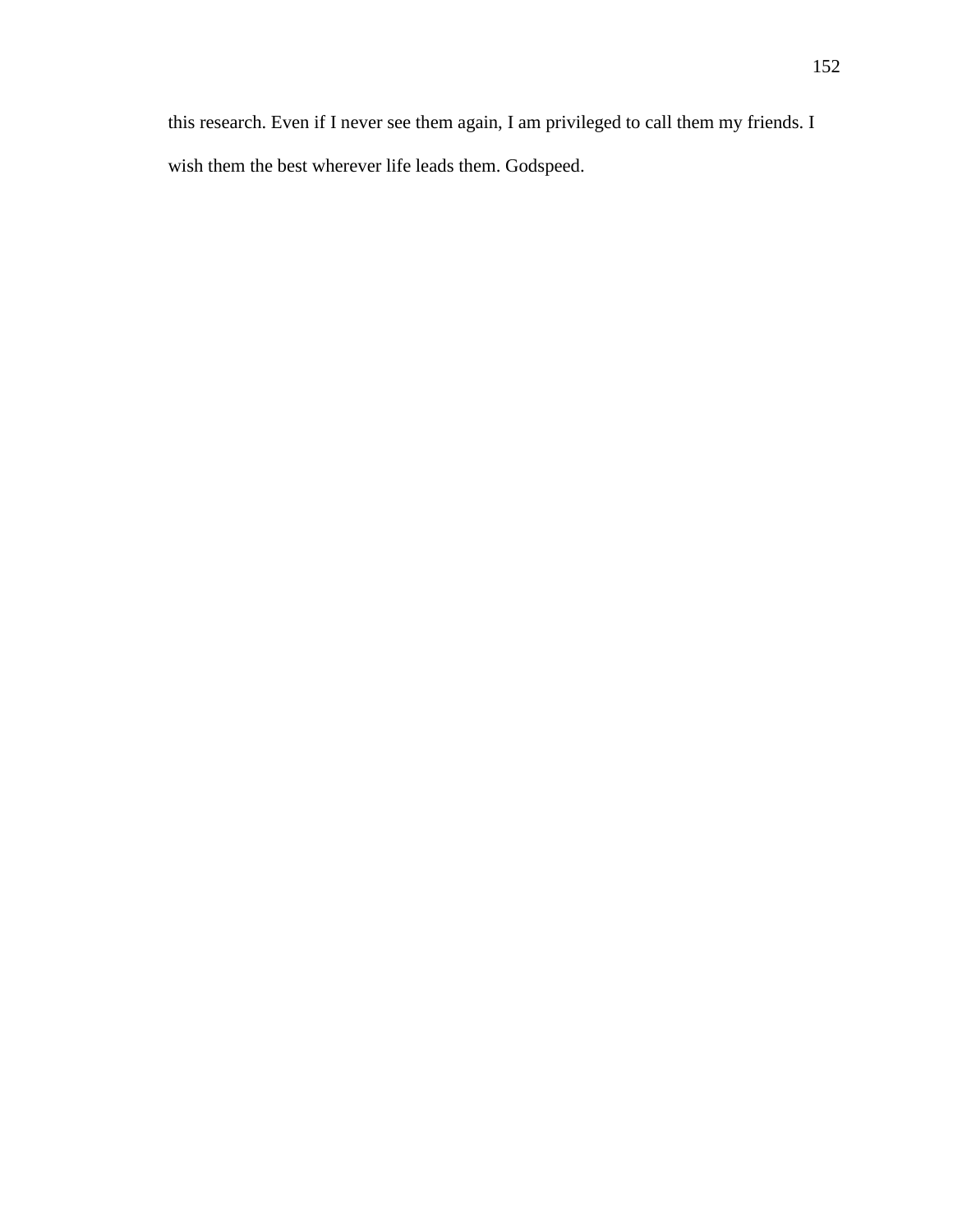this research. Even if I never see them again, I am privileged to call them my friends. I wish them the best wherever life leads them. Godspeed.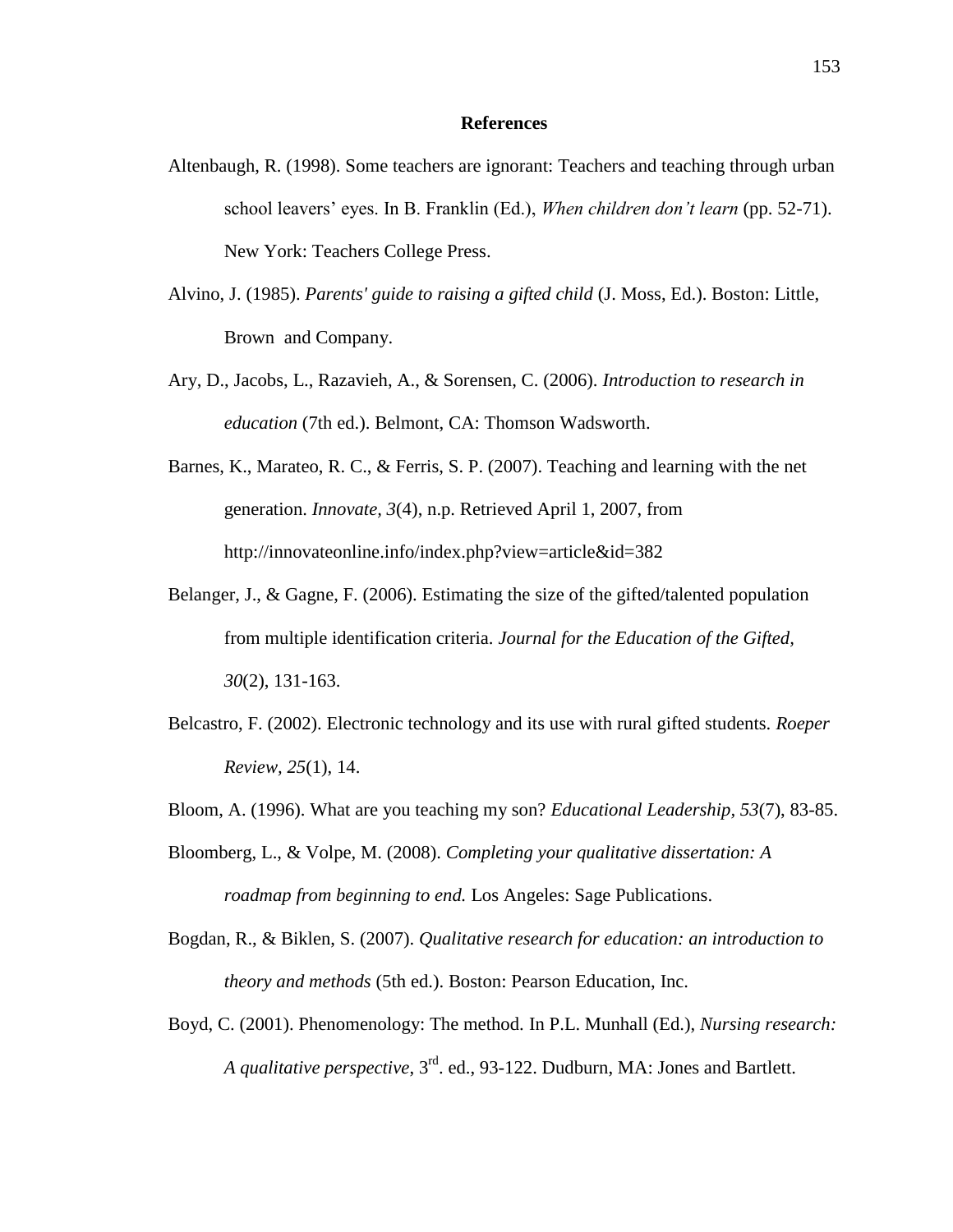# References

Altenbaugh, R. (1998). Some teachers are ignorant: Teachers and teaching through urban school leavers' eyes. In B. Franklin (Ed.), *When children don't learn* (pp. 52-71). New York: Teachers College Press.

Alvino, J. (1985). *Parents' guide to raising a gifted child* (J. Moss, Ed.). Boston: Little, Brown and Company.

Ary, D., Jacobs, L., Razavieh, A., & Sorensen, C. (2006). *Introduction to research in education* (7th ed.). Belmont, CA: Thomson Wadsworth.

Barnes, K., Marateo, R. C., & Ferris, S. P. (2007). Teaching and learning with the net generation. *Innovate, 3*(4), n.p. Retrieved April 1, 2007, from http://innovateonline.info/index.php?view=article&id=382

Belanger, J., & Gagne, F. (2006). Estimating the size of the gifted/talented population from multiple identification criteria. *Journal for the Education of the Gifted, 30*(2), 131-163.

Belcastro, F. (2002). Electronic technology and its use with rural gifted students. *Roeper Review, 25*(1), 14.

Bloom, A. (1996). What are you teaching my son? *Educational Leadership, 53*(7), 83-85.

Bloomberg, L., & Volpe, M. (2008). *Completing your qualitative dissertation: A roadmap from beginning to end.* Los Angeles: Sage Publications.

Bogdan, R., & Biklen, S. (2007). *Qualitative research for education: an introduction to theory and methods* (5th ed.). Boston: Pearson Education, Inc.

Boyd, C. (2001). Phenomenology: The method. In P.L. Munhall (Ed.), *Nursing research: A qualitative perspective*, 3rd. ed., 93-122. Dudburn, MA: Jones and Bartlett.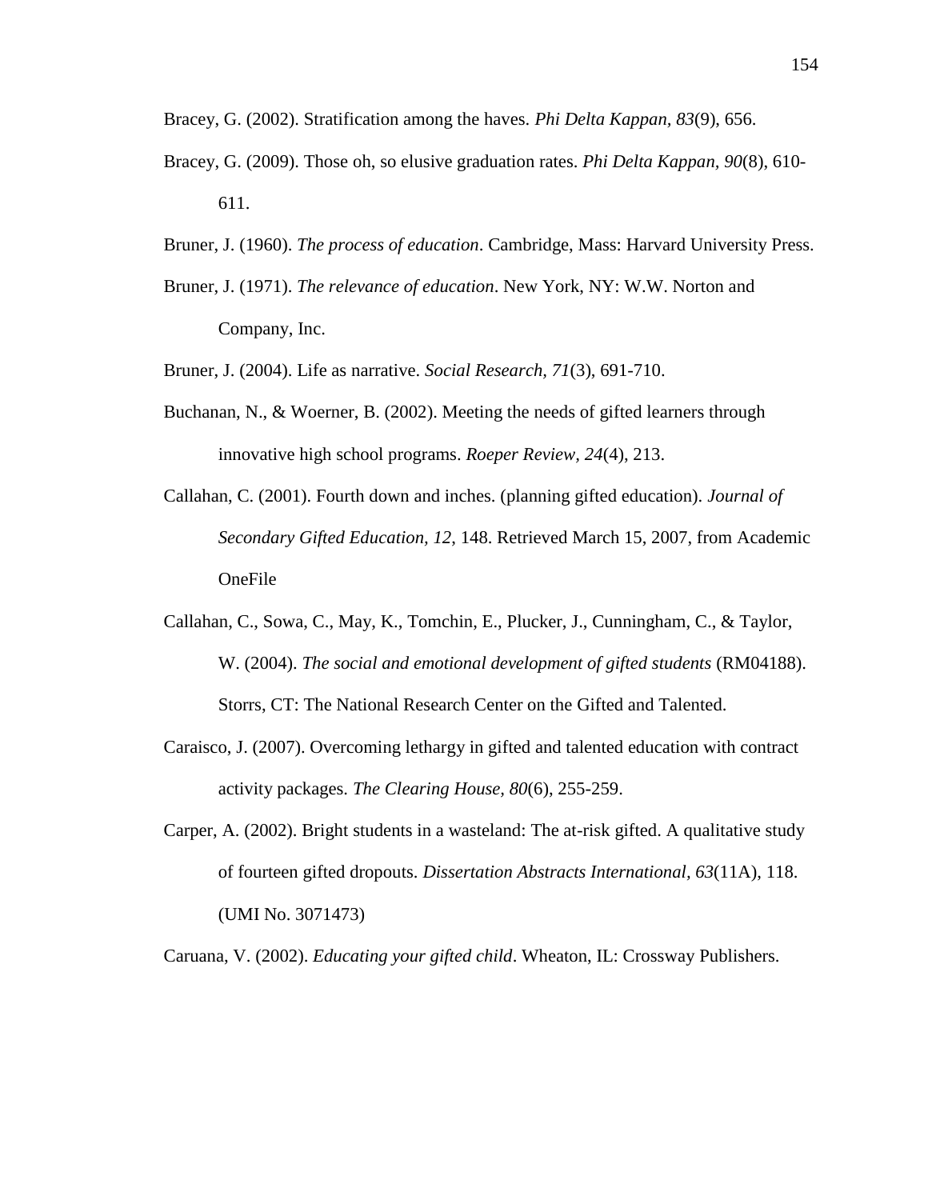Bracey, G. (2002). Stratification among the haves. *Phi Delta Kappan, 83*(9), 656.

Bracey, G. (2009). Those oh, so elusive graduation rates. *Phi Delta Kappan, 90*(8), 610-611.

Bruner, J. (1960). *The process of education*. Cambridge, Mass: Harvard University Press.

Bruner, J. (1971). *The relevance of education*. New York, NY: W.W. Norton and Company, Inc.

Bruner, J. (2004). Life as narrative. *Social Research, 71*(3), 691-710.

Buchanan, N., & Woerner, B. (2002). Meeting the needs of gifted learners through innovative high school programs. *Roeper Review, 24*(4), 213.

Callahan, C. (2001). Fourth down and inches. (planning gifted education). *Journal of Secondary Gifted Education, 12*, 148. Retrieved March 15, 2007, from Academic OneFile

Callahan, C., Sowa, C., May, K., Tomchin, E., Plucker, J., Cunningham, C., & Taylor, W. (2004). *The social and emotional development of gifted students* (RM04188). Storrs, CT: The National Research Center on the Gifted and Talented.

Caraisco, J. (2007). Overcoming lethargy in gifted and talented education with contract activity packages. *The Clearing House, 80*(6), 255-259.

Carper, A. (2002). Bright students in a wasteland: The at-risk gifted. A qualitative study of fourteen gifted dropouts. *Dissertation Abstracts International, 63*(11A), 118. (UMI No. 3071473)

Caruana, V. (2002). *Educating your gifted child*. Wheaton, IL: Crossway Publishers.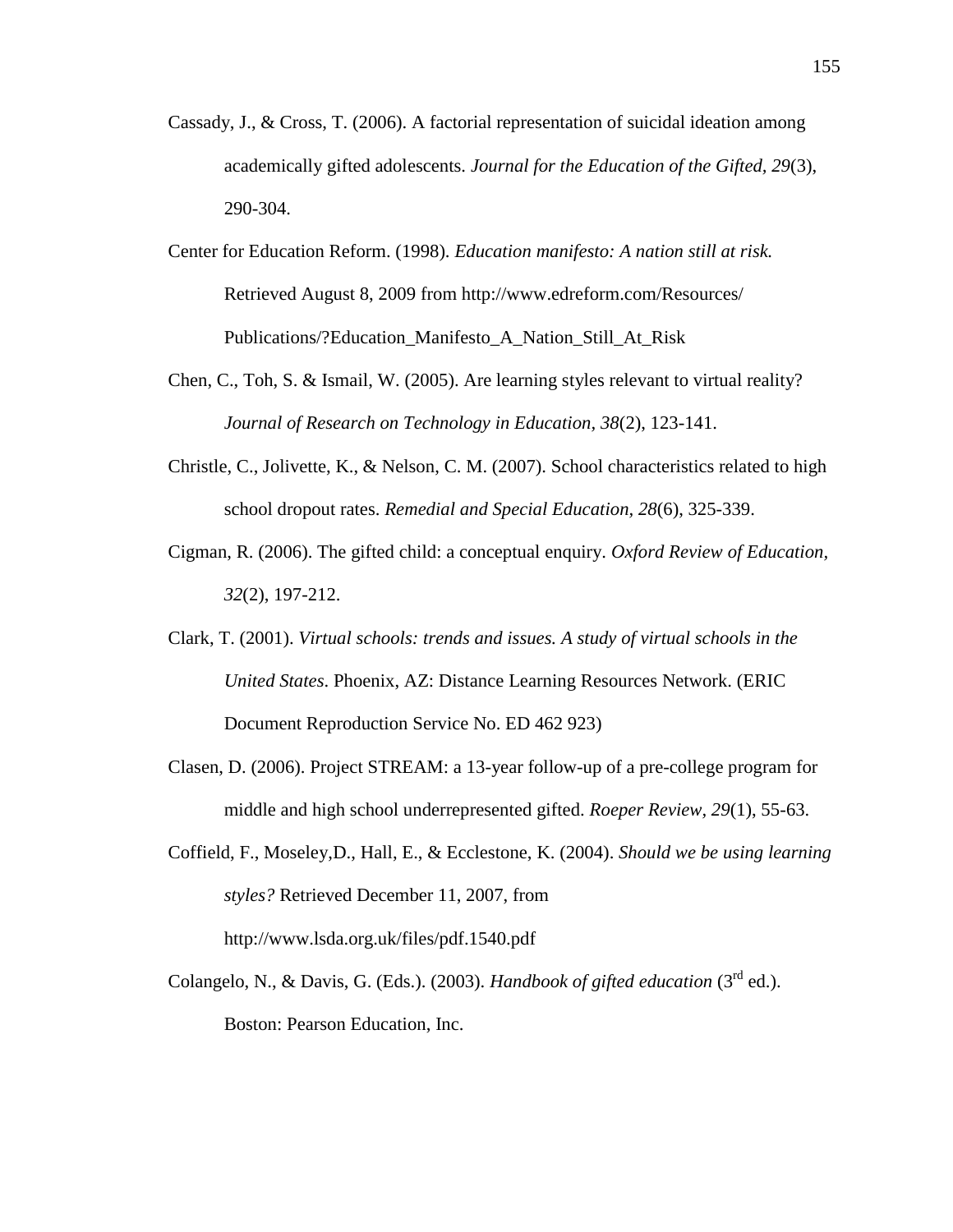Cassady, J., & Cross, T. (2006). A factorial representation of suicidal ideation among academically gifted adolescents. *Journal for the Education of the Gifted, 29*(3), 290-304.

Center for Education Reform. (1998). *Education manifesto: A nation still at risk.* Retrieved August 8, 2009 from http://www.edreform.com/Resources/ Publications/?Education_Manifesto_A_Nation_Still_At_Risk

Chen, C., Toh, S. & Ismail, W. (2005). Are learning styles relevant to virtual reality? *Journal of Research on Technology in Education, 38*(2), 123-141.

Christle, C., Jolivette, K., & Nelson, C. M. (2007). School characteristics related to high school dropout rates. *Remedial and Special Education, 28*(6), 325-339.

Cigman, R. (2006). The gifted child: a conceptual enquiry. *Oxford Review of Education, 32*(2), 197-212.

Clark, T. (2001). *Virtual schools: trends and issues. A study of virtual schools in the United States*. Phoenix, AZ: Distance Learning Resources Network. (ERIC Document Reproduction Service No. ED 462 923)

Clasen, D. (2006). Project STREAM: a 13-year follow-up of a pre-college program for middle and high school underrepresented gifted. *Roeper Review, 29*(1), 55-63.

Coffield, F., Moseley,D., Hall, E., & Ecclestone, K. (2004). *Should we be using learning styles?* Retrieved December 11, 2007, from http://www.lsda.org.uk/files/pdf.1540.pdf

Colangelo, N., & Davis, G. (Eds.). (2003). *Handbook of gifted education* (3rd ed.). Boston: Pearson Education, Inc.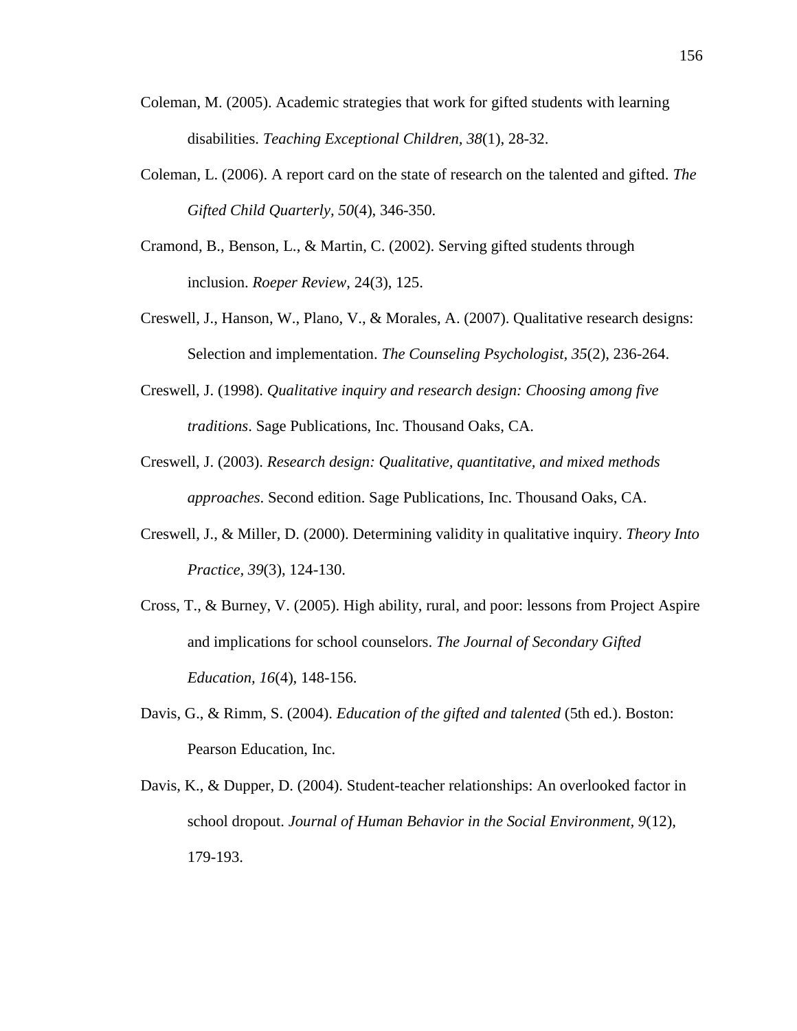Coleman, M. (2005). Academic strategies that work for gifted students with learning disabilities. *Teaching Exceptional Children, 38*(1), 28-32.

Coleman, L. (2006). A report card on the state of research on the talented and gifted. *The Gifted Child Quarterly, 50*(4), 346-350.

Cramond, B., Benson, L., & Martin, C. (2002). Serving gifted students through inclusion. *Roeper Review*, 24(3), 125.

Creswell, J., Hanson, W., Plano, V., & Morales, A. (2007). Qualitative research designs: Selection and implementation. *The Counseling Psychologist, 35*(2), 236-264.

Creswell, J. (1998). *Qualitative inquiry and research design: Choosing among five traditions*. Sage Publications, Inc. Thousand Oaks, CA.

Creswell, J. (2003). *Research design: Qualitative, quantitative, and mixed methods approaches*. Second edition. Sage Publications, Inc. Thousand Oaks, CA.

Creswell, J., & Miller, D. (2000). Determining validity in qualitative inquiry. *Theory Into Practice, 39*(3), 124-130.

Cross, T., & Burney, V. (2005). High ability, rural, and poor: lessons from Project Aspire and implications for school counselors. *The Journal of Secondary Gifted Education, 16*(4), 148-156.

Davis, G., & Rimm, S. (2004). *Education of the gifted and talented* (5th ed.). Boston: Pearson Education, Inc.

Davis, K., & Dupper, D. (2004). Student-teacher relationships: An overlooked factor in school dropout. *Journal of Human Behavior in the Social Environment, 9*(12), 179-193.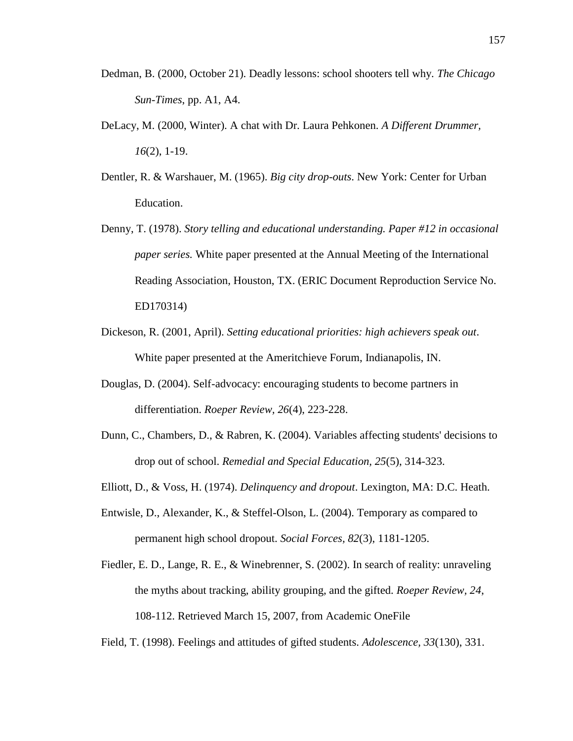Dedman, B. (2000, October 21). Deadly lessons: school shooters tell why. *The Chicago Sun-Times*, pp. A1, A4.

DeLacy, M. (2000, Winter). A chat with Dr. Laura Pehkonen. *A Different Drummer, 16*(2), 1-19.

Dentler, R. & Warshauer, M. (1965). *Big city drop-outs*. New York: Center for Urban Education.

Denny, T. (1978). *Story telling and educational understanding. Paper #12 in occasional paper series.* White paper presented at the Annual Meeting of the International Reading Association, Houston, TX. (ERIC Document Reproduction Service No. ED170314)

Dickeson, R. (2001, April). *Setting educational priorities: high achievers speak out*. White paper presented at the Ameritchieve Forum, Indianapolis, IN.

Douglas, D. (2004). Self-advocacy: encouraging students to become partners in differentiation. *Roeper Review, 26*(4), 223-228.

Dunn, C., Chambers, D., & Rabren, K. (2004). Variables affecting students' decisions to drop out of school. *Remedial and Special Education, 25*(5), 314-323.

Elliott, D., & Voss, H. (1974). *Delinquency and dropout*. Lexington, MA: D.C. Heath.

Entwisle, D., Alexander, K., & Steffel-Olson, L. (2004). Temporary as compared to permanent high school dropout. *Social Forces, 82*(3), 1181-1205.

Fiedler, E. D., Lange, R. E., & Winebrenner, S. (2002). In search of reality: unraveling the myths about tracking, ability grouping, and the gifted. *Roeper Review, 24*, 108-112. Retrieved March 15, 2007, from Academic OneFile

Field, T. (1998). Feelings and attitudes of gifted students. *Adolescence, 33*(130), 331.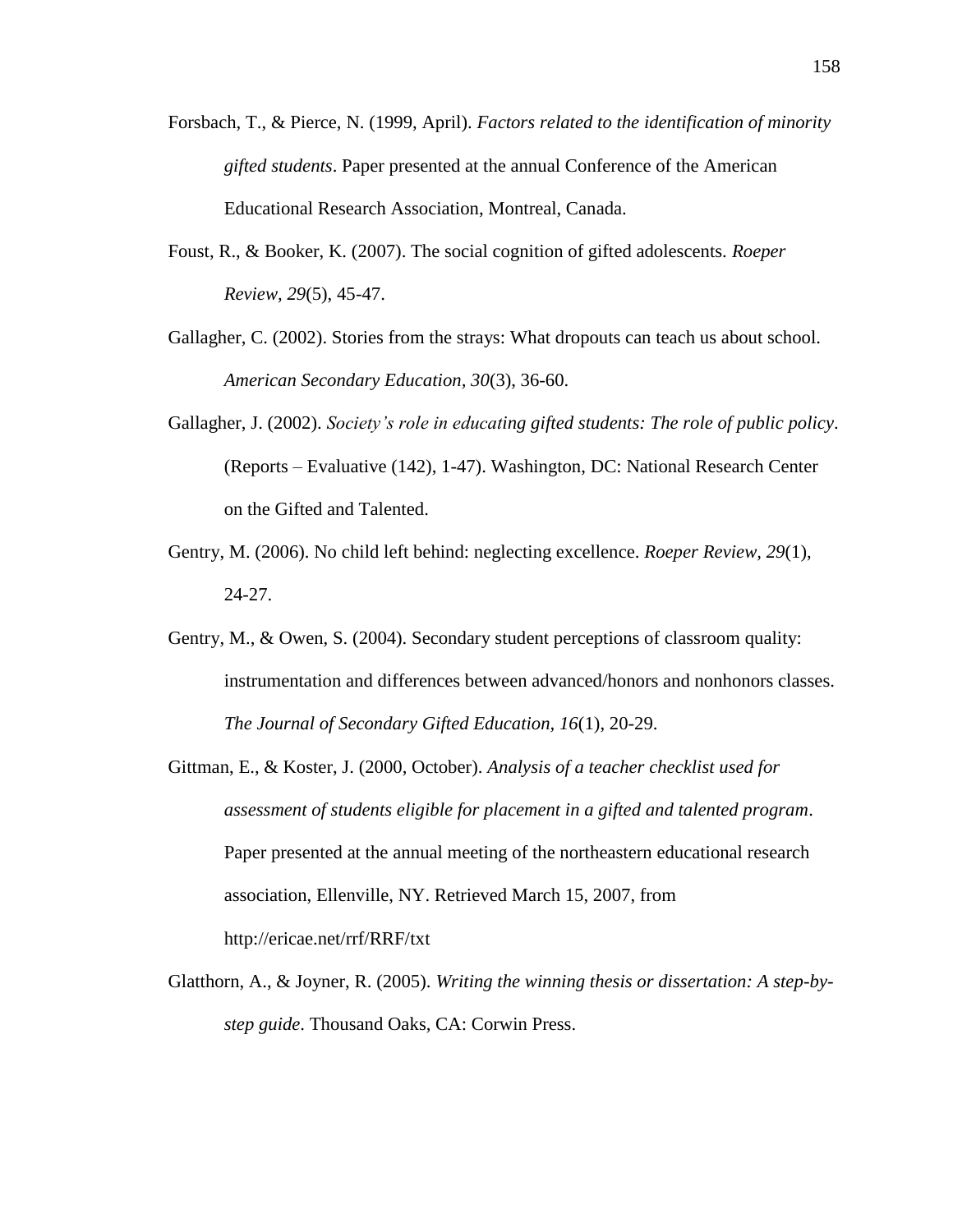Forsbach, T., & Pierce, N. (1999, April). *Factors related to the identification of minority gifted students*. Paper presented at the annual Conference of the American Educational Research Association, Montreal, Canada.

Foust, R., & Booker, K. (2007). The social cognition of gifted adolescents. *Roeper Review, 29*(5), 45-47.

Gallagher, C. (2002). Stories from the strays: What dropouts can teach us about school. *American Secondary Education, 30*(3), 36-60.

Gallagher, J. (2002). *Society's role in educating gifted students: The role of public policy*. (Reports – Evaluative (142), 1-47). Washington, DC: National Research Center on the Gifted and Talented.

Gentry, M. (2006). No child left behind: neglecting excellence. *Roeper Review, 29*(1), 24-27.

Gentry, M., & Owen, S. (2004). Secondary student perceptions of classroom quality: instrumentation and differences between advanced/honors and nonhonors classes. *The Journal of Secondary Gifted Education, 16*(1), 20-29.

Gittman, E., & Koster, J. (2000, October). *Analysis of a teacher checklist used for assessment of students eligible for placement in a gifted and talented program*. Paper presented at the annual meeting of the northeastern educational research association, Ellenville, NY. Retrieved March 15, 2007, from http://ericae.net/rrf/RRF/txt

Glatthorn, A., & Joyner, R. (2005). *Writing the winning thesis or dissertation: A step-by-step guide*. Thousand Oaks, CA: Corwin Press.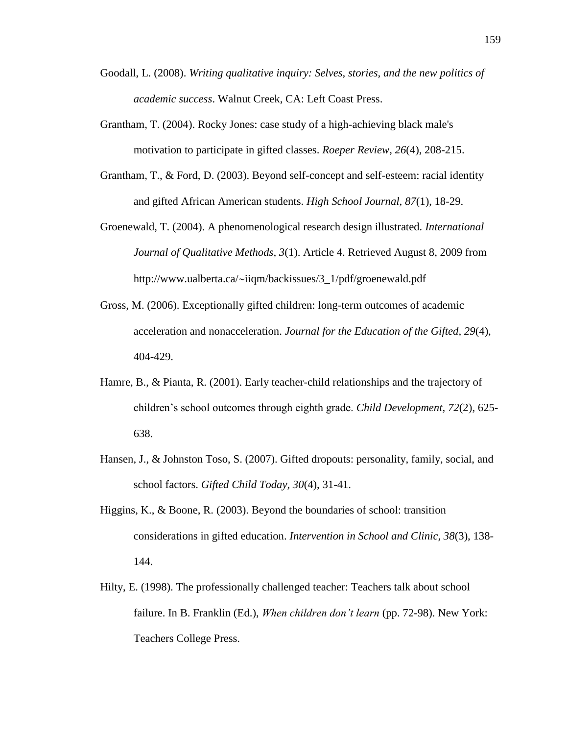Goodall, L. (2008). *Writing qualitative inquiry: Selves, stories, and the new politics of academic success*. Walnut Creek, CA: Left Coast Press.

Grantham, T. (2004). Rocky Jones: case study of a high-achieving black male's motivation to participate in gifted classes. *Roeper Review, 26*(4), 208-215.

Grantham, T., & Ford, D. (2003). Beyond self-concept and self-esteem: racial identity and gifted African American students. *High School Journal, 87*(1), 18-29.

Groenewald, T. (2004). A phenomenological research design illustrated. *International Journal of Qualitative Methods, 3*(1). Article 4. Retrieved August 8, 2009 from http://www.ualberta.ca/~iiqm/backissues/3_1/pdf/groenewald.pdf

Gross, M. (2006). Exceptionally gifted children: long-term outcomes of academic acceleration and nonacceleration. *Journal for the Education of the Gifted, 29*(4), 404-429.

Hamre, B., & Pianta, R. (2001). Early teacher-child relationships and the trajectory of children's school outcomes through eighth grade. *Child Development, 72*(2), 625-638.

Hansen, J., & Johnston Toso, S. (2007). Gifted dropouts: personality, family, social, and school factors. *Gifted Child Today, 30*(4), 31-41.

Higgins, K., & Boone, R. (2003). Beyond the boundaries of school: transition considerations in gifted education. *Intervention in School and Clinic, 38*(3), 138-144.

Hilty, E. (1998). The professionally challenged teacher: Teachers talk about school failure. In B. Franklin (Ed.), *When children don't learn* (pp. 72-98). New York: Teachers College Press.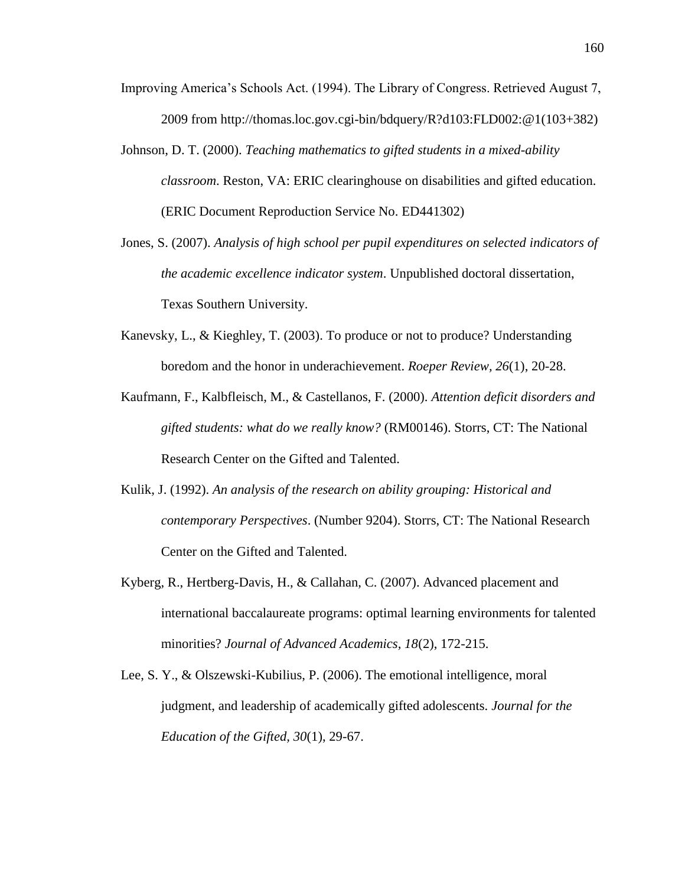Improving America's Schools Act. (1994). The Library of Congress. Retrieved August 7, 2009 from http://thomas.loc.gov.cgi-bin/bdquery/R?d103:FLD002:@1(103+382)

Johnson, D. T. (2000). *Teaching mathematics to gifted students in a mixed-ability classroom*. Reston, VA: ERIC clearinghouse on disabilities and gifted education. (ERIC Document Reproduction Service No. ED441302)

Jones, S. (2007). *Analysis of high school per pupil expenditures on selected indicators of the academic excellence indicator system*. Unpublished doctoral dissertation, Texas Southern University.

Kanevsky, L., & Kieghley, T. (2003). To produce or not to produce? Understanding boredom and the honor in underachievement. *Roeper Review, 26*(1), 20-28.

Kaufmann, F., Kalbfleisch, M., & Castellanos, F. (2000). *Attention deficit disorders and gifted students: what do we really know?* (RM00146). Storrs, CT: The National Research Center on the Gifted and Talented.

Kulik, J. (1992). *An analysis of the research on ability grouping: Historical and contemporary Perspectives*. (Number 9204). Storrs, CT: The National Research Center on the Gifted and Talented.

Kyberg, R., Hertberg-Davis, H., & Callahan, C. (2007). Advanced placement and international baccalaureate programs: optimal learning environments for talented minorities? *Journal of Advanced Academics, 18*(2), 172-215.

Lee, S. Y., & Olszewski-Kubilius, P. (2006). The emotional intelligence, moral judgment, and leadership of academically gifted adolescents. *Journal for the Education of the Gifted, 30*(1), 29-67.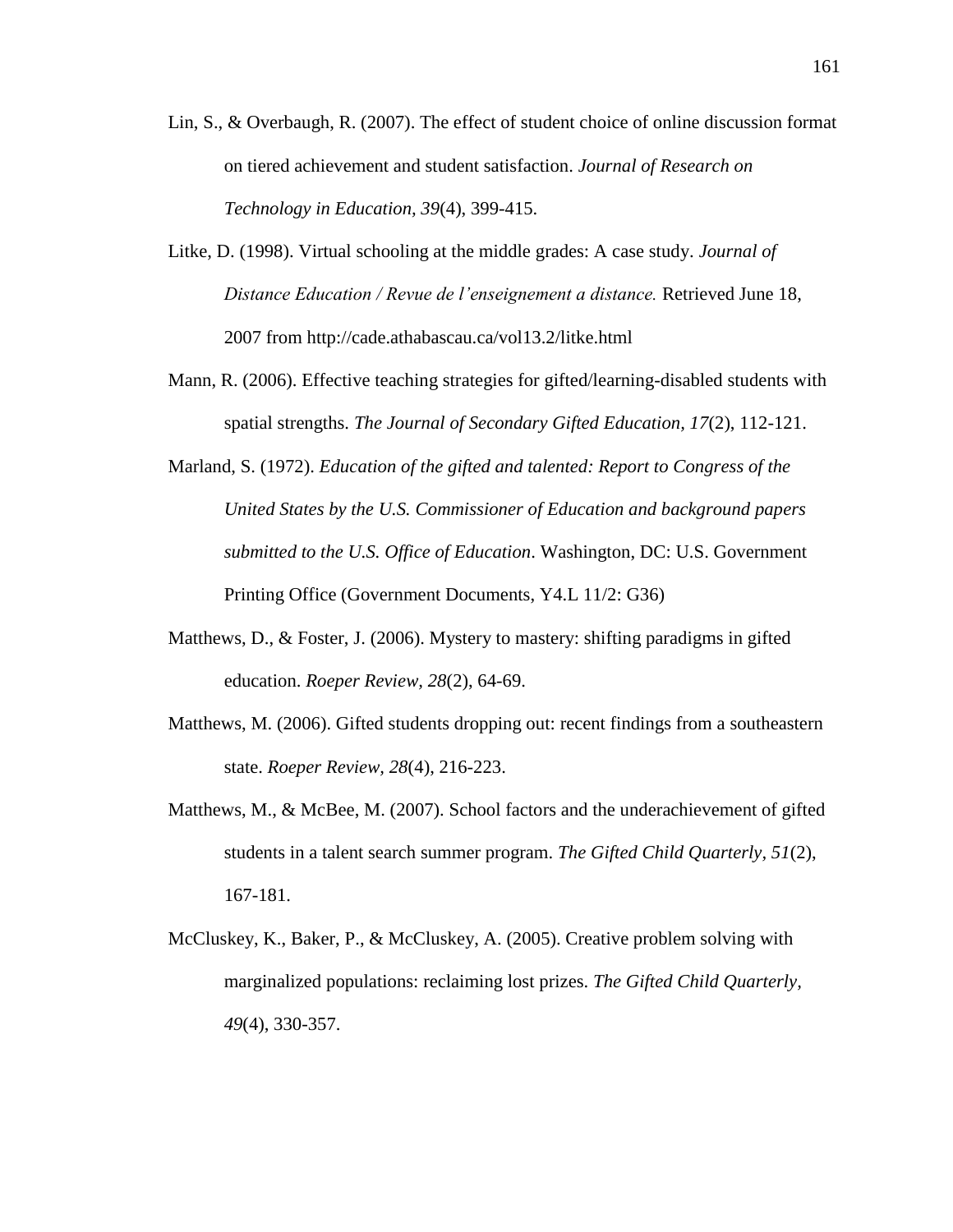Lin, S., & Overbaugh, R. (2007). The effect of student choice of online discussion format on tiered achievement and student satisfaction. *Journal of Research on Technology in Education, 39*(4), 399-415.

Litke, D. (1998). Virtual schooling at the middle grades: A case study. *Journal of Distance Education / Revue de l'enseignement a distance.* Retrieved June 18, 2007 from http://cade.athabascau.ca/vol13.2/litke.html

Mann, R. (2006). Effective teaching strategies for gifted/learning-disabled students with spatial strengths. *The Journal of Secondary Gifted Education, 17*(2), 112-121.

Marland, S. (1972). *Education of the gifted and talented: Report to Congress of the United States by the U.S. Commissioner of Education and background papers submitted to the U.S. Office of Education*. Washington, DC: U.S. Government Printing Office (Government Documents, Y4.L 11/2: G36)

Matthews, D., & Foster, J. (2006). Mystery to mastery: shifting paradigms in gifted education. *Roeper Review, 28*(2), 64-69.

Matthews, M. (2006). Gifted students dropping out: recent findings from a southeastern state. *Roeper Review, 28*(4), 216-223.

Matthews, M., & McBee, M. (2007). School factors and the underachievement of gifted students in a talent search summer program. *The Gifted Child Quarterly, 51*(2), 167-181.

McCluskey, K., Baker, P., & McCluskey, A. (2005). Creative problem solving with marginalized populations: reclaiming lost prizes. *The Gifted Child Quarterly, 49*(4), 330-357.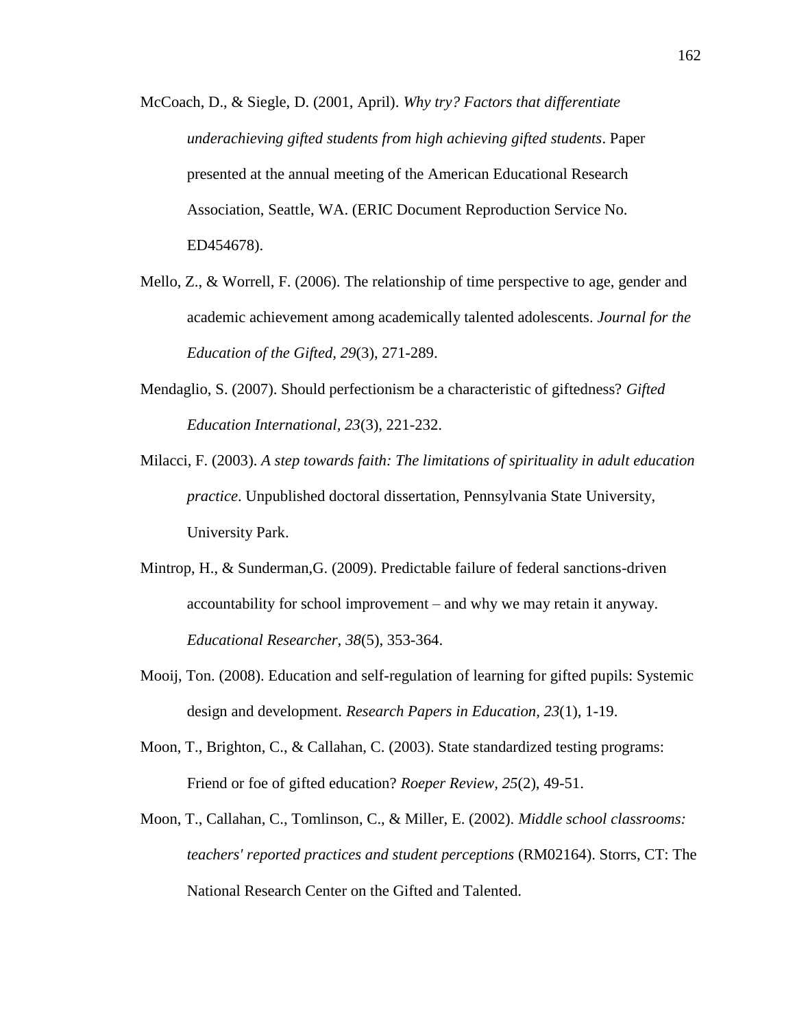McCoach, D., & Siegle, D. (2001, April). *Why try? Factors that differentiate underachieving gifted students from high achieving gifted students*. Paper presented at the annual meeting of the American Educational Research Association, Seattle, WA. (ERIC Document Reproduction Service No. ED454678).

Mello, Z., & Worrell, F. (2006). The relationship of time perspective to age, gender and academic achievement among academically talented adolescents. *Journal for the Education of the Gifted, 29*(3), 271-289.

Mendaglio, S. (2007). Should perfectionism be a characteristic of giftedness? *Gifted Education International, 23*(3), 221-232.

Milacci, F. (2003). *A step towards faith: The limitations of spirituality in adult education practice*. Unpublished doctoral dissertation, Pennsylvania State University, University Park.

Mintrop, H., & Sunderman,G. (2009). Predictable failure of federal sanctions-driven accountability for school improvement – and why we may retain it anyway. *Educational Researcher, 38*(5), 353-364.

Mooij, Ton. (2008). Education and self-regulation of learning for gifted pupils: Systemic design and development. *Research Papers in Education, 23*(1), 1-19.

Moon, T., Brighton, C., & Callahan, C. (2003). State standardized testing programs: Friend or foe of gifted education? *Roeper Review, 25*(2), 49-51.

Moon, T., Callahan, C., Tomlinson, C., & Miller, E. (2002). *Middle school classrooms: teachers' reported practices and student perceptions* (RM02164). Storrs, CT: The National Research Center on the Gifted and Talented.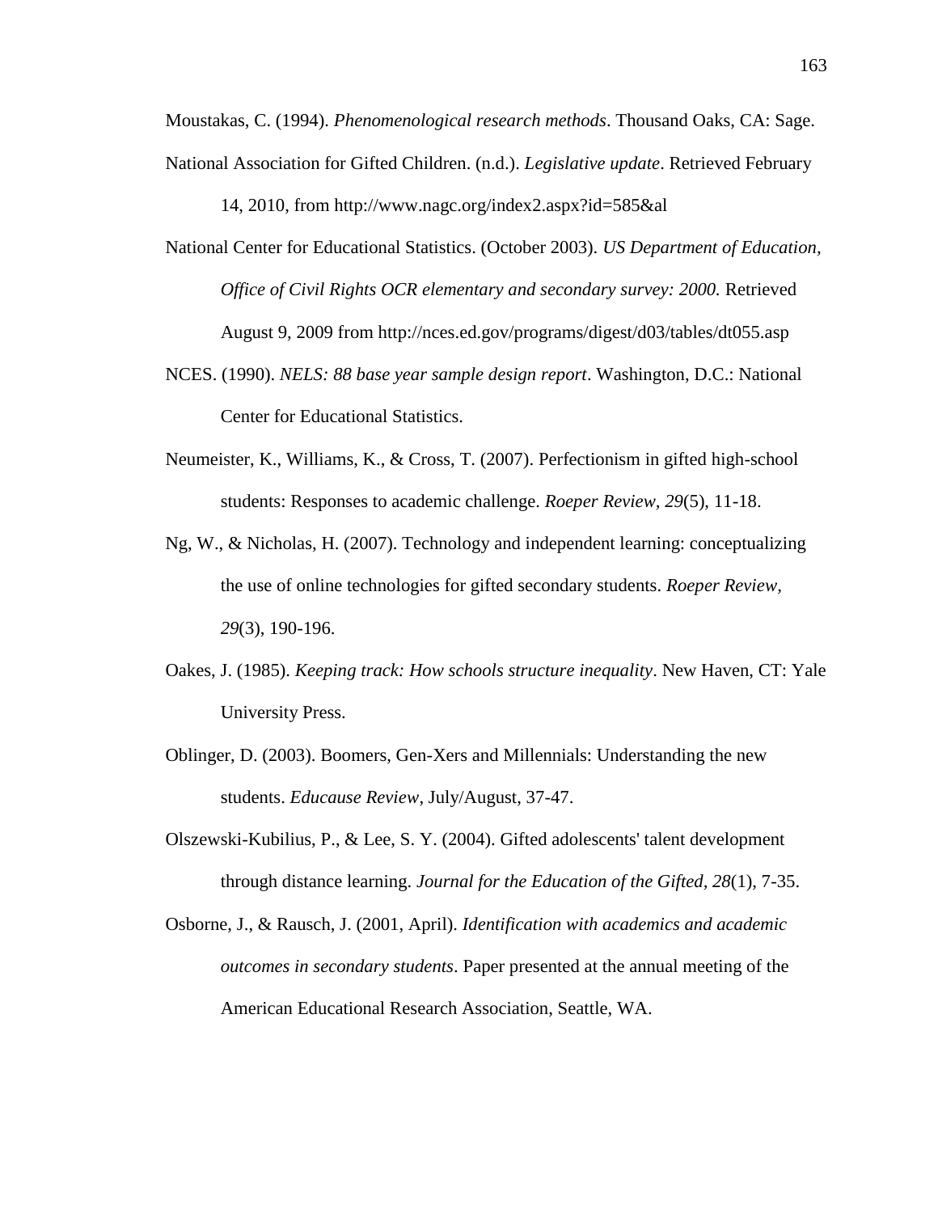Moustakas, C. (1994). *Phenomenological research methods*. Thousand Oaks, CA: Sage.

National Association for Gifted Children. (n.d.). *Legislative update*. Retrieved February 14, 2010, from http://www.nagc.org/index2.aspx?id=585&al

National Center for Educational Statistics. (October 2003). *US Department of Education, Office of Civil Rights OCR elementary and secondary survey: 2000.* Retrieved August 9, 2009 from http://nces.ed.gov/programs/digest/d03/tables/dt055.asp

NCES. (1990). *NELS: 88 base year sample design report*. Washington, D.C.: National Center for Educational Statistics.

Neumeister, K., Williams, K., & Cross, T. (2007). Perfectionism in gifted high-school students: Responses to academic challenge. *Roeper Review, 29*(5), 11-18.

Ng, W., & Nicholas, H. (2007). Technology and independent learning: conceptualizing the use of online technologies for gifted secondary students. *Roeper Review, 29*(3), 190-196.

Oakes, J. (1985). *Keeping track: How schools structure inequality*. New Haven, CT: Yale University Press.

Oblinger, D. (2003). Boomers, Gen-Xers and Millennials: Understanding the new students. *Educause Review*, July/August, 37-47.

Olszewski-Kubilius, P., & Lee, S. Y. (2004). Gifted adolescents' talent development through distance learning. *Journal for the Education of the Gifted, 28*(1), 7-35.

Osborne, J., & Rausch, J. (2001, April). *Identification with academics and academic outcomes in secondary students*. Paper presented at the annual meeting of the American Educational Research Association, Seattle, WA.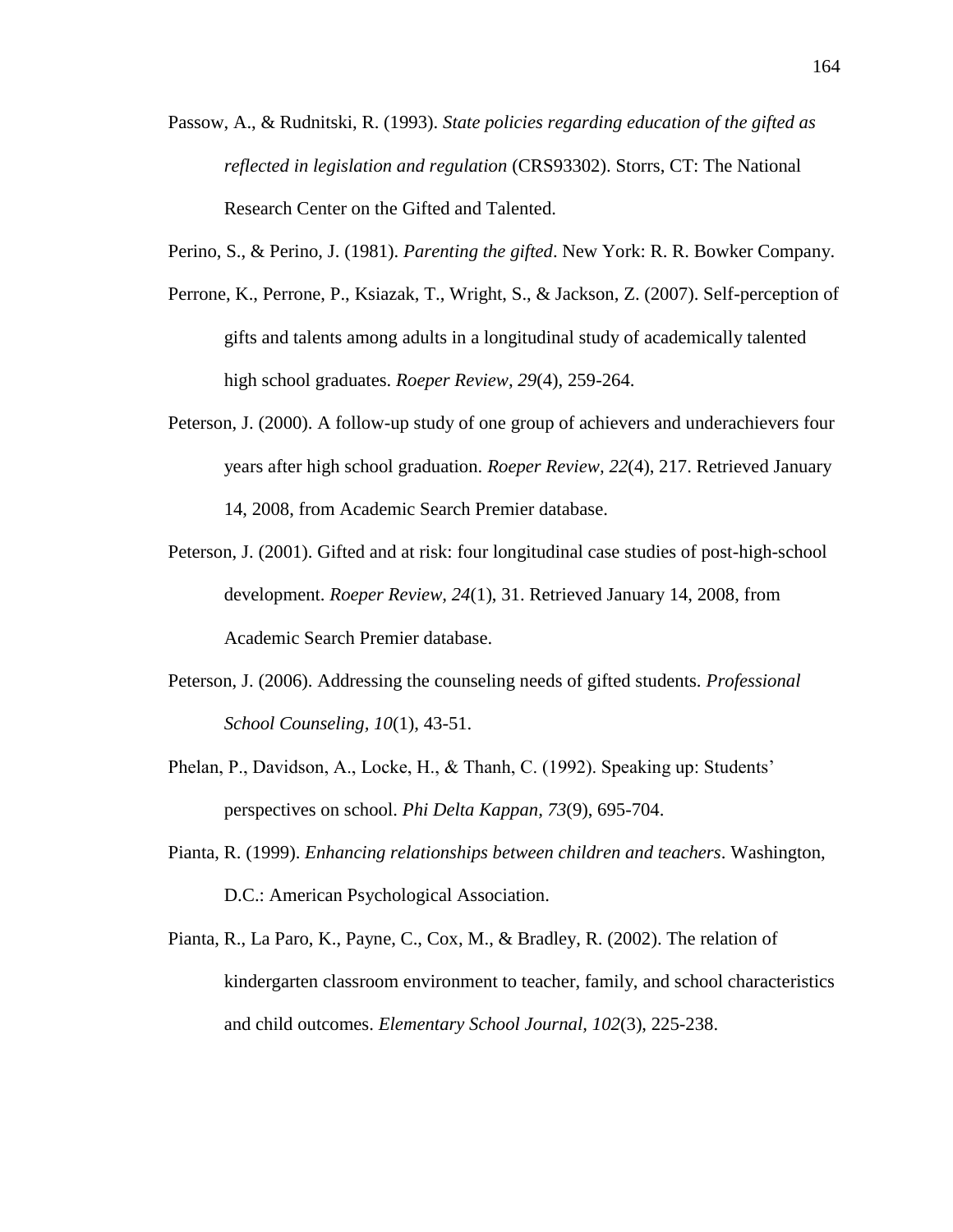Passow, A., & Rudnitski, R. (1993). *State policies regarding education of the gifted as reflected in legislation and regulation* (CRS93302). Storrs, CT: The National Research Center on the Gifted and Talented.

Perino, S., & Perino, J. (1981). *Parenting the gifted*. New York: R. R. Bowker Company.

Perrone, K., Perrone, P., Ksiazak, T., Wright, S., & Jackson, Z. (2007). Self-perception of gifts and talents among adults in a longitudinal study of academically talented high school graduates. *Roeper Review, 29*(4), 259-264.

Peterson, J. (2000). A follow-up study of one group of achievers and underachievers four years after high school graduation. *Roeper Review, 22*(4), 217. Retrieved January 14, 2008, from Academic Search Premier database.

Peterson, J. (2001). Gifted and at risk: four longitudinal case studies of post-high-school development. *Roeper Review, 24*(1), 31. Retrieved January 14, 2008, from Academic Search Premier database.

Peterson, J. (2006). Addressing the counseling needs of gifted students. *Professional School Counseling, 10*(1), 43-51.

Phelan, P., Davidson, A., Locke, H., & Thanh, C. (1992). Speaking up: Students' perspectives on school. *Phi Delta Kappan, 73*(9), 695-704.

Pianta, R. (1999). *Enhancing relationships between children and teachers*. Washington, D.C.: American Psychological Association.

Pianta, R., La Paro, K., Payne, C., Cox, M., & Bradley, R. (2002). The relation of kindergarten classroom environment to teacher, family, and school characteristics and child outcomes. *Elementary School Journal, 102*(3), 225-238.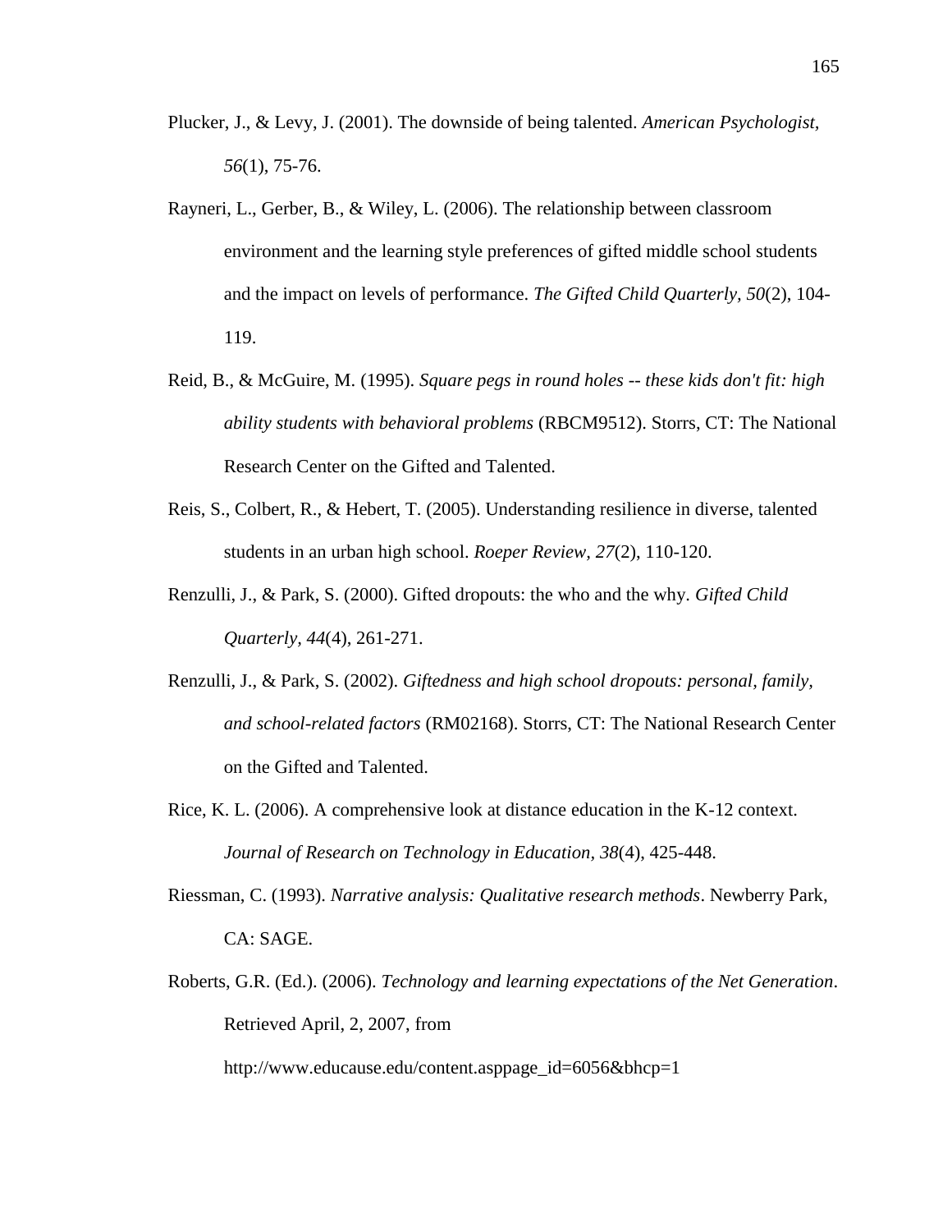Plucker, J., & Levy, J. (2001). The downside of being talented. *American Psychologist, 56*(1), 75-76.

Rayneri, L., Gerber, B., & Wiley, L. (2006). The relationship between classroom environment and the learning style preferences of gifted middle school students and the impact on levels of performance. *The Gifted Child Quarterly, 50*(2), 104-119.

Reid, B., & McGuire, M. (1995). *Square pegs in round holes -- these kids don't fit: high ability students with behavioral problems* (RBCM9512). Storrs, CT: The National Research Center on the Gifted and Talented.

Reis, S., Colbert, R., & Hebert, T. (2005). Understanding resilience in diverse, talented students in an urban high school. *Roeper Review, 27*(2), 110-120.

Renzulli, J., & Park, S. (2000). Gifted dropouts: the who and the why. *Gifted Child Quarterly, 44*(4), 261-271.

Renzulli, J., & Park, S. (2002). *Giftedness and high school dropouts: personal, family, and school-related factors* (RM02168). Storrs, CT: The National Research Center on the Gifted and Talented.

Rice, K. L. (2006). A comprehensive look at distance education in the K-12 context. *Journal of Research on Technology in Education, 38*(4), 425-448.

Riessman, C. (1993). *Narrative analysis: Qualitative research methods*. Newberry Park, CA: SAGE.

Roberts, G.R. (Ed.). (2006). *Technology and learning expectations of the Net Generation*. Retrieved April, 2, 2007, from http://www.educause.edu/content.asppage_id=6056&bhcp=1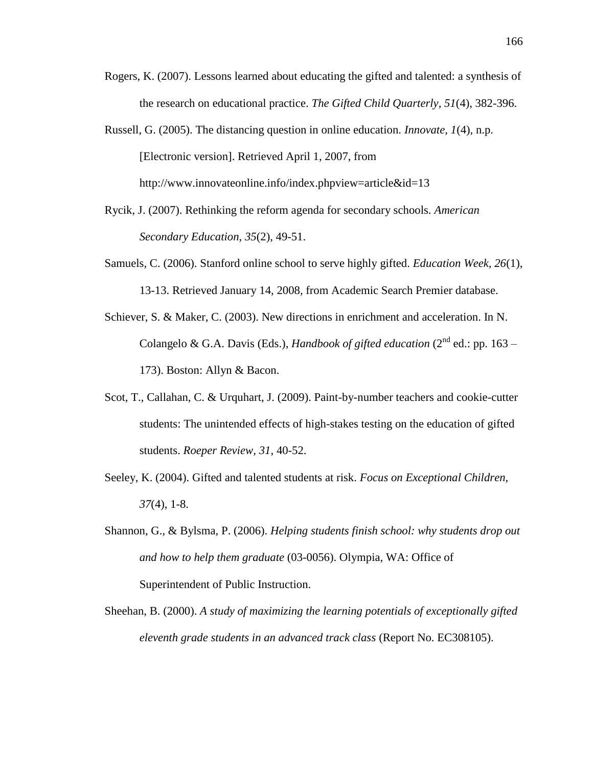Rogers, K. (2007). Lessons learned about educating the gifted and talented: a synthesis of the research on educational practice. *The Gifted Child Quarterly, 51*(4), 382-396.

Russell, G. (2005). The distancing question in online education. *Innovate, 1*(4), n.p. [Electronic version]. Retrieved April 1, 2007, from http://www.innovateonline.info/index.phpview=article&id=13

Rycik, J. (2007). Rethinking the reform agenda for secondary schools. *American Secondary Education, 35*(2), 49-51.

Samuels, C. (2006). Stanford online school to serve highly gifted. *Education Week, 26*(1), 13-13. Retrieved January 14, 2008, from Academic Search Premier database.

Schiever, S. & Maker, C. (2003). New directions in enrichment and acceleration. In N. Colangelo & G.A. Davis (Eds.), *Handbook of gifted education* (2nd ed.: pp. 163 – 173). Boston: Allyn & Bacon.

Scot, T., Callahan, C. & Urquhart, J. (2009). Paint-by-number teachers and cookie-cutter students: The unintended effects of high-stakes testing on the education of gifted students. *Roeper Review, 31*, 40-52.

Seeley, K. (2004). Gifted and talented students at risk. *Focus on Exceptional Children, 37*(4), 1-8.

Shannon, G., & Bylsma, P. (2006). *Helping students finish school: why students drop out and how to help them graduate* (03-0056). Olympia, WA: Office of Superintendent of Public Instruction.

Sheehan, B. (2000). *A study of maximizing the learning potentials of exceptionally gifted eleventh grade students in an advanced track class* (Report No. EC308105).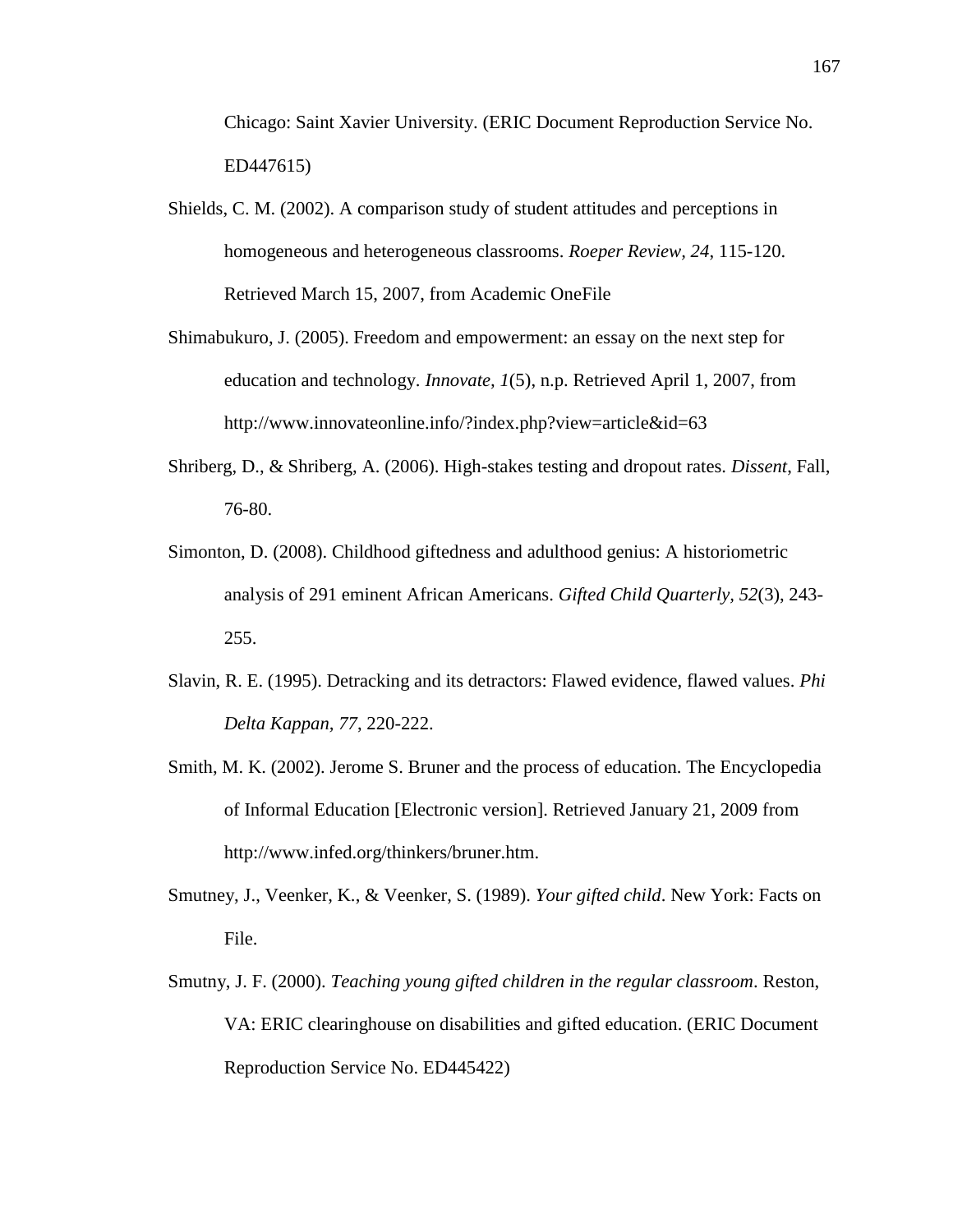Chicago: Saint Xavier University. (ERIC Document Reproduction Service No. ED447615)

Shields, C. M. (2002). A comparison study of student attitudes and perceptions in homogeneous and heterogeneous classrooms. *Roeper Review, 24*, 115-120. Retrieved March 15, 2007, from Academic OneFile

Shimabukuro, J. (2005). Freedom and empowerment: an essay on the next step for education and technology. *Innovate, 1*(5), n.p. Retrieved April 1, 2007, from http://www.innovateonline.info/?index.php?view=article&id=63

Shriberg, D., & Shriberg, A. (2006). High-stakes testing and dropout rates. *Dissent*, Fall, 76-80.

Simonton, D. (2008). Childhood giftedness and adulthood genius: A historiometric analysis of 291 eminent African Americans. *Gifted Child Quarterly, 52*(3), 243-255.

Slavin, R. E. (1995). Detracking and its detractors: Flawed evidence, flawed values. *Phi Delta Kappan, 77*, 220-222.

Smith, M. K. (2002). Jerome S. Bruner and the process of education. The Encyclopedia of Informal Education [Electronic version]. Retrieved January 21, 2009 from http://www.infed.org/thinkers/bruner.htm.

Smutney, J., Veenker, K., & Veenker, S. (1989). *Your gifted child*. New York: Facts on File.

Smutny, J. F. (2000). *Teaching young gifted children in the regular classroom*. Reston, VA: ERIC clearinghouse on disabilities and gifted education. (ERIC Document Reproduction Service No. ED445422)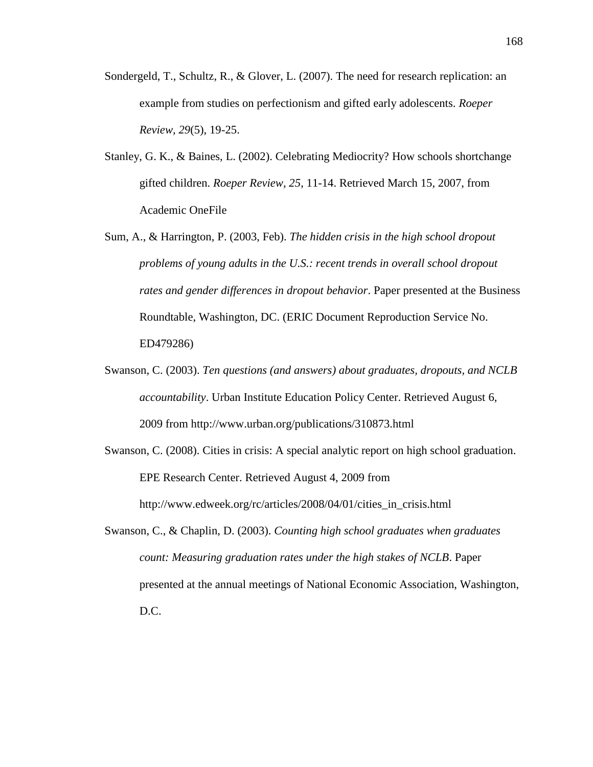Sondergeld, T., Schultz, R., & Glover, L. (2007). The need for research replication: an example from studies on perfectionism and gifted early adolescents. *Roeper Review, 29*(5), 19-25.

Stanley, G. K., & Baines, L. (2002). Celebrating Mediocrity? How schools shortchange gifted children. *Roeper Review, 25*, 11-14. Retrieved March 15, 2007, from Academic OneFile

Sum, A., & Harrington, P. (2003, Feb). *The hidden crisis in the high school dropout problems of young adults in the U.S.: recent trends in overall school dropout rates and gender differences in dropout behavior*. Paper presented at the Business Roundtable, Washington, DC. (ERIC Document Reproduction Service No. ED479286)

Swanson, C. (2003). *Ten questions (and answers) about graduates, dropouts, and NCLB accountability*. Urban Institute Education Policy Center. Retrieved August 6, 2009 from http://www.urban.org/publications/310873.html

Swanson, C. (2008). Cities in crisis: A special analytic report on high school graduation. EPE Research Center. Retrieved August 4, 2009 from http://www.edweek.org/rc/articles/2008/04/01/cities_in_crisis.html

Swanson, C., & Chaplin, D. (2003). *Counting high school graduates when graduates count: Measuring graduation rates under the high stakes of NCLB*. Paper presented at the annual meetings of National Economic Association, Washington, D.C.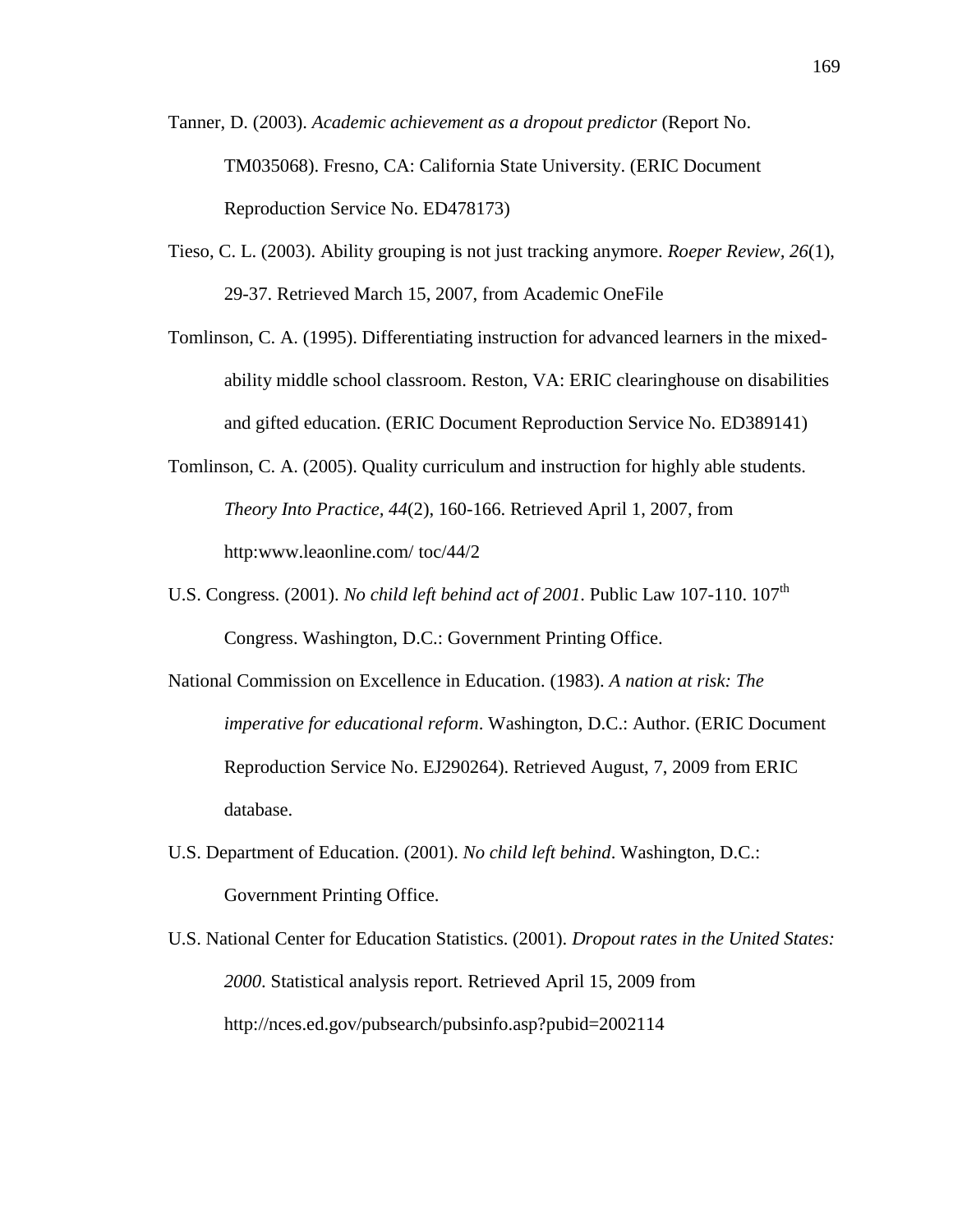Tanner, D. (2003). *Academic achievement as a dropout predictor* (Report No. TM035068). Fresno, CA: California State University. (ERIC Document Reproduction Service No. ED478173)

Tieso, C. L. (2003). Ability grouping is not just tracking anymore. *Roeper Review, 26*(1), 29-37. Retrieved March 15, 2007, from Academic OneFile

Tomlinson, C. A. (1995). Differentiating instruction for advanced learners in the mixed-ability middle school classroom. Reston, VA: ERIC clearinghouse on disabilities and gifted education. (ERIC Document Reproduction Service No. ED389141)

Tomlinson, C. A. (2005). Quality curriculum and instruction for highly able students. *Theory Into Practice, 44*(2), 160-166. Retrieved April 1, 2007, from http:www.leaonline.com/ toc/44/2

U.S. Congress. (2001). *No child left behind act of 2001*. Public Law 107-110. 107th Congress. Washington, D.C.: Government Printing Office.

National Commission on Excellence in Education. (1983). *A nation at risk: The imperative for educational reform*. Washington, D.C.: Author. (ERIC Document Reproduction Service No. EJ290264). Retrieved August, 7, 2009 from ERIC database.

U.S. Department of Education. (2001). *No child left behind*. Washington, D.C.: Government Printing Office.

U.S. National Center for Education Statistics. (2001). *Dropout rates in the United States: 2000*. Statistical analysis report. Retrieved April 15, 2009 from http://nces.ed.gov/pubsearch/pubsinfo.asp?pubid=2002114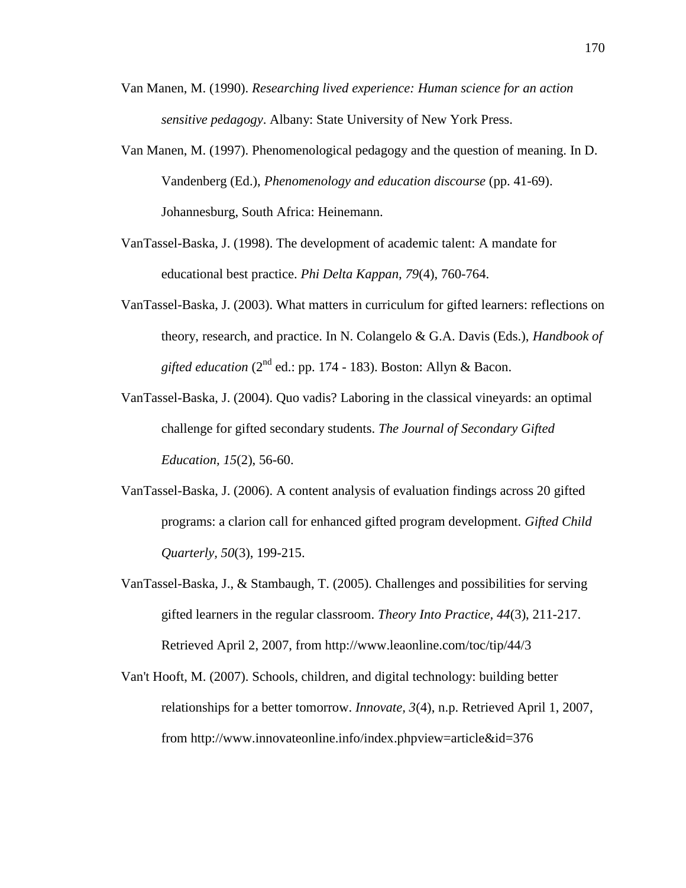Van Manen, M. (1990). *Researching lived experience: Human science for an action sensitive pedagogy*. Albany: State University of New York Press.

Van Manen, M. (1997). Phenomenological pedagogy and the question of meaning. In D. Vandenberg (Ed.), *Phenomenology and education discourse* (pp. 41-69). Johannesburg, South Africa: Heinemann.

VanTassel-Baska, J. (1998). The development of academic talent: A mandate for educational best practice. *Phi Delta Kappan, 79*(4), 760-764.

VanTassel-Baska, J. (2003). What matters in curriculum for gifted learners: reflections on theory, research, and practice. In N. Colangelo & G.A. Davis (Eds.), *Handbook of gifted education* (2nd ed.: pp. 174 - 183). Boston: Allyn & Bacon.

VanTassel-Baska, J. (2004). Quo vadis? Laboring in the classical vineyards: an optimal challenge for gifted secondary students. *The Journal of Secondary Gifted Education, 15*(2), 56-60.

VanTassel-Baska, J. (2006). A content analysis of evaluation findings across 20 gifted programs: a clarion call for enhanced gifted program development. *Gifted Child Quarterly, 50*(3), 199-215.

VanTassel-Baska, J., & Stambaugh, T. (2005). Challenges and possibilities for serving gifted learners in the regular classroom. *Theory Into Practice, 44*(3), 211-217. Retrieved April 2, 2007, from http://www.leaonline.com/toc/tip/44/3

Van't Hooft, M. (2007). Schools, children, and digital technology: building better relationships for a better tomorrow. *Innovate, 3*(4), n.p. Retrieved April 1, 2007, from http://www.innovateonline.info/index.phpview=article&id=376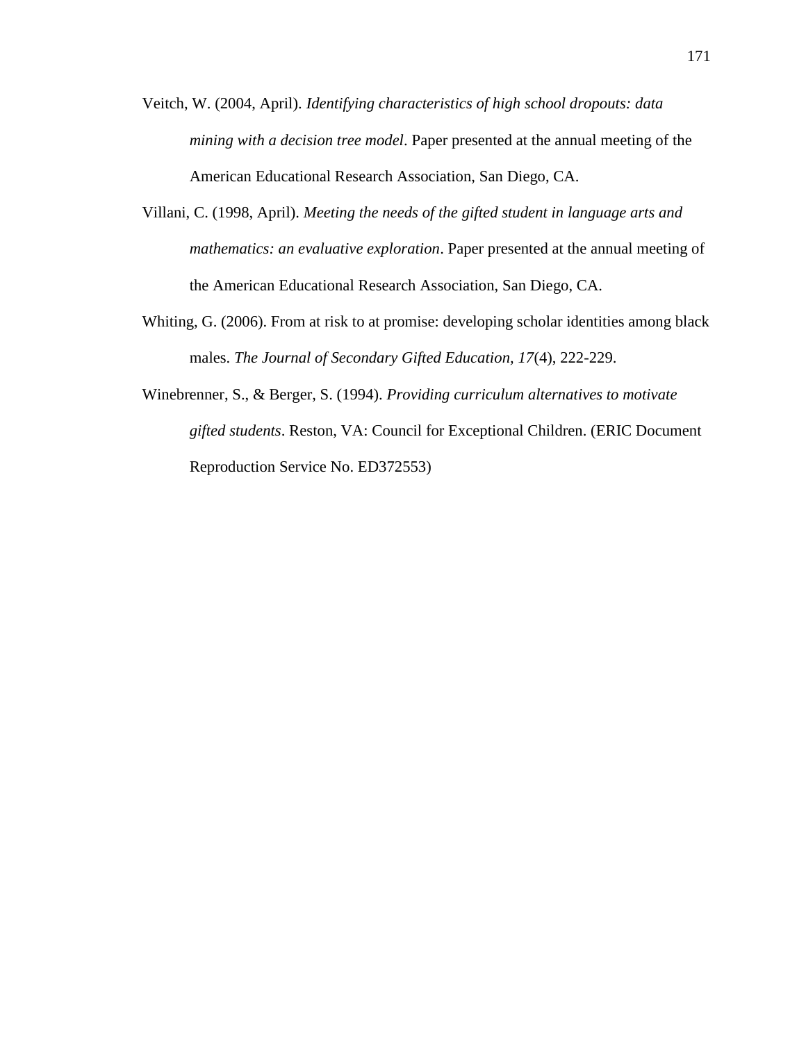Veitch, W. (2004, April). *Identifying characteristics of high school dropouts: data mining with a decision tree model*. Paper presented at the annual meeting of the American Educational Research Association, San Diego, CA.

Villani, C. (1998, April). *Meeting the needs of the gifted student in language arts and mathematics: an evaluative exploration*. Paper presented at the annual meeting of the American Educational Research Association, San Diego, CA.

Whiting, G. (2006). From at risk to at promise: developing scholar identities among black males. *The Journal of Secondary Gifted Education, 17*(4), 222-229.

Winebrenner, S., & Berger, S. (1994). *Providing curriculum alternatives to motivate gifted students*. Reston, VA: Council for Exceptional Children. (ERIC Document Reproduction Service No. ED372553)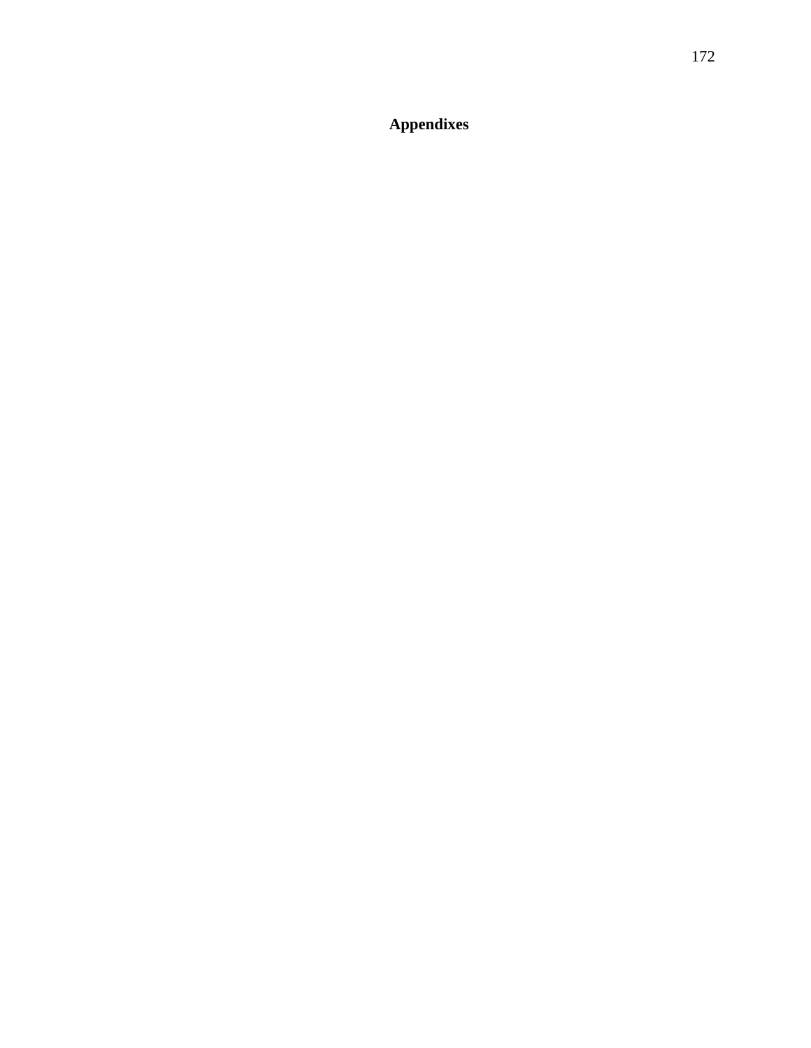# Appendixes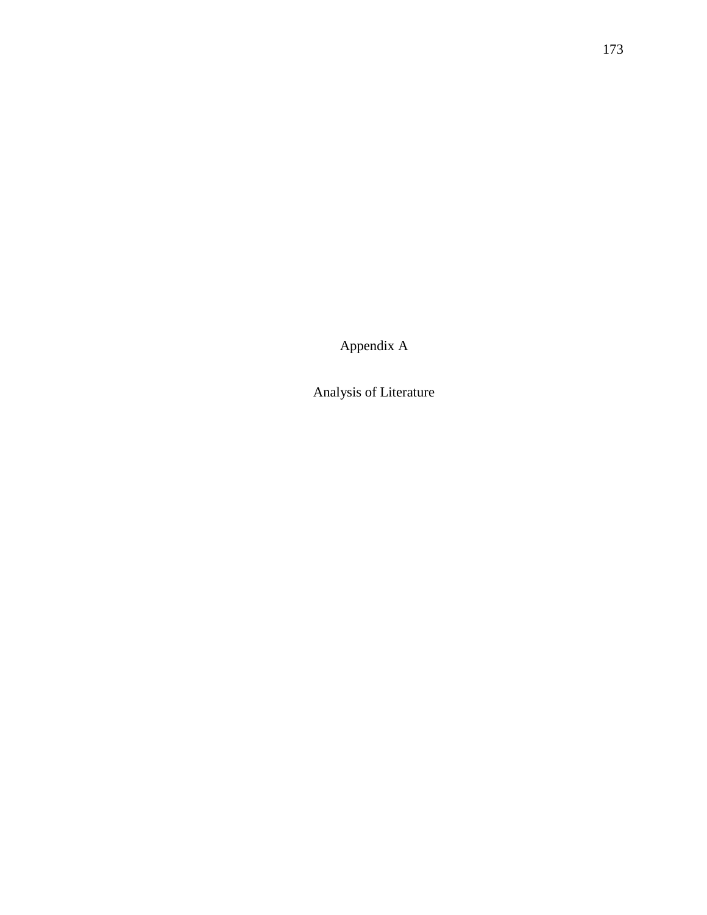# Appendix A

## Analysis of Literature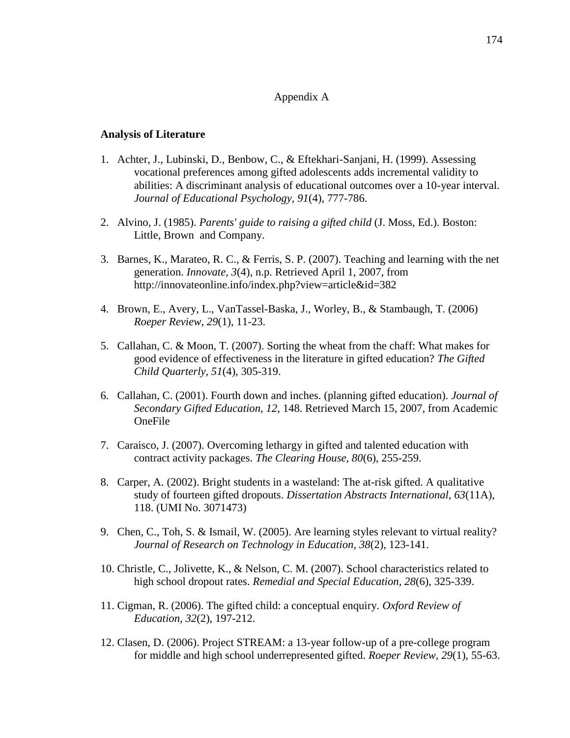Appendix A

**Analysis of Literature**

1. Achter, J., Lubinski, D., Benbow, C., & Eftekhari-Sanjani, H. (1999). Assessing vocational preferences among gifted adolescents adds incremental validity to abilities: A discriminant analysis of educational outcomes over a 10-year interval. *Journal of Educational Psychology, 91*(4), 777-786.

2. Alvino, J. (1985). *Parents' guide to raising a gifted child* (J. Moss, Ed.). Boston: Little, Brown and Company.

3. Barnes, K., Marateo, R. C., & Ferris, S. P. (2007). Teaching and learning with the net generation. *Innovate, 3*(4), n.p. Retrieved April 1, 2007, from http://innovateonline.info/index.php?view=article&id=382

4. Brown, E., Avery, L., VanTassel-Baska, J., Worley, B., & Stambaugh, T. (2006) *Roeper Review, 29*(1), 11-23.

5. Callahan, C. & Moon, T. (2007). Sorting the wheat from the chaff: What makes for good evidence of effectiveness in the literature in gifted education? *The Gifted Child Quarterly, 51*(4), 305-319.

6. Callahan, C. (2001). Fourth down and inches. (planning gifted education). *Journal of Secondary Gifted Education, 12*, 148. Retrieved March 15, 2007, from Academic OneFile

7. Caraisco, J. (2007). Overcoming lethargy in gifted and talented education with contract activity packages. *The Clearing House, 80*(6), 255-259.

8. Carper, A. (2002). Bright students in a wasteland: The at-risk gifted. A qualitative study of fourteen gifted dropouts. *Dissertation Abstracts International, 63*(11A), 118. (UMI No. 3071473)

9. Chen, C., Toh, S. & Ismail, W. (2005). Are learning styles relevant to virtual reality? *Journal of Research on Technology in Education, 38*(2), 123-141.

10. Christle, C., Jolivette, K., & Nelson, C. M. (2007). School characteristics related to high school dropout rates. *Remedial and Special Education, 28*(6), 325-339.

11. Cigman, R. (2006). The gifted child: a conceptual enquiry. *Oxford Review of Education, 32*(2), 197-212.

12. Clasen, D. (2006). Project STREAM: a 13-year follow-up of a pre-college program for middle and high school underrepresented gifted. *Roeper Review, 29*(1), 55-63.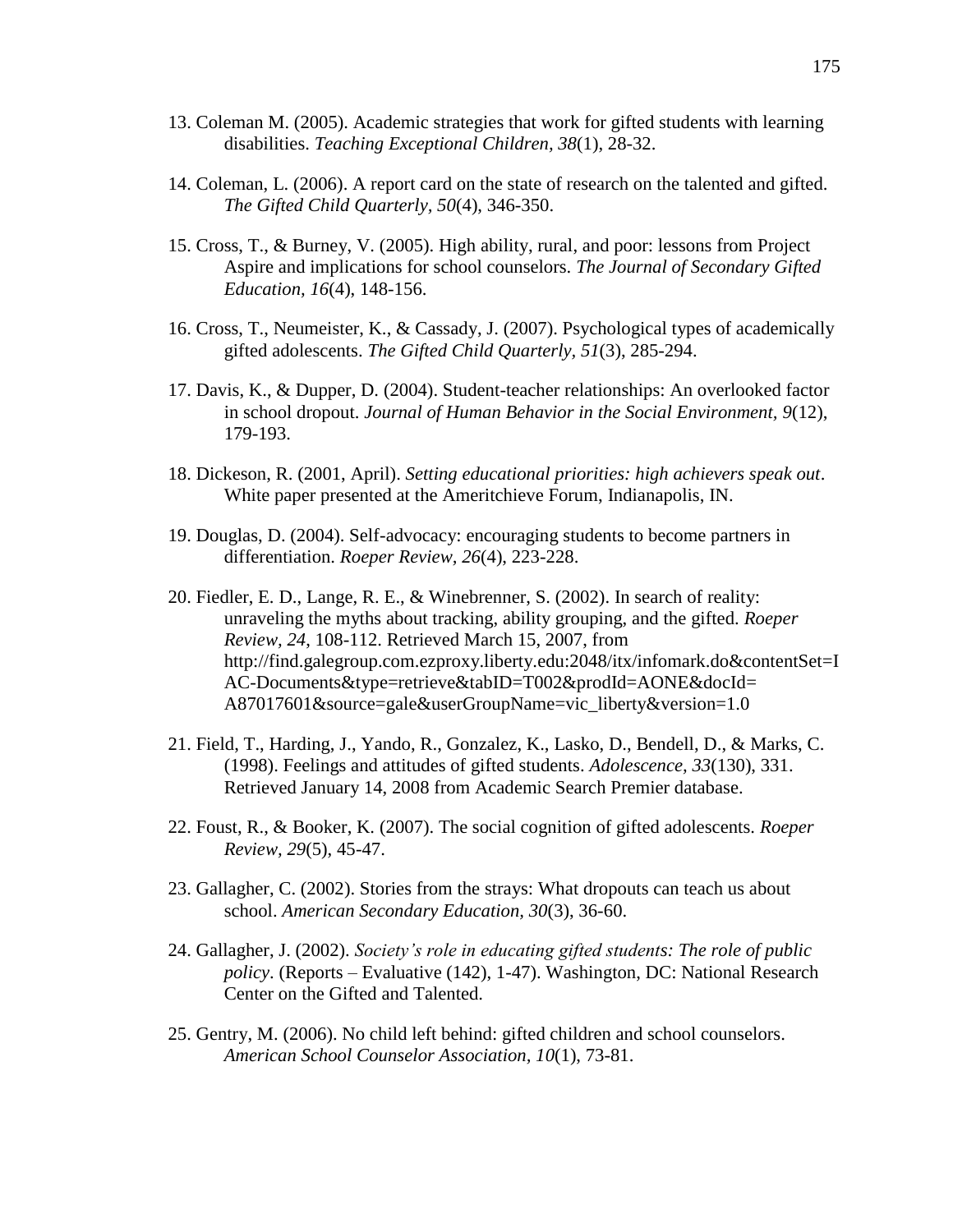13. Coleman M. (2005). Academic strategies that work for gifted students with learning disabilities. *Teaching Exceptional Children, 38*(1), 28-32.

14. Coleman, L. (2006). A report card on the state of research on the talented and gifted. *The Gifted Child Quarterly, 50*(4), 346-350.

15. Cross, T., & Burney, V. (2005). High ability, rural, and poor: lessons from Project Aspire and implications for school counselors. *The Journal of Secondary Gifted Education, 16*(4), 148-156.

16. Cross, T., Neumeister, K., & Cassady, J. (2007). Psychological types of academically gifted adolescents. *The Gifted Child Quarterly, 51*(3), 285-294.

17. Davis, K., & Dupper, D. (2004). Student-teacher relationships: An overlooked factor in school dropout. *Journal of Human Behavior in the Social Environment, 9*(12), 179-193.

18. Dickeson, R. (2001, April). *Setting educational priorities: high achievers speak out*. White paper presented at the Ameritchieve Forum, Indianapolis, IN.

19. Douglas, D. (2004). Self-advocacy: encouraging students to become partners in differentiation. *Roeper Review, 26*(4), 223-228.

20. Fiedler, E. D., Lange, R. E., & Winebrenner, S. (2002). In search of reality: unraveling the myths about tracking, ability grouping, and the gifted. *Roeper Review, 24*, 108-112. Retrieved March 15, 2007, from http://find.galegroup.com.ezproxy.liberty.edu:2048/itx/infomark.do&contentSet=IAC-Documents&type=retrieve&tabID=T002&prodId=AONE&docId=A87017601&source=gale&userGroupName=vic_liberty&version=1.0

21. Field, T., Harding, J., Yando, R., Gonzalez, K., Lasko, D., Bendell, D., & Marks, C. (1998). Feelings and attitudes of gifted students. *Adolescence, 33*(130), 331. Retrieved January 14, 2008 from Academic Search Premier database.

22. Foust, R., & Booker, K. (2007). The social cognition of gifted adolescents. *Roeper Review, 29*(5), 45-47.

23. Gallagher, C. (2002). Stories from the strays: What dropouts can teach us about school. *American Secondary Education, 30*(3), 36-60.

24. Gallagher, J. (2002). *Society's role in educating gifted students: The role of public policy*. (Reports – Evaluative (142), 1-47). Washington, DC: National Research Center on the Gifted and Talented.

25. Gentry, M. (2006). No child left behind: gifted children and school counselors. *American School Counselor Association, 10*(1), 73-81.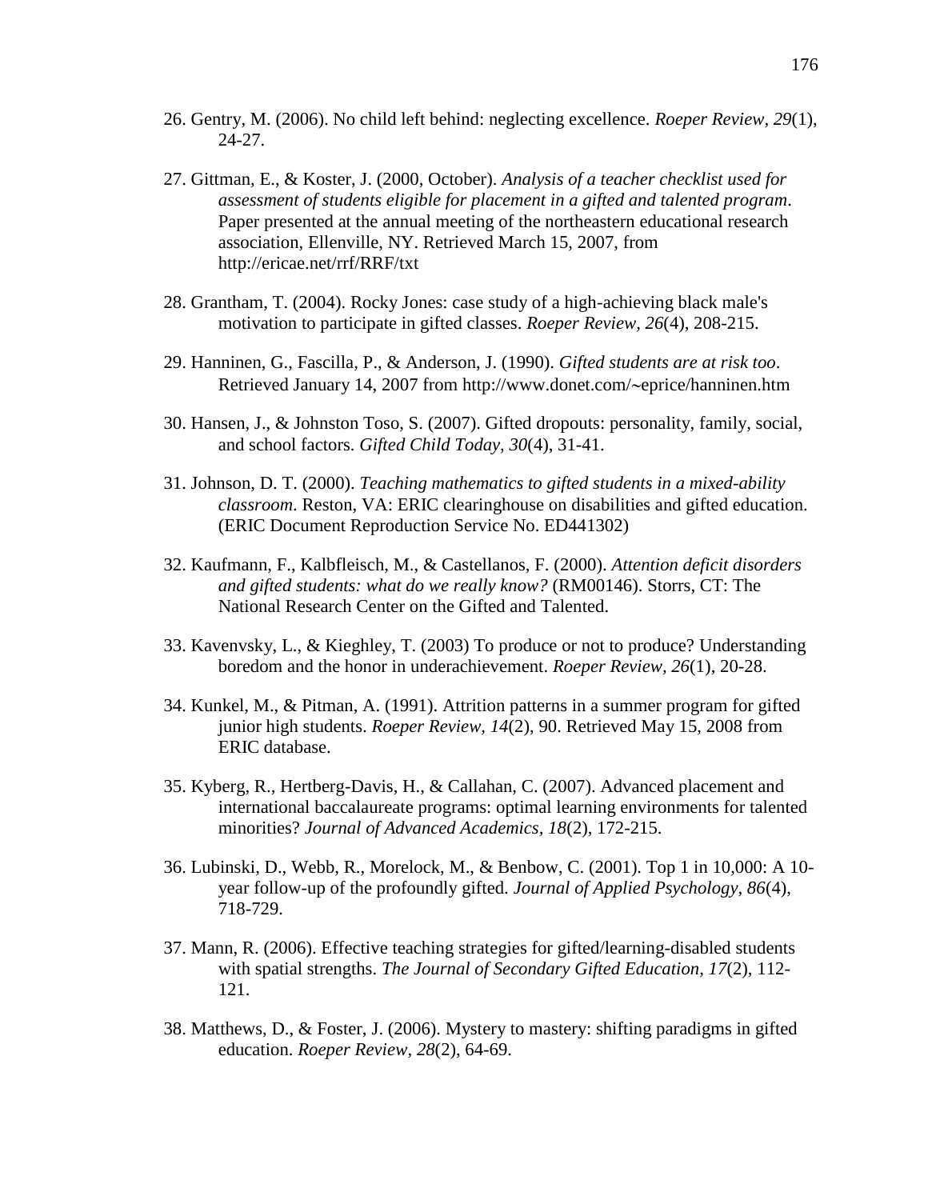26. Gentry, M. (2006). No child left behind: neglecting excellence. *Roeper Review, 29*(1), 24-27.

27. Gittman, E., & Koster, J. (2000, October). *Analysis of a teacher checklist used for assessment of students eligible for placement in a gifted and talented program*. Paper presented at the annual meeting of the northeastern educational research association, Ellenville, NY. Retrieved March 15, 2007, from http://ericae.net/rrf/RRF/txt

28. Grantham, T. (2004). Rocky Jones: case study of a high-achieving black male's motivation to participate in gifted classes. *Roeper Review, 26*(4), 208-215.

29. Hanninen, G., Fascilla, P., & Anderson, J. (1990). *Gifted students are at risk too*. Retrieved January 14, 2007 from http://www.donet.com/~eprice/hanninen.htm

30. Hansen, J., & Johnston Toso, S. (2007). Gifted dropouts: personality, family, social, and school factors. *Gifted Child Today, 30*(4), 31-41.

31. Johnson, D. T. (2000). *Teaching mathematics to gifted students in a mixed-ability classroom*. Reston, VA: ERIC clearinghouse on disabilities and gifted education. (ERIC Document Reproduction Service No. ED441302)

32. Kaufmann, F., Kalbfleisch, M., & Castellanos, F. (2000). *Attention deficit disorders and gifted students: what do we really know?* (RM00146). Storrs, CT: The National Research Center on the Gifted and Talented.

33. Kavenvsky, L., & Kieghley, T. (2003) To produce or not to produce? Understanding boredom and the honor in underachievement. *Roeper Review, 26*(1), 20-28.

34. Kunkel, M., & Pitman, A. (1991). Attrition patterns in a summer program for gifted junior high students. *Roeper Review, 14*(2), 90. Retrieved May 15, 2008 from ERIC database.

35. Kyberg, R., Hertberg-Davis, H., & Callahan, C. (2007). Advanced placement and international baccalaureate programs: optimal learning environments for talented minorities? *Journal of Advanced Academics, 18*(2), 172-215.

36. Lubinski, D., Webb, R., Morelock, M., & Benbow, C. (2001). Top 1 in 10,000: A 10-year follow-up of the profoundly gifted. *Journal of Applied Psychology, 86*(4), 718-729.

37. Mann, R. (2006). Effective teaching strategies for gifted/learning-disabled students with spatial strengths. *The Journal of Secondary Gifted Education, 17*(2), 112-121.

38. Matthews, D., & Foster, J. (2006). Mystery to mastery: shifting paradigms in gifted education. *Roeper Review, 28*(2), 64-69.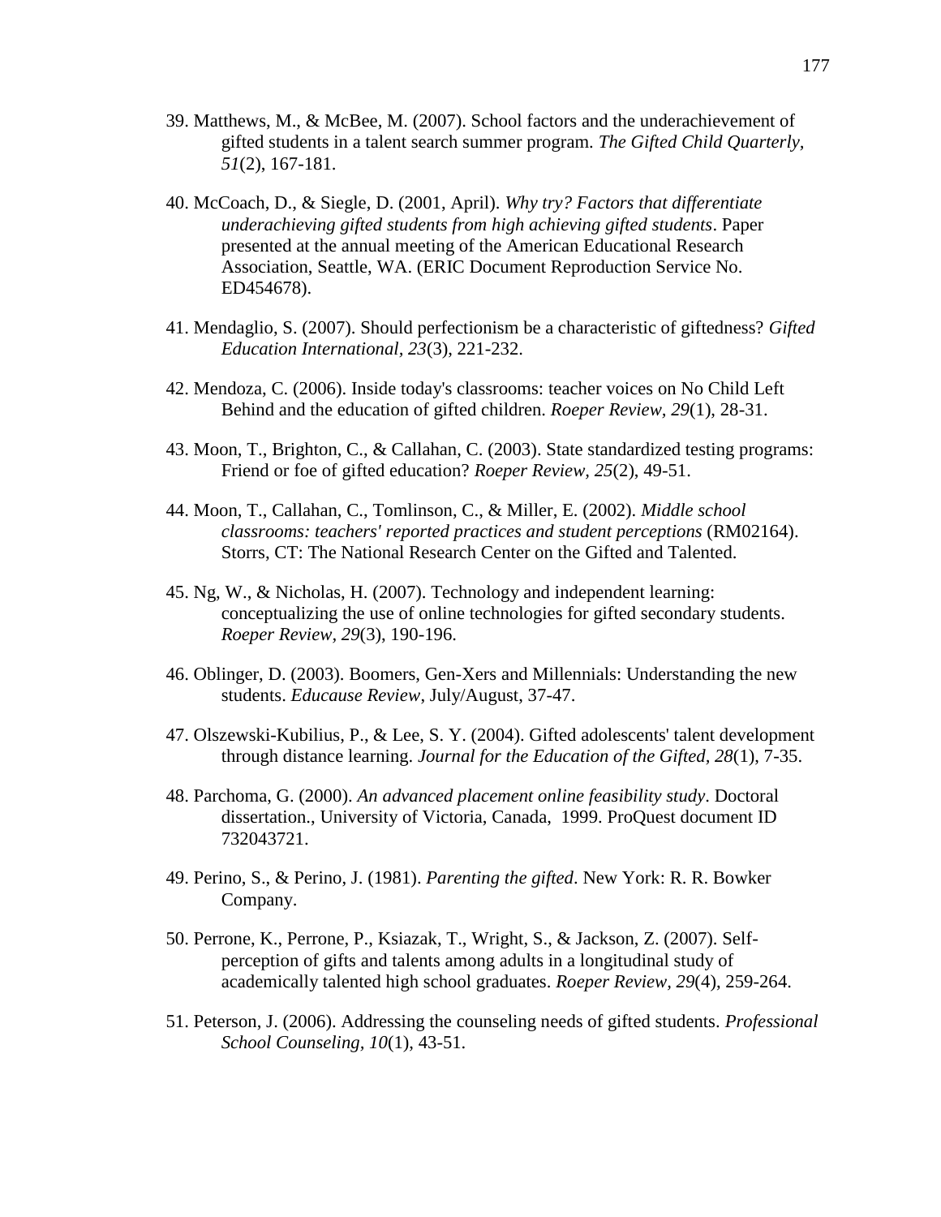39. Matthews, M., & McBee, M. (2007). School factors and the underachievement of gifted students in a talent search summer program. *The Gifted Child Quarterly, 51*(2), 167-181.

40. McCoach, D., & Siegle, D. (2001, April). *Why try? Factors that differentiate underachieving gifted students from high achieving gifted students*. Paper presented at the annual meeting of the American Educational Research Association, Seattle, WA. (ERIC Document Reproduction Service No. ED454678).

41. Mendaglio, S. (2007). Should perfectionism be a characteristic of giftedness? *Gifted Education International, 23*(3), 221-232.

42. Mendoza, C. (2006). Inside today's classrooms: teacher voices on No Child Left Behind and the education of gifted children. *Roeper Review, 29*(1), 28-31.

43. Moon, T., Brighton, C., & Callahan, C. (2003). State standardized testing programs: Friend or foe of gifted education? *Roeper Review, 25*(2), 49-51.

44. Moon, T., Callahan, C., Tomlinson, C., & Miller, E. (2002). *Middle school classrooms: teachers' reported practices and student perceptions* (RM02164). Storrs, CT: The National Research Center on the Gifted and Talented.

45. Ng, W., & Nicholas, H. (2007). Technology and independent learning: conceptualizing the use of online technologies for gifted secondary students. *Roeper Review, 29*(3), 190-196.

46. Oblinger, D. (2003). Boomers, Gen-Xers and Millennials: Understanding the new students. *Educause Review*, July/August, 37-47.

47. Olszewski-Kubilius, P., & Lee, S. Y. (2004). Gifted adolescents' talent development through distance learning. *Journal for the Education of the Gifted, 28*(1), 7-35.

48. Parchoma, G. (2000). *An advanced placement online feasibility study*. Doctoral dissertation., University of Victoria, Canada, 1999. ProQuest document ID 732043721.

49. Perino, S., & Perino, J. (1981). *Parenting the gifted*. New York: R. R. Bowker Company.

50. Perrone, K., Perrone, P., Ksiazak, T., Wright, S., & Jackson, Z. (2007). Self-perception of gifts and talents among adults in a longitudinal study of academically talented high school graduates. *Roeper Review, 29*(4), 259-264.

51. Peterson, J. (2006). Addressing the counseling needs of gifted students. *Professional School Counseling, 10*(1), 43-51.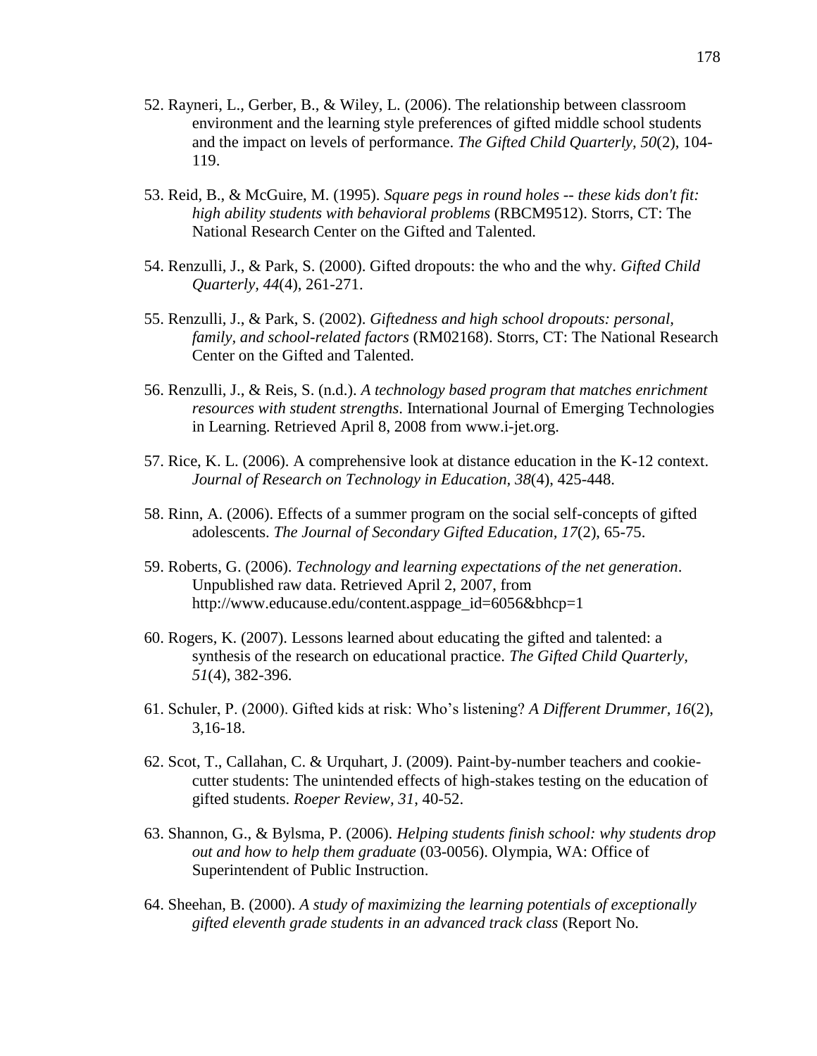52. Rayneri, L., Gerber, B., & Wiley, L. (2006). The relationship between classroom environment and the learning style preferences of gifted middle school students and the impact on levels of performance. *The Gifted Child Quarterly, 50*(2), 104-119.

53. Reid, B., & McGuire, M. (1995). *Square pegs in round holes -- these kids don't fit: high ability students with behavioral problems* (RBCM9512). Storrs, CT: The National Research Center on the Gifted and Talented.

54. Renzulli, J., & Park, S. (2000). Gifted dropouts: the who and the why. *Gifted Child Quarterly, 44*(4), 261-271.

55. Renzulli, J., & Park, S. (2002). *Giftedness and high school dropouts: personal, family, and school-related factors* (RM02168). Storrs, CT: The National Research Center on the Gifted and Talented.

56. Renzulli, J., & Reis, S. (n.d.). *A technology based program that matches enrichment resources with student strengths*. International Journal of Emerging Technologies in Learning. Retrieved April 8, 2008 from www.i-jet.org.

57. Rice, K. L. (2006). A comprehensive look at distance education in the K-12 context. *Journal of Research on Technology in Education, 38*(4), 425-448.

58. Rinn, A. (2006). Effects of a summer program on the social self-concepts of gifted adolescents. *The Journal of Secondary Gifted Education, 17*(2), 65-75.

59. Roberts, G. (2006). *Technology and learning expectations of the net generation*. Unpublished raw data. Retrieved April 2, 2007, from http://www.educause.edu/content.asppage_id=6056&bhcp=1

60. Rogers, K. (2007). Lessons learned about educating the gifted and talented: a synthesis of the research on educational practice. *The Gifted Child Quarterly, 51*(4), 382-396.

61. Schuler, P. (2000). Gifted kids at risk: Who's listening? *A Different Drummer, 16*(2), 3,16-18.

62. Scot, T., Callahan, C. & Urquhart, J. (2009). Paint-by-number teachers and cookie-cutter students: The unintended effects of high-stakes testing on the education of gifted students. *Roeper Review, 31*, 40-52.

63. Shannon, G., & Bylsma, P. (2006). *Helping students finish school: why students drop out and how to help them graduate* (03-0056). Olympia, WA: Office of Superintendent of Public Instruction.

64. Sheehan, B. (2000). *A study of maximizing the learning potentials of exceptionally gifted eleventh grade students in an advanced track class* (Report No.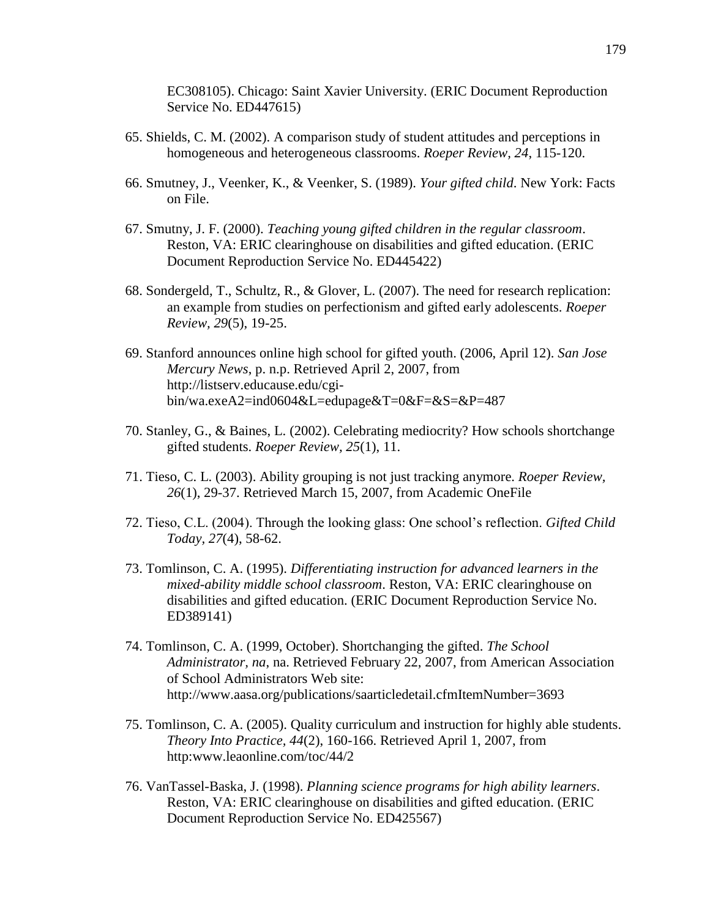EC308105). Chicago: Saint Xavier University. (ERIC Document Reproduction Service No. ED447615)

65. Shields, C. M. (2002). A comparison study of student attitudes and perceptions in homogeneous and heterogeneous classrooms. *Roeper Review, 24*, 115-120.

66. Smutney, J., Veenker, K., & Veenker, S. (1989). *Your gifted child*. New York: Facts on File.

67. Smutny, J. F. (2000). *Teaching young gifted children in the regular classroom*. Reston, VA: ERIC clearinghouse on disabilities and gifted education. (ERIC Document Reproduction Service No. ED445422)

68. Sondergeld, T., Schultz, R., & Glover, L. (2007). The need for research replication: an example from studies on perfectionism and gifted early adolescents. *Roeper Review, 29*(5), 19-25.

69. Stanford announces online high school for gifted youth. (2006, April 12). *San Jose Mercury News*, p. n.p. Retrieved April 2, 2007, from http://listserv.educause.edu/cgi-bin/wa.exeA2=ind0604&L=edupage&T=0&F=&S=&P=487

70. Stanley, G., & Baines, L. (2002). Celebrating mediocrity? How schools shortchange gifted students. *Roeper Review, 25*(1), 11.

71. Tieso, C. L. (2003). Ability grouping is not just tracking anymore. *Roeper Review, 26*(1), 29-37. Retrieved March 15, 2007, from Academic OneFile

72. Tieso, C.L. (2004). Through the looking glass: One school's reflection. *Gifted Child Today, 27*(4), 58-62.

73. Tomlinson, C. A. (1995). *Differentiating instruction for advanced learners in the mixed-ability middle school classroom*. Reston, VA: ERIC clearinghouse on disabilities and gifted education. (ERIC Document Reproduction Service No. ED389141)

74. Tomlinson, C. A. (1999, October). Shortchanging the gifted. *The School Administrator, na*, na. Retrieved February 22, 2007, from American Association of School Administrators Web site: http://www.aasa.org/publications/saarticledetail.cfmItemNumber=3693

75. Tomlinson, C. A. (2005). Quality curriculum and instruction for highly able students. *Theory Into Practice, 44*(2), 160-166. Retrieved April 1, 2007, from http:www.leaonline.com/toc/44/2

76. VanTassel-Baska, J. (1998). *Planning science programs for high ability learners*. Reston, VA: ERIC clearinghouse on disabilities and gifted education. (ERIC Document Reproduction Service No. ED425567)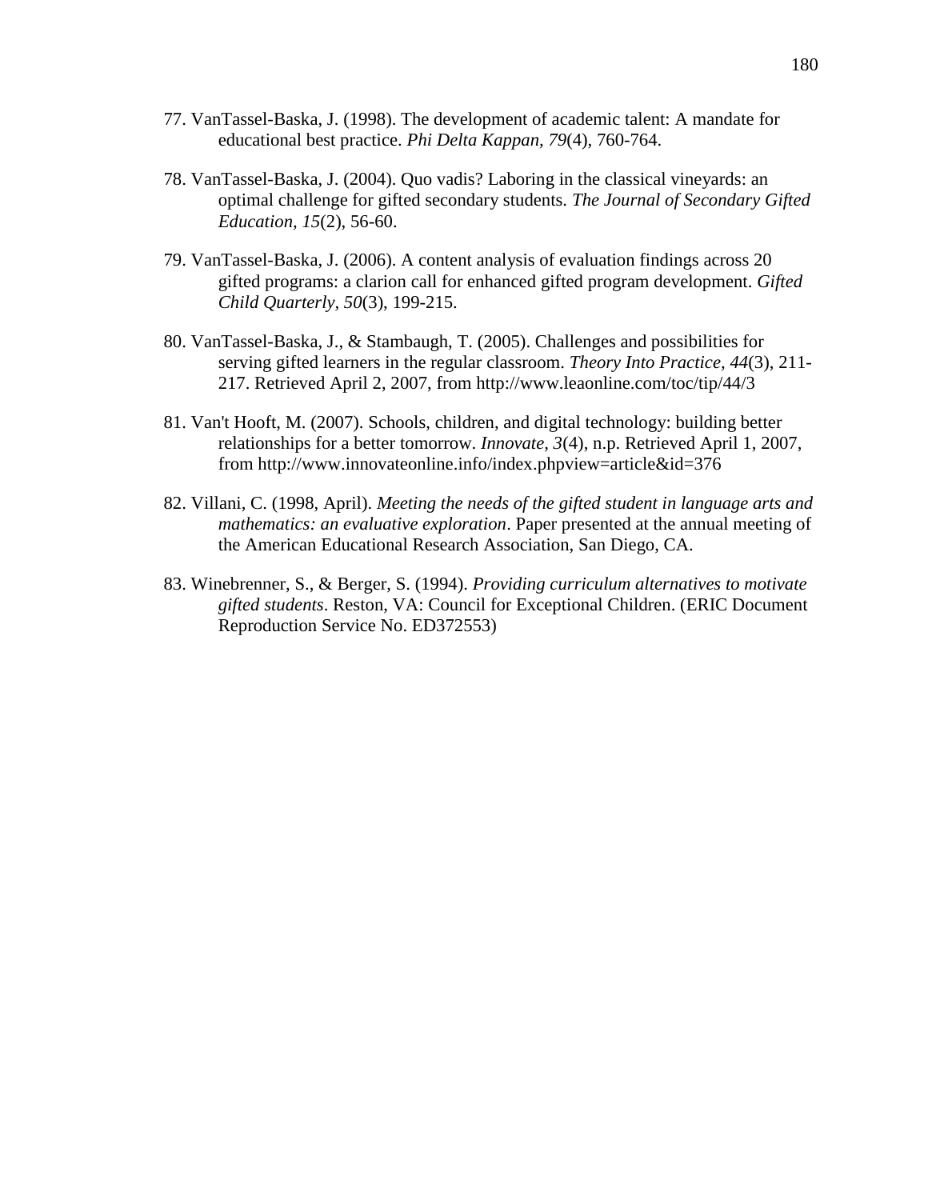77. VanTassel-Baska, J. (1998). The development of academic talent: A mandate for educational best practice. *Phi Delta Kappan, 79*(4), 760-764.

78. VanTassel-Baska, J. (2004). Quo vadis? Laboring in the classical vineyards: an optimal challenge for gifted secondary students. *The Journal of Secondary Gifted Education, 15*(2), 56-60.

79. VanTassel-Baska, J. (2006). A content analysis of evaluation findings across 20 gifted programs: a clarion call for enhanced gifted program development. *Gifted Child Quarterly, 50*(3), 199-215.

80. VanTassel-Baska, J., & Stambaugh, T. (2005). Challenges and possibilities for serving gifted learners in the regular classroom. *Theory Into Practice, 44*(3), 211-217. Retrieved April 2, 2007, from http://www.leaonline.com/toc/tip/44/3

81. Van't Hooft, M. (2007). Schools, children, and digital technology: building better relationships for a better tomorrow. *Innovate, 3*(4), n.p. Retrieved April 1, 2007, from http://www.innovateonline.info/index.phpview=article&id=376

82. Villani, C. (1998, April). *Meeting the needs of the gifted student in language arts and mathematics: an evaluative exploration*. Paper presented at the annual meeting of the American Educational Research Association, San Diego, CA.

83. Winebrenner, S., & Berger, S. (1994). *Providing curriculum alternatives to motivate gifted students*. Reston, VA: Council for Exceptional Children. (ERIC Document Reproduction Service No. ED372553)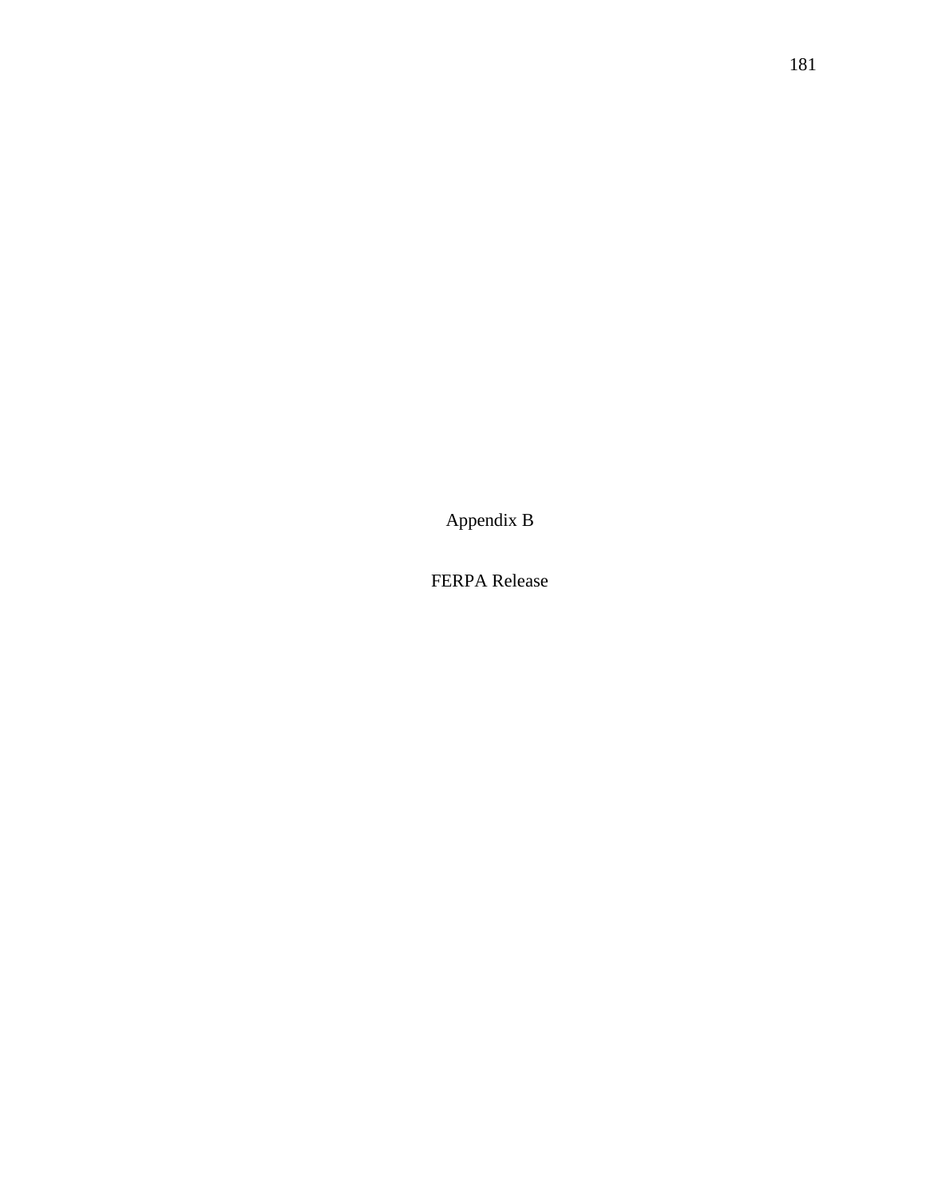# Appendix B

## FERPA Release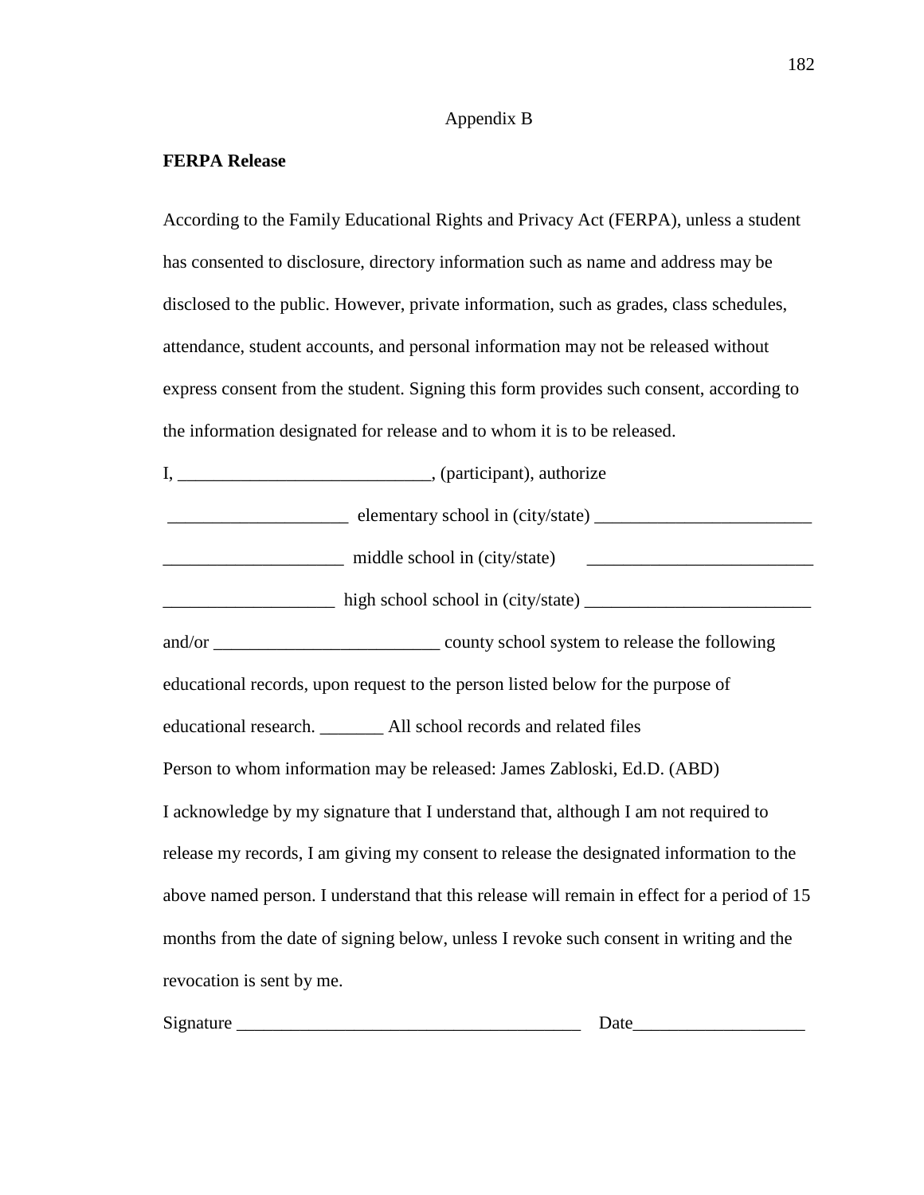Appendix B

**FERPA Release**

According to the Family Educational Rights and Privacy Act (FERPA), unless a student has consented to disclosure, directory information such as name and address may be disclosed to the public. However, private information, such as grades, class schedules, attendance, student accounts, and personal information may not be released without express consent from the student. Signing this form provides such consent, according to the information designated for release and to whom it is to be released.

I, ____________________________, (participant), authorize

____________________ elementary school in (city/state) _________________________

____________________ middle school in (city/state) _________________________

___________________ high school school in (city/state) _________________________

and/or _________________________ county school system to release the following educational records, upon request to the person listed below for the purpose of educational research. _______ All school records and related files

Person to whom information may be released: James Zabloski, Ed.D. (ABD)

I acknowledge by my signature that I understand that, although I am not required to release my records, I am giving my consent to release the designated information to the above named person. I understand that this release will remain in effect for a period of 15 months from the date of signing below, unless I revoke such consent in writing and the revocation is sent by me.

Signature _______________________________________ Date___________________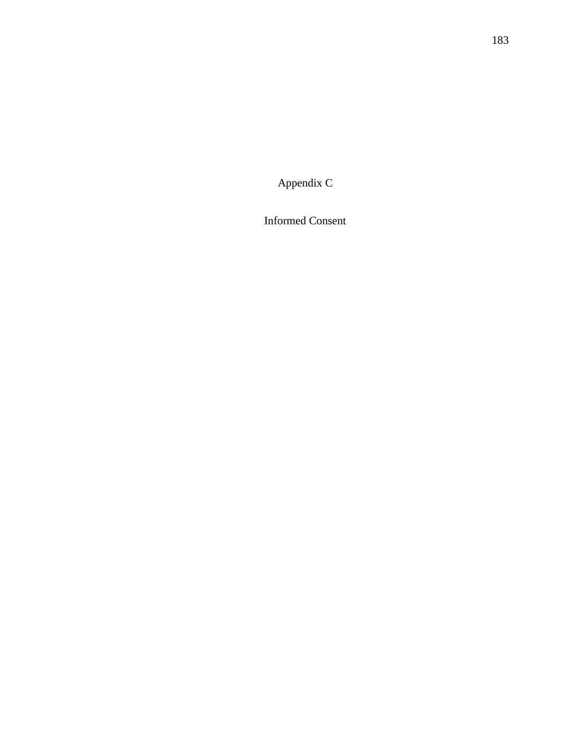# Appendix C

## Informed Consent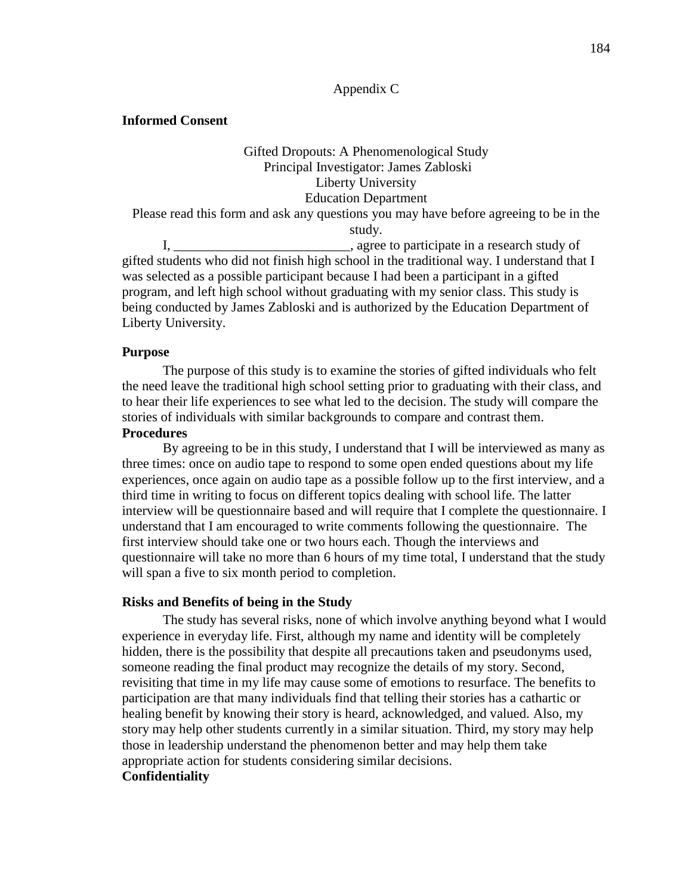Appendix C

**Informed Consent**

Gifted Dropouts: A Phenomenological Study
Principal Investigator: James Zabloski
Liberty University
Education Department

Please read this form and ask any questions you may have before agreeing to be in the study.

I, _________________________, agree to participate in a research study of gifted students who did not finish high school in the traditional way. I understand that I was selected as a possible participant because I had been a participant in a gifted program, and left high school without graduating with my senior class. This study is being conducted by James Zabloski and is authorized by the Education Department of Liberty University.

**Purpose**

The purpose of this study is to examine the stories of gifted individuals who felt the need leave the traditional high school setting prior to graduating with their class, and to hear their life experiences to see what led to the decision. The study will compare the stories of individuals with similar backgrounds to compare and contrast them.

**Procedures**

By agreeing to be in this study, I understand that I will be interviewed as many as three times: once on audio tape to respond to some open ended questions about my life experiences, once again on audio tape as a possible follow up to the first interview, and a third time in writing to focus on different topics dealing with school life. The latter interview will be questionnaire based and will require that I complete the questionnaire. I understand that I am encouraged to write comments following the questionnaire. The first interview should take one or two hours each. Though the interviews and questionnaire will take no more than 6 hours of my time total, I understand that the study will span a five to six month period to completion.

**Risks and Benefits of being in the Study**

The study has several risks, none of which involve anything beyond what I would experience in everyday life. First, although my name and identity will be completely hidden, there is the possibility that despite all precautions taken and pseudonyms used, someone reading the final product may recognize the details of my story. Second, revisiting that time in my life may cause some of emotions to resurface. The benefits to participation are that many individuals find that telling their stories has a cathartic or healing benefit by knowing their story is heard, acknowledged, and valued. Also, my story may help other students currently in a similar situation. Third, my story may help those in leadership understand the phenomenon better and may help them take appropriate action for students considering similar decisions.

**Confidentiality**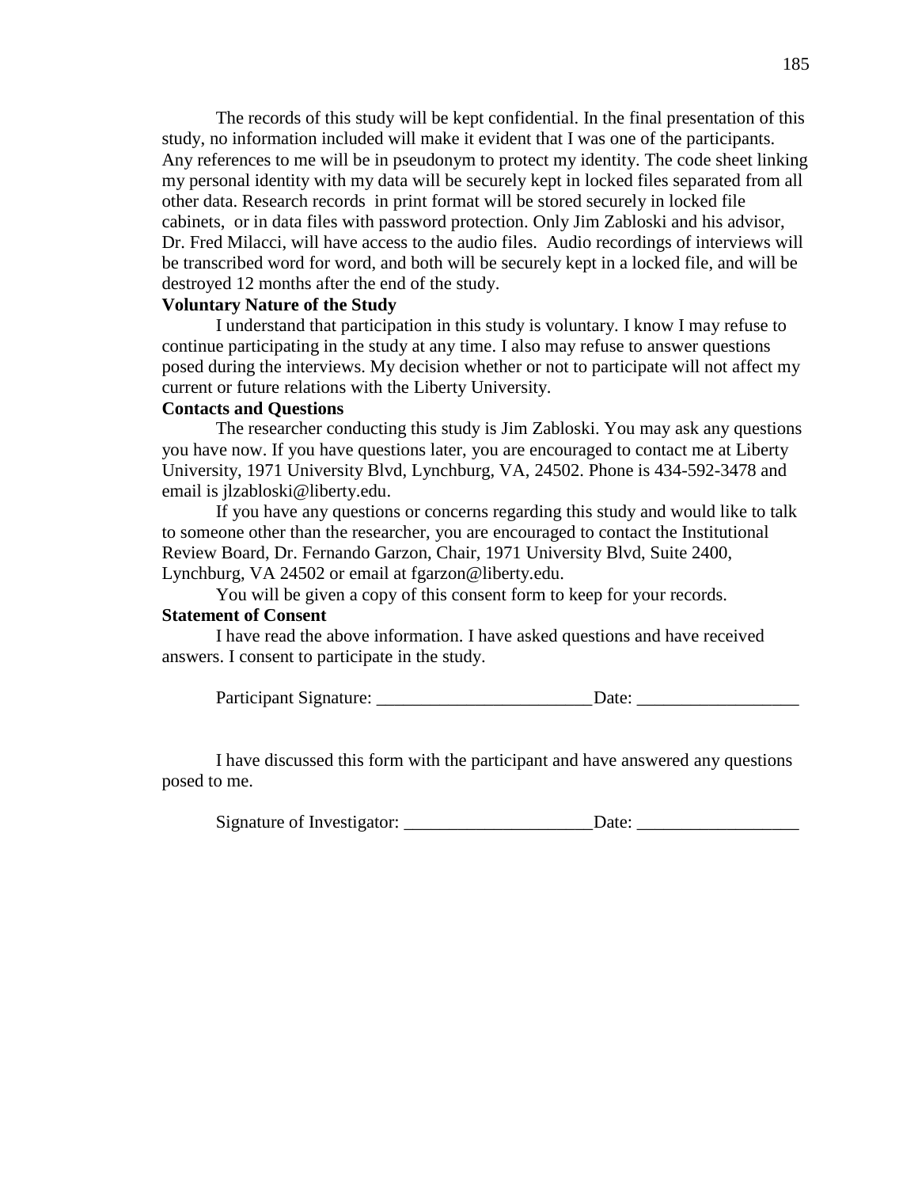The records of this study will be kept confidential. In the final presentation of this study, no information included will make it evident that I was one of the participants. Any references to me will be in pseudonym to protect my identity. The code sheet linking my personal identity with my data will be securely kept in locked files separated from all other data. Research records in print format will be stored securely in locked file cabinets, or in data files with password protection. Only Jim Zabloski and his advisor, Dr. Fred Milacci, will have access to the audio files. Audio recordings of interviews will be transcribed word for word, and both will be securely kept in a locked file, and will be destroyed 12 months after the end of the study.

**Voluntary Nature of the Study**

I understand that participation in this study is voluntary. I know I may refuse to continue participating in the study at any time. I also may refuse to answer questions posed during the interviews. My decision whether or not to participate will not affect my current or future relations with the Liberty University.

**Contacts and Questions**

The researcher conducting this study is Jim Zabloski. You may ask any questions you have now. If you have questions later, you are encouraged to contact me at Liberty University, 1971 University Blvd, Lynchburg, VA, 24502. Phone is 434-592-3478 and email is jlzabloski@liberty.edu.

If you have any questions or concerns regarding this study and would like to talk to someone other than the researcher, you are encouraged to contact the Institutional Review Board, Dr. Fernando Garzon, Chair, 1971 University Blvd, Suite 2400, Lynchburg, VA 24502 or email at fgarzon@liberty.edu.

You will be given a copy of this consent form to keep for your records.

**Statement of Consent**

I have read the above information. I have asked questions and have received answers. I consent to participate in the study.

Participant Signature: ________________________Date: __________________

I have discussed this form with the participant and have answered any questions posed to me.

Signature of Investigator: _____________________Date: __________________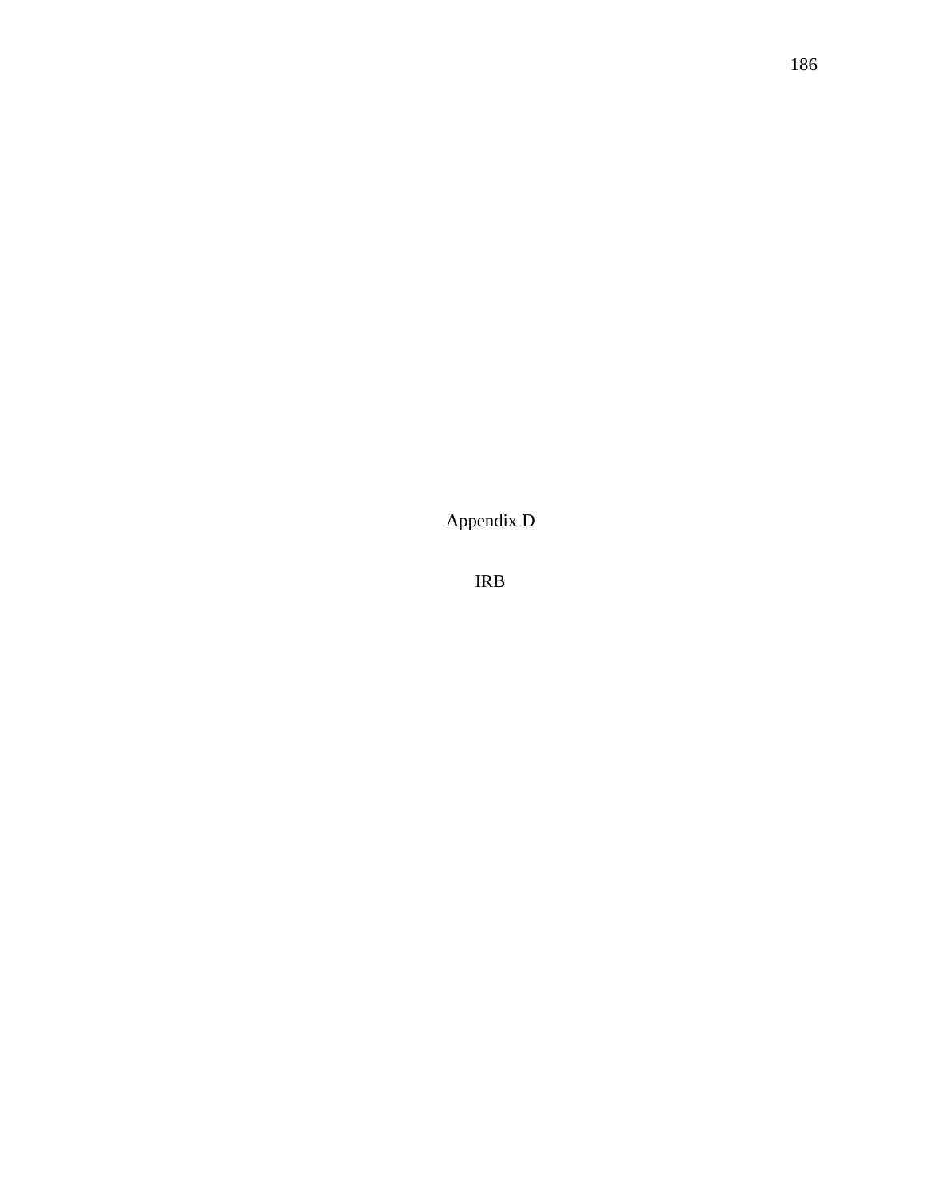# Appendix D

## IRB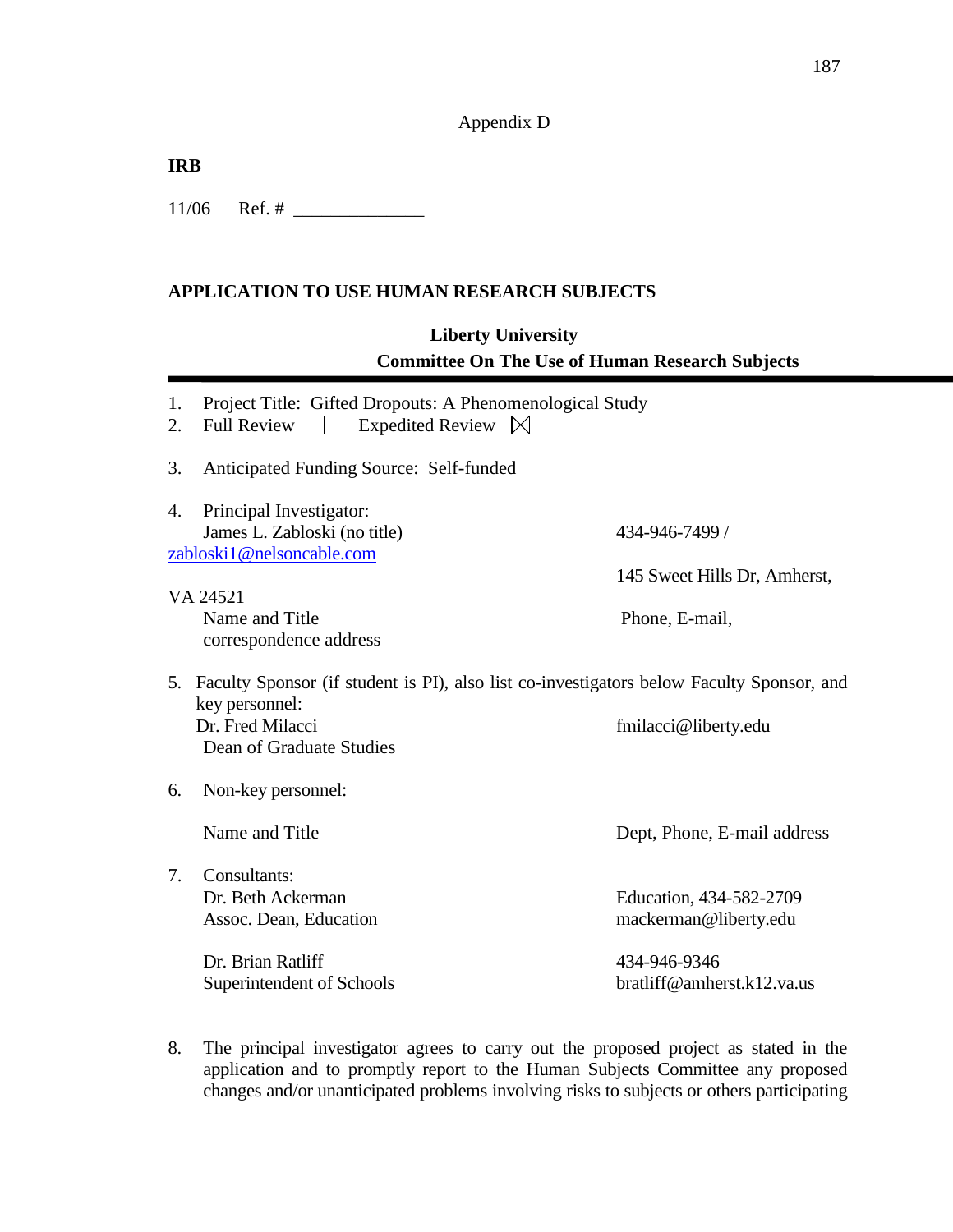Appendix D

**IRB**

11/06 Ref. # ______________

**APPLICATION TO USE HUMAN RESEARCH SUBJECTS**

**Liberty University**
**Committee On The Use of Human Research Subjects**

1. Project Title: Gifted Dropouts: A Phenomenological Study
2. Full Review ☐ Expedited Review ☒

3. Anticipated Funding Source: Self-funded

4. Principal Investigator:
   James L. Zabloski (no title) 434-946-7499 / zabloski1@nelsoncable.com 145 Sweet Hills Dr, Amherst, VA 24521
   Name and Title Phone, E-mail, correspondence address

5. Faculty Sponsor (if student is PI), also list co-investigators below Faculty Sponsor, and key personnel:
   Dr. Fred Milacci fmilacci@liberty.edu
   Dean of Graduate Studies

6. Non-key personnel:

   Name and Title Dept, Phone, E-mail address

7. Consultants:
   Dr. Beth Ackerman Education, 434-582-2709
   Assoc. Dean, Education mackerman@liberty.edu

   Dr. Brian Ratliff 434-946-9346
   Superintendent of Schools bratliff@amherst.k12.va.us

8. The principal investigator agrees to carry out the proposed project as stated in the application and to promptly report to the Human Subjects Committee any proposed changes and/or unanticipated problems involving risks to subjects or others participating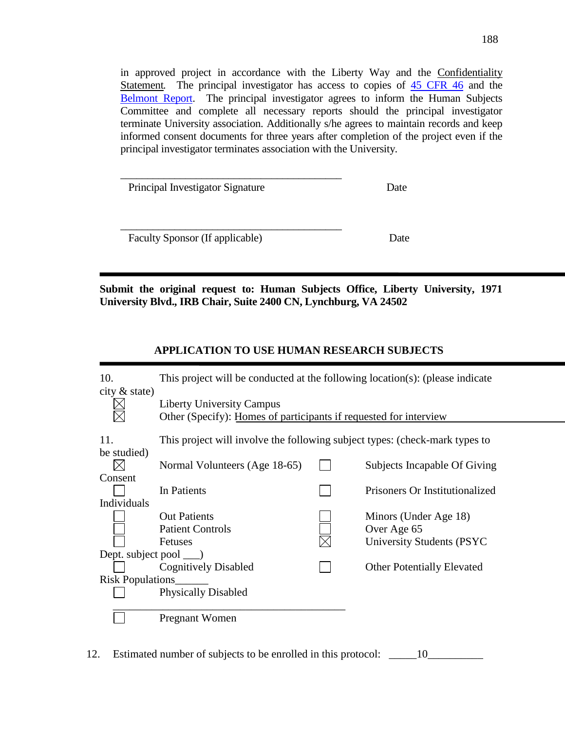in approved project in accordance with the Liberty Way and the Confidentiality Statement. The principal investigator has access to copies of 45 CFR 46 and the Belmont Report. The principal investigator agrees to inform the Human Subjects Committee and complete all necessary reports should the principal investigator terminate University association. Additionally s/he agrees to maintain records and keep informed consent documents for three years after completion of the project even if the principal investigator terminates association with the University.

\_\_\_\_\_\_\_\_\_\_\_\_\_\_\_\_\_\_\_\_\_\_\_\_\_\_\_\_\_\_\_\_\_\_\_\_\_\_\_\_\_\_\_

Principal Investigator Signature Date

\_\_\_\_\_\_\_\_\_\_\_\_\_\_\_\_\_\_\_\_\_\_\_\_\_\_\_\_\_\_\_\_\_\_\_\_\_\_\_\_\_\_\_

Faculty Sponsor (If applicable) Date

---

**Submit the original request to: Human Subjects Office, Liberty University, 1971 University Blvd., IRB Chair, Suite 2400 CN, Lynchburg, VA 24502**

## APPLICATION TO USE HUMAN RESEARCH SUBJECTS

10. This project will be conducted at the following location(s): (please indicate city & state)

- ☒ Liberty University Campus
- ☒ Other (Specify): Homes of participants if requested for interview

11. This project will involve the following subject types: (check-mark types to be studied)

- ☒ Normal Volunteers (Age 18-65)
- ☐ Subjects Incapable Of Giving Consent
- ☐ In Patients
- ☐ Prisoners Or Institutionalized Individuals
- ☐ Out Patients
- ☐ Minors (Under Age 18)
- ☐ Patient Controls
- ☐ Over Age 65
- ☐ Fetuses
- ☒ University Students (PSYC Dept. subject pool \_\_\_)
- ☐ Cognitively Disabled
- ☐ Other Potentially Elevated Risk Populations\_\_\_\_\_\_
- ☐ Physically Disabled
- ☐ Pregnant Women

12. Estimated number of subjects to be enrolled in this protocol: \_\_\_\_\_10\_\_\_\_\_\_\_\_\_\_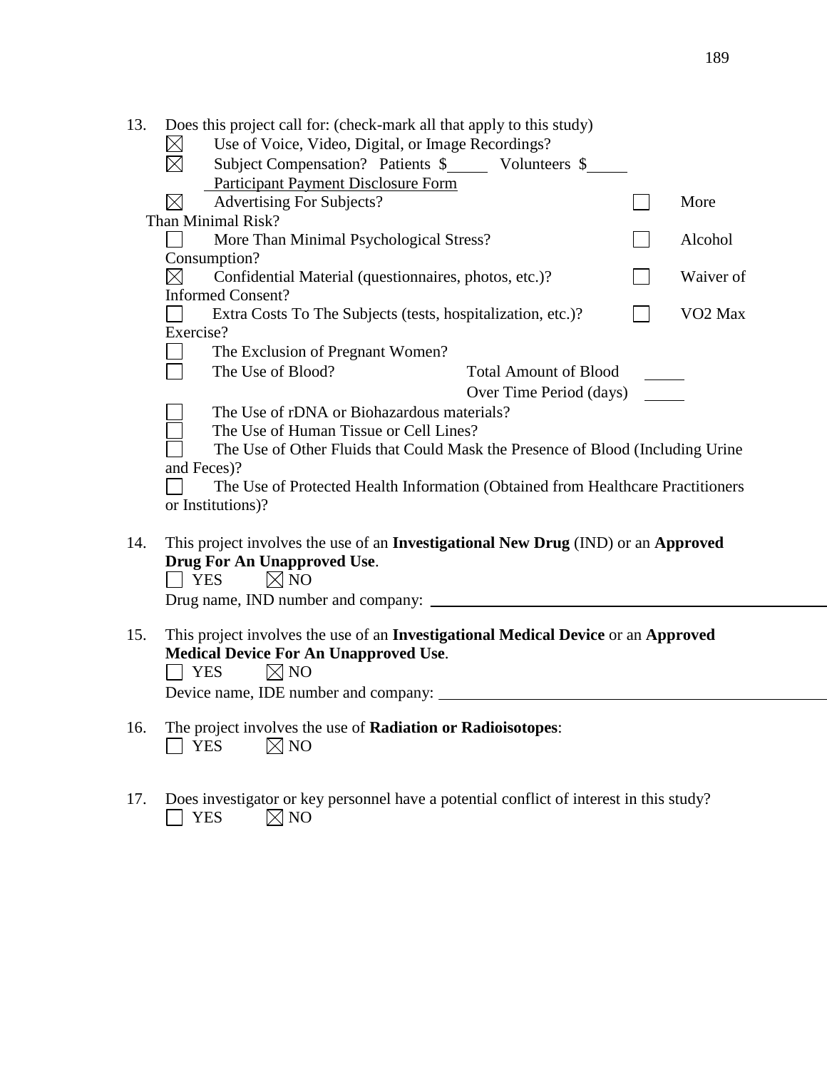13. Does this project call for: (check-mark all that apply to this study)

☒ Use of Voice, Video, Digital, or Image Recordings?

☒ Subject Compensation? Patients $\_\_\_\_\_ Volunteers $\_\_\_\_\_
Participant Payment Disclosure Form

☒ Advertising For Subjects?

☐ More Than Minimal Risk?

☐ More Than Minimal Psychological Stress?

☐ Alcohol Consumption?

☒ Confidential Material (questionnaires, photos, etc.)?

☐ Waiver of Informed Consent?

☐ Extra Costs To The Subjects (tests, hospitalization, etc.)?

☐ VO2 Max Exercise?

☐ The Exclusion of Pregnant Women?

☐ The Use of Blood? Total Amount of Blood \_\_\_\_\_
Over Time Period (days) \_\_\_\_\_

☐ The Use of rDNA or Biohazardous materials?

☐ The Use of Human Tissue or Cell Lines?

☐ The Use of Other Fluids that Could Mask the Presence of Blood (Including Urine and Feces)?

☐ The Use of Protected Health Information (Obtained from Healthcare Practitioners or Institutions)?

14. This project involves the use of an **Investigational New Drug** (IND) or an **Approved Drug For An Unapproved Use**.

☐ YES ☒ NO

Drug name, IND number and company: \_\_\_\_\_\_\_\_\_\_\_\_\_\_\_\_\_\_\_\_\_\_\_\_\_\_\_\_\_\_\_\_\_\_\_\_\_\_\_\_

15. This project involves the use of an **Investigational Medical Device** or an **Approved Medical Device For An Unapproved Use**.

☐ YES ☒ NO

Device name, IDE number and company: \_\_\_\_\_\_\_\_\_\_\_\_\_\_\_\_\_\_\_\_\_\_\_\_\_\_\_\_\_\_\_\_\_\_\_\_\_\_\_\_

16. The project involves the use of **Radiation or Radioisotopes**:

☐ YES ☒ NO

17. Does investigator or key personnel have a potential conflict of interest in this study?

☐ YES ☒ NO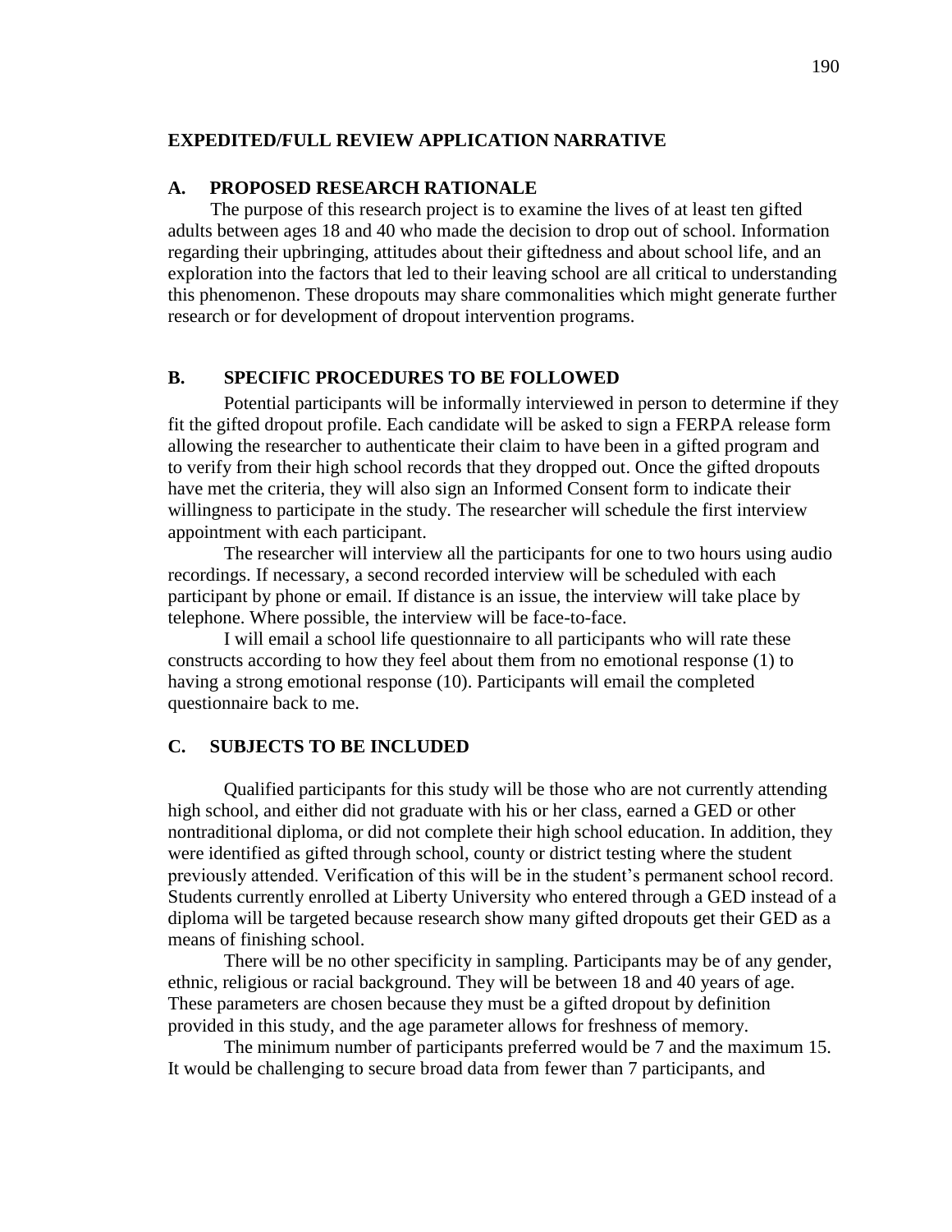## EXPEDITED/FULL REVIEW APPLICATION NARRATIVE

### A. PROPOSED RESEARCH RATIONALE

The purpose of this research project is to examine the lives of at least ten gifted adults between ages 18 and 40 who made the decision to drop out of school. Information regarding their upbringing, attitudes about their giftedness and about school life, and an exploration into the factors that led to their leaving school are all critical to understanding this phenomenon. These dropouts may share commonalities which might generate further research or for development of dropout intervention programs.

### B. SPECIFIC PROCEDURES TO BE FOLLOWED

Potential participants will be informally interviewed in person to determine if they fit the gifted dropout profile. Each candidate will be asked to sign a FERPA release form allowing the researcher to authenticate their claim to have been in a gifted program and to verify from their high school records that they dropped out. Once the gifted dropouts have met the criteria, they will also sign an Informed Consent form to indicate their willingness to participate in the study. The researcher will schedule the first interview appointment with each participant.

The researcher will interview all the participants for one to two hours using audio recordings. If necessary, a second recorded interview will be scheduled with each participant by phone or email. If distance is an issue, the interview will take place by telephone. Where possible, the interview will be face-to-face.

I will email a school life questionnaire to all participants who will rate these constructs according to how they feel about them from no emotional response (1) to having a strong emotional response (10). Participants will email the completed questionnaire back to me.

### C. SUBJECTS TO BE INCLUDED

Qualified participants for this study will be those who are not currently attending high school, and either did not graduate with his or her class, earned a GED or other nontraditional diploma, or did not complete their high school education. In addition, they were identified as gifted through school, county or district testing where the student previously attended. Verification of this will be in the student's permanent school record. Students currently enrolled at Liberty University who entered through a GED instead of a diploma will be targeted because research show many gifted dropouts get their GED as a means of finishing school.

There will be no other specificity in sampling. Participants may be of any gender, ethnic, religious or racial background. They will be between 18 and 40 years of age. These parameters are chosen because they must be a gifted dropout by definition provided in this study, and the age parameter allows for freshness of memory.

The minimum number of participants preferred would be 7 and the maximum 15. It would be challenging to secure broad data from fewer than 7 participants, and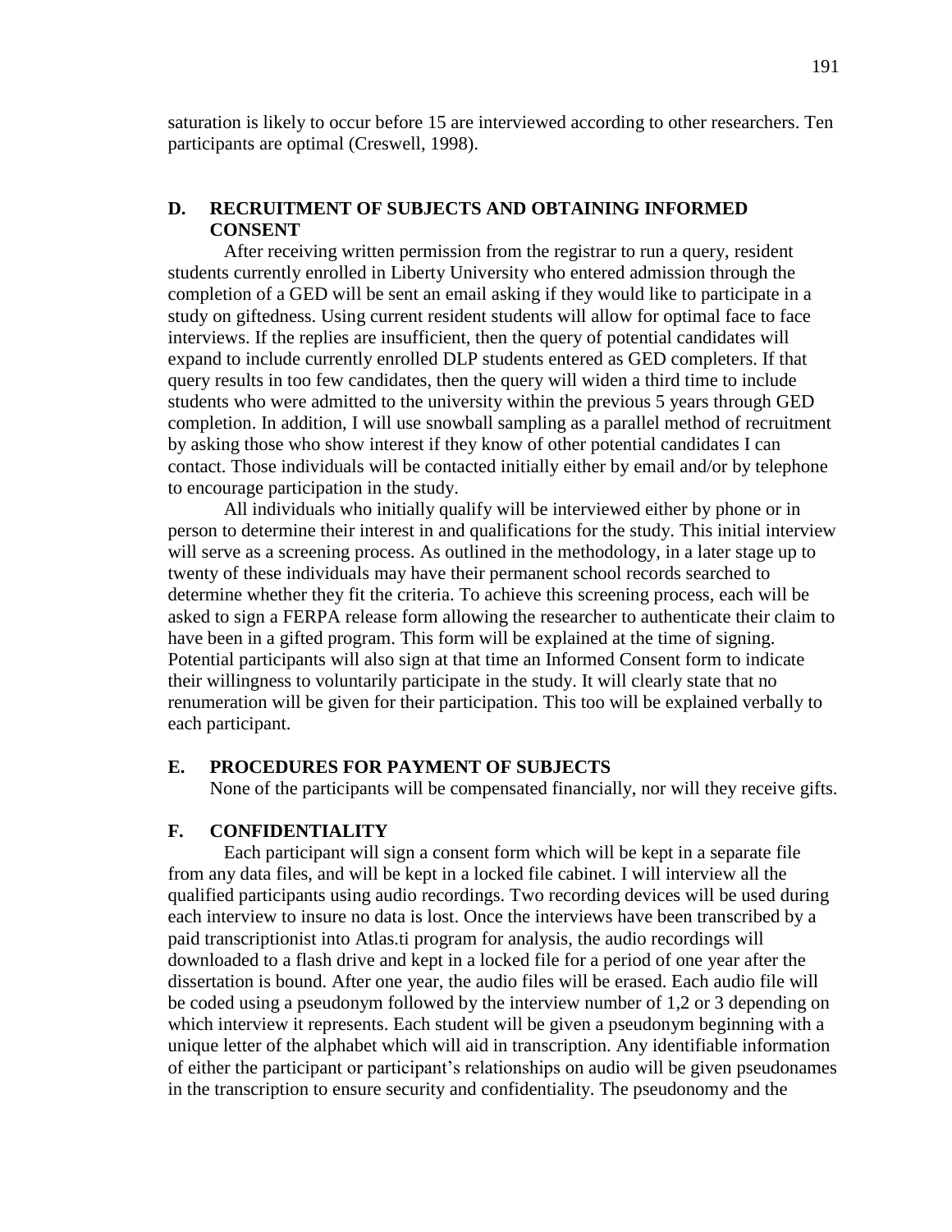saturation is likely to occur before 15 are interviewed according to other researchers. Ten participants are optimal (Creswell, 1998).

## D. RECRUITMENT OF SUBJECTS AND OBTAINING INFORMED CONSENT

After receiving written permission from the registrar to run a query, resident students currently enrolled in Liberty University who entered admission through the completion of a GED will be sent an email asking if they would like to participate in a study on giftedness. Using current resident students will allow for optimal face to face interviews. If the replies are insufficient, then the query of potential candidates will expand to include currently enrolled DLP students entered as GED completers. If that query results in too few candidates, then the query will widen a third time to include students who were admitted to the university within the previous 5 years through GED completion. In addition, I will use snowball sampling as a parallel method of recruitment by asking those who show interest if they know of other potential candidates I can contact. Those individuals will be contacted initially either by email and/or by telephone to encourage participation in the study.

All individuals who initially qualify will be interviewed either by phone or in person to determine their interest in and qualifications for the study. This initial interview will serve as a screening process. As outlined in the methodology, in a later stage up to twenty of these individuals may have their permanent school records searched to determine whether they fit the criteria. To achieve this screening process, each will be asked to sign a FERPA release form allowing the researcher to authenticate their claim to have been in a gifted program. This form will be explained at the time of signing. Potential participants will also sign at that time an Informed Consent form to indicate their willingness to voluntarily participate in the study. It will clearly state that no renumeration will be given for their participation. This too will be explained verbally to each participant.

## E. PROCEDURES FOR PAYMENT OF SUBJECTS

None of the participants will be compensated financially, nor will they receive gifts.

## F. CONFIDENTIALITY

Each participant will sign a consent form which will be kept in a separate file from any data files, and will be kept in a locked file cabinet. I will interview all the qualified participants using audio recordings. Two recording devices will be used during each interview to insure no data is lost. Once the interviews have been transcribed by a paid transcriptionist into Atlas.ti program for analysis, the audio recordings will downloaded to a flash drive and kept in a locked file for a period of one year after the dissertation is bound. After one year, the audio files will be erased. Each audio file will be coded using a pseudonym followed by the interview number of 1,2 or 3 depending on which interview it represents. Each student will be given a pseudonym beginning with a unique letter of the alphabet which will aid in transcription. Any identifiable information of either the participant or participant's relationships on audio will be given pseudonames in the transcription to ensure security and confidentiality. The pseudonomy and the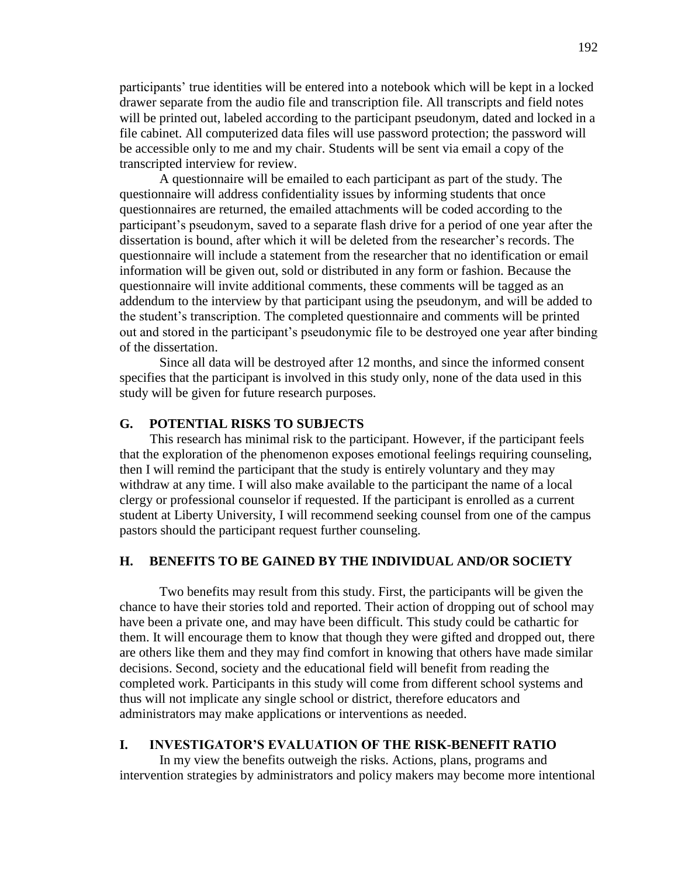participants' true identities will be entered into a notebook which will be kept in a locked drawer separate from the audio file and transcription file. All transcripts and field notes will be printed out, labeled according to the participant pseudonym, dated and locked in a file cabinet. All computerized data files will use password protection; the password will be accessible only to me and my chair. Students will be sent via email a copy of the transcripted interview for review.

A questionnaire will be emailed to each participant as part of the study. The questionnaire will address confidentiality issues by informing students that once questionnaires are returned, the emailed attachments will be coded according to the participant's pseudonym, saved to a separate flash drive for a period of one year after the dissertation is bound, after which it will be deleted from the researcher's records. The questionnaire will include a statement from the researcher that no identification or email information will be given out, sold or distributed in any form or fashion. Because the questionnaire will invite additional comments, these comments will be tagged as an addendum to the interview by that participant using the pseudonym, and will be added to the student's transcription. The completed questionnaire and comments will be printed out and stored in the participant's pseudonymic file to be destroyed one year after binding of the dissertation.

Since all data will be destroyed after 12 months, and since the informed consent specifies that the participant is involved in this study only, none of the data used in this study will be given for future research purposes.

## G. POTENTIAL RISKS TO SUBJECTS

This research has minimal risk to the participant. However, if the participant feels that the exploration of the phenomenon exposes emotional feelings requiring counseling, then I will remind the participant that the study is entirely voluntary and they may withdraw at any time. I will also make available to the participant the name of a local clergy or professional counselor if requested. If the participant is enrolled as a current student at Liberty University, I will recommend seeking counsel from one of the campus pastors should the participant request further counseling.

## H. BENEFITS TO BE GAINED BY THE INDIVIDUAL AND/OR SOCIETY

Two benefits may result from this study. First, the participants will be given the chance to have their stories told and reported. Their action of dropping out of school may have been a private one, and may have been difficult. This study could be cathartic for them. It will encourage them to know that though they were gifted and dropped out, there are others like them and they may find comfort in knowing that others have made similar decisions. Second, society and the educational field will benefit from reading the completed work. Participants in this study will come from different school systems and thus will not implicate any single school or district, therefore educators and administrators may make applications or interventions as needed.

## I. INVESTIGATOR'S EVALUATION OF THE RISK-BENEFIT RATIO

In my view the benefits outweigh the risks. Actions, plans, programs and intervention strategies by administrators and policy makers may become more intentional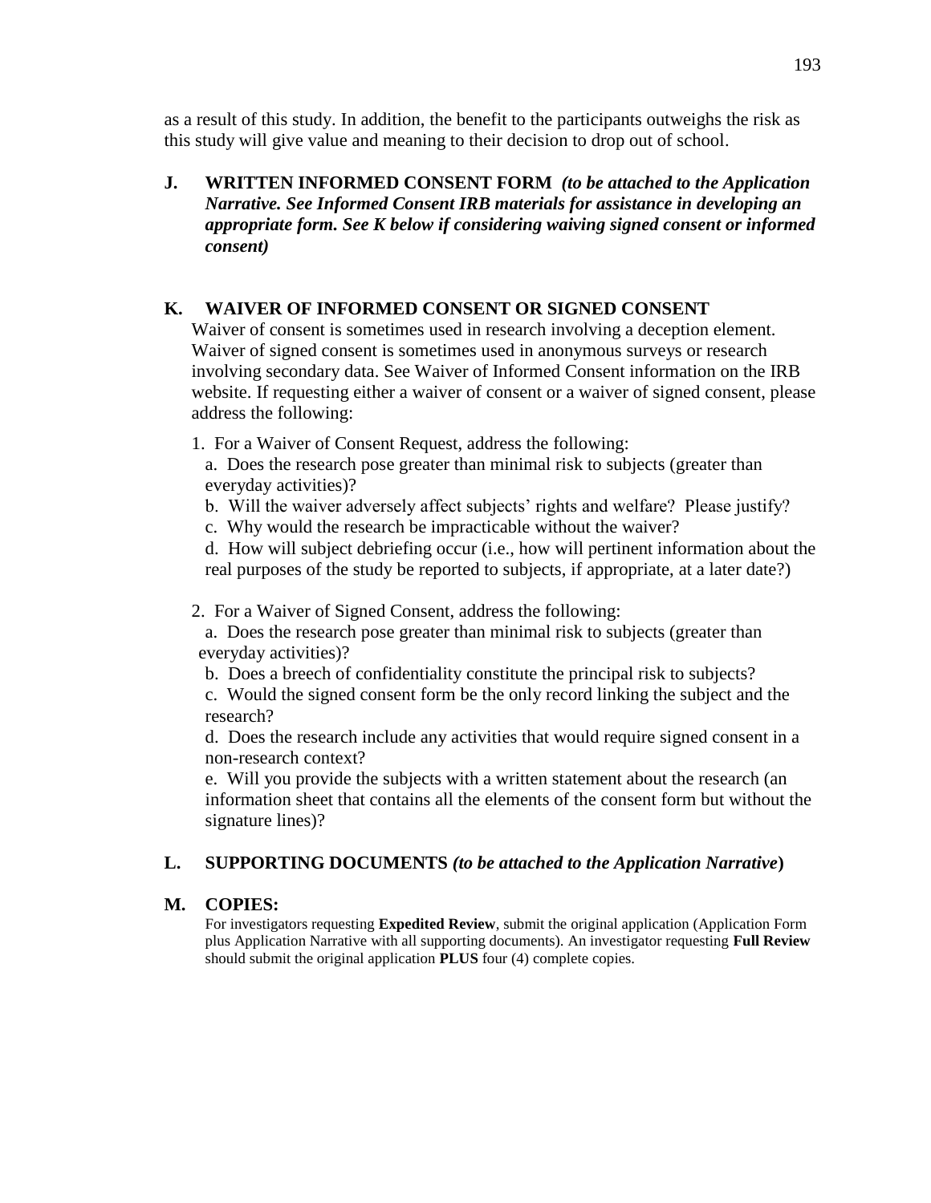as a result of this study. In addition, the benefit to the participants outweighs the risk as this study will give value and meaning to their decision to drop out of school.

**J. WRITTEN INFORMED CONSENT FORM** ***(to be attached to the Application Narrative. See Informed Consent IRB materials for assistance in developing an appropriate form. See K below if considering waiving signed consent or informed consent)***

**K. WAIVER OF INFORMED CONSENT OR SIGNED CONSENT**

Waiver of consent is sometimes used in research involving a deception element. Waiver of signed consent is sometimes used in anonymous surveys or research involving secondary data. See Waiver of Informed Consent information on the IRB website. If requesting either a waiver of consent or a waiver of signed consent, please address the following:

1. For a Waiver of Consent Request, address the following:
   a. Does the research pose greater than minimal risk to subjects (greater than everyday activities)?
   b. Will the waiver adversely affect subjects' rights and welfare? Please justify?
   c. Why would the research be impracticable without the waiver?
   d. How will subject debriefing occur (i.e., how will pertinent information about the real purposes of the study be reported to subjects, if appropriate, at a later date?)

2. For a Waiver of Signed Consent, address the following:
   a. Does the research pose greater than minimal risk to subjects (greater than everyday activities)?
   b. Does a breech of confidentiality constitute the principal risk to subjects?
   c. Would the signed consent form be the only record linking the subject and the research?
   d. Does the research include any activities that would require signed consent in a non-research context?
   e. Will you provide the subjects with a written statement about the research (an information sheet that contains all the elements of the consent form but without the signature lines)?

**L. SUPPORTING DOCUMENTS** ***(to be attached to the Application Narrative)***

**M. COPIES:**

For investigators requesting **Expedited Review**, submit the original application (Application Form plus Application Narrative with all supporting documents). An investigator requesting **Full Review** should submit the original application **PLUS** four (4) complete copies.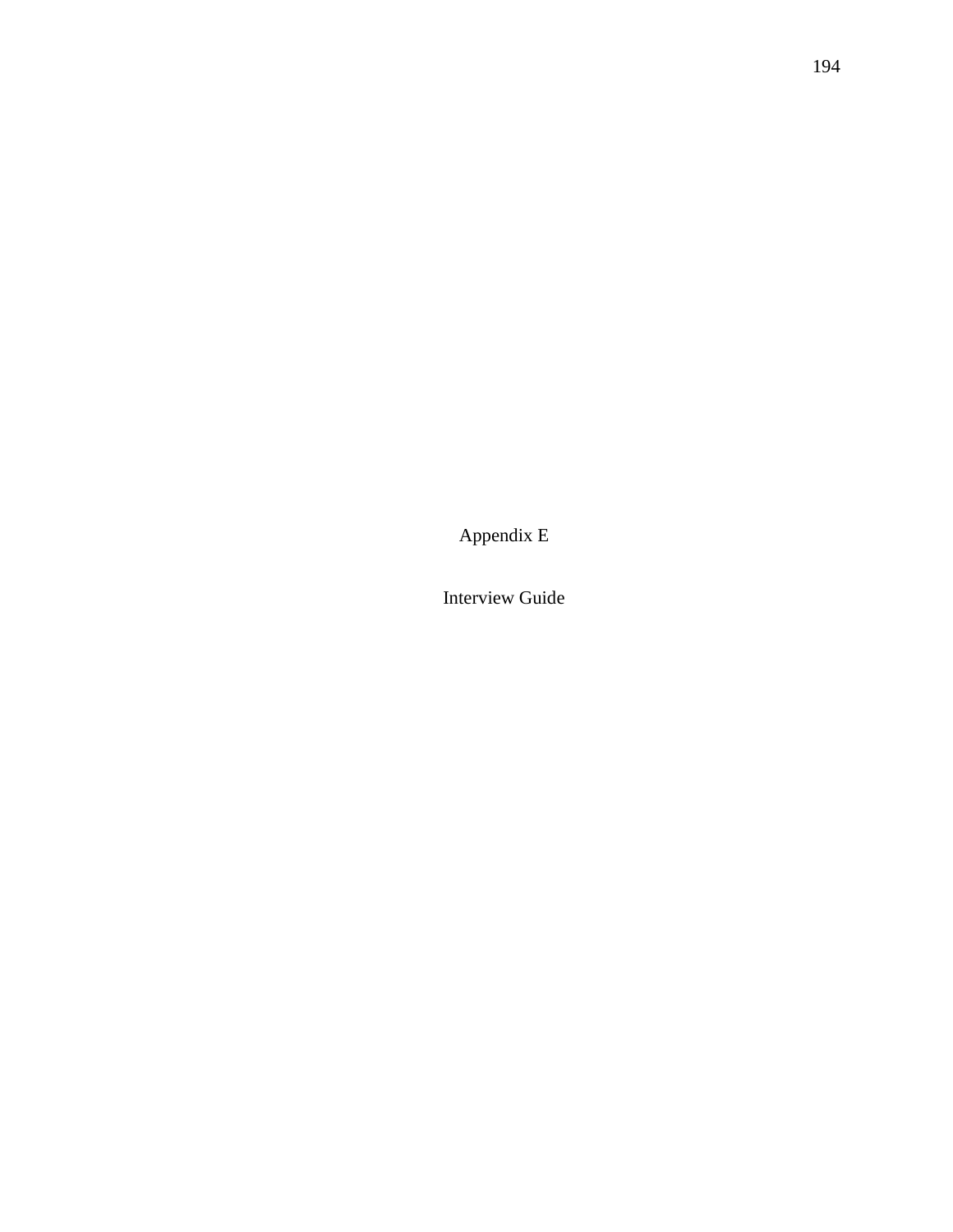# Appendix E

## Interview Guide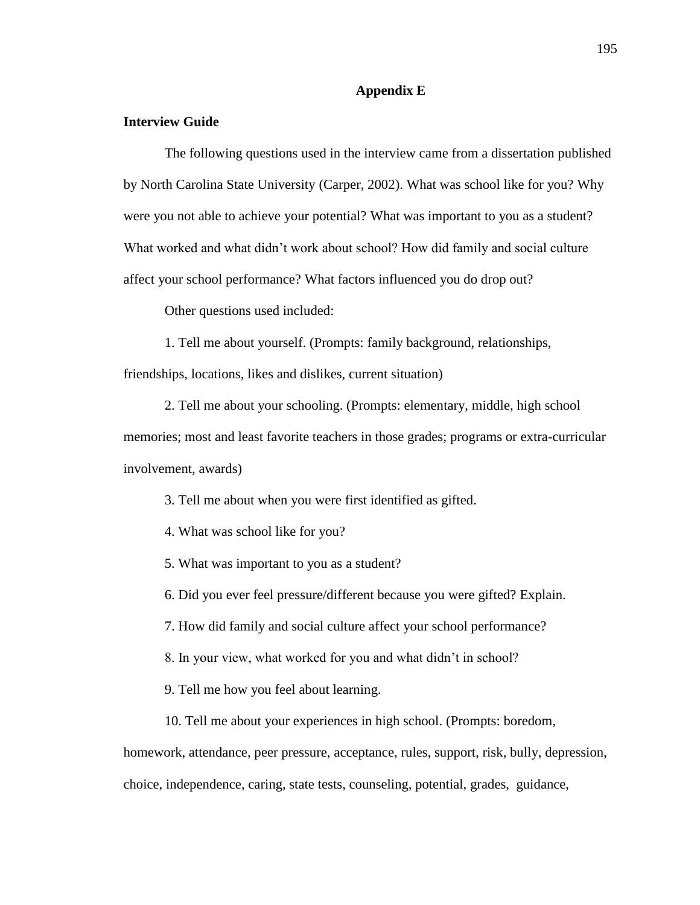# Appendix E

## Interview Guide

The following questions used in the interview came from a dissertation published by North Carolina State University (Carper, 2002). What was school like for you? Why were you not able to achieve your potential? What was important to you as a student? What worked and what didn't work about school? How did family and social culture affect your school performance? What factors influenced you do drop out?

Other questions used included:

1. Tell me about yourself. (Prompts: family background, relationships, friendships, locations, likes and dislikes, current situation)

2. Tell me about your schooling. (Prompts: elementary, middle, high school memories; most and least favorite teachers in those grades; programs or extra-curricular involvement, awards)

3. Tell me about when you were first identified as gifted.

4. What was school like for you?

5. What was important to you as a student?

6. Did you ever feel pressure/different because you were gifted? Explain.

7. How did family and social culture affect your school performance?

8. In your view, what worked for you and what didn't in school?

9. Tell me how you feel about learning.

10. Tell me about your experiences in high school. (Prompts: boredom, homework, attendance, peer pressure, acceptance, rules, support, risk, bully, depression, choice, independence, caring, state tests, counseling, potential, grades, guidance,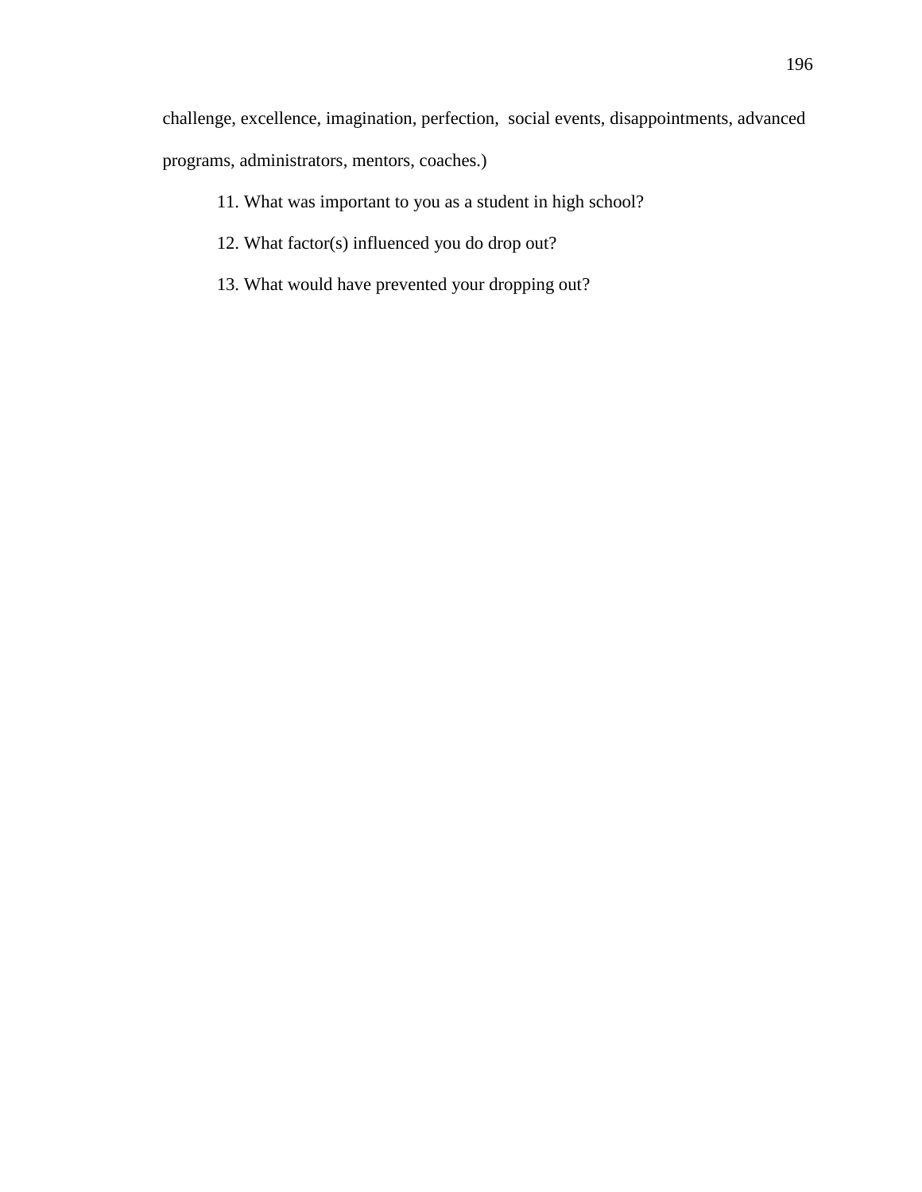challenge, excellence, imagination, perfection, social events, disappointments, advanced programs, administrators, mentors, coaches.)

11. What was important to you as a student in high school?

12. What factor(s) influenced you do drop out?

13. What would have prevented your dropping out?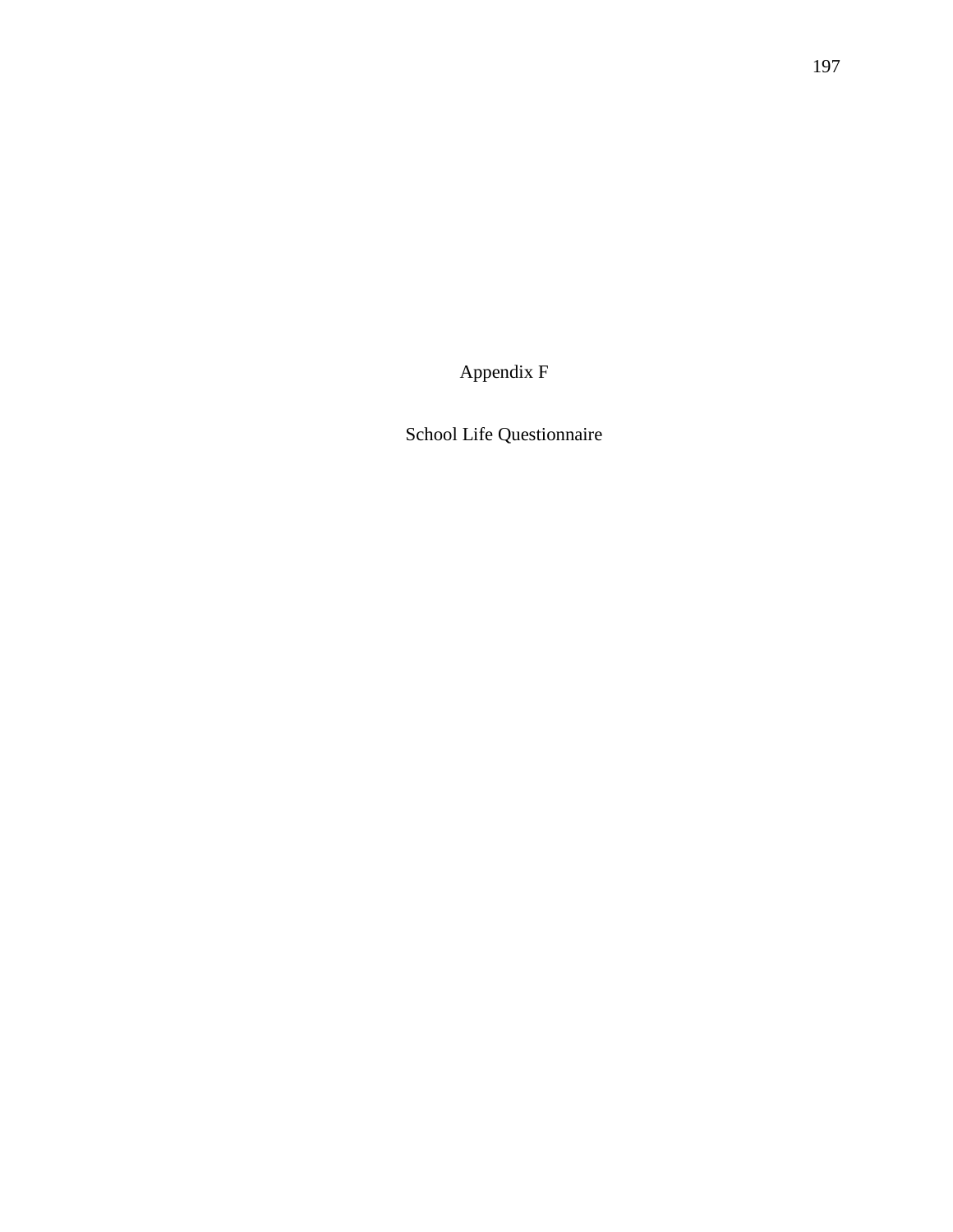# Appendix F

## School Life Questionnaire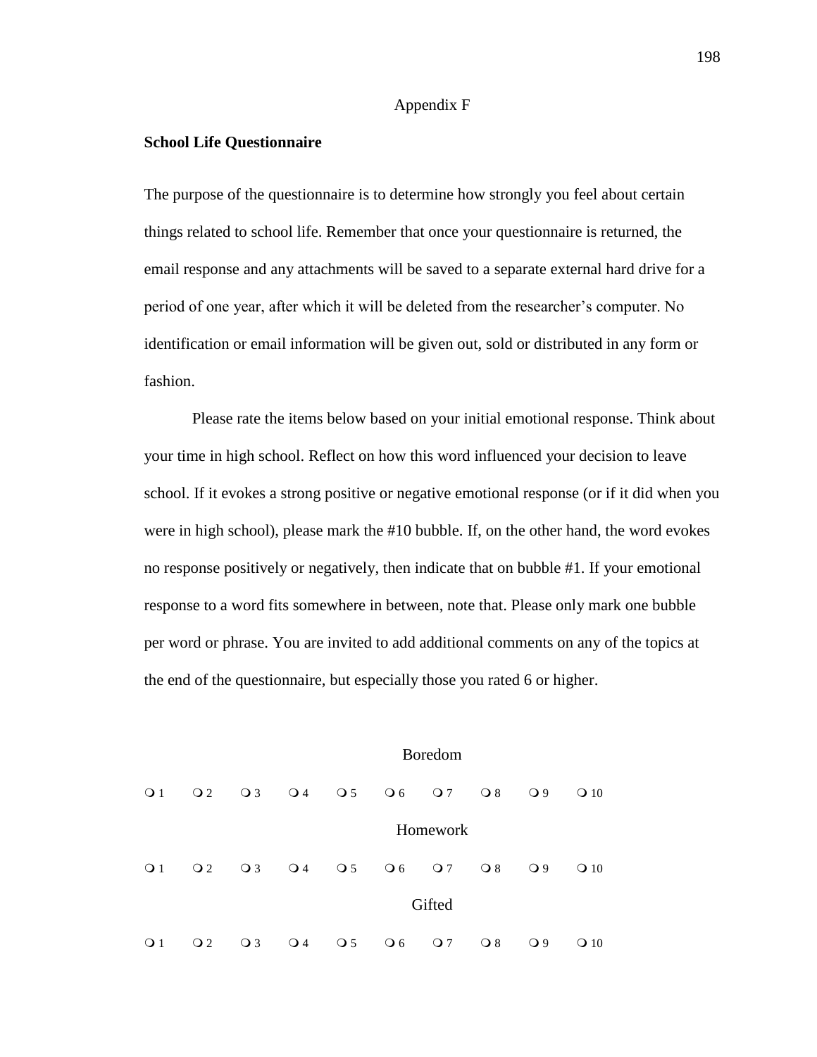Appendix F

**School Life Questionnaire**

The purpose of the questionnaire is to determine how strongly you feel about certain things related to school life. Remember that once your questionnaire is returned, the email response and any attachments will be saved to a separate external hard drive for a period of one year, after which it will be deleted from the researcher's computer. No identification or email information will be given out, sold or distributed in any form or fashion.

Please rate the items below based on your initial emotional response. Think about your time in high school. Reflect on how this word influenced your decision to leave school. If it evokes a strong positive or negative emotional response (or if it did when you were in high school), please mark the #10 bubble. If, on the other hand, the word evokes no response positively or negatively, then indicate that on bubble #1. If your emotional response to a word fits somewhere in between, note that. Please only mark one bubble per word or phrase. You are invited to add additional comments on any of the topics at the end of the questionnaire, but especially those you rated 6 or higher.

Boredom

❍ 1 ❍ 2 ❍ 3 ❍ 4 ❍ 5 ❍ 6 ❍ 7 ❍ 8 ❍ 9 ❍ 10

Homework

❍ 1 ❍ 2 ❍ 3 ❍ 4 ❍ 5 ❍ 6 ❍ 7 ❍ 8 ❍ 9 ❍ 10

Gifted

❍ 1 ❍ 2 ❍ 3 ❍ 4 ❍ 5 ❍ 6 ❍ 7 ❍ 8 ❍ 9 ❍ 10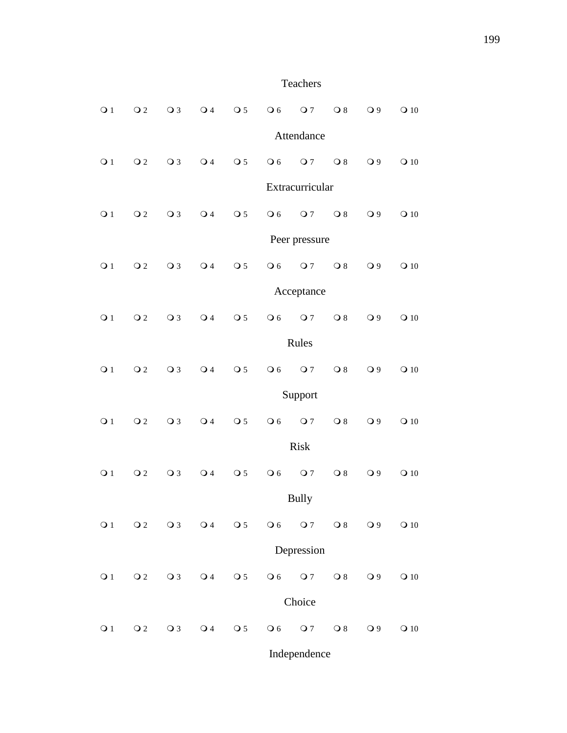Teachers

❍ 1 ❍ 2 ❍ 3 ❍ 4 ❍ 5 ❍ 6 ❍ 7 ❍ 8 ❍ 9 ❍ 10

Attendance

❍ 1 ❍ 2 ❍ 3 ❍ 4 ❍ 5 ❍ 6 ❍ 7 ❍ 8 ❍ 9 ❍ 10

Extracurricular

❍ 1 ❍ 2 ❍ 3 ❍ 4 ❍ 5 ❍ 6 ❍ 7 ❍ 8 ❍ 9 ❍ 10

Peer pressure

❍ 1 ❍ 2 ❍ 3 ❍ 4 ❍ 5 ❍ 6 ❍ 7 ❍ 8 ❍ 9 ❍ 10

Acceptance

❍ 1 ❍ 2 ❍ 3 ❍ 4 ❍ 5 ❍ 6 ❍ 7 ❍ 8 ❍ 9 ❍ 10

Rules

❍ 1 ❍ 2 ❍ 3 ❍ 4 ❍ 5 ❍ 6 ❍ 7 ❍ 8 ❍ 9 ❍ 10

Support

❍ 1 ❍ 2 ❍ 3 ❍ 4 ❍ 5 ❍ 6 ❍ 7 ❍ 8 ❍ 9 ❍ 10

Risk

❍ 1 ❍ 2 ❍ 3 ❍ 4 ❍ 5 ❍ 6 ❍ 7 ❍ 8 ❍ 9 ❍ 10

Bully

❍ 1 ❍ 2 ❍ 3 ❍ 4 ❍ 5 ❍ 6 ❍ 7 ❍ 8 ❍ 9 ❍ 10

Depression

❍ 1 ❍ 2 ❍ 3 ❍ 4 ❍ 5 ❍ 6 ❍ 7 ❍ 8 ❍ 9 ❍ 10

Choice

❍ 1 ❍ 2 ❍ 3 ❍ 4 ❍ 5 ❍ 6 ❍ 7 ❍ 8 ❍ 9 ❍ 10

Independence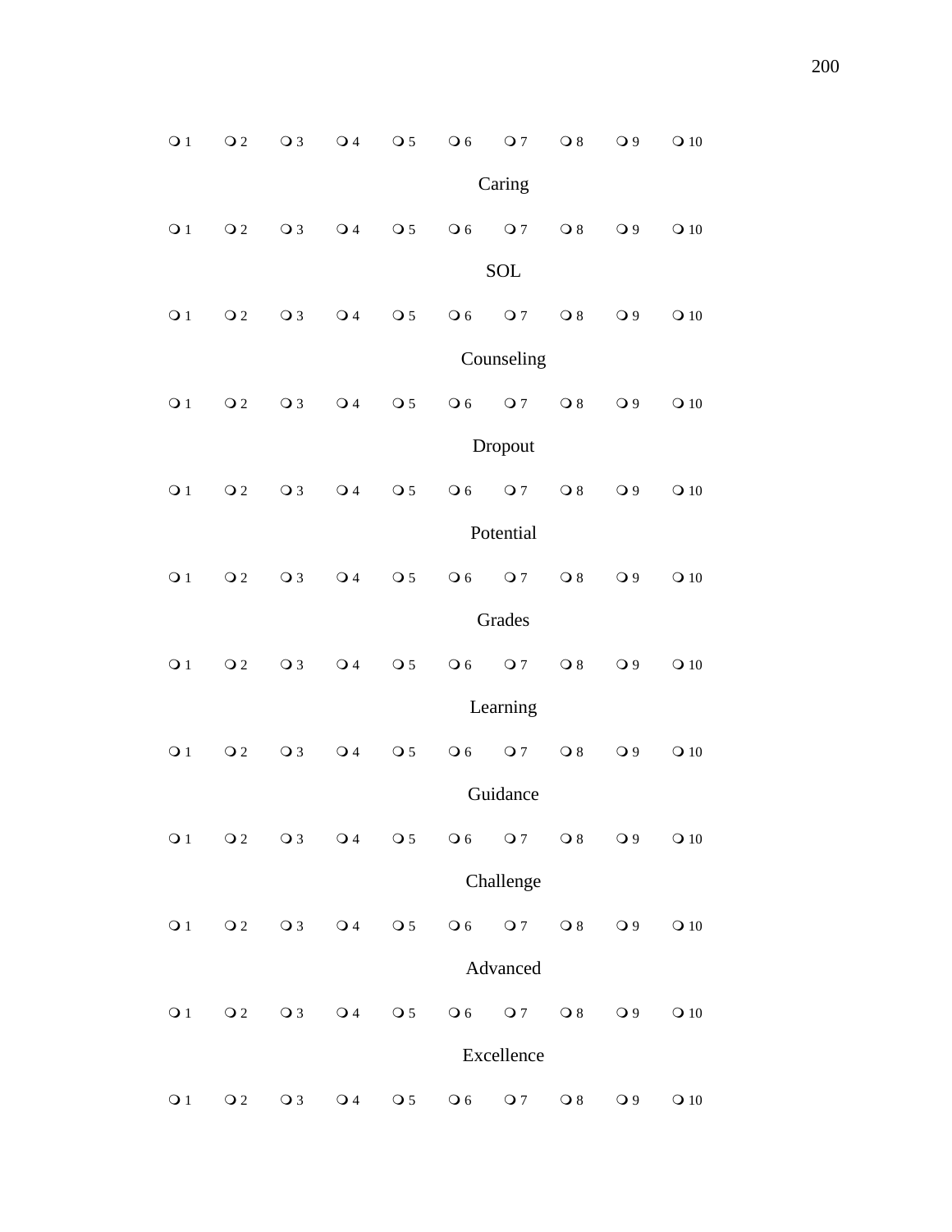❍ 1 ❍ 2 ❍ 3 ❍ 4 ❍ 5 ❍ 6 ❍ 7 ❍ 8 ❍ 9 ❍ 10

Caring

❍ 1 ❍ 2 ❍ 3 ❍ 4 ❍ 5 ❍ 6 ❍ 7 ❍ 8 ❍ 9 ❍ 10

SOL

❍ 1 ❍ 2 ❍ 3 ❍ 4 ❍ 5 ❍ 6 ❍ 7 ❍ 8 ❍ 9 ❍ 10

Counseling

❍ 1 ❍ 2 ❍ 3 ❍ 4 ❍ 5 ❍ 6 ❍ 7 ❍ 8 ❍ 9 ❍ 10

Dropout

❍ 1 ❍ 2 ❍ 3 ❍ 4 ❍ 5 ❍ 6 ❍ 7 ❍ 8 ❍ 9 ❍ 10

Potential

❍ 1 ❍ 2 ❍ 3 ❍ 4 ❍ 5 ❍ 6 ❍ 7 ❍ 8 ❍ 9 ❍ 10

Grades

❍ 1 ❍ 2 ❍ 3 ❍ 4 ❍ 5 ❍ 6 ❍ 7 ❍ 8 ❍ 9 ❍ 10

Learning

❍ 1 ❍ 2 ❍ 3 ❍ 4 ❍ 5 ❍ 6 ❍ 7 ❍ 8 ❍ 9 ❍ 10

Guidance

❍ 1 ❍ 2 ❍ 3 ❍ 4 ❍ 5 ❍ 6 ❍ 7 ❍ 8 ❍ 9 ❍ 10

Challenge

❍ 1 ❍ 2 ❍ 3 ❍ 4 ❍ 5 ❍ 6 ❍ 7 ❍ 8 ❍ 9 ❍ 10

Advanced

❍ 1 ❍ 2 ❍ 3 ❍ 4 ❍ 5 ❍ 6 ❍ 7 ❍ 8 ❍ 9 ❍ 10

Excellence

❍ 1 ❍ 2 ❍ 3 ❍ 4 ❍ 5 ❍ 6 ❍ 7 ❍ 8 ❍ 9 ❍ 10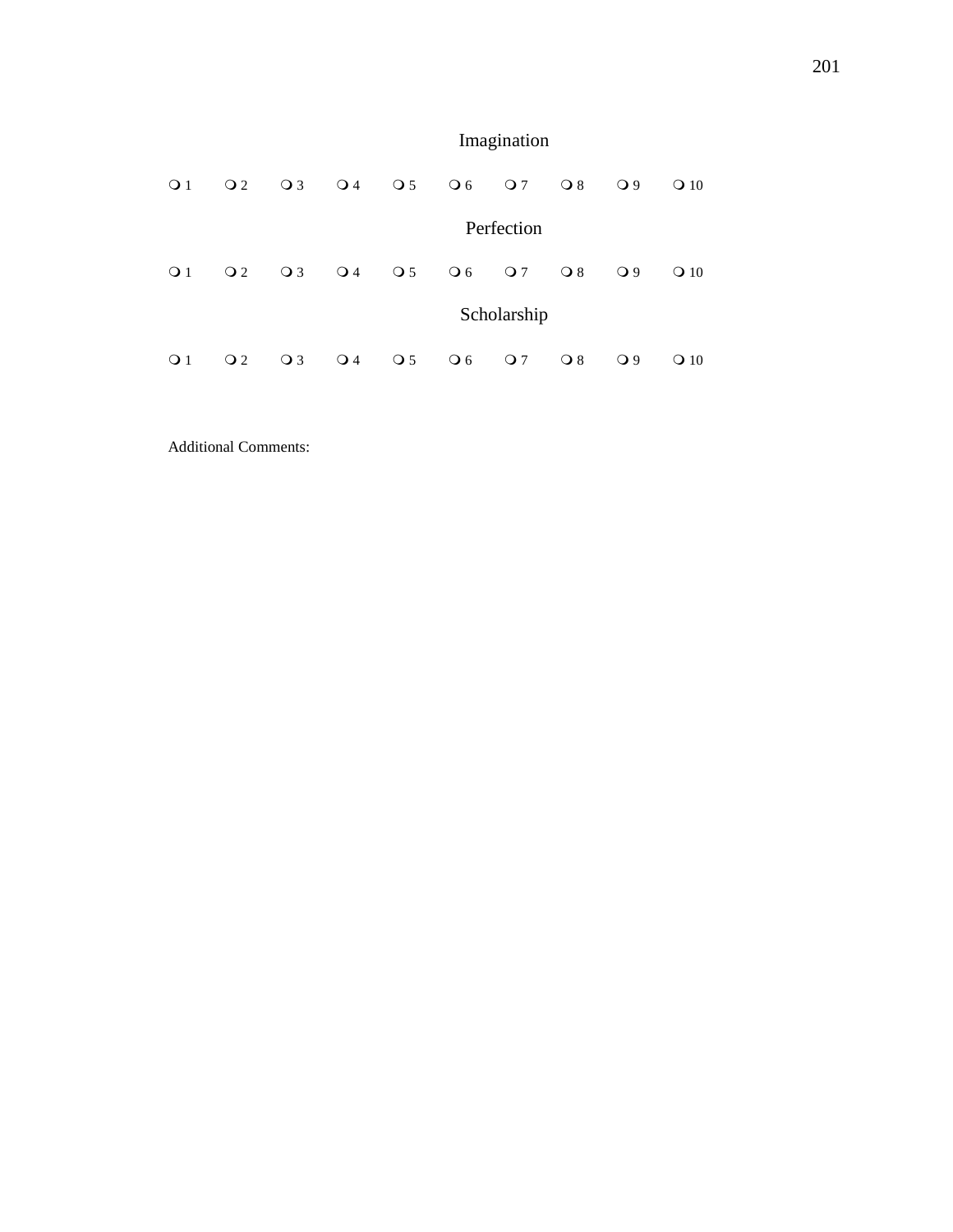Imagination

❍ 1 ❍ 2 ❍ 3 ❍ 4 ❍ 5 ❍ 6 ❍ 7 ❍ 8 ❍ 9 ❍ 10

Perfection

❍ 1 ❍ 2 ❍ 3 ❍ 4 ❍ 5 ❍ 6 ❍ 7 ❍ 8 ❍ 9 ❍ 10

Scholarship

❍ 1 ❍ 2 ❍ 3 ❍ 4 ❍ 5 ❍ 6 ❍ 7 ❍ 8 ❍ 9 ❍ 10

Additional Comments: